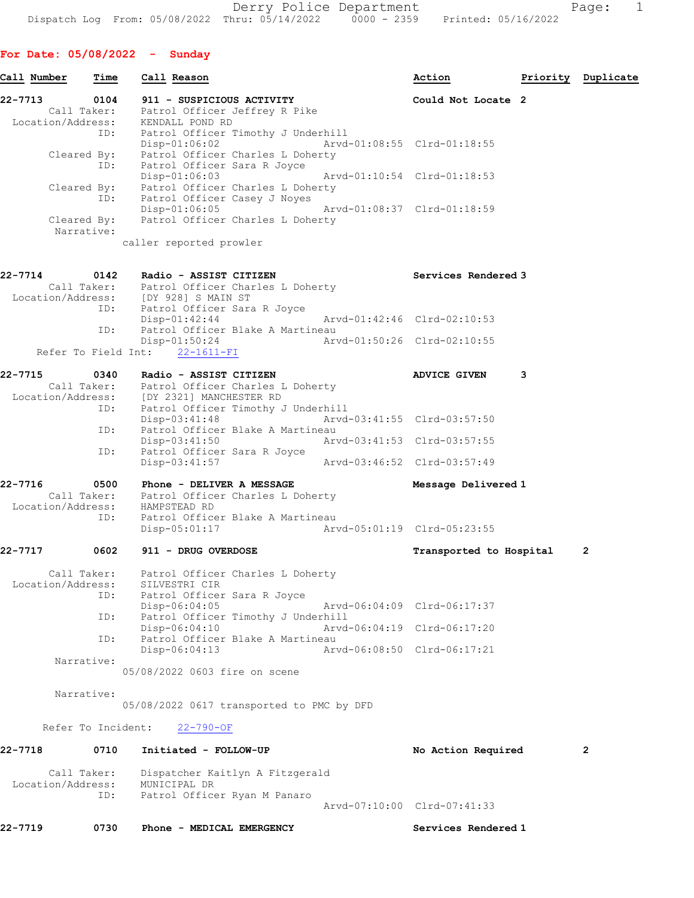Dispatch Log From: 05/08/2022 Thru: 05/14/2022 0000 - 2359 Printed: 05/16/2022

## For Date: 05/08/2022 - Sunday

| Call Number | Time | Call Reason | Action | Priority | Duplicate |
|---|---|---|---|---|---|

**22-7713** 0104 911 - SUSPICIOUS ACTIVITY — Could Not Locate — 2

- Call Taker: Patrol Officer Jeffrey R Pike
- Location/Address: KENDALL POND RD
- ID: Patrol Officer Timothy J Underhill
  - Disp-01:06:02 Arvd-01:08:55 Clrd-01:18:55
- Cleared By: Patrol Officer Charles L Doherty
- ID: Patrol Officer Sara R Joyce
  - Disp-01:06:03 Arvd-01:10:54 Clrd-01:18:53
- Cleared By: Patrol Officer Charles L Doherty
- ID: Patrol Officer Casey J Noyes
  - Disp-01:06:05 Arvd-01:08:37 Clrd-01:18:59
- Cleared By: Patrol Officer Charles L Doherty
- Narrative:
  caller reported prowler

**22-7714** 0142 Radio - ASSIST CITIZEN — Services Rendered — 3

- Call Taker: Patrol Officer Charles L Doherty
- Location/Address: [DY 928] S MAIN ST
- ID: Patrol Officer Sara R Joyce
  - Disp-01:42:44 Arvd-01:42:46 Clrd-02:10:53
- ID: Patrol Officer Blake A Martineau
  - Disp-01:50:24 Arvd-01:50:26 Clrd-02:10:55
- Refer To Field Int: 22-1611-FI

**22-7715** 0340 Radio - ASSIST CITIZEN — ADVICE GIVEN — 3

- Call Taker: Patrol Officer Charles L Doherty
- Location/Address: [DY 2321] MANCHESTER RD
- ID: Patrol Officer Timothy J Underhill
  - Disp-03:41:48 Arvd-03:41:55 Clrd-03:57:50
- ID: Patrol Officer Blake A Martineau
  - Disp-03:41:50 Arvd-03:41:53 Clrd-03:57:55
- ID: Patrol Officer Sara R Joyce
  - Disp-03:41:57 Arvd-03:46:52 Clrd-03:57:49

**22-7716** 0500 Phone - DELIVER A MESSAGE — Message Delivered — 1

- Call Taker: Patrol Officer Charles L Doherty
- Location/Address: HAMPSTEAD RD
- ID: Patrol Officer Blake A Martineau
  - Disp-05:01:17 Arvd-05:01:19 Clrd-05:23:55

**22-7717** 0602 911 - DRUG OVERDOSE — Transported to Hospital — 2

- Call Taker: Patrol Officer Charles L Doherty
- Location/Address: SILVESTRI CIR
- ID: Patrol Officer Sara R Joyce
  - Disp-06:04:05 Arvd-06:04:09 Clrd-06:17:37
- ID: Patrol Officer Timothy J Underhill
  - Disp-06:04:10 Arvd-06:04:19 Clrd-06:17:20
- ID: Patrol Officer Blake A Martineau
  - Disp-06:04:13 Arvd-06:08:50 Clrd-06:17:21
- Narrative:
  05/08/2022 0603 fire on scene
- Narrative:
  05/08/2022 0617 transported to PMC by DFD
- Refer To Incident: 22-790-OF

**22-7718** 0710 Initiated - FOLLOW-UP — No Action Required — 2

- Call Taker: Dispatcher Kaitlyn A Fitzgerald
- Location/Address: MUNICIPAL DR
- ID: Patrol Officer Ryan M Panaro
  - Arvd-07:10:00 Clrd-07:41:33

**22-7719** 0730 Phone - MEDICAL EMERGENCY — Services Rendered — 1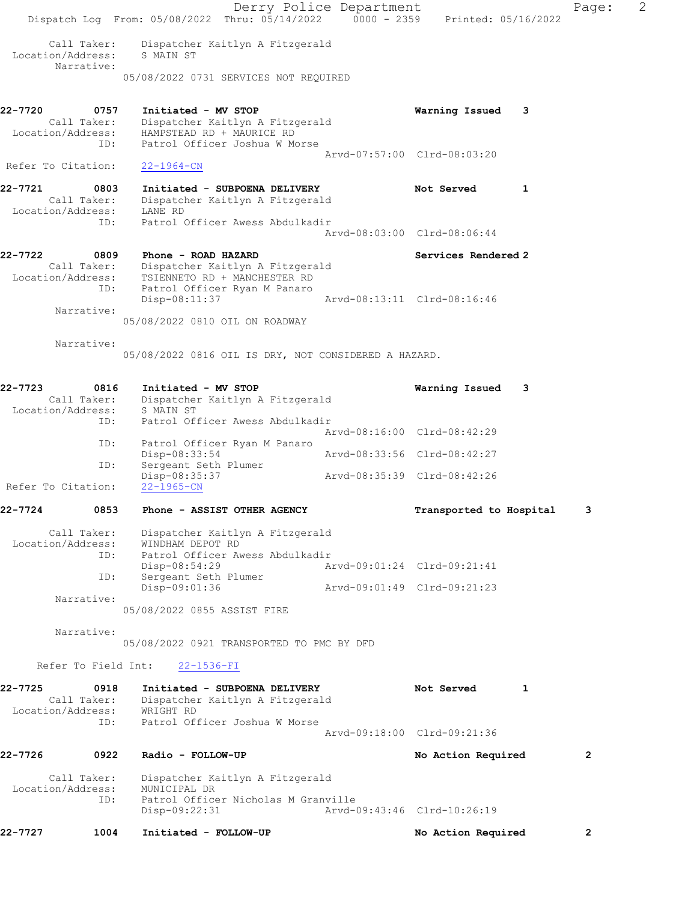Call Taker: Dispatcher Kaitlyn A Fitzgerald
Location/Address: S MAIN ST
Narrative:
05/08/2022 0731 SERVICES NOT REQUIRED

**22-7720 0757 Initiated - MV STOP** Warning Issued 3
Call Taker: Dispatcher Kaitlyn A Fitzgerald
Location/Address: HAMPSTEAD RD + MAURICE RD
ID: Patrol Officer Joshua W Morse
Arvd-07:57:00 Clrd-08:03:20
Refer To Citation: 22-1964-CN

**22-7721 0803 Initiated - SUBPOENA DELIVERY** Not Served 1
Call Taker: Dispatcher Kaitlyn A Fitzgerald
Location/Address: LANE RD
ID: Patrol Officer Awess Abdulkadir
Arvd-08:03:00 Clrd-08:06:44

**22-7722 0809 Phone - ROAD HAZARD** Services Rendered 2
Call Taker: Dispatcher Kaitlyn A Fitzgerald
Location/Address: TSIENNETO RD + MANCHESTER RD
ID: Patrol Officer Ryan M Panaro
Disp-08:11:37 Arvd-08:13:11 Clrd-08:16:46
Narrative:
05/08/2022 0810 OIL ON ROADWAY

Narrative:
05/08/2022 0816 OIL IS DRY, NOT CONSIDERED A HAZARD.

**22-7723 0816 Initiated - MV STOP** Warning Issued 3
Call Taker: Dispatcher Kaitlyn A Fitzgerald
Location/Address: S MAIN ST
ID: Patrol Officer Awess Abdulkadir
Arvd-08:16:00 Clrd-08:42:29
ID: Patrol Officer Ryan M Panaro
Disp-08:33:54 Arvd-08:33:56 Clrd-08:42:27
ID: Sergeant Seth Plumer
Disp-08:35:37 Arvd-08:35:39 Clrd-08:42:26
Refer To Citation: 22-1965-CN

**22-7724 0853 Phone - ASSIST OTHER AGENCY** Transported to Hospital 3
Call Taker: Dispatcher Kaitlyn A Fitzgerald
Location/Address: WINDHAM DEPOT RD
ID: Patrol Officer Awess Abdulkadir
Disp-08:54:29 Arvd-09:01:24 Clrd-09:21:41
ID: Sergeant Seth Plumer
Disp-09:01:36 Arvd-09:01:49 Clrd-09:21:23
Narrative:
05/08/2022 0855 ASSIST FIRE

Narrative:
05/08/2022 0921 TRANSPORTED TO PMC BY DFD

Refer To Field Int: 22-1536-FI

**22-7725 0918 Initiated - SUBPOENA DELIVERY** Not Served 1
Call Taker: Dispatcher Kaitlyn A Fitzgerald
Location/Address: WRIGHT RD
ID: Patrol Officer Joshua W Morse
Arvd-09:18:00 Clrd-09:21:36

**22-7726 0922 Radio - FOLLOW-UP** No Action Required 2
Call Taker: Dispatcher Kaitlyn A Fitzgerald
Location/Address: MUNICIPAL DR
ID: Patrol Officer Nicholas M Granville
Disp-09:22:31 Arvd-09:43:46 Clrd-10:26:19

**22-7727 1004 Initiated - FOLLOW-UP** No Action Required 2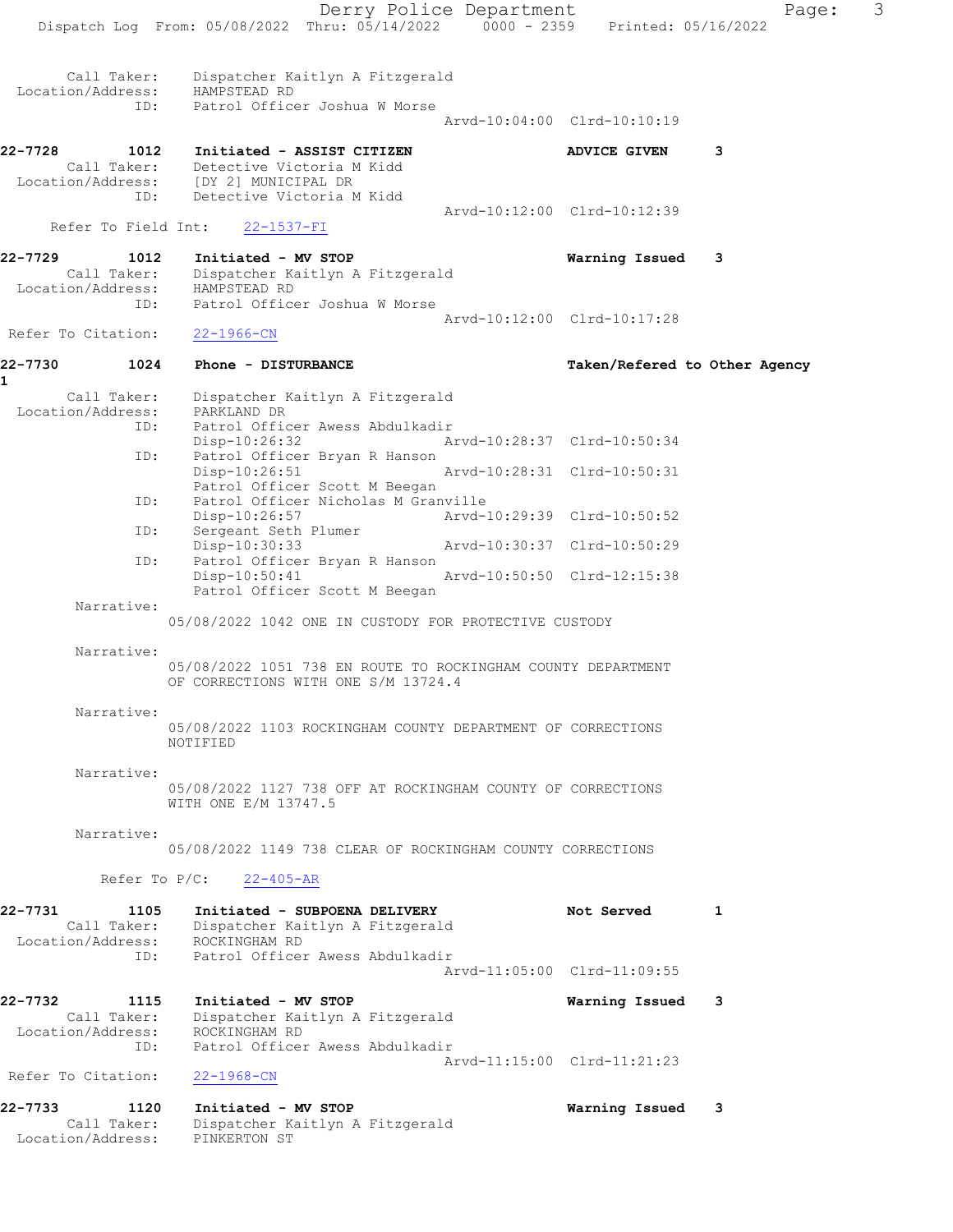Call Taker: Dispatcher Kaitlyn A Fitzgerald
Location/Address: HAMPSTEAD RD
ID: Patrol Officer Joshua W Morse
Arvd-10:04:00 Clrd-10:10:19

**22-7728 1012 Initiated - ASSIST CITIZEN** **ADVICE GIVEN** 3
Call Taker: Detective Victoria M Kidd
Location/Address: [DY 2] MUNICIPAL DR
ID: Detective Victoria M Kidd
Arvd-10:12:00 Clrd-10:12:39
Refer To Field Int: 22-1537-FI

**22-7729 1012 Initiated - MV STOP** **Warning Issued** 3
Call Taker: Dispatcher Kaitlyn A Fitzgerald
Location/Address: HAMPSTEAD RD
ID: Patrol Officer Joshua W Morse
Arvd-10:12:00 Clrd-10:17:28
Refer To Citation: 22-1966-CN

**22-7730 1024 Phone - DISTURBANCE** **Taken/Refered to Other Agency** 1
Call Taker: Dispatcher Kaitlyn A Fitzgerald
Location/Address: PARKLAND DR
ID: Patrol Officer Awess Abdulkadir
Disp-10:26:32 Arvd-10:28:37 Clrd-10:50:34
ID: Patrol Officer Bryan R Hanson
Disp-10:26:51 Arvd-10:28:31 Clrd-10:50:31
Patrol Officer Scott M Beegan
ID: Patrol Officer Nicholas M Granville
Disp-10:26:57 Arvd-10:29:39 Clrd-10:50:52
ID: Sergeant Seth Plumer
Disp-10:30:33 Arvd-10:30:37 Clrd-10:50:29
ID: Patrol Officer Bryan R Hanson
Disp-10:50:41 Arvd-10:50:50 Clrd-12:15:38
Patrol Officer Scott M Beegan

Narrative:
05/08/2022 1042 ONE IN CUSTODY FOR PROTECTIVE CUSTODY

Narrative:
05/08/2022 1051 738 EN ROUTE TO ROCKINGHAM COUNTY DEPARTMENT OF CORRECTIONS WITH ONE S/M 13724.4

Narrative:
05/08/2022 1103 ROCKINGHAM COUNTY DEPARTMENT OF CORRECTIONS NOTIFIED

Narrative:
05/08/2022 1127 738 OFF AT ROCKINGHAM COUNTY OF CORRECTIONS WITH ONE E/M 13747.5

Narrative:
05/08/2022 1149 738 CLEAR OF ROCKINGHAM COUNTY CORRECTIONS

Refer To P/C: 22-405-AR

**22-7731 1105 Initiated - SUBPOENA DELIVERY** **Not Served** 1
Call Taker: Dispatcher Kaitlyn A Fitzgerald
Location/Address: ROCKINGHAM RD
ID: Patrol Officer Awess Abdulkadir
Arvd-11:05:00 Clrd-11:09:55

**22-7732 1115 Initiated - MV STOP** **Warning Issued** 3
Call Taker: Dispatcher Kaitlyn A Fitzgerald
Location/Address: ROCKINGHAM RD
ID: Patrol Officer Awess Abdulkadir
Arvd-11:15:00 Clrd-11:21:23
Refer To Citation: 22-1968-CN

**22-7733 1120 Initiated - MV STOP** **Warning Issued** 3
Call Taker: Dispatcher Kaitlyn A Fitzgerald
Location/Address: PINKERTON ST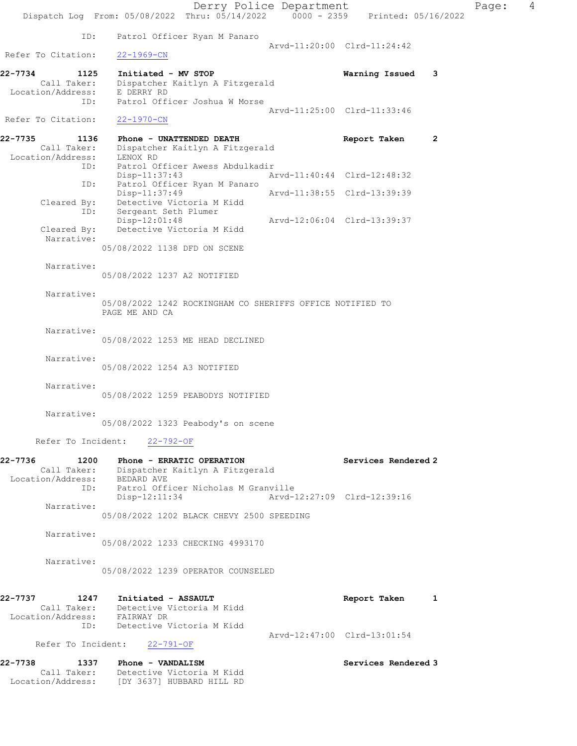ID: Patrol Officer Ryan M Panaro
Arvd-11:20:00 Clrd-11:24:42
Refer To Citation: 22-1969-CN

**22-7734** 1125 **Initiated - MV STOP** Warning Issued 3
Call Taker: Dispatcher Kaitlyn A Fitzgerald
Location/Address: E DERRY RD
ID: Patrol Officer Joshua W Morse
Arvd-11:25:00 Clrd-11:33:46
Refer To Citation: 22-1970-CN

**22-7735** 1136 **Phone - UNATTENDED DEATH** Report Taken 2
Call Taker: Dispatcher Kaitlyn A Fitzgerald
Location/Address: LENOX RD
ID: Patrol Officer Awess Abdulkadir
Disp-11:37:43 Arvd-11:40:44 Clrd-12:48:32
ID: Patrol Officer Ryan M Panaro
Disp-11:37:49 Arvd-11:38:55 Clrd-13:39:39
Cleared By: Detective Victoria M Kidd
ID: Sergeant Seth Plumer
Disp-12:01:48 Arvd-12:06:04 Clrd-13:39:37
Cleared By: Detective Victoria M Kidd
Narrative:
05/08/2022 1138 DFD ON SCENE

Narrative:
05/08/2022 1237 A2 NOTIFIED

Narrative:
05/08/2022 1242 ROCKINGHAM CO SHERIFFS OFFICE NOTIFIED TO PAGE ME AND CA

Narrative:
05/08/2022 1253 ME HEAD DECLINED

Narrative:
05/08/2022 1254 A3 NOTIFIED

Narrative:
05/08/2022 1259 PEABODYS NOTIFIED

Narrative:
05/08/2022 1323 Peabody's on scene

Refer To Incident: 22-792-OF

**22-7736** 1200 **Phone - ERRATIC OPERATION** Services Rendered 2
Call Taker: Dispatcher Kaitlyn A Fitzgerald
Location/Address: BEDARD AVE
ID: Patrol Officer Nicholas M Granville
Disp-12:11:34 Arvd-12:27:09 Clrd-12:39:16
Narrative:
05/08/2022 1202 BLACK CHEVY 2500 SPEEDING

Narrative:
05/08/2022 1233 CHECKING 4993170

Narrative:
05/08/2022 1239 OPERATOR COUNSELED

**22-7737** 1247 **Initiated - ASSAULT** Report Taken 1
Call Taker: Detective Victoria M Kidd
Location/Address: FAIRWAY DR
ID: Detective Victoria M Kidd
Arvd-12:47:00 Clrd-13:01:54
Refer To Incident: 22-791-OF

**22-7738** 1337 **Phone - VANDALISM** Services Rendered 3
Call Taker: Detective Victoria M Kidd
Location/Address: [DY 3637] HUBBARD HILL RD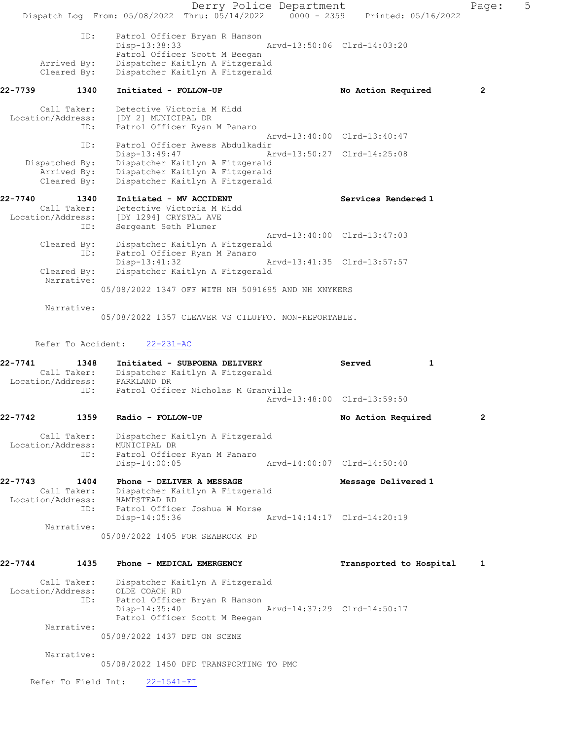```
            ID:      Patrol Officer Bryan R Hanson
                     Disp-13:38:33                Arvd-13:50:06  Clrd-14:03:20
                     Patrol Officer Scott M Beegan
    Arrived By:      Dispatcher Kaitlyn A Fitzgerald
    Cleared By:      Dispatcher Kaitlyn A Fitzgerald

22-7739        1340    Initiated - FOLLOW-UP                   No Action Required        2

    Call Taker:      Detective Victoria M Kidd
  Location/Address:  [DY 2] MUNICIPAL DR
            ID:      Patrol Officer Ryan M Panaro
                                                  Arvd-13:40:00  Clrd-13:40:47
            ID:      Patrol Officer Awess Abdulkadir
                     Disp-13:49:47                Arvd-13:50:27  Clrd-14:25:08
  Dispatched By:     Dispatcher Kaitlyn A Fitzgerald
    Arrived By:      Dispatcher Kaitlyn A Fitzgerald
    Cleared By:      Dispatcher Kaitlyn A Fitzgerald

22-7740        1340    Initiated - MV ACCIDENT                 Services Rendered 1
    Call Taker:      Detective Victoria M Kidd
  Location/Address:  [DY 1294] CRYSTAL AVE
            ID:      Sergeant Seth Plumer
                                                  Arvd-13:40:00  Clrd-13:47:03
    Cleared By:      Dispatcher Kaitlyn A Fitzgerald
            ID:      Patrol Officer Ryan M Panaro
                     Disp-13:41:32                Arvd-13:41:35  Clrd-13:57:57
    Cleared By:      Dispatcher Kaitlyn A Fitzgerald
     Narrative:
                  05/08/2022 1347 OFF WITH NH 5091695 AND NH XNYKERS

     Narrative:
                  05/08/2022 1357 CLEAVER VS CILUFFO. NON-REPORTABLE.

   Refer To Accident:    22-231-AC

22-7741        1348    Initiated - SUBPOENA DELIVERY           Served              1
    Call Taker:      Dispatcher Kaitlyn A Fitzgerald
  Location/Address:  PARKLAND DR
            ID:      Patrol Officer Nicholas M Granville
                                                  Arvd-13:48:00  Clrd-13:59:50

22-7742        1359    Radio - FOLLOW-UP                       No Action Required        2

    Call Taker:      Dispatcher Kaitlyn A Fitzgerald
  Location/Address:  MUNICIPAL DR
            ID:      Patrol Officer Ryan M Panaro
                     Disp-14:00:05                Arvd-14:00:07  Clrd-14:50:40

22-7743        1404    Phone - DELIVER A MESSAGE               Message Delivered 1
    Call Taker:      Dispatcher Kaitlyn A Fitzgerald
  Location/Address:  HAMPSTEAD RD
            ID:      Patrol Officer Joshua W Morse
                     Disp-14:05:36                Arvd-14:14:17  Clrd-14:20:19
     Narrative:
                  05/08/2022 1405 FOR SEABROOK PD

22-7744        1435    Phone - MEDICAL EMERGENCY               Transported to Hospital     1

    Call Taker:      Dispatcher Kaitlyn A Fitzgerald
  Location/Address:  OLDE COACH RD
            ID:      Patrol Officer Bryan R Hanson
                     Disp-14:35:40                Arvd-14:37:29  Clrd-14:50:17
                     Patrol Officer Scott M Beegan
     Narrative:
                  05/08/2022 1437 DFD ON SCENE

     Narrative:
                  05/08/2022 1450 DFD TRANSPORTING TO PMC

  Refer To Field Int:    22-1541-FI
```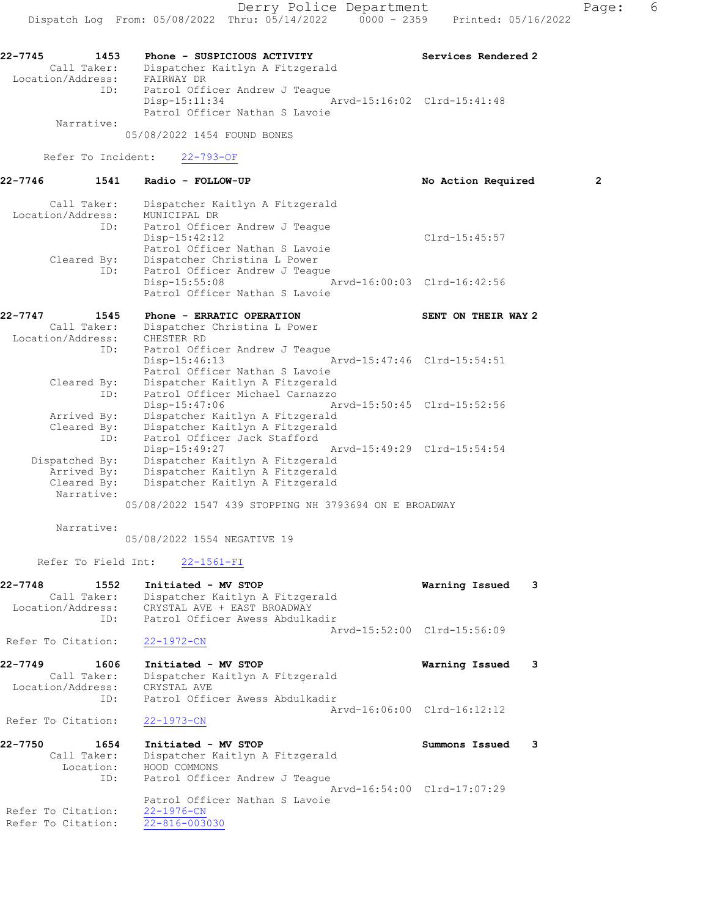**22-7745** 1453 **Phone - SUSPICIOUS ACTIVITY** **Services Rendered 2**

Call Taker: Dispatcher Kaitlyn A Fitzgerald
Location/Address: FAIRWAY DR
ID: Patrol Officer Andrew J Teague
Disp-15:11:34 Arvd-15:16:02 Clrd-15:41:48
Patrol Officer Nathan S Lavoie
Narrative:
05/08/2022 1454 FOUND BONES

Refer To Incident: 22-793-OF

**22-7746** 1541 **Radio - FOLLOW-UP** **No Action Required 2**

Call Taker: Dispatcher Kaitlyn A Fitzgerald
Location/Address: MUNICIPAL DR
ID: Patrol Officer Andrew J Teague
Disp-15:42:12 Clrd-15:45:57
Patrol Officer Nathan S Lavoie
Cleared By: Dispatcher Christina L Power
ID: Patrol Officer Andrew J Teague
Disp-15:55:08 Arvd-16:00:03 Clrd-16:42:56
Patrol Officer Nathan S Lavoie

**22-7747** 1545 **Phone - ERRATIC OPERATION** **SENT ON THEIR WAY 2**

Call Taker: Dispatcher Christina L Power
Location/Address: CHESTER RD
ID: Patrol Officer Andrew J Teague
Disp-15:46:13 Arvd-15:47:46 Clrd-15:54:51
Patrol Officer Nathan S Lavoie
Cleared By: Dispatcher Kaitlyn A Fitzgerald
ID: Patrol Officer Michael Carnazzo
Disp-15:47:06 Arvd-15:50:45 Clrd-15:52:56
Arrived By: Dispatcher Kaitlyn A Fitzgerald
Cleared By: Dispatcher Kaitlyn A Fitzgerald
ID: Patrol Officer Jack Stafford
Disp-15:49:27 Arvd-15:49:29 Clrd-15:54:54
Dispatched By: Dispatcher Kaitlyn A Fitzgerald
Arrived By: Dispatcher Kaitlyn A Fitzgerald
Cleared By: Dispatcher Kaitlyn A Fitzgerald
Narrative:
05/08/2022 1547 439 STOPPING NH 3793694 ON E BROADWAY

Narrative:
05/08/2022 1554 NEGATIVE 19

Refer To Field Int: 22-1561-FI

**22-7748** 1552 **Initiated - MV STOP** **Warning Issued 3**

Call Taker: Dispatcher Kaitlyn A Fitzgerald
Location/Address: CRYSTAL AVE + EAST BROADWAY
ID: Patrol Officer Awess Abdulkadir
Arvd-15:52:00 Clrd-15:56:09
Refer To Citation: 22-1972-CN

**22-7749** 1606 **Initiated - MV STOP** **Warning Issued 3**

Call Taker: Dispatcher Kaitlyn A Fitzgerald
Location/Address: CRYSTAL AVE
ID: Patrol Officer Awess Abdulkadir
Arvd-16:06:00 Clrd-16:12:12
Refer To Citation: 22-1973-CN

**22-7750** 1654 **Initiated - MV STOP** **Summons Issued 3**

Call Taker: Dispatcher Kaitlyn A Fitzgerald
Location: HOOD COMMONS
ID: Patrol Officer Andrew J Teague
Arvd-16:54:00 Clrd-17:07:29
Patrol Officer Nathan S Lavoie
Refer To Citation: 22-1976-CN
Refer To Citation: 22-816-003030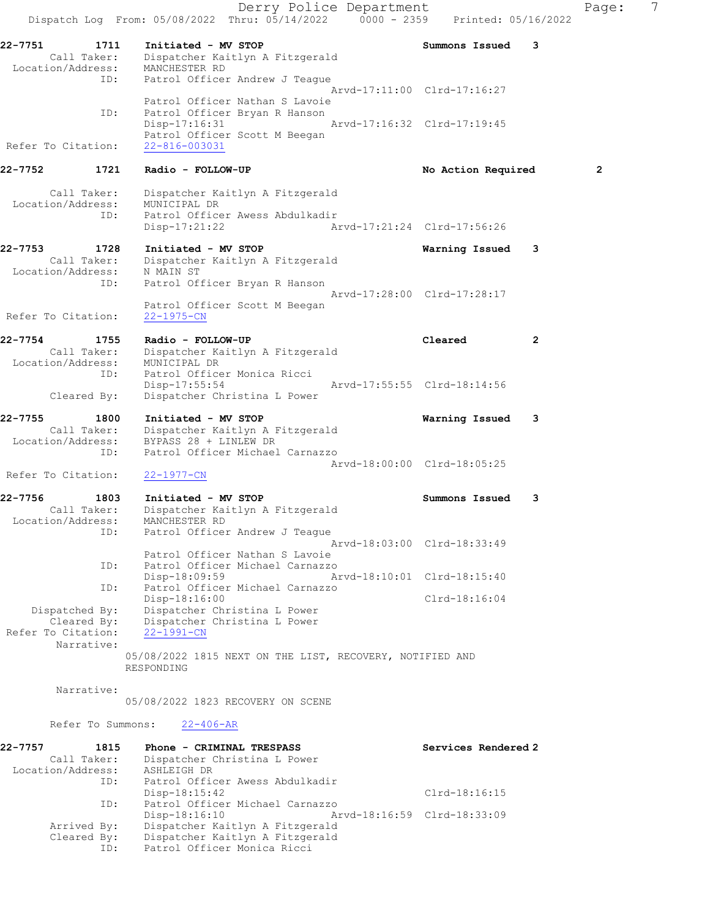22-7751 1711 Initiated - MV STOP Summons Issued 3
Call Taker: Dispatcher Kaitlyn A Fitzgerald
Location/Address: MANCHESTER RD
ID: Patrol Officer Andrew J Teague
Arvd-17:11:00 Clrd-17:16:27
Patrol Officer Nathan S Lavoie
ID: Patrol Officer Bryan R Hanson
Disp-17:16:31 Arvd-17:16:32 Clrd-17:19:45
Patrol Officer Scott M Beegan
Refer To Citation: 22-816-003031

22-7752 1721 Radio - FOLLOW-UP No Action Required 2
Call Taker: Dispatcher Kaitlyn A Fitzgerald
Location/Address: MUNICIPAL DR
ID: Patrol Officer Awess Abdulkadir
Disp-17:21:22 Arvd-17:21:24 Clrd-17:56:26

22-7753 1728 Initiated - MV STOP Warning Issued 3
Call Taker: Dispatcher Kaitlyn A Fitzgerald
Location/Address: N MAIN ST
ID: Patrol Officer Bryan R Hanson
Arvd-17:28:00 Clrd-17:28:17
Patrol Officer Scott M Beegan
Refer To Citation: 22-1975-CN

22-7754 1755 Radio - FOLLOW-UP Cleared 2
Call Taker: Dispatcher Kaitlyn A Fitzgerald
Location/Address: MUNICIPAL DR
ID: Patrol Officer Monica Ricci
Disp-17:55:54 Arvd-17:55:55 Clrd-18:14:56
Cleared By: Dispatcher Christina L Power

22-7755 1800 Initiated - MV STOP Warning Issued 3
Call Taker: Dispatcher Kaitlyn A Fitzgerald
Location/Address: BYPASS 28 + LINLEW DR
ID: Patrol Officer Michael Carnazzo
Arvd-18:00:00 Clrd-18:05:25
Refer To Citation: 22-1977-CN

22-7756 1803 Initiated - MV STOP Summons Issued 3
Call Taker: Dispatcher Kaitlyn A Fitzgerald
Location/Address: MANCHESTER RD
ID: Patrol Officer Andrew J Teague
Arvd-18:03:00 Clrd-18:33:49
Patrol Officer Nathan S Lavoie
ID: Patrol Officer Michael Carnazzo
Disp-18:09:59 Arvd-18:10:01 Clrd-18:15:40
ID: Patrol Officer Michael Carnazzo
Disp-18:16:00 Clrd-18:16:04
Dispatched By: Dispatcher Christina L Power
Cleared By: Dispatcher Christina L Power
Refer To Citation: 22-1991-CN
Narrative:
05/08/2022 1815 NEXT ON THE LIST, RECOVERY, NOTIFIED AND RESPONDING

Narrative:
05/08/2022 1823 RECOVERY ON SCENE

Refer To Summons: 22-406-AR

22-7757 1815 Phone - CRIMINAL TRESPASS Services Rendered 2
Call Taker: Dispatcher Christina L Power
Location/Address: ASHLEIGH DR
ID: Patrol Officer Awess Abdulkadir
Disp-18:15:42 Clrd-18:16:15
ID: Patrol Officer Michael Carnazzo
Disp-18:16:10 Arvd-18:16:59 Clrd-18:33:09
Arrived By: Dispatcher Kaitlyn A Fitzgerald
Cleared By: Dispatcher Kaitlyn A Fitzgerald
ID: Patrol Officer Monica Ricci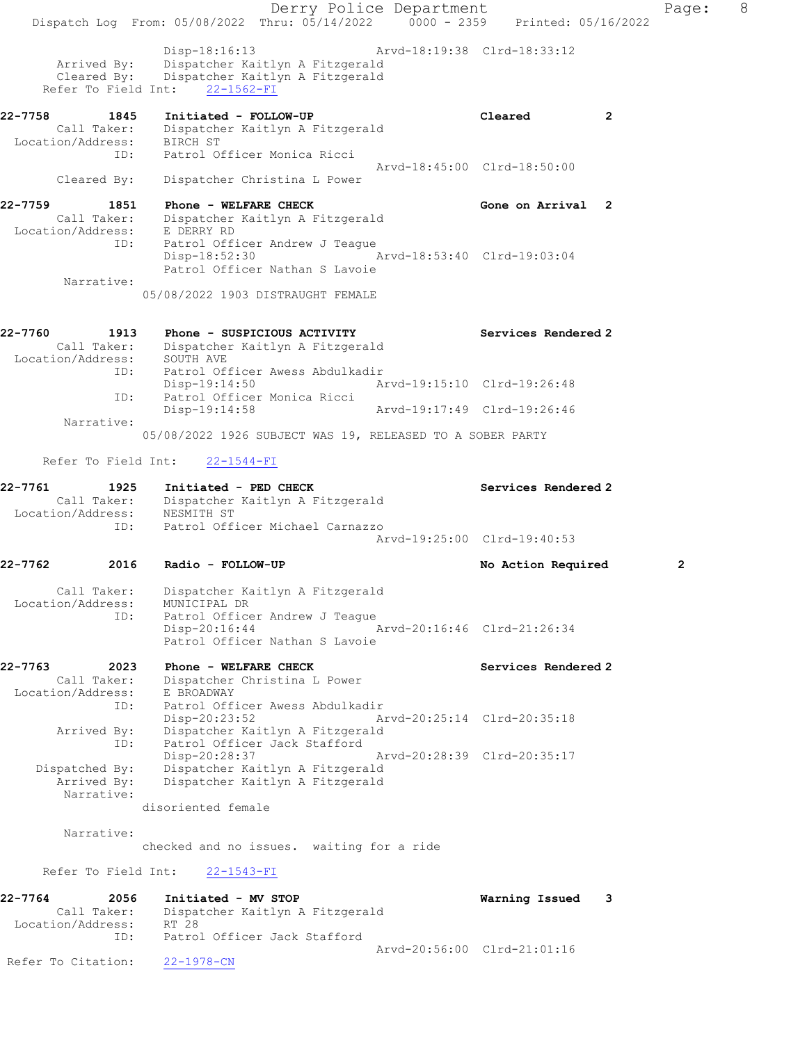```
            Disp-18:16:13                  Arvd-18:19:38  Clrd-18:33:12
      Arrived By:    Dispatcher Kaitlyn A Fitzgerald
      Cleared By:    Dispatcher Kaitlyn A Fitzgerald
   Refer To Field Int:     22-1562-FI

22-7758         1845    Initiated - FOLLOW-UP                    Cleared          2
      Call Taker:    Dispatcher Kaitlyn A Fitzgerald
 Location/Address:   BIRCH ST
              ID:    Patrol Officer Monica Ricci
                                           Arvd-18:45:00  Clrd-18:50:00
      Cleared By:    Dispatcher Christina L Power

22-7759         1851    Phone - WELFARE CHECK                    Gone on Arrival  2
      Call Taker:    Dispatcher Kaitlyn A Fitzgerald
 Location/Address:   E DERRY RD
              ID:    Patrol Officer Andrew J Teague
                     Disp-18:52:30         Arvd-18:53:40  Clrd-19:03:04
                     Patrol Officer Nathan S Lavoie
       Narrative:
                  05/08/2022 1903 DISTRAUGHT FEMALE


22-7760         1913    Phone - SUSPICIOUS ACTIVITY              Services Rendered 2
      Call Taker:    Dispatcher Kaitlyn A Fitzgerald
 Location/Address:   SOUTH AVE
              ID:    Patrol Officer Awess Abdulkadir
                     Disp-19:14:50         Arvd-19:15:10  Clrd-19:26:48
              ID:    Patrol Officer Monica Ricci
                     Disp-19:14:58         Arvd-19:17:49  Clrd-19:26:46
       Narrative:
                  05/08/2022 1926 SUBJECT WAS 19, RELEASED TO A SOBER PARTY

   Refer To Field Int:     22-1544-FI

22-7761         1925    Initiated - PED CHECK                    Services Rendered 2
      Call Taker:    Dispatcher Kaitlyn A Fitzgerald
 Location/Address:   NESMITH ST
              ID:    Patrol Officer Michael Carnazzo
                                           Arvd-19:25:00  Clrd-19:40:53

22-7762         2016    Radio - FOLLOW-UP                        No Action Required         2

      Call Taker:    Dispatcher Kaitlyn A Fitzgerald
 Location/Address:   MUNICIPAL DR
              ID:    Patrol Officer Andrew J Teague
                     Disp-20:16:44         Arvd-20:16:46  Clrd-21:26:34
                     Patrol Officer Nathan S Lavoie

22-7763         2023    Phone - WELFARE CHECK                    Services Rendered 2
      Call Taker:    Dispatcher Christina L Power
 Location/Address:   E BROADWAY
              ID:    Patrol Officer Awess Abdulkadir
                     Disp-20:23:52         Arvd-20:25:14  Clrd-20:35:18
      Arrived By:    Dispatcher Kaitlyn A Fitzgerald
              ID:    Patrol Officer Jack Stafford
                     Disp-20:28:37         Arvd-20:28:39  Clrd-20:35:17
   Dispatched By:    Dispatcher Kaitlyn A Fitzgerald
      Arrived By:    Dispatcher Kaitlyn A Fitzgerald
       Narrative:
                  disoriented female

       Narrative:
                  checked and no issues.  waiting for a ride

   Refer To Field Int:     22-1543-FI

22-7764         2056    Initiated - MV STOP                      Warning Issued    3
      Call Taker:    Dispatcher Kaitlyn A Fitzgerald
 Location/Address:   RT 28
              ID:    Patrol Officer Jack Stafford
                                           Arvd-20:56:00  Clrd-21:01:16
Refer To Citation:    22-1978-CN
```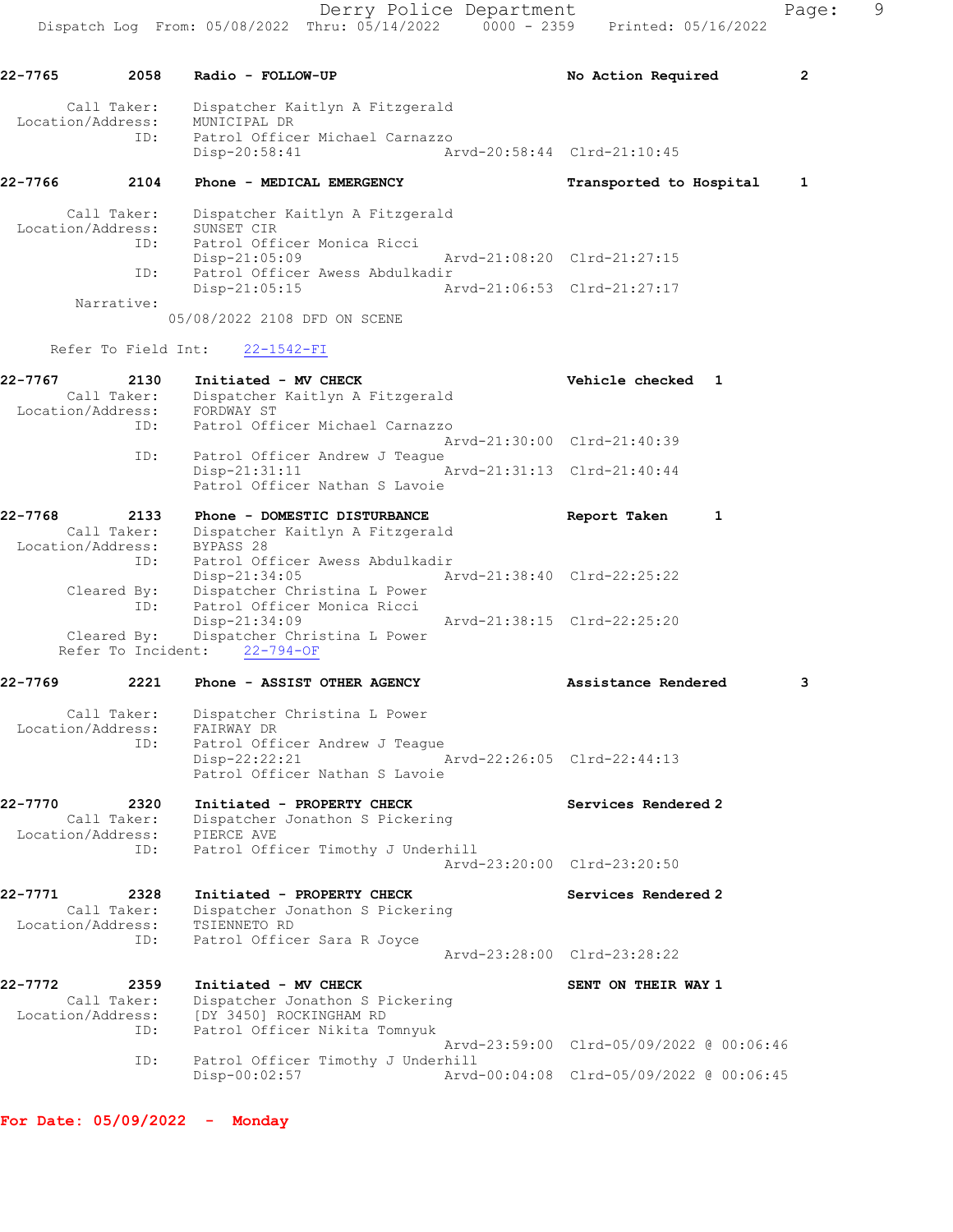22-7765 2058 **Radio - FOLLOW-UP** **No Action Required** 2

Call Taker: Dispatcher Kaitlyn A Fitzgerald
Location/Address: MUNICIPAL DR
ID: Patrol Officer Michael Carnazzo
Disp-20:58:41 Arvd-20:58:44 Clrd-21:10:45

22-7766 2104 **Phone - MEDICAL EMERGENCY** **Transported to Hospital** 1

Call Taker: Dispatcher Kaitlyn A Fitzgerald
Location/Address: SUNSET CIR
ID: Patrol Officer Monica Ricci
Disp-21:05:09 Arvd-21:08:20 Clrd-21:27:15
ID: Patrol Officer Awess Abdulkadir
Disp-21:05:15 Arvd-21:06:53 Clrd-21:27:17
Narrative:
05/08/2022 2108 DFD ON SCENE

Refer To Field Int: 22-1542-FI

22-7767 2130 **Initiated - MV CHECK** **Vehicle checked** 1
Call Taker: Dispatcher Kaitlyn A Fitzgerald
Location/Address: FORDWAY ST
ID: Patrol Officer Michael Carnazzo
Arvd-21:30:00 Clrd-21:40:39
ID: Patrol Officer Andrew J Teague
Disp-21:31:11 Arvd-21:31:13 Clrd-21:40:44
Patrol Officer Nathan S Lavoie

22-7768 2133 **Phone - DOMESTIC DISTURBANCE** **Report Taken** 1
Call Taker: Dispatcher Kaitlyn A Fitzgerald
Location/Address: BYPASS 28
ID: Patrol Officer Awess Abdulkadir
Disp-21:34:05 Arvd-21:38:40 Clrd-22:25:22
Cleared By: Dispatcher Christina L Power
ID: Patrol Officer Monica Ricci
Disp-21:34:09 Arvd-21:38:15 Clrd-22:25:20
Cleared By: Dispatcher Christina L Power
Refer To Incident: 22-794-OF

22-7769 2221 **Phone - ASSIST OTHER AGENCY** **Assistance Rendered** 3

Call Taker: Dispatcher Christina L Power
Location/Address: FAIRWAY DR
ID: Patrol Officer Andrew J Teague
Disp-22:22:21 Arvd-22:26:05 Clrd-22:44:13
Patrol Officer Nathan S Lavoie

22-7770 2320 **Initiated - PROPERTY CHECK** **Services Rendered** 2
Call Taker: Dispatcher Jonathon S Pickering
Location/Address: PIERCE AVE
ID: Patrol Officer Timothy J Underhill
Arvd-23:20:00 Clrd-23:20:50

22-7771 2328 **Initiated - PROPERTY CHECK** **Services Rendered** 2
Call Taker: Dispatcher Jonathon S Pickering
Location/Address: TSIENNETO RD
ID: Patrol Officer Sara R Joyce
Arvd-23:28:00 Clrd-23:28:22

22-7772 2359 **Initiated - MV CHECK** **SENT ON THEIR WAY** 1
Call Taker: Dispatcher Jonathon S Pickering
Location/Address: [DY 3450] ROCKINGHAM RD
ID: Patrol Officer Nikita Tomnyuk
Arvd-23:59:00 Clrd-05/09/2022 @ 00:06:46
ID: Patrol Officer Timothy J Underhill
Disp-00:02:57 Arvd-00:04:08 Clrd-05/09/2022 @ 00:06:45

**For Date: 05/09/2022 - Monday**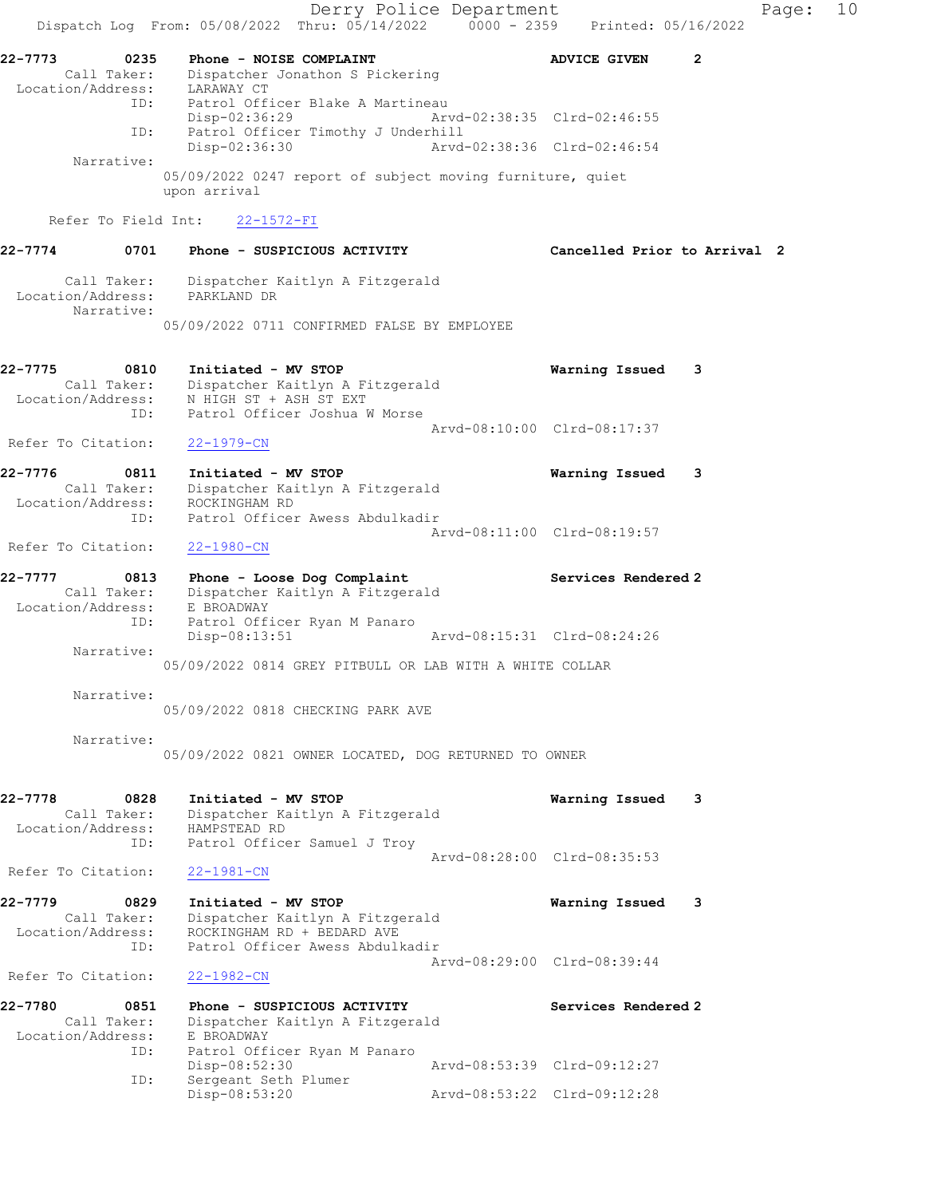22-7773 0235 Phone - NOISE COMPLAINT ADVICE GIVEN 2
Call Taker: Dispatcher Jonathon S Pickering
Location/Address: LARAWAY CT
ID: Patrol Officer Blake A Martineau
Disp-02:36:29 Arvd-02:38:35 Clrd-02:46:55
ID: Patrol Officer Timothy J Underhill
Disp-02:36:30 Arvd-02:38:36 Clrd-02:46:54
Narrative:
05/09/2022 0247 report of subject moving furniture, quiet upon arrival

Refer To Field Int: 22-1572-FI

22-7774 0701 Phone - SUSPICIOUS ACTIVITY Cancelled Prior to Arrival 2
Call Taker: Dispatcher Kaitlyn A Fitzgerald
Location/Address: PARKLAND DR
Narrative:
05/09/2022 0711 CONFIRMED FALSE BY EMPLOYEE

22-7775 0810 Initiated - MV STOP Warning Issued 3
Call Taker: Dispatcher Kaitlyn A Fitzgerald
Location/Address: N HIGH ST + ASH ST EXT
ID: Patrol Officer Joshua W Morse
Arvd-08:10:00 Clrd-08:17:37
Refer To Citation: 22-1979-CN

22-7776 0811 Initiated - MV STOP Warning Issued 3
Call Taker: Dispatcher Kaitlyn A Fitzgerald
Location/Address: ROCKINGHAM RD
ID: Patrol Officer Awess Abdulkadir
Arvd-08:11:00 Clrd-08:19:57
Refer To Citation: 22-1980-CN

22-7777 0813 Phone - Loose Dog Complaint Services Rendered 2
Call Taker: Dispatcher Kaitlyn A Fitzgerald
Location/Address: E BROADWAY
ID: Patrol Officer Ryan M Panaro
Disp-08:13:51 Arvd-08:15:31 Clrd-08:24:26
Narrative:
05/09/2022 0814 GREY PITBULL OR LAB WITH A WHITE COLLAR

Narrative:
05/09/2022 0818 CHECKING PARK AVE

Narrative:
05/09/2022 0821 OWNER LOCATED, DOG RETURNED TO OWNER

22-7778 0828 Initiated - MV STOP Warning Issued 3
Call Taker: Dispatcher Kaitlyn A Fitzgerald
Location/Address: HAMPSTEAD RD
ID: Patrol Officer Samuel J Troy
Arvd-08:28:00 Clrd-08:35:53
Refer To Citation: 22-1981-CN

22-7779 0829 Initiated - MV STOP Warning Issued 3
Call Taker: Dispatcher Kaitlyn A Fitzgerald
Location/Address: ROCKINGHAM RD + BEDARD AVE
ID: Patrol Officer Awess Abdulkadir
Arvd-08:29:00 Clrd-08:39:44
Refer To Citation: 22-1982-CN

22-7780 0851 Phone - SUSPICIOUS ACTIVITY Services Rendered 2
Call Taker: Dispatcher Kaitlyn A Fitzgerald
Location/Address: E BROADWAY
ID: Patrol Officer Ryan M Panaro
Disp-08:52:30 Arvd-08:53:39 Clrd-09:12:27
ID: Sergeant Seth Plumer
Disp-08:53:20 Arvd-08:53:22 Clrd-09:12:28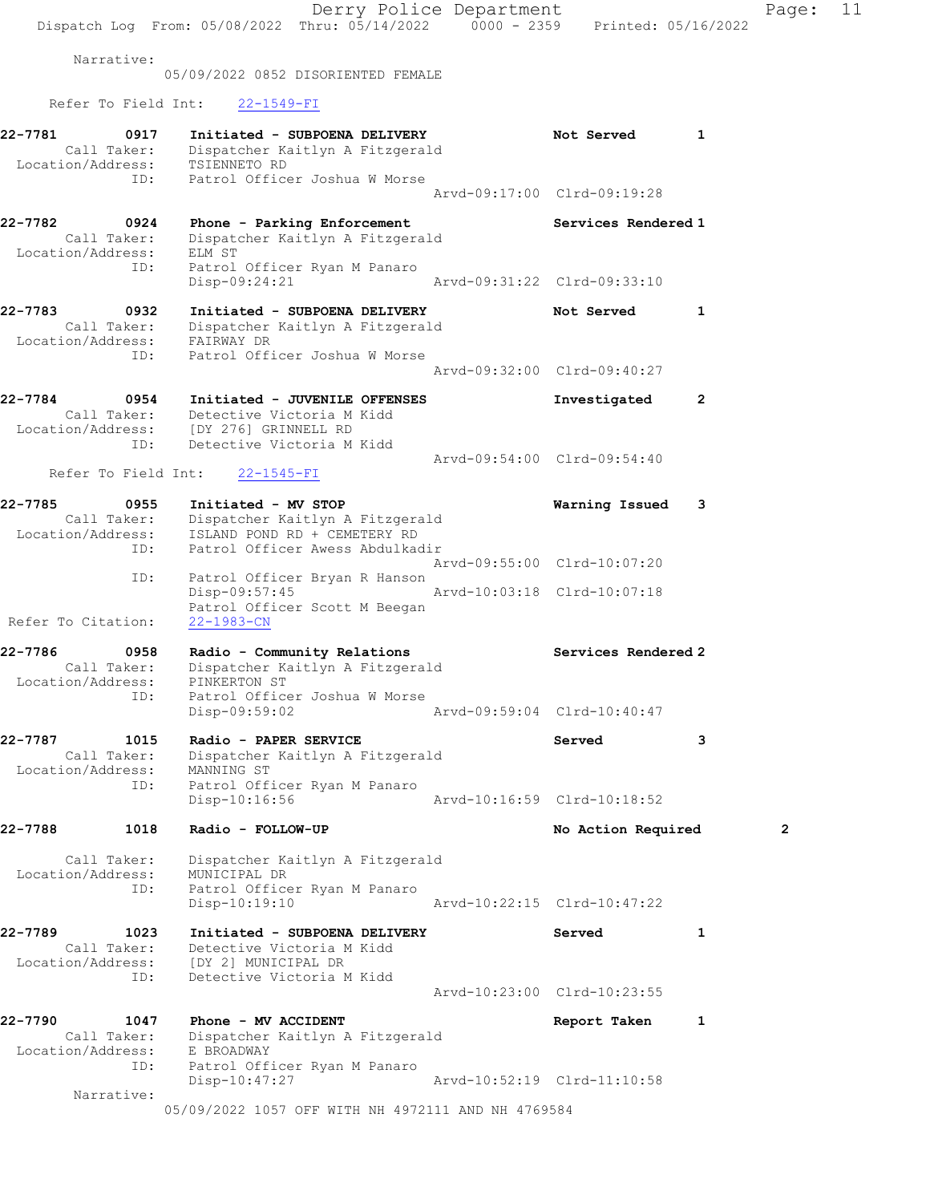Narrative:
05/09/2022 0852 DISORIENTED FEMALE

Refer To Field Int: 22-1549-FI

```
22-7781        0917   Initiated - SUBPOENA DELIVERY              Not Served        1
      Call Taker:     Dispatcher Kaitlyn A Fitzgerald
 Location/Address:    TSIENNETO RD
              ID:     Patrol Officer Joshua W Morse
                                                   Arvd-09:17:00  Clrd-09:19:28

22-7782        0924   Phone - Parking Enforcement                Services Rendered 1
      Call Taker:     Dispatcher Kaitlyn A Fitzgerald
 Location/Address:    ELM ST
              ID:     Patrol Officer Ryan M Panaro
                      Disp-09:24:21                Arvd-09:31:22  Clrd-09:33:10

22-7783        0932   Initiated - SUBPOENA DELIVERY              Not Served        1
      Call Taker:     Dispatcher Kaitlyn A Fitzgerald
 Location/Address:    FAIRWAY DR
              ID:     Patrol Officer Joshua W Morse
                                                   Arvd-09:32:00  Clrd-09:40:27

22-7784        0954   Initiated - JUVENILE OFFENSES              Investigated      2
      Call Taker:     Detective Victoria M Kidd
 Location/Address:    [DY 276] GRINNELL RD
              ID:     Detective Victoria M Kidd
                                                   Arvd-09:54:00  Clrd-09:54:40
   Refer To Field Int:    22-1545-FI

22-7785        0955   Initiated - MV STOP                        Warning Issued    3
      Call Taker:     Dispatcher Kaitlyn A Fitzgerald
 Location/Address:    ISLAND POND RD + CEMETERY RD
              ID:     Patrol Officer Awess Abdulkadir
                                                   Arvd-09:55:00  Clrd-10:07:20
              ID:     Patrol Officer Bryan R Hanson
                      Disp-09:57:45                Arvd-10:03:18  Clrd-10:07:18
                      Patrol Officer Scott M Beegan
 Refer To Citation:   22-1983-CN

22-7786        0958   Radio - Community Relations                Services Rendered 2
      Call Taker:     Dispatcher Kaitlyn A Fitzgerald
 Location/Address:    PINKERTON ST
              ID:     Patrol Officer Joshua W Morse
                      Disp-09:59:02                Arvd-09:59:04  Clrd-10:40:47

22-7787        1015   Radio - PAPER SERVICE                      Served            3
      Call Taker:     Dispatcher Kaitlyn A Fitzgerald
 Location/Address:    MANNING ST
              ID:     Patrol Officer Ryan M Panaro
                      Disp-10:16:56                Arvd-10:16:59  Clrd-10:18:52

22-7788        1018   Radio - FOLLOW-UP                          No Action Required       2

      Call Taker:     Dispatcher Kaitlyn A Fitzgerald
 Location/Address:    MUNICIPAL DR
              ID:     Patrol Officer Ryan M Panaro
                      Disp-10:19:10                Arvd-10:22:15  Clrd-10:47:22

22-7789        1023   Initiated - SUBPOENA DELIVERY              Served            1
      Call Taker:     Detective Victoria M Kidd
 Location/Address:    [DY 2] MUNICIPAL DR
              ID:     Detective Victoria M Kidd
                                                   Arvd-10:23:00  Clrd-10:23:55

22-7790        1047   Phone - MV ACCIDENT                        Report Taken      1
      Call Taker:     Dispatcher Kaitlyn A Fitzgerald
 Location/Address:    E BROADWAY
              ID:     Patrol Officer Ryan M Panaro
                      Disp-10:47:27                Arvd-10:52:19  Clrd-11:10:58
        Narrative:
                      05/09/2022 1057 OFF WITH NH 4972111 AND NH 4769584
```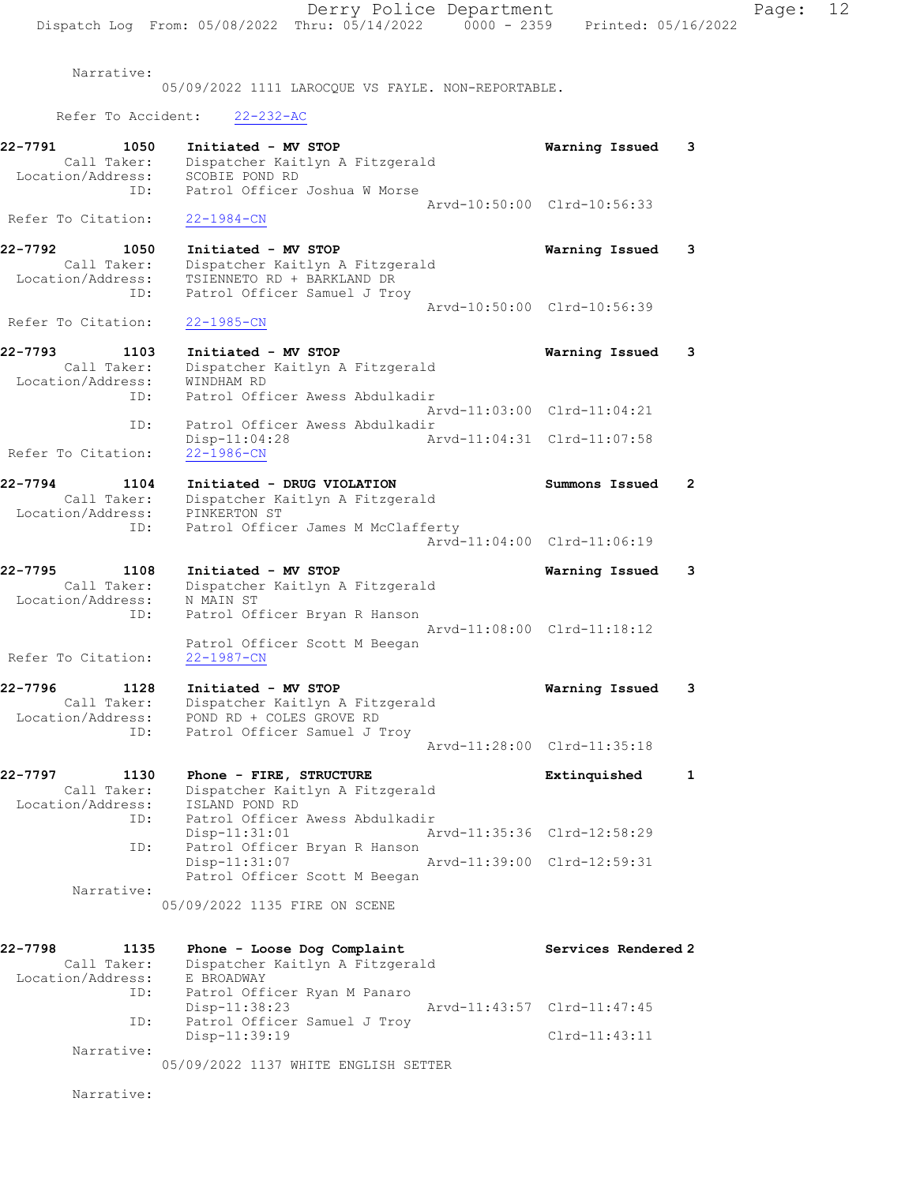Narrative:
05/09/2022 1111 LAROCQUE VS FAYLE. NON-REPORTABLE.

Refer To Accident: 22-232-AC

```
22-7791        1050    Initiated - MV STOP                         Warning Issued    3
        Call Taker:    Dispatcher Kaitlyn A Fitzgerald
  Location/Address:    SCOBIE POND RD
                ID:    Patrol Officer Joshua W Morse
                                            Arvd-10:50:00  Clrd-10:56:33
 Refer To Citation:    22-1984-CN

22-7792        1050    Initiated - MV STOP                         Warning Issued    3
        Call Taker:    Dispatcher Kaitlyn A Fitzgerald
  Location/Address:    TSIENNETO RD + BARKLAND DR
                ID:    Patrol Officer Samuel J Troy
                                            Arvd-10:50:00  Clrd-10:56:39
 Refer To Citation:    22-1985-CN

22-7793        1103    Initiated - MV STOP                         Warning Issued    3
        Call Taker:    Dispatcher Kaitlyn A Fitzgerald
  Location/Address:    WINDHAM RD
                ID:    Patrol Officer Awess Abdulkadir
                                            Arvd-11:03:00  Clrd-11:04:21
                ID:    Patrol Officer Awess Abdulkadir
                       Disp-11:04:28        Arvd-11:04:31  Clrd-11:07:58
 Refer To Citation:    22-1986-CN

22-7794        1104    Initiated - DRUG VIOLATION                  Summons Issued    2
        Call Taker:    Dispatcher Kaitlyn A Fitzgerald
  Location/Address:    PINKERTON ST
                ID:    Patrol Officer James M McClafferty
                                            Arvd-11:04:00  Clrd-11:06:19

22-7795        1108    Initiated - MV STOP                         Warning Issued    3
        Call Taker:    Dispatcher Kaitlyn A Fitzgerald
  Location/Address:    N MAIN ST
                ID:    Patrol Officer Bryan R Hanson
                                            Arvd-11:08:00  Clrd-11:18:12
                       Patrol Officer Scott M Beegan
 Refer To Citation:    22-1987-CN

22-7796        1128    Initiated - MV STOP                         Warning Issued    3
        Call Taker:    Dispatcher Kaitlyn A Fitzgerald
  Location/Address:    POND RD + COLES GROVE RD
                ID:    Patrol Officer Samuel J Troy
                                            Arvd-11:28:00  Clrd-11:35:18

22-7797        1130    Phone - FIRE, STRUCTURE                     Extinquished      1
        Call Taker:    Dispatcher Kaitlyn A Fitzgerald
  Location/Address:    ISLAND POND RD
                ID:    Patrol Officer Awess Abdulkadir
                       Disp-11:31:01        Arvd-11:35:36  Clrd-12:58:29
                ID:    Patrol Officer Bryan R Hanson
                       Disp-11:31:07        Arvd-11:39:00  Clrd-12:59:31
                       Patrol Officer Scott M Beegan
         Narrative:
                       05/09/2022 1135 FIRE ON SCENE

22-7798        1135    Phone - Loose Dog Complaint                 Services Rendered 2
        Call Taker:    Dispatcher Kaitlyn A Fitzgerald
  Location/Address:    E BROADWAY
                ID:    Patrol Officer Ryan M Panaro
                       Disp-11:38:23        Arvd-11:43:57  Clrd-11:47:45
                ID:    Patrol Officer Samuel J Troy
                       Disp-11:39:19                       Clrd-11:43:11
         Narrative:
                       05/09/2022 1137 WHITE ENGLISH SETTER

         Narrative:
```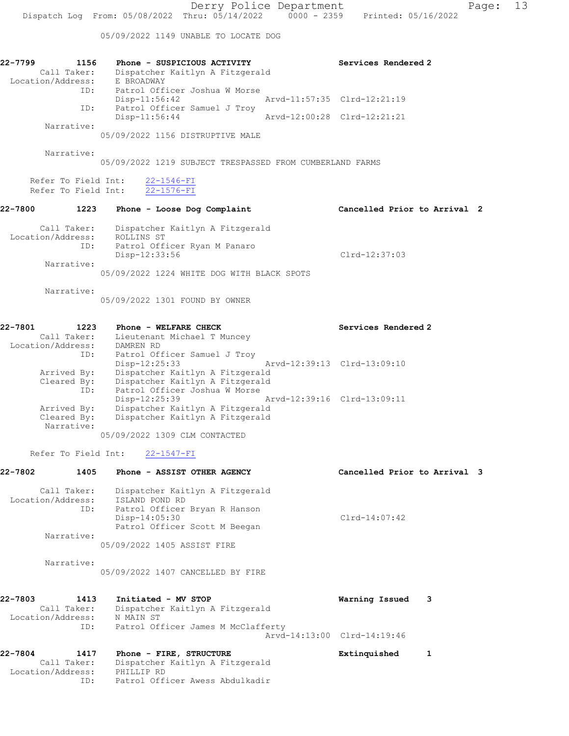05/09/2022 1149 UNABLE TO LOCATE DOG

```
22-7799        1156    Phone - SUSPICIOUS ACTIVITY                    Services Rendered 2
       Call Taker:     Dispatcher Kaitlyn A Fitzgerald
  Location/Address:    E BROADWAY
                ID:    Patrol Officer Joshua W Morse
                       Disp-11:56:42               Arvd-11:57:35  Clrd-12:21:19
                ID:    Patrol Officer Samuel J Troy
                       Disp-11:56:44               Arvd-12:00:28  Clrd-12:21:21
        Narrative:
                05/09/2022 1156 DISTRUPTIVE MALE

        Narrative:
                05/09/2022 1219 SUBJECT TRESPASSED FROM CUMBERLAND FARMS

      Refer To Field Int:    22-1546-FI
      Refer To Field Int:    22-1576-FI

22-7800        1223    Phone - Loose Dog Complaint                    Cancelled Prior to Arrival  2

       Call Taker:     Dispatcher Kaitlyn A Fitzgerald
  Location/Address:    ROLLINS ST
                ID:    Patrol Officer Ryan M Panaro
                       Disp-12:33:56                              Clrd-12:37:03
        Narrative:
                05/09/2022 1224 WHITE DOG WITH BLACK SPOTS

        Narrative:
                05/09/2022 1301 FOUND BY OWNER

22-7801        1223    Phone - WELFARE CHECK                          Services Rendered 2
       Call Taker:     Lieutenant Michael T Muncey
  Location/Address:    DAMREN RD
                ID:    Patrol Officer Samuel J Troy
                       Disp-12:25:33               Arvd-12:39:13  Clrd-13:09:10
       Arrived By:     Dispatcher Kaitlyn A Fitzgerald
       Cleared By:     Dispatcher Kaitlyn A Fitzgerald
                ID:    Patrol Officer Joshua W Morse
                       Disp-12:25:39               Arvd-12:39:16  Clrd-13:09:11
       Arrived By:     Dispatcher Kaitlyn A Fitzgerald
       Cleared By:     Dispatcher Kaitlyn A Fitzgerald
        Narrative:
                05/09/2022 1309 CLM CONTACTED

      Refer To Field Int:    22-1547-FI

22-7802        1405    Phone - ASSIST OTHER AGENCY                    Cancelled Prior to Arrival  3

       Call Taker:     Dispatcher Kaitlyn A Fitzgerald
  Location/Address:    ISLAND POND RD
                ID:    Patrol Officer Bryan R Hanson
                       Disp-14:05:30                              Clrd-14:07:42
                       Patrol Officer Scott M Beegan
        Narrative:
                05/09/2022 1405 ASSIST FIRE

        Narrative:
                05/09/2022 1407 CANCELLED BY FIRE

22-7803        1413    Initiated - MV STOP                            Warning Issued    3
       Call Taker:     Dispatcher Kaitlyn A Fitzgerald
  Location/Address:    N MAIN ST
                ID:    Patrol Officer James M McClafferty
                                                   Arvd-14:13:00  Clrd-14:19:46

22-7804        1417    Phone - FIRE, STRUCTURE                        Extinguished      1
       Call Taker:     Dispatcher Kaitlyn A Fitzgerald
  Location/Address:    PHILLIP RD
                ID:    Patrol Officer Awess Abdulkadir
```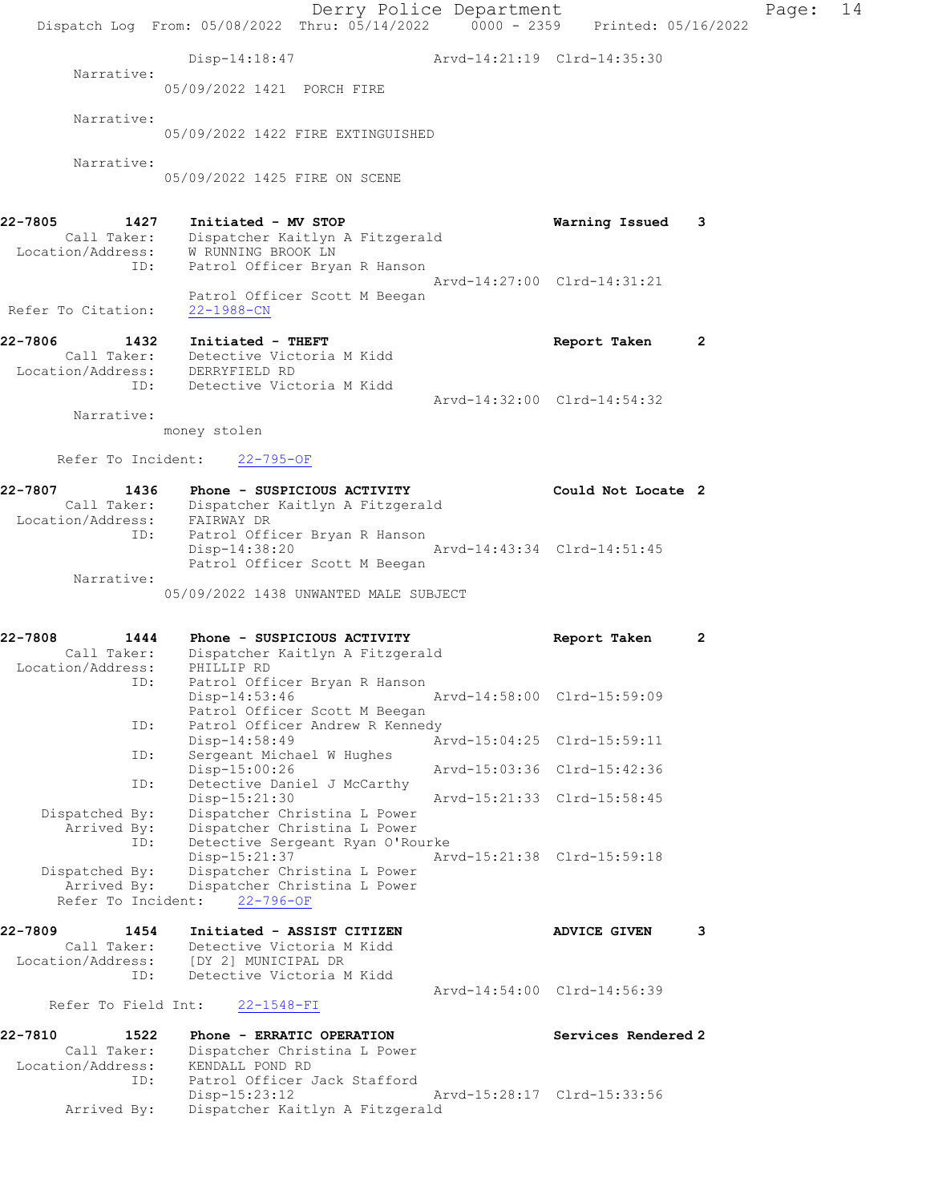```
              Disp-14:18:47              Arvd-14:21:19  Clrd-14:35:30
     Narrative:
              05/09/2022 1421  PORCH FIRE

     Narrative:
              05/09/2022 1422 FIRE EXTINGUISHED

     Narrative:
              05/09/2022 1425 FIRE ON SCENE


22-7805        1427    Initiated - MV STOP                      Warning Issued    3
       Call Taker:     Dispatcher Kaitlyn A Fitzgerald
 Location/Address:     W RUNNING BROOK LN
               ID:     Patrol Officer Bryan R Hanson
                                                 Arvd-14:27:00  Clrd-14:31:21
                       Patrol Officer Scott M Beegan
 Refer To Citation:    22-1988-CN

22-7806        1432    Initiated - THEFT                        Report Taken      2
       Call Taker:     Detective Victoria M Kidd
 Location/Address:     DERRYFIELD RD
               ID:     Detective Victoria M Kidd
                                                 Arvd-14:32:00  Clrd-14:54:32
     Narrative:
              money stolen

     Refer To Incident:    22-795-OF

22-7807        1436    Phone - SUSPICIOUS ACTIVITY              Could Not Locate  2
       Call Taker:     Dispatcher Kaitlyn A Fitzgerald
 Location/Address:     FAIRWAY DR
               ID:     Patrol Officer Bryan R Hanson
                       Disp-14:38:20             Arvd-14:43:34  Clrd-14:51:45
                       Patrol Officer Scott M Beegan
     Narrative:
              05/09/2022 1438 UNWANTED MALE SUBJECT


22-7808        1444    Phone - SUSPICIOUS ACTIVITY              Report Taken      2
       Call Taker:     Dispatcher Kaitlyn A Fitzgerald
 Location/Address:     PHILLIP RD
               ID:     Patrol Officer Bryan R Hanson
                       Disp-14:53:46             Arvd-14:58:00  Clrd-15:59:09
                       Patrol Officer Scott M Beegan
               ID:     Patrol Officer Andrew R Kennedy
                       Disp-14:58:49             Arvd-15:04:25  Clrd-15:59:11
               ID:     Sergeant Michael W Hughes
                       Disp-15:00:26             Arvd-15:03:36  Clrd-15:42:36
               ID:     Detective Daniel J McCarthy
                       Disp-15:21:30             Arvd-15:21:33  Clrd-15:58:45
    Dispatched By:     Dispatcher Christina L Power
       Arrived By:     Dispatcher Christina L Power
               ID:     Detective Sergeant Ryan O'Rourke
                       Disp-15:21:37             Arvd-15:21:38  Clrd-15:59:18
    Dispatched By:     Dispatcher Christina L Power
       Arrived By:     Dispatcher Christina L Power
     Refer To Incident:    22-796-OF

22-7809        1454    Initiated - ASSIST CITIZEN               ADVICE GIVEN      3
       Call Taker:     Detective Victoria M Kidd
 Location/Address:     [DY 2] MUNICIPAL DR
               ID:     Detective Victoria M Kidd
                                                 Arvd-14:54:00  Clrd-14:56:39
    Refer To Field Int:    22-1548-FI

22-7810        1522    Phone - ERRATIC OPERATION                Services Rendered 2
       Call Taker:     Dispatcher Christina L Power
 Location/Address:     KENDALL POND RD
               ID:     Patrol Officer Jack Stafford
                       Disp-15:23:12             Arvd-15:28:17  Clrd-15:33:56
       Arrived By:     Dispatcher Kaitlyn A Fitzgerald
```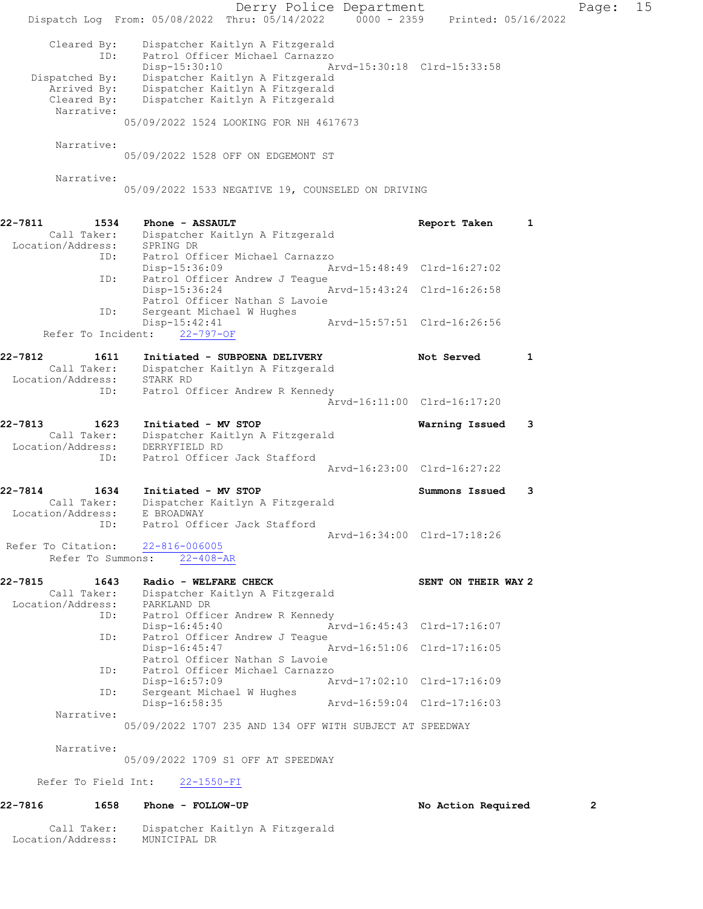```
    Cleared By:    Dispatcher Kaitlyn A Fitzgerald
           ID:     Patrol Officer Michael Carnazzo
                   Disp-15:30:10              Arvd-15:30:18  Clrd-15:33:58
  Dispatched By:   Dispatcher Kaitlyn A Fitzgerald
     Arrived By:   Dispatcher Kaitlyn A Fitzgerald
     Cleared By:   Dispatcher Kaitlyn A Fitzgerald
      Narrative:
                05/09/2022 1524 LOOKING FOR NH 4617673

      Narrative:
                05/09/2022 1528 OFF ON EDGEMONT ST

      Narrative:
                05/09/2022 1533 NEGATIVE 19, COUNSELED ON DRIVING


22-7811        1534    Phone - ASSAULT                          Report Taken      1
     Call Taker:    Dispatcher Kaitlyn A Fitzgerald
 Location/Address:  SPRING DR
            ID:     Patrol Officer Michael Carnazzo
                    Disp-15:36:09              Arvd-15:48:49  Clrd-16:27:02
            ID:     Patrol Officer Andrew J Teague
                    Disp-15:36:24              Arvd-15:43:24  Clrd-16:26:58
                    Patrol Officer Nathan S Lavoie
            ID:     Sergeant Michael W Hughes
                    Disp-15:42:41              Arvd-15:57:51  Clrd-16:26:56
   Refer To Incident:   22-797-OF

22-7812        1611    Initiated - SUBPOENA DELIVERY            Not Served        1
     Call Taker:    Dispatcher Kaitlyn A Fitzgerald
 Location/Address:  STARK RD
            ID:     Patrol Officer Andrew R Kennedy
                                               Arvd-16:11:00  Clrd-16:17:20

22-7813        1623    Initiated - MV STOP                      Warning Issued    3
     Call Taker:    Dispatcher Kaitlyn A Fitzgerald
 Location/Address:  DERRYFIELD RD
            ID:     Patrol Officer Jack Stafford
                                               Arvd-16:23:00  Clrd-16:27:22

22-7814        1634    Initiated - MV STOP                      Summons Issued    3
     Call Taker:    Dispatcher Kaitlyn A Fitzgerald
 Location/Address:  E BROADWAY
            ID:     Patrol Officer Jack Stafford
                                               Arvd-16:34:00  Clrd-17:18:26
 Refer To Citation:    22-816-006005
    Refer To Summons:    22-408-AR

22-7815        1643    Radio - WELFARE CHECK                    SENT ON THEIR WAY 2
     Call Taker:    Dispatcher Kaitlyn A Fitzgerald
 Location/Address:  PARKLAND DR
            ID:     Patrol Officer Andrew R Kennedy
                    Disp-16:45:40              Arvd-16:45:43  Clrd-17:16:07
            ID:     Patrol Officer Andrew J Teague
                    Disp-16:45:47              Arvd-16:51:06  Clrd-17:16:05
                    Patrol Officer Nathan S Lavoie
            ID:     Patrol Officer Michael Carnazzo
                    Disp-16:57:09              Arvd-17:02:10  Clrd-17:16:09
            ID:     Sergeant Michael W Hughes
                    Disp-16:58:35              Arvd-16:59:04  Clrd-17:16:03
      Narrative:
                05/09/2022 1707 235 AND 134 OFF WITH SUBJECT AT SPEEDWAY

      Narrative:
                05/09/2022 1709 S1 OFF AT SPEEDWAY

    Refer To Field Int:    22-1550-FI

22-7816        1658    Phone - FOLLOW-UP                        No Action Required        2

     Call Taker:    Dispatcher Kaitlyn A Fitzgerald
 Location/Address:  MUNICIPAL DR
```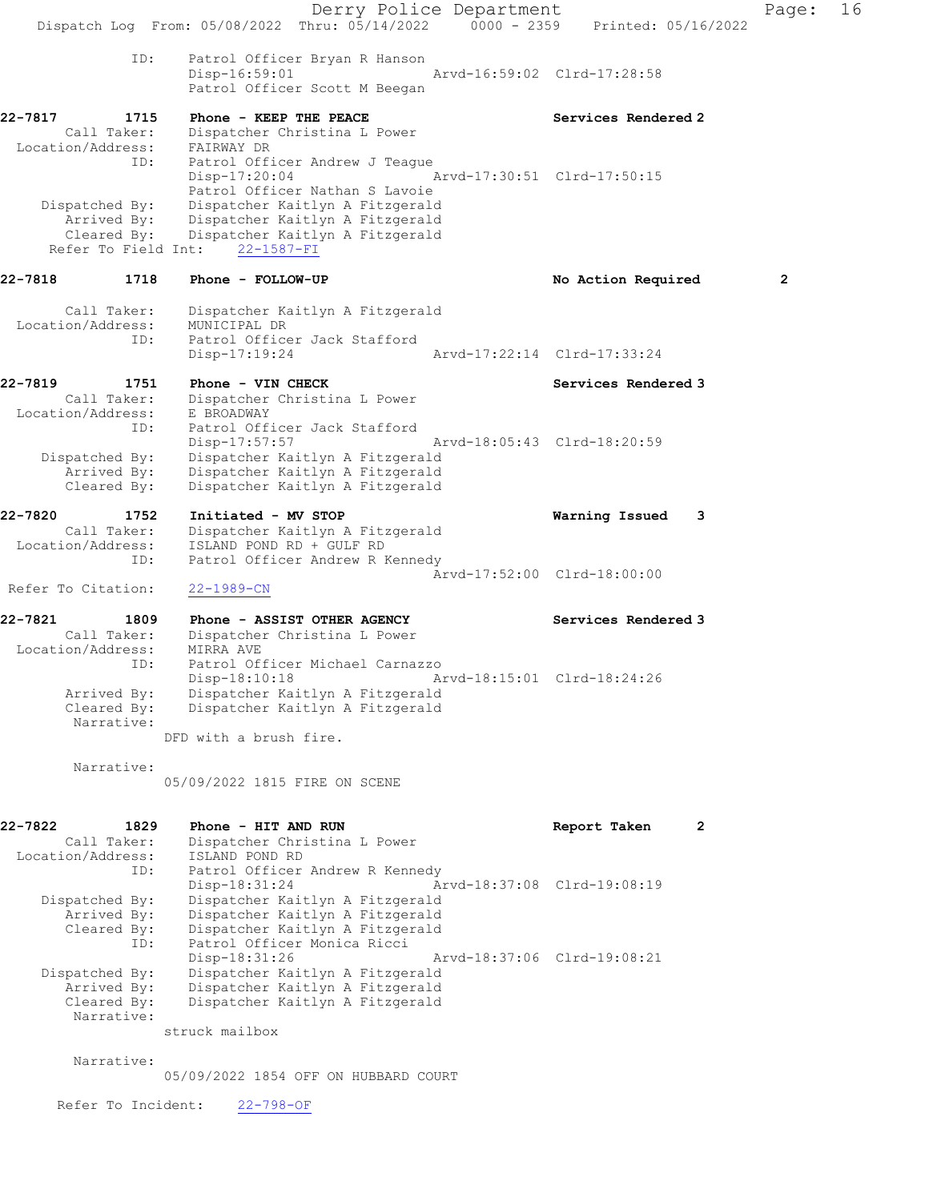```
            ID:      Patrol Officer Bryan R Hanson
                     Disp-16:59:01              Arvd-16:59:02  Clrd-17:28:58
                     Patrol Officer Scott M Beegan

22-7817        1715  Phone - KEEP THE PEACE                  Services Rendered 2
      Call Taker:    Dispatcher Christina L Power
  Location/Address:  FAIRWAY DR
               ID:   Patrol Officer Andrew J Teague
                     Disp-17:20:04              Arvd-17:30:51  Clrd-17:50:15
                     Patrol Officer Nathan S Lavoie
    Dispatched By:   Dispatcher Kaitlyn A Fitzgerald
       Arrived By:   Dispatcher Kaitlyn A Fitzgerald
       Cleared By:   Dispatcher Kaitlyn A Fitzgerald
   Refer To Field Int:    22-1587-FI

22-7818        1718  Phone - FOLLOW-UP                       No Action Required        2

      Call Taker:    Dispatcher Kaitlyn A Fitzgerald
  Location/Address:  MUNICIPAL DR
               ID:   Patrol Officer Jack Stafford
                     Disp-17:19:24              Arvd-17:22:14  Clrd-17:33:24

22-7819        1751  Phone - VIN CHECK                       Services Rendered 3
      Call Taker:    Dispatcher Christina L Power
  Location/Address:  E BROADWAY
               ID:   Patrol Officer Jack Stafford
                     Disp-17:57:57              Arvd-18:05:43  Clrd-18:20:59
    Dispatched By:   Dispatcher Kaitlyn A Fitzgerald
       Arrived By:   Dispatcher Kaitlyn A Fitzgerald
       Cleared By:   Dispatcher Kaitlyn A Fitzgerald

22-7820        1752  Initiated - MV STOP                     Warning Issued    3
      Call Taker:    Dispatcher Kaitlyn A Fitzgerald
  Location/Address:  ISLAND POND RD + GULF RD
               ID:   Patrol Officer Andrew R Kennedy
                                                Arvd-17:52:00  Clrd-18:00:00
 Refer To Citation:  22-1989-CN

22-7821        1809  Phone - ASSIST OTHER AGENCY             Services Rendered 3
      Call Taker:    Dispatcher Christina L Power
  Location/Address:  MIRRA AVE
               ID:   Patrol Officer Michael Carnazzo
                     Disp-18:10:18              Arvd-18:15:01  Clrd-18:24:26
       Arrived By:   Dispatcher Kaitlyn A Fitzgerald
       Cleared By:   Dispatcher Kaitlyn A Fitzgerald
        Narrative:
                  DFD with a brush fire.

        Narrative:
                  05/09/2022 1815 FIRE ON SCENE

22-7822        1829  Phone - HIT AND RUN                     Report Taken      2
      Call Taker:    Dispatcher Christina L Power
  Location/Address:  ISLAND POND RD
               ID:   Patrol Officer Andrew R Kennedy
                     Disp-18:31:24              Arvd-18:37:08  Clrd-19:08:19
    Dispatched By:   Dispatcher Kaitlyn A Fitzgerald
       Arrived By:   Dispatcher Kaitlyn A Fitzgerald
       Cleared By:   Dispatcher Kaitlyn A Fitzgerald
               ID:   Patrol Officer Monica Ricci
                     Disp-18:31:26              Arvd-18:37:06  Clrd-19:08:21
    Dispatched By:   Dispatcher Kaitlyn A Fitzgerald
       Arrived By:   Dispatcher Kaitlyn A Fitzgerald
       Cleared By:   Dispatcher Kaitlyn A Fitzgerald
        Narrative:
                  struck mailbox

        Narrative:
                  05/09/2022 1854 OFF ON HUBBARD COURT

     Refer To Incident:    22-798-OF
```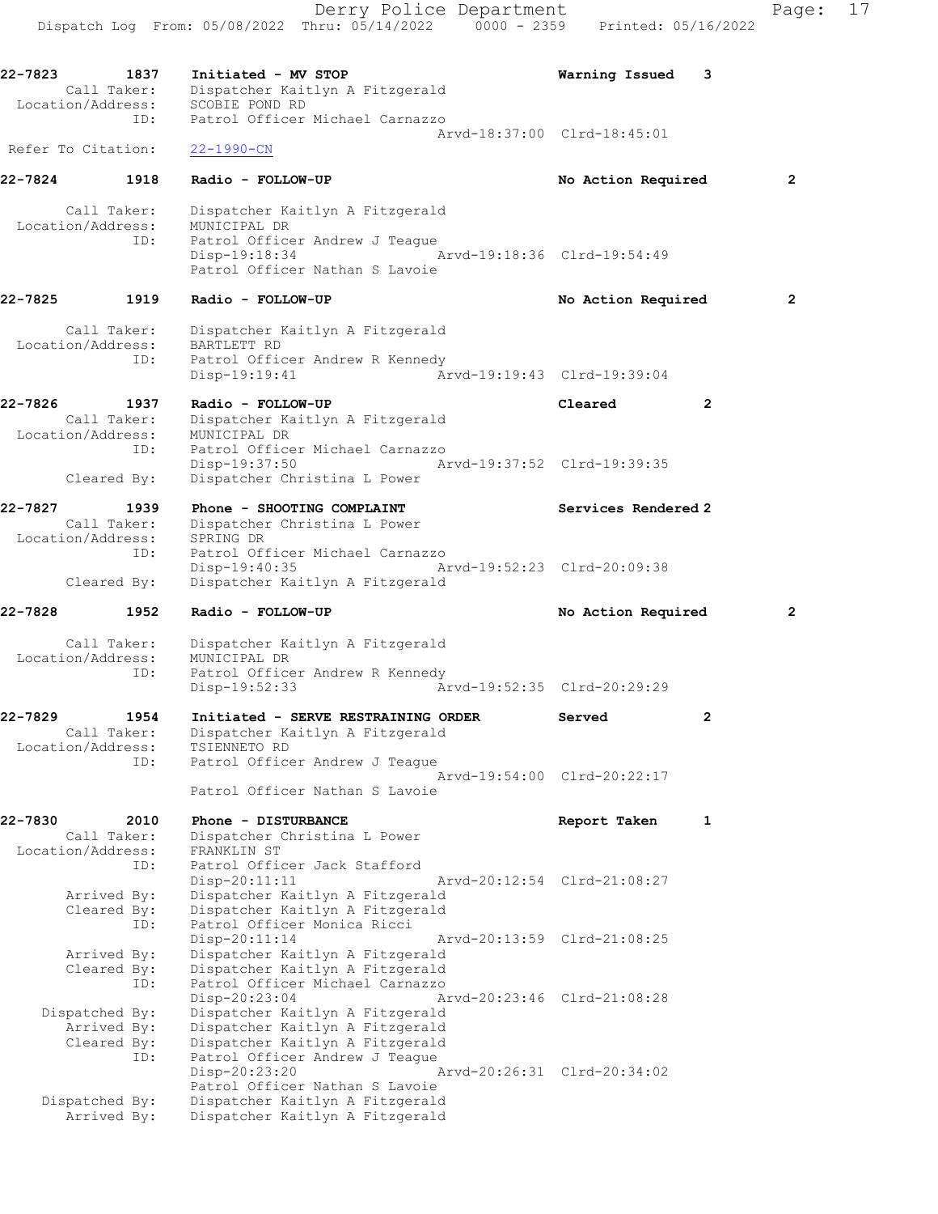22-7823 1837 Initiated - MV STOP Warning Issued 3
Call Taker: Dispatcher Kaitlyn A Fitzgerald
Location/Address: SCOBIE POND RD
ID: Patrol Officer Michael Carnazzo
Arvd-18:37:00 Clrd-18:45:01
Refer To Citation: 22-1990-CN

22-7824 1918 Radio - FOLLOW-UP No Action Required 2
Call Taker: Dispatcher Kaitlyn A Fitzgerald
Location/Address: MUNICIPAL DR
ID: Patrol Officer Andrew J Teague
Disp-19:18:34 Arvd-19:18:36 Clrd-19:54:49
Patrol Officer Nathan S Lavoie

22-7825 1919 Radio - FOLLOW-UP No Action Required 2
Call Taker: Dispatcher Kaitlyn A Fitzgerald
Location/Address: BARTLETT RD
ID: Patrol Officer Andrew R Kennedy
Disp-19:19:41 Arvd-19:19:43 Clrd-19:39:04

22-7826 1937 Radio - FOLLOW-UP Cleared 2
Call Taker: Dispatcher Kaitlyn A Fitzgerald
Location/Address: MUNICIPAL DR
ID: Patrol Officer Michael Carnazzo
Disp-19:37:50 Arvd-19:37:52 Clrd-19:39:35
Cleared By: Dispatcher Christina L Power

22-7827 1939 Phone - SHOOTING COMPLAINT Services Rendered 2
Call Taker: Dispatcher Christina L Power
Location/Address: SPRING DR
ID: Patrol Officer Michael Carnazzo
Disp-19:40:35 Arvd-19:52:23 Clrd-20:09:38
Cleared By: Dispatcher Kaitlyn A Fitzgerald

22-7828 1952 Radio - FOLLOW-UP No Action Required 2
Call Taker: Dispatcher Kaitlyn A Fitzgerald
Location/Address: MUNICIPAL DR
ID: Patrol Officer Andrew R Kennedy
Disp-19:52:33 Arvd-19:52:35 Clrd-20:29:29

22-7829 1954 Initiated - SERVE RESTRAINING ORDER Served 2
Call Taker: Dispatcher Kaitlyn A Fitzgerald
Location/Address: TSIENNETO RD
ID: Patrol Officer Andrew J Teague
Arvd-19:54:00 Clrd-20:22:17
Patrol Officer Nathan S Lavoie

22-7830 2010 Phone - DISTURBANCE Report Taken 1
Call Taker: Dispatcher Christina L Power
Location/Address: FRANKLIN ST
ID: Patrol Officer Jack Stafford
Disp-20:11:11 Arvd-20:12:54 Clrd-21:08:27
Arrived By: Dispatcher Kaitlyn A Fitzgerald
Cleared By: Dispatcher Kaitlyn A Fitzgerald
ID: Patrol Officer Monica Ricci
Disp-20:11:14 Arvd-20:13:59 Clrd-21:08:25
Arrived By: Dispatcher Kaitlyn A Fitzgerald
Cleared By: Dispatcher Kaitlyn A Fitzgerald
ID: Patrol Officer Michael Carnazzo
Disp-20:23:04 Arvd-20:23:46 Clrd-21:08:28
Dispatched By: Dispatcher Kaitlyn A Fitzgerald
Arrived By: Dispatcher Kaitlyn A Fitzgerald
Cleared By: Dispatcher Kaitlyn A Fitzgerald
ID: Patrol Officer Andrew J Teague
Disp-20:23:20 Arvd-20:26:31 Clrd-20:34:02
Patrol Officer Nathan S Lavoie
Dispatched By: Dispatcher Kaitlyn A Fitzgerald
Arrived By: Dispatcher Kaitlyn A Fitzgerald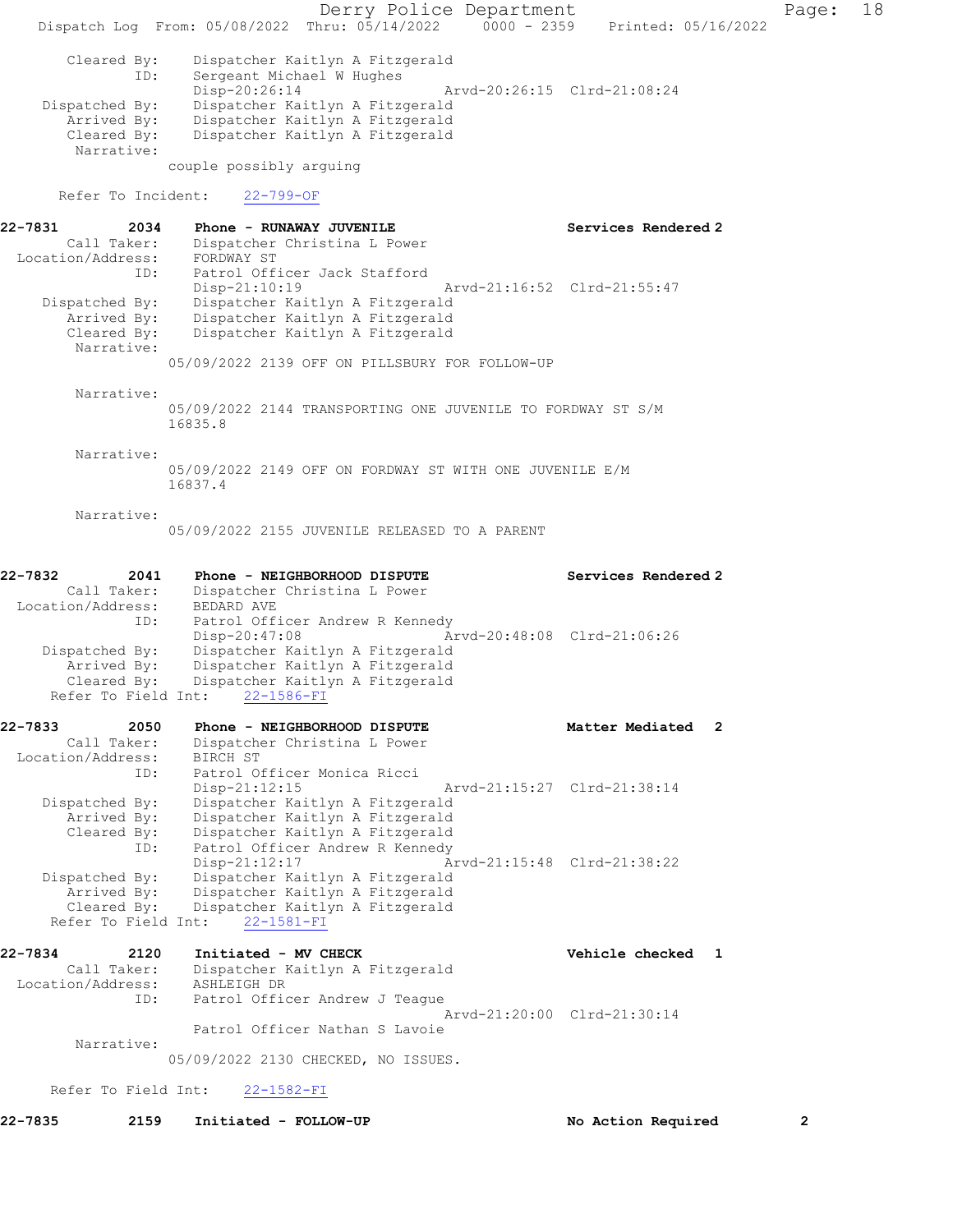```
      Cleared By:    Dispatcher Kaitlyn A Fitzgerald
             ID:     Sergeant Michael W Hughes
                     Disp-20:26:14              Arvd-20:26:15  Clrd-21:08:24
   Dispatched By:    Dispatcher Kaitlyn A Fitzgerald
      Arrived By:    Dispatcher Kaitlyn A Fitzgerald
      Cleared By:    Dispatcher Kaitlyn A Fitzgerald
       Narrative:
                   couple possibly arguing

     Refer To Incident:    22-799-OF

22-7831        2034    Phone - RUNAWAY JUVENILE                    Services Rendered 2
      Call Taker:    Dispatcher Christina L Power
Location/Address:    FORDWAY ST
             ID:     Patrol Officer Jack Stafford
                     Disp-21:10:19              Arvd-21:16:52  Clrd-21:55:47
   Dispatched By:    Dispatcher Kaitlyn A Fitzgerald
      Arrived By:    Dispatcher Kaitlyn A Fitzgerald
      Cleared By:    Dispatcher Kaitlyn A Fitzgerald
       Narrative:
                   05/09/2022 2139 OFF ON PILLSBURY FOR FOLLOW-UP

       Narrative:
                   05/09/2022 2144 TRANSPORTING ONE JUVENILE TO FORDWAY ST S/M
                   16835.8

       Narrative:
                   05/09/2022 2149 OFF ON FORDWAY ST WITH ONE JUVENILE E/M
                   16837.4

       Narrative:
                   05/09/2022 2155 JUVENILE RELEASED TO A PARENT


22-7832        2041    Phone - NEIGHBORHOOD DISPUTE                Services Rendered 2
      Call Taker:    Dispatcher Christina L Power
Location/Address:    BEDARD AVE
             ID:     Patrol Officer Andrew R Kennedy
                     Disp-20:47:08              Arvd-20:48:08  Clrd-21:06:26
   Dispatched By:    Dispatcher Kaitlyn A Fitzgerald
      Arrived By:    Dispatcher Kaitlyn A Fitzgerald
      Cleared By:    Dispatcher Kaitlyn A Fitzgerald
  Refer To Field Int:    22-1586-FI

22-7833        2050    Phone - NEIGHBORHOOD DISPUTE                Matter Mediated  2
      Call Taker:    Dispatcher Christina L Power
Location/Address:    BIRCH ST
             ID:     Patrol Officer Monica Ricci
                     Disp-21:12:15              Arvd-21:15:27  Clrd-21:38:14
   Dispatched By:    Dispatcher Kaitlyn A Fitzgerald
      Arrived By:    Dispatcher Kaitlyn A Fitzgerald
      Cleared By:    Dispatcher Kaitlyn A Fitzgerald
             ID:     Patrol Officer Andrew R Kennedy
                     Disp-21:12:17              Arvd-21:15:48  Clrd-21:38:22
   Dispatched By:    Dispatcher Kaitlyn A Fitzgerald
      Arrived By:    Dispatcher Kaitlyn A Fitzgerald
      Cleared By:    Dispatcher Kaitlyn A Fitzgerald
  Refer To Field Int:    22-1581-FI

22-7834        2120    Initiated - MV CHECK                        Vehicle checked  1
      Call Taker:    Dispatcher Kaitlyn A Fitzgerald
Location/Address:    ASHLEIGH DR
             ID:     Patrol Officer Andrew J Teague
                                                Arvd-21:20:00  Clrd-21:30:14
                     Patrol Officer Nathan S Lavoie
       Narrative:
                   05/09/2022 2130 CHECKED, NO ISSUES.

  Refer To Field Int:    22-1582-FI

22-7835        2159    Initiated - FOLLOW-UP                       No Action Required        2
```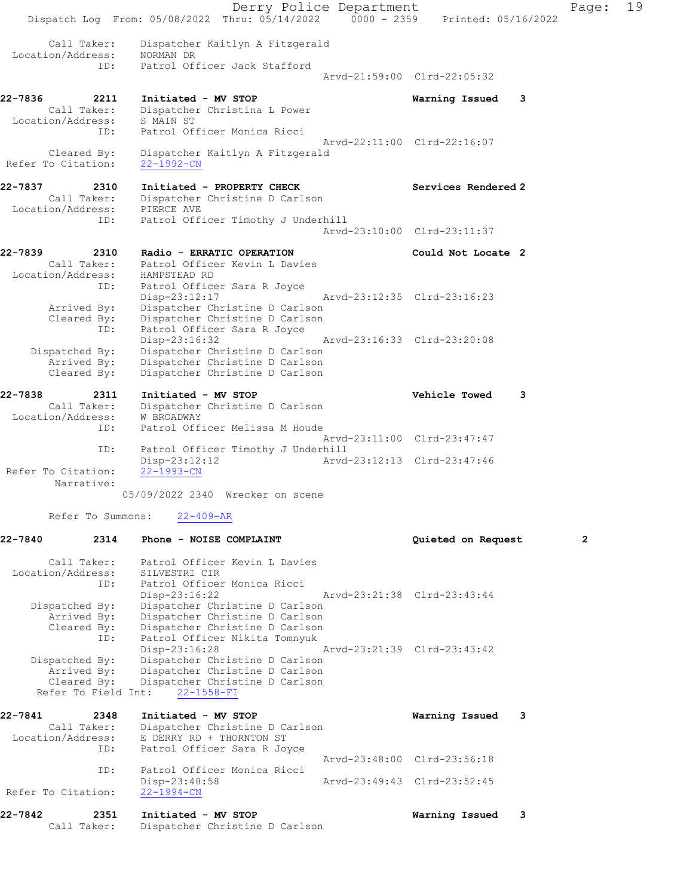```
Call Taker:  Dispatcher Kaitlyn A Fitzgerald
Location/Address:  NORMAN DR
ID:  Patrol Officer Jack Stafford
                                        Arvd-21:59:00  Clrd-22:05:32

22-7836        2211   Initiated - MV STOP                    Warning Issued    3
Call Taker:  Dispatcher Christina L Power
Location/Address:  S MAIN ST
ID:  Patrol Officer Monica Ricci
                                        Arvd-22:11:00  Clrd-22:16:07
Cleared By:  Dispatcher Kaitlyn A Fitzgerald
Refer To Citation:  22-1992-CN

22-7837        2310   Initiated - PROPERTY CHECK             Services Rendered 2
Call Taker:  Dispatcher Christine D Carlson
Location/Address:  PIERCE AVE
ID:  Patrol Officer Timothy J Underhill
                                        Arvd-23:10:00  Clrd-23:11:37

22-7839        2310   Radio - ERRATIC OPERATION              Could Not Locate  2
Call Taker:  Patrol Officer Kevin L Davies
Location/Address:  HAMPSTEAD RD
ID:  Patrol Officer Sara R Joyce
     Disp-23:12:17                      Arvd-23:12:35  Clrd-23:16:23
Arrived By:  Dispatcher Christine D Carlson
Cleared By:  Dispatcher Christine D Carlson
ID:  Patrol Officer Sara R Joyce
     Disp-23:16:32                      Arvd-23:16:33  Clrd-23:20:08
Dispatched By:  Dispatcher Christine D Carlson
Arrived By:  Dispatcher Christine D Carlson
Cleared By:  Dispatcher Christine D Carlson

22-7838        2311   Initiated - MV STOP                    Vehicle Towed     3
Call Taker:  Dispatcher Christine D Carlson
Location/Address:  W BROADWAY
ID:  Patrol Officer Melissa M Houde
                                        Arvd-23:11:00  Clrd-23:47:47
ID:  Patrol Officer Timothy J Underhill
     Disp-23:12:12                      Arvd-23:12:13  Clrd-23:47:46
Refer To Citation:  22-1993-CN
Narrative:
     05/09/2022 2340  Wrecker on scene

Refer To Summons:  22-409-AR

22-7840        2314   Phone - NOISE COMPLAINT                Quieted on Request    2

Call Taker:  Patrol Officer Kevin L Davies
Location/Address:  SILVESTRI CIR
ID:  Patrol Officer Monica Ricci
     Disp-23:16:22                      Arvd-23:21:38  Clrd-23:43:44
Dispatched By:  Dispatcher Christine D Carlson
Arrived By:  Dispatcher Christine D Carlson
Cleared By:  Dispatcher Christine D Carlson
ID:  Patrol Officer Nikita Tomnyuk
     Disp-23:16:28                      Arvd-23:21:39  Clrd-23:43:42
Dispatched By:  Dispatcher Christine D Carlson
Arrived By:  Dispatcher Christine D Carlson
Cleared By:  Dispatcher Christine D Carlson
Refer To Field Int:  22-1558-FI

22-7841        2348   Initiated - MV STOP                    Warning Issued    3
Call Taker:  Dispatcher Christine D Carlson
Location/Address:  E DERRY RD + THORNTON ST
ID:  Patrol Officer Sara R Joyce
                                        Arvd-23:48:00  Clrd-23:56:18
ID:  Patrol Officer Monica Ricci
     Disp-23:48:58                      Arvd-23:49:43  Clrd-23:52:45
Refer To Citation:  22-1994-CN

22-7842        2351   Initiated - MV STOP                    Warning Issued    3
Call Taker:  Dispatcher Christine D Carlson
```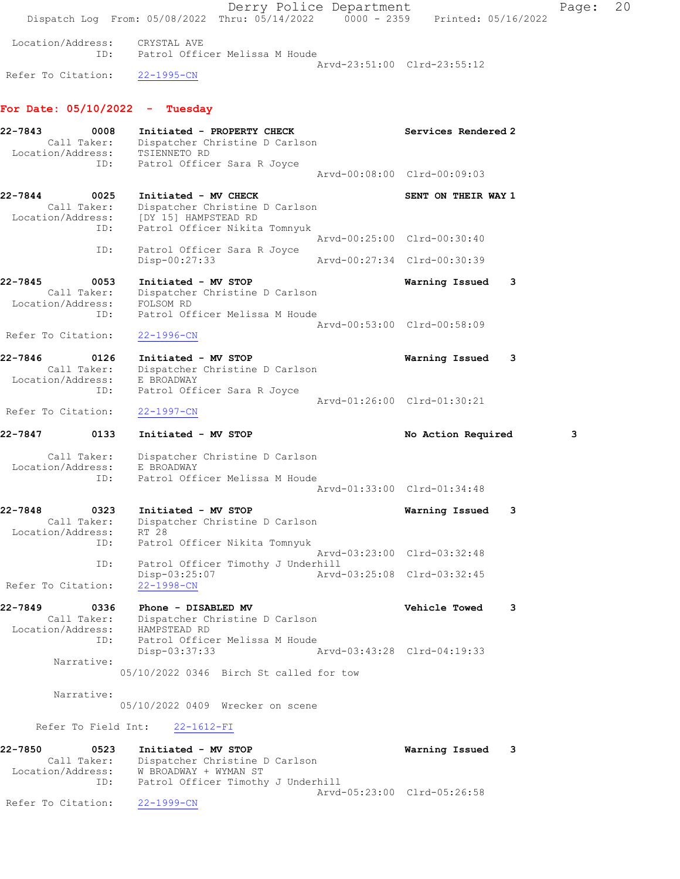```
Location/Address:    CRYSTAL AVE
              ID:    Patrol Officer Melissa M Houde
                                             Arvd-23:51:00  Clrd-23:55:12
Refer To Citation:   22-1995-CN
```

**For Date: 05/10/2022 - Tuesday**

```
22-7843        0008    Initiated - PROPERTY CHECK                Services Rendered 2
        Call Taker:    Dispatcher Christine D Carlson
  Location/Address:    TSIENNETO RD
                ID:    Patrol Officer Sara R Joyce
                                             Arvd-00:08:00  Clrd-00:09:03

22-7844        0025    Initiated - MV CHECK                      SENT ON THEIR WAY 1
        Call Taker:    Dispatcher Christine D Carlson
  Location/Address:    [DY 15] HAMPSTEAD RD
                ID:    Patrol Officer Nikita Tomnyuk
                                             Arvd-00:25:00  Clrd-00:30:40
                ID:    Patrol Officer Sara R Joyce
                       Disp-00:27:33         Arvd-00:27:34  Clrd-00:30:39

22-7845        0053    Initiated - MV STOP                       Warning Issued    3
        Call Taker:    Dispatcher Christine D Carlson
  Location/Address:    FOLSOM RD
                ID:    Patrol Officer Melissa M Houde
                                             Arvd-00:53:00  Clrd-00:58:09
 Refer To Citation:    22-1996-CN

22-7846        0126    Initiated - MV STOP                       Warning Issued    3
        Call Taker:    Dispatcher Christine D Carlson
  Location/Address:    E BROADWAY
                ID:    Patrol Officer Sara R Joyce
                                             Arvd-01:26:00  Clrd-01:30:21
 Refer To Citation:    22-1997-CN

22-7847        0133    Initiated - MV STOP                       No Action Required        3

        Call Taker:    Dispatcher Christine D Carlson
  Location/Address:    E BROADWAY
                ID:    Patrol Officer Melissa M Houde
                                             Arvd-01:33:00  Clrd-01:34:48

22-7848        0323    Initiated - MV STOP                       Warning Issued    3
        Call Taker:    Dispatcher Christine D Carlson
  Location/Address:    RT 28
                ID:    Patrol Officer Nikita Tomnyuk
                                             Arvd-03:23:00  Clrd-03:32:48
                ID:    Patrol Officer Timothy J Underhill
                       Disp-03:25:07         Arvd-03:25:08  Clrd-03:32:45
 Refer To Citation:    22-1998-CN

22-7849        0336    Phone - DISABLED MV                       Vehicle Towed     3
        Call Taker:    Dispatcher Christine D Carlson
  Location/Address:    HAMPSTEAD RD
                ID:    Patrol Officer Melissa M Houde
                       Disp-03:37:33         Arvd-03:43:28  Clrd-04:19:33
         Narrative:
                    05/10/2022 0346  Birch St called for tow

         Narrative:
                    05/10/2022 0409  Wrecker on scene

      Refer To Field Int:    22-1612-FI

22-7850        0523    Initiated - MV STOP                       Warning Issued    3
        Call Taker:    Dispatcher Christine D Carlson
  Location/Address:    W BROADWAY + WYMAN ST
                ID:    Patrol Officer Timothy J Underhill
                                             Arvd-05:23:00  Clrd-05:26:58
 Refer To Citation:    22-1999-CN
```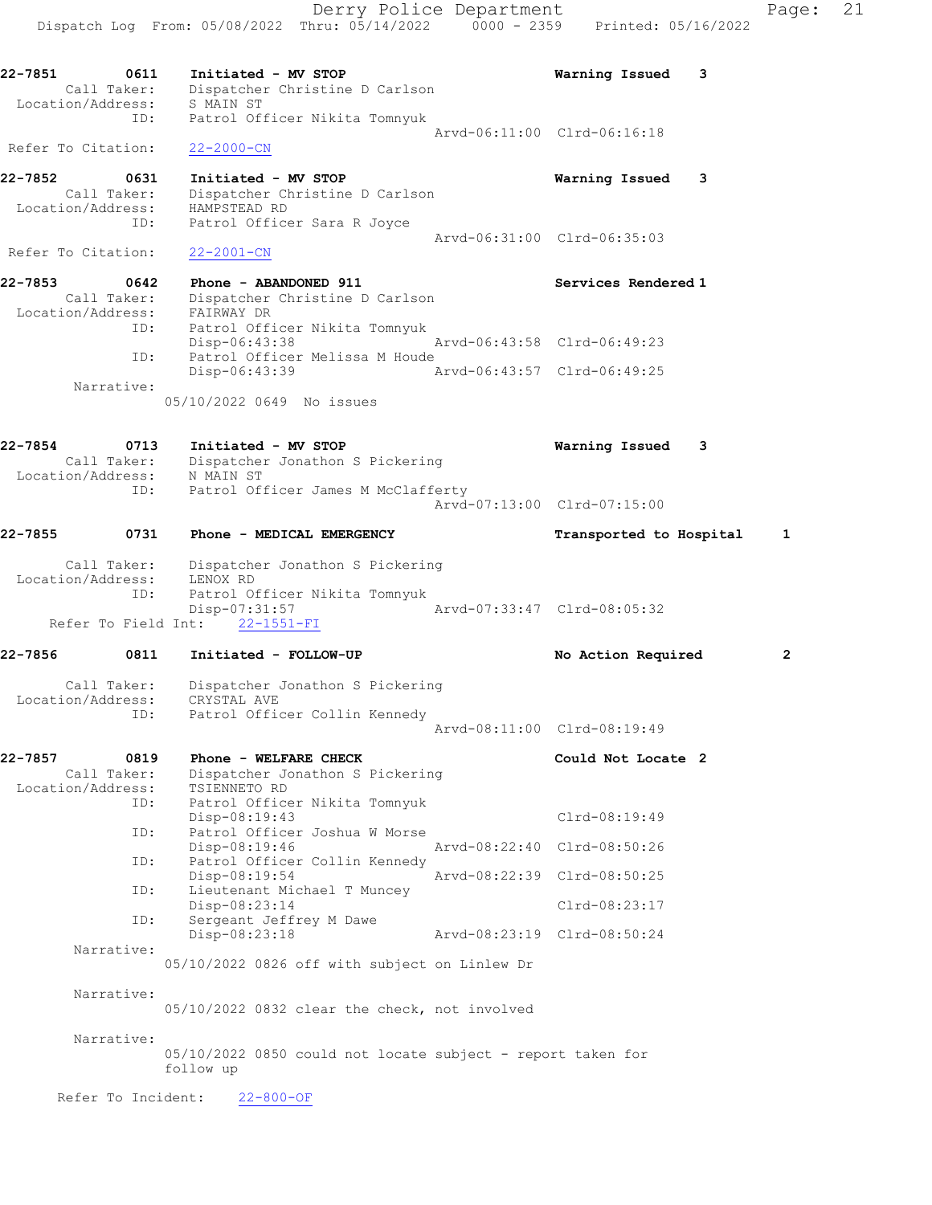22-7851 0611 **Initiated - MV STOP** **Warning Issued** 3
Call Taker: Dispatcher Christine D Carlson
Location/Address: S MAIN ST
ID: Patrol Officer Nikita Tomnyuk
Arvd-06:11:00 Clrd-06:16:18
Refer To Citation: 22-2000-CN

22-7852 0631 **Initiated - MV STOP** **Warning Issued** 3
Call Taker: Dispatcher Christine D Carlson
Location/Address: HAMPSTEAD RD
ID: Patrol Officer Sara R Joyce
Arvd-06:31:00 Clrd-06:35:03
Refer To Citation: 22-2001-CN

22-7853 0642 **Phone - ABANDONED 911** **Services Rendered** 1
Call Taker: Dispatcher Christine D Carlson
Location/Address: FAIRWAY DR
ID: Patrol Officer Nikita Tomnyuk
Disp-06:43:38 Arvd-06:43:58 Clrd-06:49:23
ID: Patrol Officer Melissa M Houde
Disp-06:43:39 Arvd-06:43:57 Clrd-06:49:25
Narrative:
05/10/2022 0649 No issues

22-7854 0713 **Initiated - MV STOP** **Warning Issued** 3
Call Taker: Dispatcher Jonathon S Pickering
Location/Address: N MAIN ST
ID: Patrol Officer James M McClafferty
Arvd-07:13:00 Clrd-07:15:00

22-7855 0731 **Phone - MEDICAL EMERGENCY** **Transported to Hospital** 1
Call Taker: Dispatcher Jonathon S Pickering
Location/Address: LENOX RD
ID: Patrol Officer Nikita Tomnyuk
Disp-07:31:57 Arvd-07:33:47 Clrd-08:05:32
Refer To Field Int: 22-1551-FI

22-7856 0811 **Initiated - FOLLOW-UP** **No Action Required** 2
Call Taker: Dispatcher Jonathon S Pickering
Location/Address: CRYSTAL AVE
ID: Patrol Officer Collin Kennedy
Arvd-08:11:00 Clrd-08:19:49

22-7857 0819 **Phone - WELFARE CHECK** **Could Not Locate** 2
Call Taker: Dispatcher Jonathon S Pickering
Location/Address: TSIENNETO RD
ID: Patrol Officer Nikita Tomnyuk
Disp-08:19:43 Clrd-08:19:49
ID: Patrol Officer Joshua W Morse
Disp-08:19:46 Arvd-08:22:40 Clrd-08:50:26
ID: Patrol Officer Collin Kennedy
Disp-08:19:54 Arvd-08:22:39 Clrd-08:50:25
ID: Lieutenant Michael T Muncey
Disp-08:23:14 Clrd-08:23:17
ID: Sergeant Jeffrey M Dawe
Disp-08:23:18 Arvd-08:23:19 Clrd-08:50:24
Narrative:
05/10/2022 0826 off with subject on Linlew Dr
Narrative:
05/10/2022 0832 clear the check, not involved
Narrative:
05/10/2022 0850 could not locate subject - report taken for follow up
Refer To Incident: 22-800-OF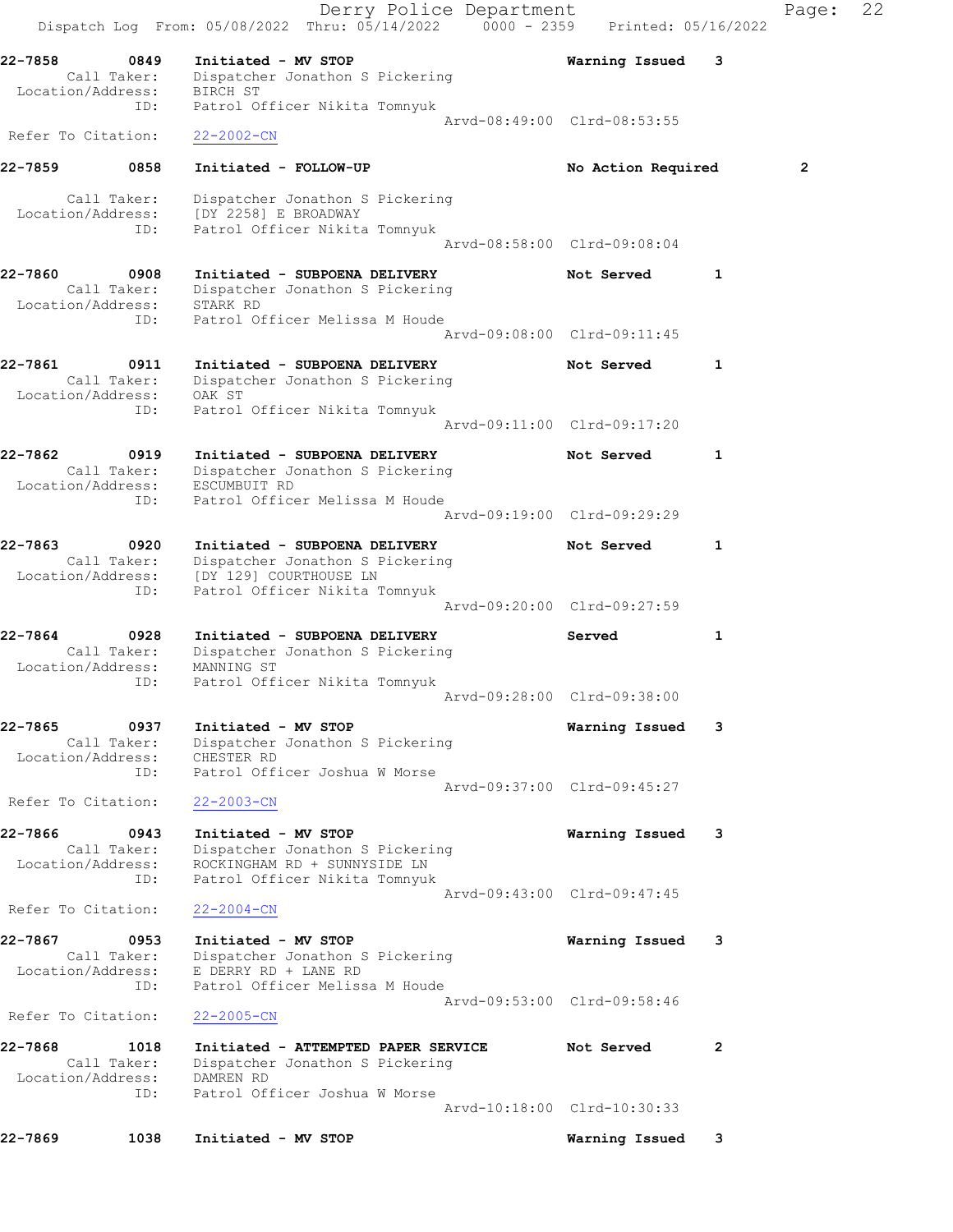22-7858 0849 Initiated - MV STOP Warning Issued 3
Call Taker: Dispatcher Jonathon S Pickering
Location/Address: BIRCH ST
ID: Patrol Officer Nikita Tomnyuk
Arvd-08:49:00 Clrd-08:53:55
Refer To Citation: 22-2002-CN

22-7859 0858 Initiated - FOLLOW-UP No Action Required 2
Call Taker: Dispatcher Jonathon S Pickering
Location/Address: [DY 2258] E BROADWAY
ID: Patrol Officer Nikita Tomnyuk
Arvd-08:58:00 Clrd-09:08:04

22-7860 0908 Initiated - SUBPOENA DELIVERY Not Served 1
Call Taker: Dispatcher Jonathon S Pickering
Location/Address: STARK RD
ID: Patrol Officer Melissa M Houde
Arvd-09:08:00 Clrd-09:11:45

22-7861 0911 Initiated - SUBPOENA DELIVERY Not Served 1
Call Taker: Dispatcher Jonathon S Pickering
Location/Address: OAK ST
ID: Patrol Officer Nikita Tomnyuk
Arvd-09:11:00 Clrd-09:17:20

22-7862 0919 Initiated - SUBPOENA DELIVERY Not Served 1
Call Taker: Dispatcher Jonathon S Pickering
Location/Address: ESCUMBUIT RD
ID: Patrol Officer Melissa M Houde
Arvd-09:19:00 Clrd-09:29:29

22-7863 0920 Initiated - SUBPOENA DELIVERY Not Served 1
Call Taker: Dispatcher Jonathon S Pickering
Location/Address: [DY 129] COURTHOUSE LN
ID: Patrol Officer Nikita Tomnyuk
Arvd-09:20:00 Clrd-09:27:59

22-7864 0928 Initiated - SUBPOENA DELIVERY Served 1
Call Taker: Dispatcher Jonathon S Pickering
Location/Address: MANNING ST
ID: Patrol Officer Nikita Tomnyuk
Arvd-09:28:00 Clrd-09:38:00

22-7865 0937 Initiated - MV STOP Warning Issued 3
Call Taker: Dispatcher Jonathon S Pickering
Location/Address: CHESTER RD
ID: Patrol Officer Joshua W Morse
Arvd-09:37:00 Clrd-09:45:27
Refer To Citation: 22-2003-CN

22-7866 0943 Initiated - MV STOP Warning Issued 3
Call Taker: Dispatcher Jonathon S Pickering
Location/Address: ROCKINGHAM RD + SUNNYSIDE LN
ID: Patrol Officer Nikita Tomnyuk
Arvd-09:43:00 Clrd-09:47:45
Refer To Citation: 22-2004-CN

22-7867 0953 Initiated - MV STOP Warning Issued 3
Call Taker: Dispatcher Jonathon S Pickering
Location/Address: E DERRY RD + LANE RD
ID: Patrol Officer Melissa M Houde
Arvd-09:53:00 Clrd-09:58:46
Refer To Citation: 22-2005-CN

22-7868 1018 Initiated - ATTEMPTED PAPER SERVICE Not Served 2
Call Taker: Dispatcher Jonathon S Pickering
Location/Address: DAMREN RD
ID: Patrol Officer Joshua W Morse
Arvd-10:18:00 Clrd-10:30:33

22-7869 1038 Initiated - MV STOP Warning Issued 3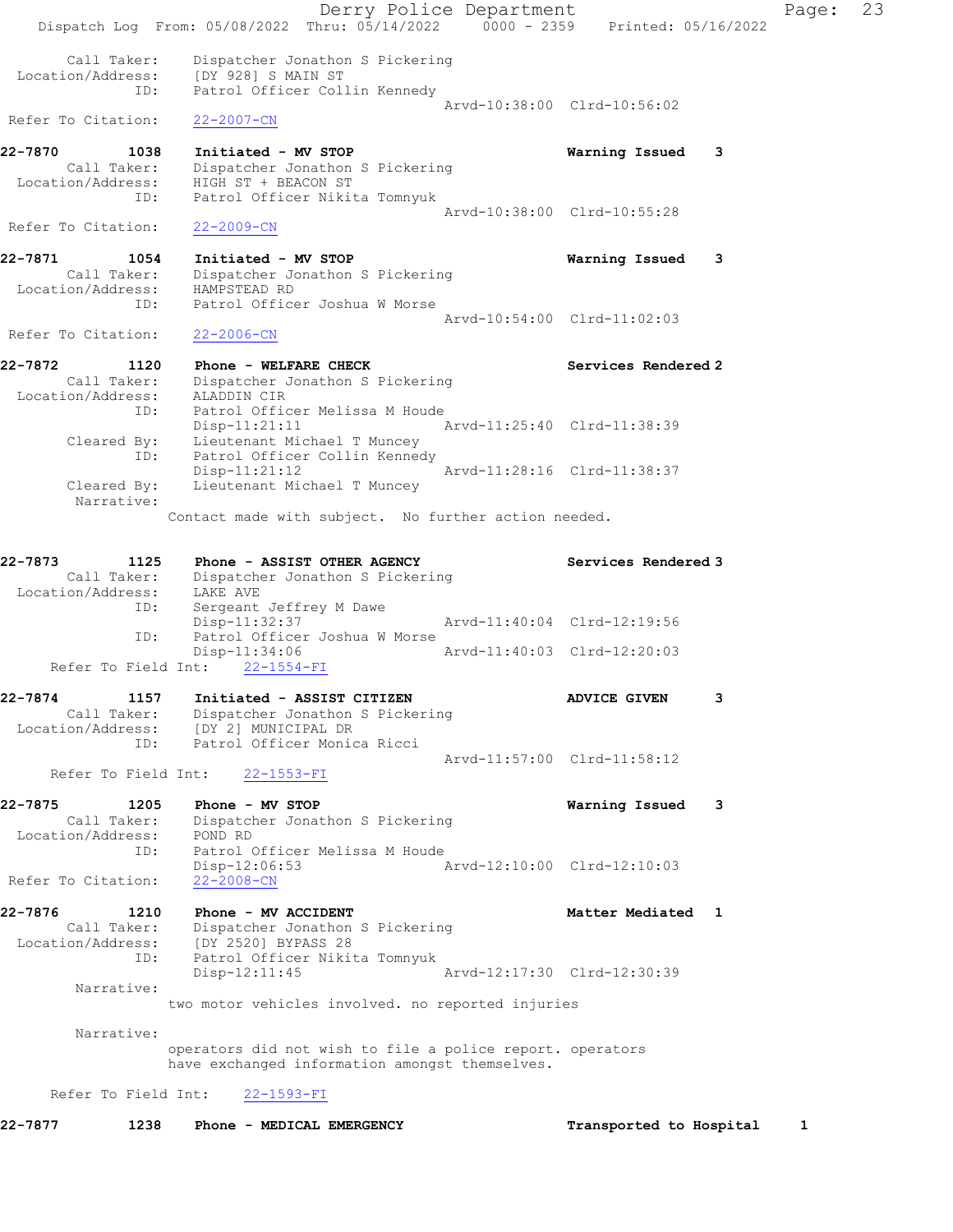Call Taker: Dispatcher Jonathon S Pickering
Location/Address: [DY 928] S MAIN ST
ID: Patrol Officer Collin Kennedy
Arvd-10:38:00 Clrd-10:56:02
Refer To Citation: 22-2007-CN

**22-7870 1038 Initiated - MV STOP** Warning Issued 3
Call Taker: Dispatcher Jonathon S Pickering
Location/Address: HIGH ST + BEACON ST
ID: Patrol Officer Nikita Tomnyuk
Arvd-10:38:00 Clrd-10:55:28
Refer To Citation: 22-2009-CN

**22-7871 1054 Initiated - MV STOP** Warning Issued 3
Call Taker: Dispatcher Jonathon S Pickering
Location/Address: HAMPSTEAD RD
ID: Patrol Officer Joshua W Morse
Arvd-10:54:00 Clrd-11:02:03
Refer To Citation: 22-2006-CN

**22-7872 1120 Phone - WELFARE CHECK** Services Rendered 2
Call Taker: Dispatcher Jonathon S Pickering
Location/Address: ALADDIN CIR
ID: Patrol Officer Melissa M Houde
Disp-11:21:11 Arvd-11:25:40 Clrd-11:38:39
Cleared By: Lieutenant Michael T Muncey
ID: Patrol Officer Collin Kennedy
Disp-11:21:12 Arvd-11:28:16 Clrd-11:38:37
Cleared By: Lieutenant Michael T Muncey
Narrative:
Contact made with subject. No further action needed.

**22-7873 1125 Phone - ASSIST OTHER AGENCY** Services Rendered 3
Call Taker: Dispatcher Jonathon S Pickering
Location/Address: LAKE AVE
ID: Sergeant Jeffrey M Dawe
Disp-11:32:37 Arvd-11:40:04 Clrd-12:19:56
ID: Patrol Officer Joshua W Morse
Disp-11:34:06 Arvd-11:40:03 Clrd-12:20:03
Refer To Field Int: 22-1554-FI

**22-7874 1157 Initiated - ASSIST CITIZEN** ADVICE GIVEN 3
Call Taker: Dispatcher Jonathon S Pickering
Location/Address: [DY 2] MUNICIPAL DR
ID: Patrol Officer Monica Ricci
Arvd-11:57:00 Clrd-11:58:12
Refer To Field Int: 22-1553-FI

**22-7875 1205 Phone - MV STOP** Warning Issued 3
Call Taker: Dispatcher Jonathon S Pickering
Location/Address: POND RD
ID: Patrol Officer Melissa M Houde
Disp-12:06:53 Arvd-12:10:00 Clrd-12:10:03
Refer To Citation: 22-2008-CN

**22-7876 1210 Phone - MV ACCIDENT** Matter Mediated 1
Call Taker: Dispatcher Jonathon S Pickering
Location/Address: [DY 2520] BYPASS 28
ID: Patrol Officer Nikita Tomnyuk
Disp-12:11:45 Arvd-12:17:30 Clrd-12:30:39
Narrative:
two motor vehicles involved. no reported injuries

Narrative:
operators did not wish to file a police report. operators have exchanged information amongst themselves.

Refer To Field Int: 22-1593-FI

**22-7877 1238 Phone - MEDICAL EMERGENCY** Transported to Hospital 1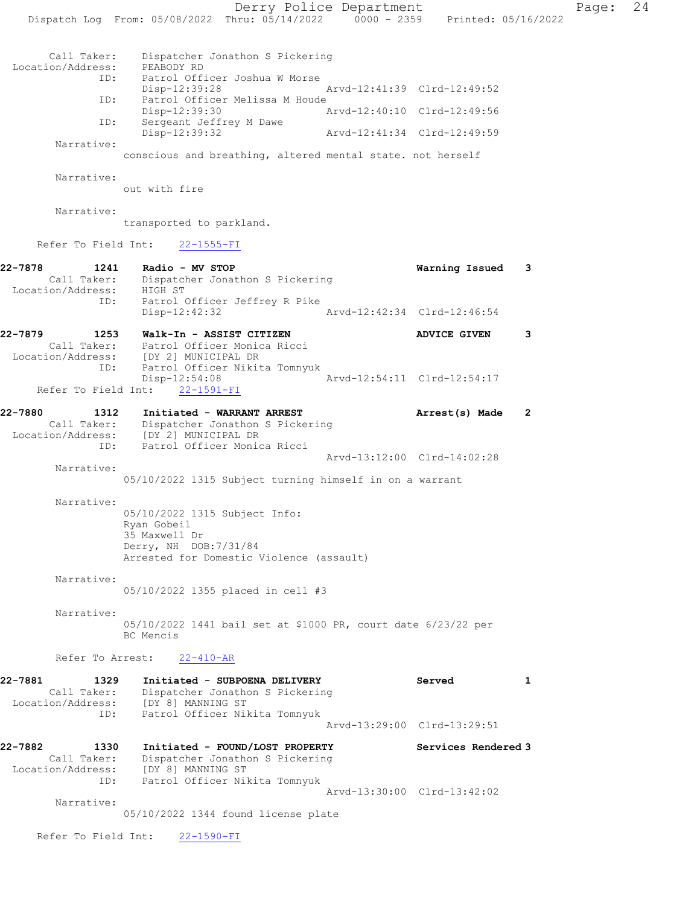```
        Call Taker:    Dispatcher Jonathon S Pickering
  Location/Address:    PEABODY RD
                ID:    Patrol Officer Joshua W Morse
                       Disp-12:39:28                 Arvd-12:41:39  Clrd-12:49:52
                ID:    Patrol Officer Melissa M Houde
                       Disp-12:39:30                 Arvd-12:40:10  Clrd-12:49:56
                ID:    Sergeant Jeffrey M Dawe
                       Disp-12:39:32                 Arvd-12:41:34  Clrd-12:49:59
         Narrative:
                      conscious and breathing, altered mental state. not herself

         Narrative:
                      out with fire

         Narrative:
                      transported to parkland.

      Refer To Field Int:    22-1555-FI

22-7878         1241    Radio - MV STOP                               Warning Issued    3
        Call Taker:    Dispatcher Jonathon S Pickering
  Location/Address:    HIGH ST
                ID:    Patrol Officer Jeffrey R Pike
                       Disp-12:42:32                 Arvd-12:42:34  Clrd-12:46:54

22-7879         1253    Walk-In - ASSIST CITIZEN                      ADVICE GIVEN      3
        Call Taker:    Patrol Officer Monica Ricci
  Location/Address:    [DY 2] MUNICIPAL DR
                ID:    Patrol Officer Nikita Tomnyuk
                       Disp-12:54:08                 Arvd-12:54:11  Clrd-12:54:17
      Refer To Field Int:    22-1591-FI

22-7880         1312    Initiated - WARRANT ARREST                    Arrest(s) Made    2
        Call Taker:    Dispatcher Jonathon S Pickering
  Location/Address:    [DY 2] MUNICIPAL DR
                ID:    Patrol Officer Monica Ricci
                                                     Arvd-13:12:00  Clrd-14:02:28
         Narrative:
                      05/10/2022 1315 Subject turning himself in on a warrant

         Narrative:
                      05/10/2022 1315 Subject Info:
                      Ryan Gobeil
                      35 Maxwell Dr
                      Derry, NH  DOB:7/31/84
                      Arrested for Domestic Violence (assault)

         Narrative:
                      05/10/2022 1355 placed in cell #3

         Narrative:
                      05/10/2022 1441 bail set at $1000 PR, court date 6/23/22 per
                      BC Mencis

         Refer To Arrest:    22-410-AR

22-7881         1329    Initiated - SUBPOENA DELIVERY                 Served            1
        Call Taker:    Dispatcher Jonathon S Pickering
  Location/Address:    [DY 8] MANNING ST
                ID:    Patrol Officer Nikita Tomnyuk
                                                     Arvd-13:29:00  Clrd-13:29:51

22-7882         1330    Initiated - FOUND/LOST PROPERTY               Services Rendered 3
        Call Taker:    Dispatcher Jonathon S Pickering
  Location/Address:    [DY 8] MANNING ST
                ID:    Patrol Officer Nikita Tomnyuk
                                                     Arvd-13:30:00  Clrd-13:42:02
         Narrative:
                      05/10/2022 1344 found license plate

      Refer To Field Int:    22-1590-FI
```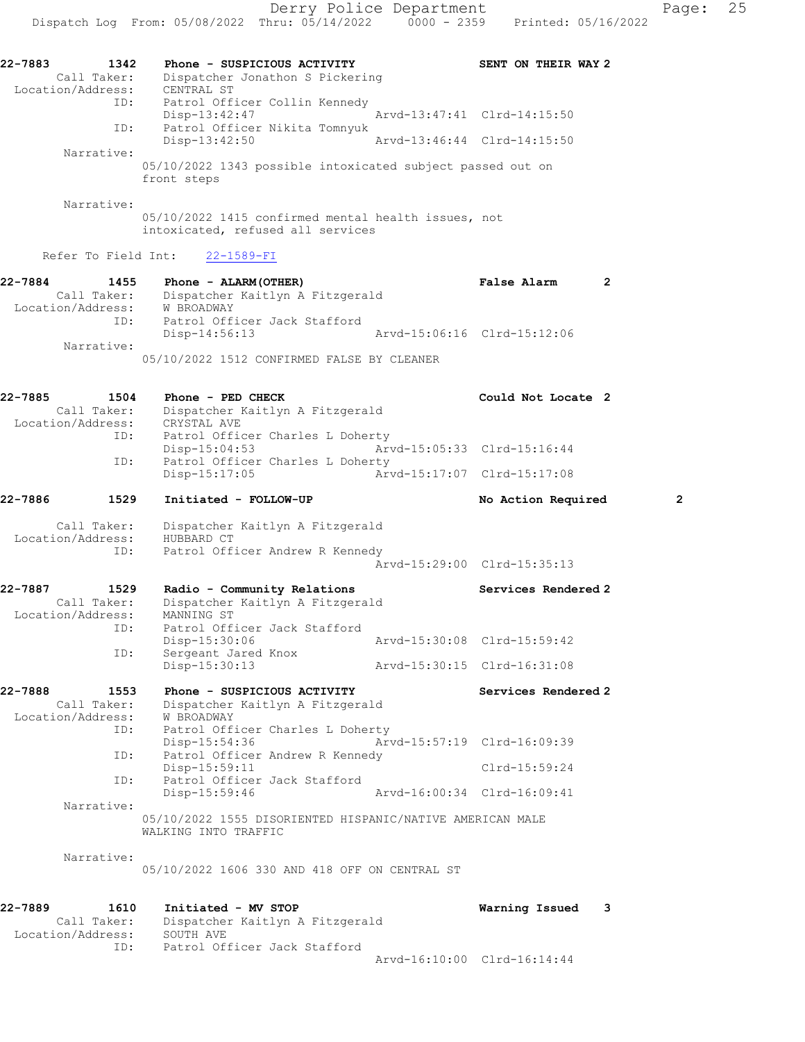```
22-7883        1342    Phone - SUSPICIOUS ACTIVITY                SENT ON THEIR WAY 2
        Call Taker:    Dispatcher Jonathon S Pickering
  Location/Address:    CENTRAL ST
               ID:     Patrol Officer Collin Kennedy
                       Disp-13:42:47               Arvd-13:47:41  Clrd-14:15:50
               ID:     Patrol Officer Nikita Tomnyuk
                       Disp-13:42:50               Arvd-13:46:44  Clrd-14:15:50
         Narrative:
                       05/10/2022 1343 possible intoxicated subject passed out on
                       front steps

         Narrative:
                       05/10/2022 1415 confirmed mental health issues, not
                       intoxicated, refused all services

      Refer To Field Int:    22-1589-FI

22-7884        1455    Phone - ALARM(OTHER)                       False Alarm      2
        Call Taker:    Dispatcher Kaitlyn A Fitzgerald
  Location/Address:    W BROADWAY
               ID:     Patrol Officer Jack Stafford
                       Disp-14:56:13               Arvd-15:06:16  Clrd-15:12:06
         Narrative:
                       05/10/2022 1512 CONFIRMED FALSE BY CLEANER

22-7885        1504    Phone - PED CHECK                          Could Not Locate 2
        Call Taker:    Dispatcher Kaitlyn A Fitzgerald
  Location/Address:    CRYSTAL AVE
               ID:     Patrol Officer Charles L Doherty
                       Disp-15:04:53               Arvd-15:05:33  Clrd-15:16:44
               ID:     Patrol Officer Charles L Doherty
                       Disp-15:17:05               Arvd-15:17:07  Clrd-15:17:08

22-7886        1529    Initiated - FOLLOW-UP                      No Action Required       2

        Call Taker:    Dispatcher Kaitlyn A Fitzgerald
  Location/Address:    HUBBARD CT
               ID:     Patrol Officer Andrew R Kennedy
                                                   Arvd-15:29:00  Clrd-15:35:13

22-7887        1529    Radio - Community Relations                Services Rendered 2
        Call Taker:    Dispatcher Kaitlyn A Fitzgerald
  Location/Address:    MANNING ST
               ID:     Patrol Officer Jack Stafford
                       Disp-15:30:06               Arvd-15:30:08  Clrd-15:59:42
               ID:     Sergeant Jared Knox
                       Disp-15:30:13               Arvd-15:30:15  Clrd-16:31:08

22-7888        1553    Phone - SUSPICIOUS ACTIVITY                Services Rendered 2
        Call Taker:    Dispatcher Kaitlyn A Fitzgerald
  Location/Address:    W BROADWAY
               ID:     Patrol Officer Charles L Doherty
                       Disp-15:54:36               Arvd-15:57:19  Clrd-16:09:39
               ID:     Patrol Officer Andrew R Kennedy
                       Disp-15:59:11                              Clrd-15:59:24
               ID:     Patrol Officer Jack Stafford
                       Disp-15:59:46               Arvd-16:00:34  Clrd-16:09:41
         Narrative:
                       05/10/2022 1555 DISORIENTED HISPANIC/NATIVE AMERICAN MALE
                       WALKING INTO TRAFFIC

         Narrative:
                       05/10/2022 1606 330 AND 418 OFF ON CENTRAL ST

22-7889        1610    Initiated - MV STOP                        Warning Issued   3
        Call Taker:    Dispatcher Kaitlyn A Fitzgerald
  Location/Address:    SOUTH AVE
               ID:     Patrol Officer Jack Stafford
                                                   Arvd-16:10:00  Clrd-16:14:44
```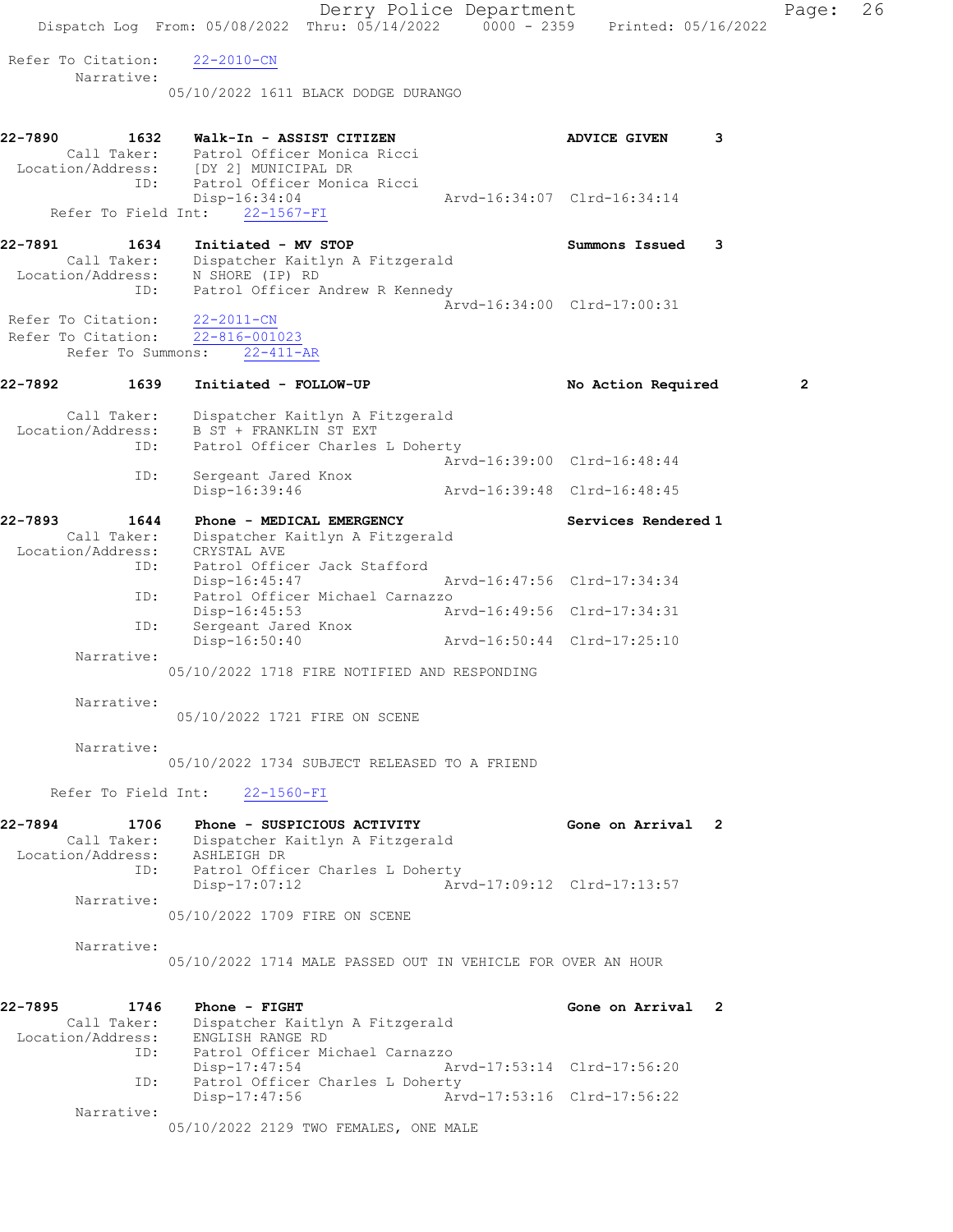Refer To Citation: 22-2010-CN
Narrative:
05/10/2022 1611 BLACK DODGE DURANGO

**22-7890 1632 Walk-In - ASSIST CITIZEN — ADVICE GIVEN 3**
Call Taker: Patrol Officer Monica Ricci
Location/Address: [DY 2] MUNICIPAL DR
ID: Patrol Officer Monica Ricci
Disp-16:34:04 Arvd-16:34:07 Clrd-16:34:14
Refer To Field Int: 22-1567-FI

**22-7891 1634 Initiated - MV STOP — Summons Issued 3**
Call Taker: Dispatcher Kaitlyn A Fitzgerald
Location/Address: N SHORE (IP) RD
ID: Patrol Officer Andrew R Kennedy
Arvd-16:34:00 Clrd-17:00:31
Refer To Citation: 22-2011-CN
Refer To Citation: 22-816-001023
Refer To Summons: 22-411-AR

**22-7892 1639 Initiated - FOLLOW-UP — No Action Required 2**
Call Taker: Dispatcher Kaitlyn A Fitzgerald
Location/Address: B ST + FRANKLIN ST EXT
ID: Patrol Officer Charles L Doherty
Arvd-16:39:00 Clrd-16:48:44
ID: Sergeant Jared Knox
Disp-16:39:46 Arvd-16:39:48 Clrd-16:48:45

**22-7893 1644 Phone - MEDICAL EMERGENCY — Services Rendered 1**
Call Taker: Dispatcher Kaitlyn A Fitzgerald
Location/Address: CRYSTAL AVE
ID: Patrol Officer Jack Stafford
Disp-16:45:47 Arvd-16:47:56 Clrd-17:34:34
ID: Patrol Officer Michael Carnazzo
Disp-16:45:53 Arvd-16:49:56 Clrd-17:34:31
ID: Sergeant Jared Knox
Disp-16:50:40 Arvd-16:50:44 Clrd-17:25:10
Narrative:
05/10/2022 1718 FIRE NOTIFIED AND RESPONDING
Narrative:
05/10/2022 1721 FIRE ON SCENE
Narrative:
05/10/2022 1734 SUBJECT RELEASED TO A FRIEND
Refer To Field Int: 22-1560-FI

**22-7894 1706 Phone - SUSPICIOUS ACTIVITY — Gone on Arrival 2**
Call Taker: Dispatcher Kaitlyn A Fitzgerald
Location/Address: ASHLEIGH DR
ID: Patrol Officer Charles L Doherty
Disp-17:07:12 Arvd-17:09:12 Clrd-17:13:57
Narrative:
05/10/2022 1709 FIRE ON SCENE
Narrative:
05/10/2022 1714 MALE PASSED OUT IN VEHICLE FOR OVER AN HOUR

**22-7895 1746 Phone - FIGHT — Gone on Arrival 2**
Call Taker: Dispatcher Kaitlyn A Fitzgerald
Location/Address: ENGLISH RANGE RD
ID: Patrol Officer Michael Carnazzo
Disp-17:47:54 Arvd-17:53:14 Clrd-17:56:20
ID: Patrol Officer Charles L Doherty
Disp-17:47:56 Arvd-17:53:16 Clrd-17:56:22
Narrative:
05/10/2022 2129 TWO FEMALES, ONE MALE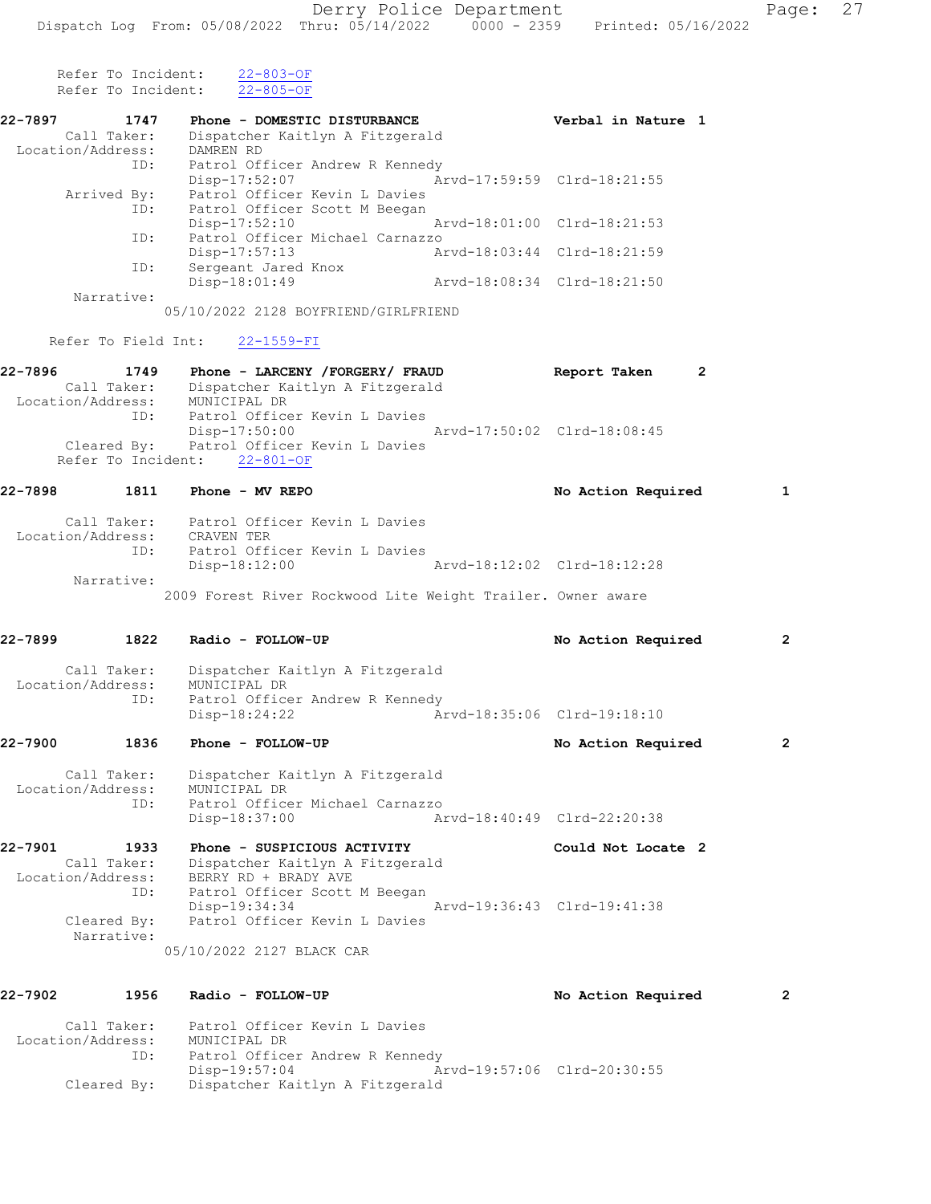Refer To Incident: 22-803-OF
Refer To Incident: 22-805-OF

**22-7897 1747 Phone - DOMESTIC DISTURBANCE** Verbal in Nature 1

Call Taker: Dispatcher Kaitlyn A Fitzgerald
Location/Address: DAMREN RD
ID: Patrol Officer Andrew R Kennedy
Disp-17:52:07 Arvd-17:59:59 Clrd-18:21:55
Arrived By: Patrol Officer Kevin L Davies
ID: Patrol Officer Scott M Beegan
Disp-17:52:10 Arvd-18:01:00 Clrd-18:21:53
ID: Patrol Officer Michael Carnazzo
Disp-17:57:13 Arvd-18:03:44 Clrd-18:21:59
ID: Sergeant Jared Knox
Disp-18:01:49 Arvd-18:08:34 Clrd-18:21:50
Narrative:
05/10/2022 2128 BOYFRIEND/GIRLFRIEND

Refer To Field Int: 22-1559-FI

**22-7896 1749 Phone - LARCENY /FORGERY/ FRAUD** Report Taken 2

Call Taker: Dispatcher Kaitlyn A Fitzgerald
Location/Address: MUNICIPAL DR
ID: Patrol Officer Kevin L Davies
Disp-17:50:00 Arvd-17:50:02 Clrd-18:08:45
Cleared By: Patrol Officer Kevin L Davies
Refer To Incident: 22-801-OF

**22-7898 1811 Phone - MV REPO** No Action Required 1

Call Taker: Patrol Officer Kevin L Davies
Location/Address: CRAVEN TER
ID: Patrol Officer Kevin L Davies
Disp-18:12:00 Arvd-18:12:02 Clrd-18:12:28
Narrative:
2009 Forest River Rockwood Lite Weight Trailer. Owner aware

**22-7899 1822 Radio - FOLLOW-UP** No Action Required 2

Call Taker: Dispatcher Kaitlyn A Fitzgerald
Location/Address: MUNICIPAL DR
ID: Patrol Officer Andrew R Kennedy
Disp-18:24:22 Arvd-18:35:06 Clrd-19:18:10

**22-7900 1836 Phone - FOLLOW-UP** No Action Required 2

Call Taker: Dispatcher Kaitlyn A Fitzgerald
Location/Address: MUNICIPAL DR
ID: Patrol Officer Michael Carnazzo
Disp-18:37:00 Arvd-18:40:49 Clrd-22:20:38

**22-7901 1933 Phone - SUSPICIOUS ACTIVITY** Could Not Locate 2

Call Taker: Dispatcher Kaitlyn A Fitzgerald
Location/Address: BERRY RD + BRADY AVE
ID: Patrol Officer Scott M Beegan
Disp-19:34:34 Arvd-19:36:43 Clrd-19:41:38
Cleared By: Patrol Officer Kevin L Davies
Narrative:
05/10/2022 2127 BLACK CAR

**22-7902 1956 Radio - FOLLOW-UP** No Action Required 2

Call Taker: Patrol Officer Kevin L Davies
Location/Address: MUNICIPAL DR
ID: Patrol Officer Andrew R Kennedy
Disp-19:57:04 Arvd-19:57:06 Clrd-20:30:55
Cleared By: Dispatcher Kaitlyn A Fitzgerald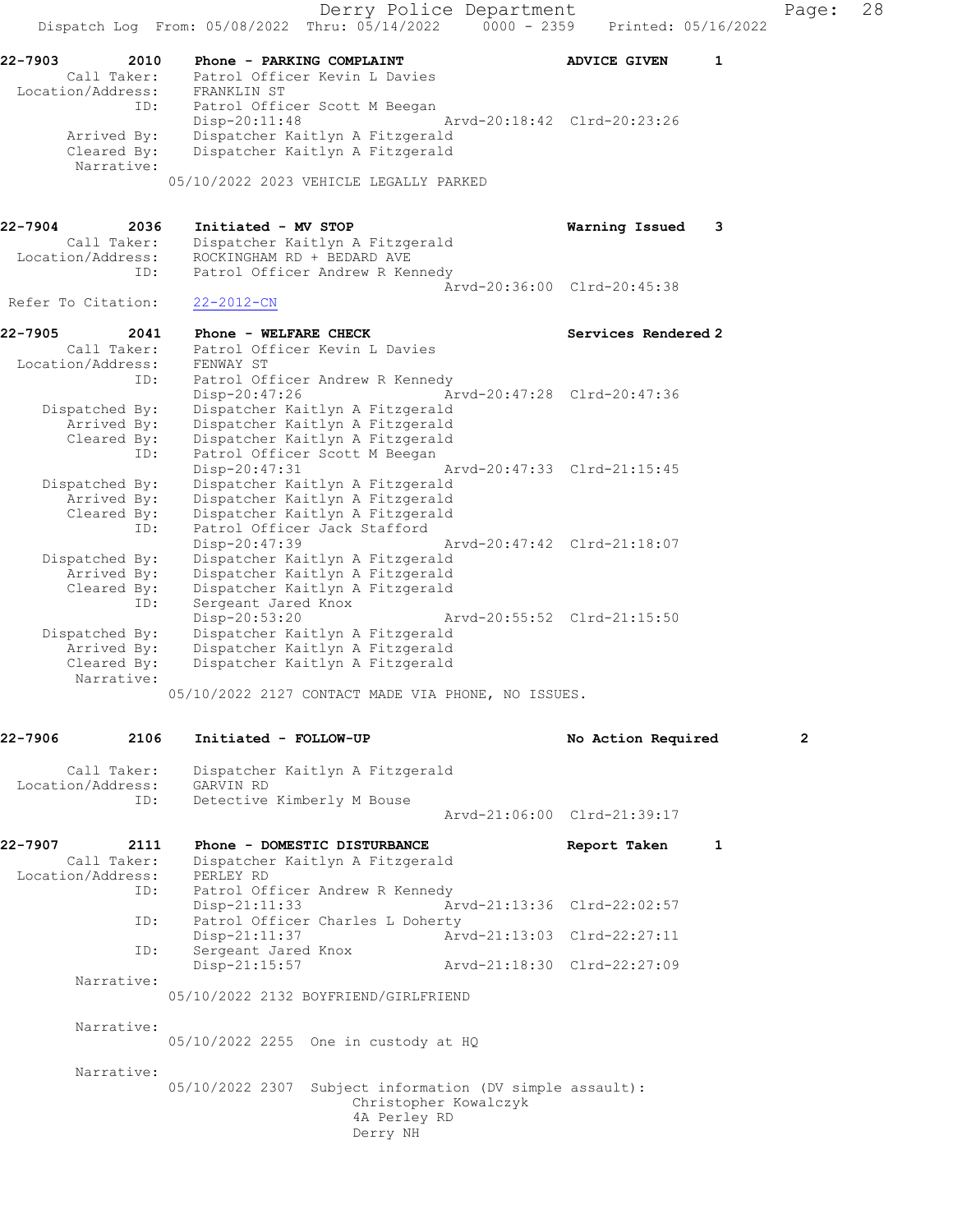Dispatch Log From: 05/08/2022 Thru: 05/14/2022 0000 - 2359 Printed: 05/16/2022

```
22-7903        2010    Phone - PARKING COMPLAINT                    ADVICE GIVEN      1
       Call Taker:     Patrol Officer Kevin L Davies
 Location/Address:     FRANKLIN ST
               ID:     Patrol Officer Scott M Beegan
                       Disp-20:11:48                 Arvd-20:18:42  Clrd-20:23:26
       Arrived By:     Dispatcher Kaitlyn A Fitzgerald
       Cleared By:     Dispatcher Kaitlyn A Fitzgerald
        Narrative:
                   05/10/2022 2023 VEHICLE LEGALLY PARKED


22-7904        2036    Initiated - MV STOP                          Warning Issued    3
       Call Taker:     Dispatcher Kaitlyn A Fitzgerald
 Location/Address:     ROCKINGHAM RD + BEDARD AVE
               ID:     Patrol Officer Andrew R Kennedy
                                                     Arvd-20:36:00  Clrd-20:45:38
 Refer To Citation:    22-2012-CN

22-7905        2041    Phone - WELFARE CHECK                        Services Rendered 2
       Call Taker:     Patrol Officer Kevin L Davies
 Location/Address:     FENWAY ST
               ID:     Patrol Officer Andrew R Kennedy
                       Disp-20:47:26                 Arvd-20:47:28  Clrd-20:47:36
    Dispatched By:     Dispatcher Kaitlyn A Fitzgerald
       Arrived By:     Dispatcher Kaitlyn A Fitzgerald
       Cleared By:     Dispatcher Kaitlyn A Fitzgerald
               ID:     Patrol Officer Scott M Beegan
                       Disp-20:47:31                 Arvd-20:47:33  Clrd-21:15:45
    Dispatched By:     Dispatcher Kaitlyn A Fitzgerald
       Arrived By:     Dispatcher Kaitlyn A Fitzgerald
       Cleared By:     Dispatcher Kaitlyn A Fitzgerald
               ID:     Patrol Officer Jack Stafford
                       Disp-20:47:39                 Arvd-20:47:42  Clrd-21:18:07
    Dispatched By:     Dispatcher Kaitlyn A Fitzgerald
       Arrived By:     Dispatcher Kaitlyn A Fitzgerald
       Cleared By:     Dispatcher Kaitlyn A Fitzgerald
               ID:     Sergeant Jared Knox
                       Disp-20:53:20                 Arvd-20:55:52  Clrd-21:15:50
    Dispatched By:     Dispatcher Kaitlyn A Fitzgerald
       Arrived By:     Dispatcher Kaitlyn A Fitzgerald
       Cleared By:     Dispatcher Kaitlyn A Fitzgerald
        Narrative:
                   05/10/2022 2127 CONTACT MADE VIA PHONE, NO ISSUES.


22-7906        2106    Initiated - FOLLOW-UP                        No Action Required        2

       Call Taker:     Dispatcher Kaitlyn A Fitzgerald
 Location/Address:     GARVIN RD
               ID:     Detective Kimberly M Bouse
                                                     Arvd-21:06:00  Clrd-21:39:17

22-7907        2111    Phone - DOMESTIC DISTURBANCE                 Report Taken      1
       Call Taker:     Dispatcher Kaitlyn A Fitzgerald
 Location/Address:     PERLEY RD
               ID:     Patrol Officer Andrew R Kennedy
                       Disp-21:11:33                 Arvd-21:13:36  Clrd-22:02:57
               ID:     Patrol Officer Charles L Doherty
                       Disp-21:11:37                 Arvd-21:13:03  Clrd-22:27:11
               ID:     Sergeant Jared Knox
                       Disp-21:15:57                 Arvd-21:18:30  Clrd-22:27:09
        Narrative:
                   05/10/2022 2132 BOYFRIEND/GIRLFRIEND

        Narrative:
                   05/10/2022 2255  One in custody at HQ

        Narrative:
                   05/10/2022 2307  Subject information (DV simple assault):
                                 Christopher Kowalczyk
                                 4A Perley RD
                                 Derry NH
```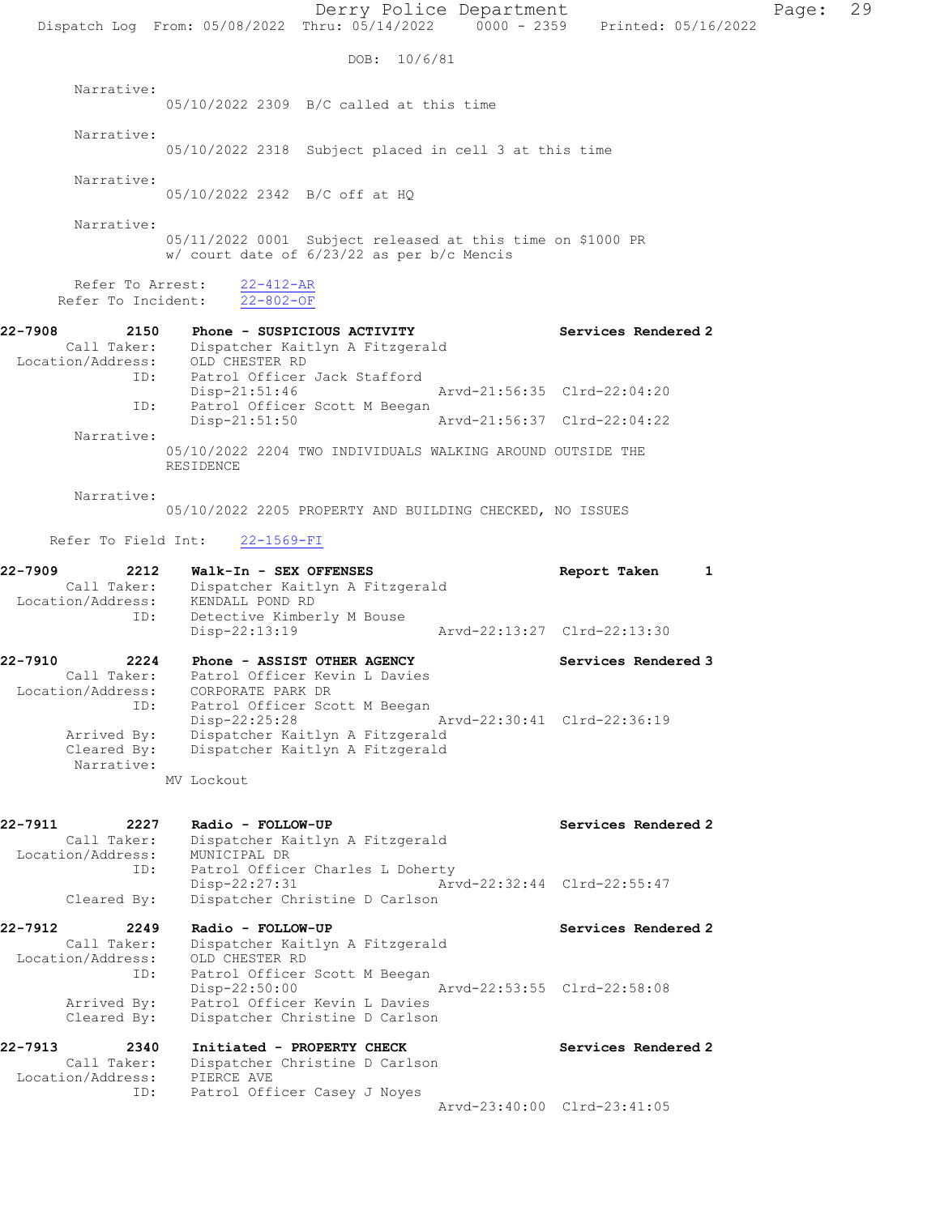DOB: 10/6/81

Narrative:
05/10/2022 2309 B/C called at this time

Narrative:
05/10/2022 2318 Subject placed in cell 3 at this time

Narrative:
05/10/2022 2342 B/C off at HQ

Narrative:
05/11/2022 0001 Subject released at this time on $1000 PR w/ court date of 6/23/22 as per b/c Mencis

Refer To Arrest: 22-412-AR
Refer To Incident: 22-802-OF

**22-7908 2150 Phone - SUSPICIOUS ACTIVITY — Services Rendered 2**
Call Taker: Dispatcher Kaitlyn A Fitzgerald
Location/Address: OLD CHESTER RD
ID: Patrol Officer Jack Stafford
Disp-21:51:46 Arvd-21:56:35 Clrd-22:04:20
ID: Patrol Officer Scott M Beegan
Disp-21:51:50 Arvd-21:56:37 Clrd-22:04:22
Narrative:
05/10/2022 2204 TWO INDIVIDUALS WALKING AROUND OUTSIDE THE RESIDENCE

Narrative:
05/10/2022 2205 PROPERTY AND BUILDING CHECKED, NO ISSUES

Refer To Field Int: 22-1569-FI

**22-7909 2212 Walk-In - SEX OFFENSES — Report Taken 1**
Call Taker: Dispatcher Kaitlyn A Fitzgerald
Location/Address: KENDALL POND RD
ID: Detective Kimberly M Bouse
Disp-22:13:19 Arvd-22:13:27 Clrd-22:13:30

**22-7910 2224 Phone - ASSIST OTHER AGENCY — Services Rendered 3**
Call Taker: Patrol Officer Kevin L Davies
Location/Address: CORPORATE PARK DR
ID: Patrol Officer Scott M Beegan
Disp-22:25:28 Arvd-22:30:41 Clrd-22:36:19
Arrived By: Dispatcher Kaitlyn A Fitzgerald
Cleared By: Dispatcher Kaitlyn A Fitzgerald
Narrative:
MV Lockout

**22-7911 2227 Radio - FOLLOW-UP — Services Rendered 2**
Call Taker: Dispatcher Kaitlyn A Fitzgerald
Location/Address: MUNICIPAL DR
ID: Patrol Officer Charles L Doherty
Disp-22:27:31 Arvd-22:32:44 Clrd-22:55:47
Cleared By: Dispatcher Christine D Carlson

**22-7912 2249 Radio - FOLLOW-UP — Services Rendered 2**
Call Taker: Dispatcher Kaitlyn A Fitzgerald
Location/Address: OLD CHESTER RD
ID: Patrol Officer Scott M Beegan
Disp-22:50:00 Arvd-22:53:55 Clrd-22:58:08
Arrived By: Patrol Officer Kevin L Davies
Cleared By: Dispatcher Christine D Carlson

**22-7913 2340 Initiated - PROPERTY CHECK — Services Rendered 2**
Call Taker: Dispatcher Christine D Carlson
Location/Address: PIERCE AVE
ID: Patrol Officer Casey J Noyes
Arvd-23:40:00 Clrd-23:41:05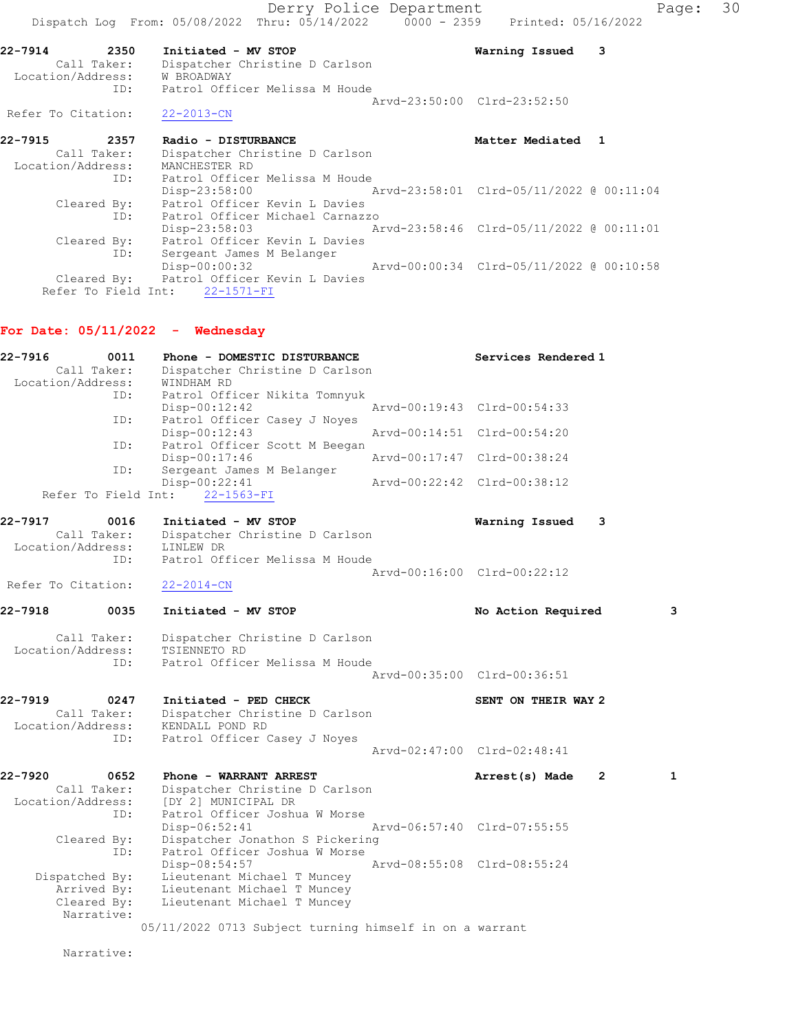22-7914 2350 Initiated - MV STOP Warning Issued 3
Call Taker: Dispatcher Christine D Carlson
Location/Address: W BROADWAY
ID: Patrol Officer Melissa M Houde
Arvd-23:50:00 Clrd-23:52:50
Refer To Citation: 22-2013-CN

22-7915 2357 Radio - DISTURBANCE Matter Mediated 1
Call Taker: Dispatcher Christine D Carlson
Location/Address: MANCHESTER RD
ID: Patrol Officer Melissa M Houde
Disp-23:58:00 Arvd-23:58:01 Clrd-05/11/2022 @ 00:11:04
Cleared By: Patrol Officer Kevin L Davies
ID: Patrol Officer Michael Carnazzo
Disp-23:58:03 Arvd-23:58:46 Clrd-05/11/2022 @ 00:11:01
Cleared By: Patrol Officer Kevin L Davies
ID: Sergeant James M Belanger
Disp-00:00:32 Arvd-00:00:34 Clrd-05/11/2022 @ 00:10:58
Cleared By: Patrol Officer Kevin L Davies
Refer To Field Int: 22-1571-FI

## For Date: 05/11/2022 - Wednesday

22-7916 0011 Phone - DOMESTIC DISTURBANCE Services Rendered 1
Call Taker: Dispatcher Christine D Carlson
Location/Address: WINDHAM RD
ID: Patrol Officer Nikita Tomnyuk
Disp-00:12:42 Arvd-00:19:43 Clrd-00:54:33
ID: Patrol Officer Casey J Noyes
Disp-00:12:43 Arvd-00:14:51 Clrd-00:54:20
ID: Patrol Officer Scott M Beegan
Disp-00:17:46 Arvd-00:17:47 Clrd-00:38:24
ID: Sergeant James M Belanger
Disp-00:22:41 Arvd-00:22:42 Clrd-00:38:12
Refer To Field Int: 22-1563-FI

22-7917 0016 Initiated - MV STOP Warning Issued 3
Call Taker: Dispatcher Christine D Carlson
Location/Address: LINLEW DR
ID: Patrol Officer Melissa M Houde
Arvd-00:16:00 Clrd-00:22:12
Refer To Citation: 22-2014-CN

22-7918 0035 Initiated - MV STOP No Action Required 3
Call Taker: Dispatcher Christine D Carlson
Location/Address: TSIENNETO RD
ID: Patrol Officer Melissa M Houde
Arvd-00:35:00 Clrd-00:36:51

22-7919 0247 Initiated - PED CHECK SENT ON THEIR WAY 2
Call Taker: Dispatcher Christine D Carlson
Location/Address: KENDALL POND RD
ID: Patrol Officer Casey J Noyes
Arvd-02:47:00 Clrd-02:48:41

22-7920 0652 Phone - WARRANT ARREST Arrest(s) Made 2 1
Call Taker: Dispatcher Christine D Carlson
Location/Address: [DY 2] MUNICIPAL DR
ID: Patrol Officer Joshua W Morse
Disp-06:52:41 Arvd-06:57:40 Clrd-07:55:55
Cleared By: Dispatcher Jonathon S Pickering
ID: Patrol Officer Joshua W Morse
Disp-08:54:57 Arvd-08:55:08 Clrd-08:55:24
Dispatched By: Lieutenant Michael T Muncey
Arrived By: Lieutenant Michael T Muncey
Cleared By: Lieutenant Michael T Muncey
Narrative:
05/11/2022 0713 Subject turning himself in on a warrant

Narrative: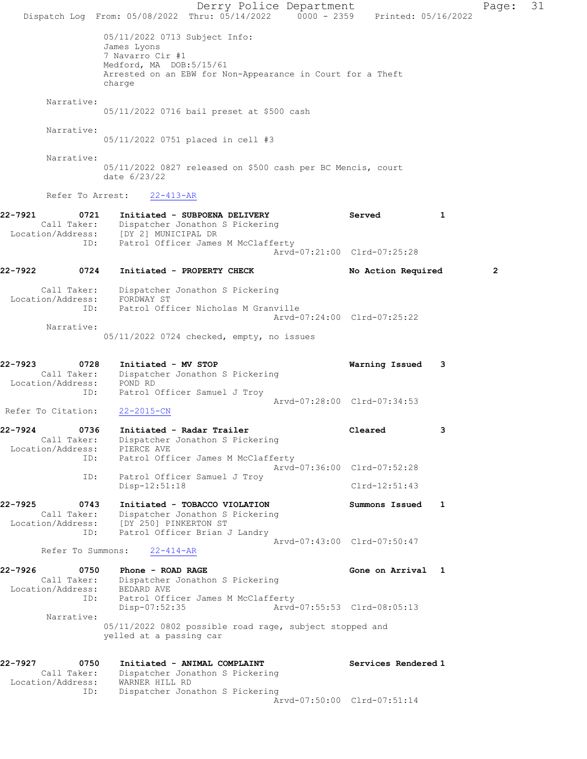05/11/2022 0713 Subject Info:
James Lyons
7 Navarro Cir #1
Medford, MA DOB:5/15/61
Arrested on an EBW for Non-Appearance in Court for a Theft charge

Narrative:
05/11/2022 0716 bail preset at $500 cash

Narrative:
05/11/2022 0751 placed in cell #3

Narrative:
05/11/2022 0827 released on $500 cash per BC Mencis, court date 6/23/22

Refer To Arrest: 22-413-AR

**22-7921 0721 Initiated - SUBPOENA DELIVERY** — Served 1
Call Taker: Dispatcher Jonathon S Pickering
Location/Address: [DY 2] MUNICIPAL DR
ID: Patrol Officer James M McClafferty
Arvd-07:21:00 Clrd-07:25:28

**22-7922 0724 Initiated - PROPERTY CHECK** — No Action Required 2
Call Taker: Dispatcher Jonathon S Pickering
Location/Address: FORDWAY ST
ID: Patrol Officer Nicholas M Granville
Arvd-07:24:00 Clrd-07:25:22
Narrative:
05/11/2022 0724 checked, empty, no issues

**22-7923 0728 Initiated - MV STOP** — Warning Issued 3
Call Taker: Dispatcher Jonathon S Pickering
Location/Address: POND RD
ID: Patrol Officer Samuel J Troy
Arvd-07:28:00 Clrd-07:34:53
Refer To Citation: 22-2015-CN

**22-7924 0736 Initiated - Radar Trailer** — Cleared 3
Call Taker: Dispatcher Jonathon S Pickering
Location/Address: PIERCE AVE
ID: Patrol Officer James M McClafferty
Arvd-07:36:00 Clrd-07:52:28
ID: Patrol Officer Samuel J Troy
Disp-12:51:18 Clrd-12:51:43

**22-7925 0743 Initiated - TOBACCO VIOLATION** — Summons Issued 1
Call Taker: Dispatcher Jonathon S Pickering
Location/Address: [DY 250] PINKERTON ST
ID: Patrol Officer Brian J Landry
Arvd-07:43:00 Clrd-07:50:47
Refer To Summons: 22-414-AR

**22-7926 0750 Phone - ROAD RAGE** — Gone on Arrival 1
Call Taker: Dispatcher Jonathon S Pickering
Location/Address: BEDARD AVE
ID: Patrol Officer James M McClafferty
Disp-07:52:35 Arvd-07:55:53 Clrd-08:05:13
Narrative:
05/11/2022 0802 possible road rage, subject stopped and yelled at a passing car

**22-7927 0750 Initiated - ANIMAL COMPLAINT** — Services Rendered 1
Call Taker: Dispatcher Jonathon S Pickering
Location/Address: WARNER HILL RD
ID: Dispatcher Jonathon S Pickering
Arvd-07:50:00 Clrd-07:51:14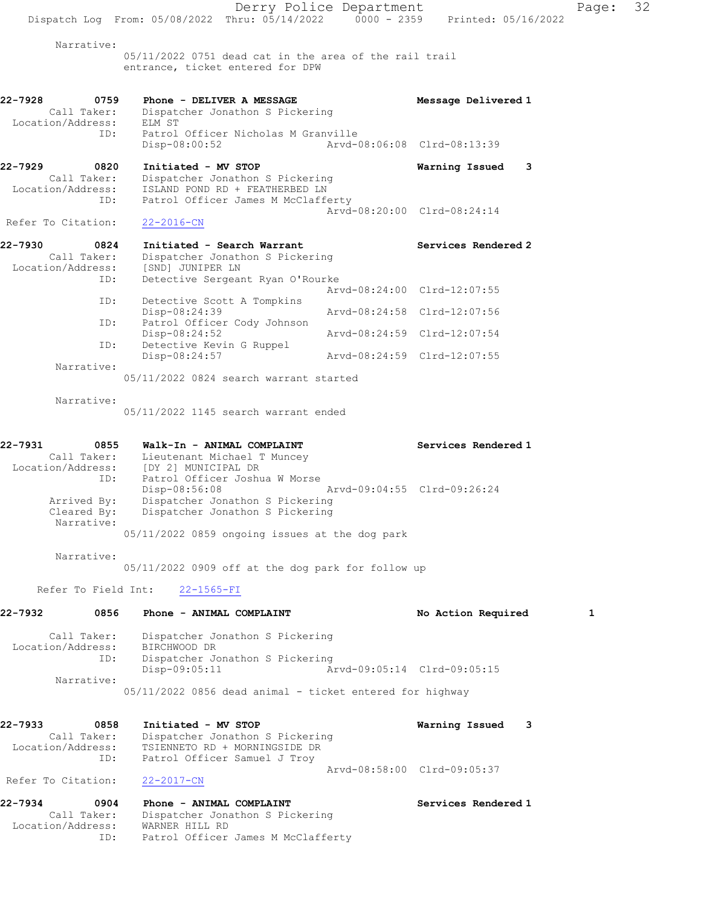Narrative:
05/11/2022 0751 dead cat in the area of the rail trail entrance, ticket entered for DPW

**22-7928 0759 Phone - DELIVER A MESSAGE** Message Delivered 1
Call Taker: Dispatcher Jonathon S Pickering
Location/Address: ELM ST
ID: Patrol Officer Nicholas M Granville
Disp-08:00:52 Arvd-08:06:08 Clrd-08:13:39

**22-7929 0820 Initiated - MV STOP** Warning Issued 3
Call Taker: Dispatcher Jonathon S Pickering
Location/Address: ISLAND POND RD + FEATHERBED LN
ID: Patrol Officer James M McClafferty
Arvd-08:20:00 Clrd-08:24:14
Refer To Citation: 22-2016-CN

**22-7930 0824 Initiated - Search Warrant** Services Rendered 2
Call Taker: Dispatcher Jonathon S Pickering
Location/Address: [SND] JUNIPER LN
ID: Detective Sergeant Ryan O'Rourke
Arvd-08:24:00 Clrd-12:07:55
ID: Detective Scott A Tompkins
Disp-08:24:39 Arvd-08:24:58 Clrd-12:07:56
ID: Patrol Officer Cody Johnson
Disp-08:24:52 Arvd-08:24:59 Clrd-12:07:54
ID: Detective Kevin G Ruppel
Disp-08:24:57 Arvd-08:24:59 Clrd-12:07:55
Narrative:
05/11/2022 0824 search warrant started

Narrative:
05/11/2022 1145 search warrant ended

**22-7931 0855 Walk-In - ANIMAL COMPLAINT** Services Rendered 1
Call Taker: Lieutenant Michael T Muncey
Location/Address: [DY 2] MUNICIPAL DR
ID: Patrol Officer Joshua W Morse
Disp-08:56:08 Arvd-09:04:55 Clrd-09:26:24
Arrived By: Dispatcher Jonathon S Pickering
Cleared By: Dispatcher Jonathon S Pickering
Narrative:
05/11/2022 0859 ongoing issues at the dog park

Narrative:
05/11/2022 0909 off at the dog park for follow up

Refer To Field Int: 22-1565-FI

**22-7932 0856 Phone - ANIMAL COMPLAINT** No Action Required 1
Call Taker: Dispatcher Jonathon S Pickering
Location/Address: BIRCHWOOD DR
ID: Dispatcher Jonathon S Pickering
Disp-09:05:11 Arvd-09:05:14 Clrd-09:05:15
Narrative:
05/11/2022 0856 dead animal - ticket entered for highway

**22-7933 0858 Initiated - MV STOP** Warning Issued 3
Call Taker: Dispatcher Jonathon S Pickering
Location/Address: TSIENNETO RD + MORNINGSIDE DR
ID: Patrol Officer Samuel J Troy
Arvd-08:58:00 Clrd-09:05:37
Refer To Citation: 22-2017-CN

**22-7934 0904 Phone - ANIMAL COMPLAINT** Services Rendered 1
Call Taker: Dispatcher Jonathon S Pickering
Location/Address: WARNER HILL RD
ID: Patrol Officer James M McClafferty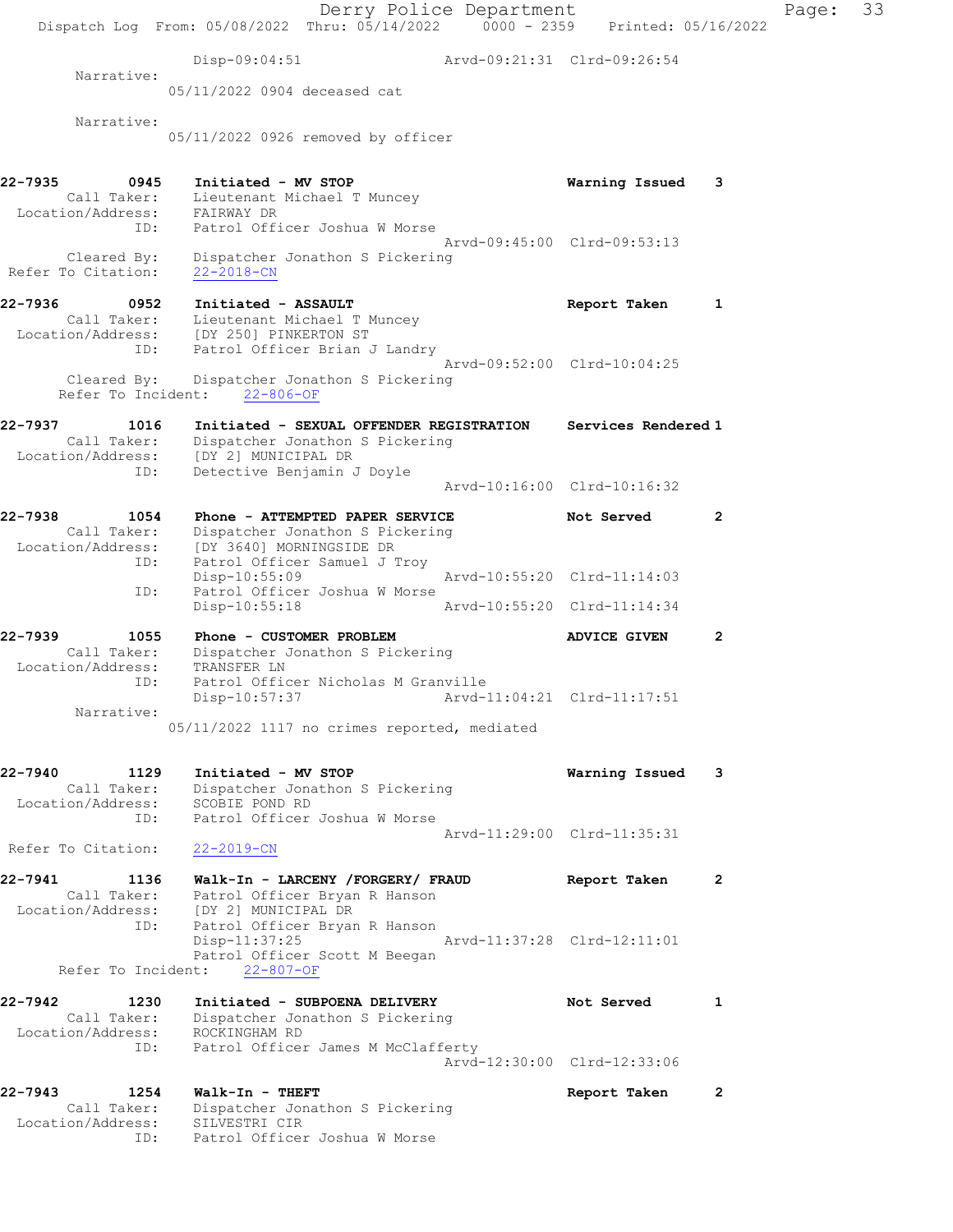```
              Disp-09:04:51              Arvd-09:21:31  Clrd-09:26:54
       Narrative:
              05/11/2022 0904 deceased cat

       Narrative:
              05/11/2022 0926 removed by officer


22-7935        0945    Initiated - MV STOP                        Warning Issued    3
        Call Taker:    Lieutenant Michael T Muncey
  Location/Address:    FAIRWAY DR
               ID:     Patrol Officer Joshua W Morse
                                                  Arvd-09:45:00  Clrd-09:53:13
       Cleared By:     Dispatcher Jonathon S Pickering
 Refer To Citation:    22-2018-CN

22-7936        0952    Initiated - ASSAULT                        Report Taken      1
        Call Taker:    Lieutenant Michael T Muncey
  Location/Address:    [DY 250] PINKERTON ST
               ID:     Patrol Officer Brian J Landry
                                                  Arvd-09:52:00  Clrd-10:04:25
       Cleared By:     Dispatcher Jonathon S Pickering
     Refer To Incident:    22-806-OF

22-7937        1016    Initiated - SEXUAL OFFENDER REGISTRATION   Services Rendered 1
        Call Taker:    Dispatcher Jonathon S Pickering
  Location/Address:    [DY 2] MUNICIPAL DR
               ID:     Detective Benjamin J Doyle
                                                  Arvd-10:16:00  Clrd-10:16:32

22-7938        1054    Phone - ATTEMPTED PAPER SERVICE            Not Served        2
        Call Taker:    Dispatcher Jonathon S Pickering
  Location/Address:    [DY 3640] MORNINGSIDE DR
               ID:     Patrol Officer Samuel J Troy
                       Disp-10:55:09              Arvd-10:55:20  Clrd-11:14:03
               ID:     Patrol Officer Joshua W Morse
                       Disp-10:55:18              Arvd-10:55:20  Clrd-11:14:34

22-7939        1055    Phone - CUSTOMER PROBLEM                   ADVICE GIVEN      2
        Call Taker:    Dispatcher Jonathon S Pickering
  Location/Address:    TRANSFER LN
               ID:     Patrol Officer Nicholas M Granville
                       Disp-10:57:37              Arvd-11:04:21  Clrd-11:17:51
       Narrative:
              05/11/2022 1117 no crimes reported, mediated


22-7940        1129    Initiated - MV STOP                        Warning Issued    3
        Call Taker:    Dispatcher Jonathon S Pickering
  Location/Address:    SCOBIE POND RD
               ID:     Patrol Officer Joshua W Morse
                                                  Arvd-11:29:00  Clrd-11:35:31
 Refer To Citation:    22-2019-CN

22-7941        1136    Walk-In - LARCENY /FORGERY/ FRAUD          Report Taken      2
        Call Taker:    Patrol Officer Bryan R Hanson
  Location/Address:    [DY 2] MUNICIPAL DR
               ID:     Patrol Officer Bryan R Hanson
                       Disp-11:37:25              Arvd-11:37:28  Clrd-12:11:01
                       Patrol Officer Scott M Beegan
     Refer To Incident:    22-807-OF

22-7942        1230    Initiated - SUBPOENA DELIVERY              Not Served        1
        Call Taker:    Dispatcher Jonathon S Pickering
  Location/Address:    ROCKINGHAM RD
               ID:     Patrol Officer James M McClafferty
                                                  Arvd-12:30:00  Clrd-12:33:06

22-7943        1254    Walk-In - THEFT                            Report Taken      2
        Call Taker:    Dispatcher Jonathon S Pickering
  Location/Address:    SILVESTRI CIR
               ID:     Patrol Officer Joshua W Morse
```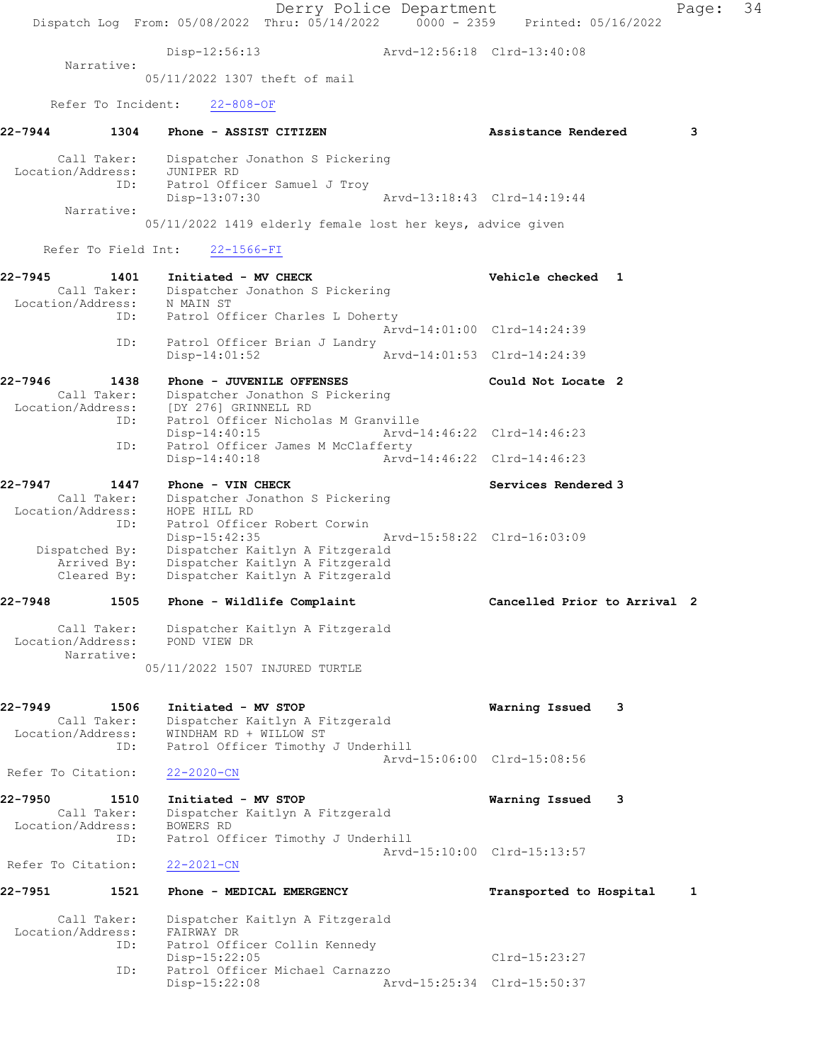```
                Disp-12:56:13              Arvd-12:56:18  Clrd-13:40:08
       Narrative: 
              05/11/2022 1307 theft of mail

      Refer To Incident:    22-808-OF

22-7944        1304    Phone - ASSIST CITIZEN                  Assistance Rendered        3

      Call Taker:     Dispatcher Jonathon S Pickering
  Location/Address:    JUNIPER RD
                ID:    Patrol Officer Samuel J Troy
                       Disp-13:07:30              Arvd-13:18:43  Clrd-14:19:44
       Narrative: 
              05/11/2022 1419 elderly female lost her keys, advice given

     Refer To Field Int:    22-1566-FI

22-7945        1401    Initiated - MV CHECK                    Vehicle checked  1
      Call Taker:     Dispatcher Jonathon S Pickering
  Location/Address:    N MAIN ST
                ID:    Patrol Officer Charles L Doherty
                                                  Arvd-14:01:00  Clrd-14:24:39
                ID:    Patrol Officer Brian J Landry
                       Disp-14:01:52              Arvd-14:01:53  Clrd-14:24:39

22-7946        1438    Phone - JUVENILE OFFENSES               Could Not Locate  2
      Call Taker:     Dispatcher Jonathon S Pickering
  Location/Address:    [DY 276] GRINNELL RD
                ID:    Patrol Officer Nicholas M Granville
                       Disp-14:40:15              Arvd-14:46:22  Clrd-14:46:23
                ID:    Patrol Officer James M McClafferty
                       Disp-14:40:18              Arvd-14:46:22  Clrd-14:46:23

22-7947        1447    Phone - VIN CHECK                       Services Rendered 3
      Call Taker:     Dispatcher Jonathon S Pickering
  Location/Address:    HOPE HILL RD
                ID:    Patrol Officer Robert Corwin
                       Disp-15:42:35              Arvd-15:58:22  Clrd-16:03:09
    Dispatched By:    Dispatcher Kaitlyn A Fitzgerald
       Arrived By:    Dispatcher Kaitlyn A Fitzgerald
       Cleared By:    Dispatcher Kaitlyn A Fitzgerald

22-7948        1505    Phone - Wildlife Complaint              Cancelled Prior to Arrival  2

      Call Taker:     Dispatcher Kaitlyn A Fitzgerald
  Location/Address:    POND VIEW DR
       Narrative: 
              05/11/2022 1507 INJURED TURTLE


22-7949        1506    Initiated - MV STOP                     Warning Issued    3
      Call Taker:     Dispatcher Kaitlyn A Fitzgerald
  Location/Address:    WINDHAM RD + WILLOW ST
                ID:    Patrol Officer Timothy J Underhill
                                                  Arvd-15:06:00  Clrd-15:08:56
 Refer To Citation:    22-2020-CN

22-7950        1510    Initiated - MV STOP                     Warning Issued    3
      Call Taker:     Dispatcher Kaitlyn A Fitzgerald
  Location/Address:    BOWERS RD
                ID:    Patrol Officer Timothy J Underhill
                                                  Arvd-15:10:00  Clrd-15:13:57
 Refer To Citation:    22-2021-CN

22-7951        1521    Phone - MEDICAL EMERGENCY               Transported to Hospital     1

      Call Taker:     Dispatcher Kaitlyn A Fitzgerald
  Location/Address:    FAIRWAY DR
                ID:    Patrol Officer Collin Kennedy
                       Disp-15:22:05                             Clrd-15:23:27
                ID:    Patrol Officer Michael Carnazzo
                       Disp-15:22:08              Arvd-15:25:34  Clrd-15:50:37
```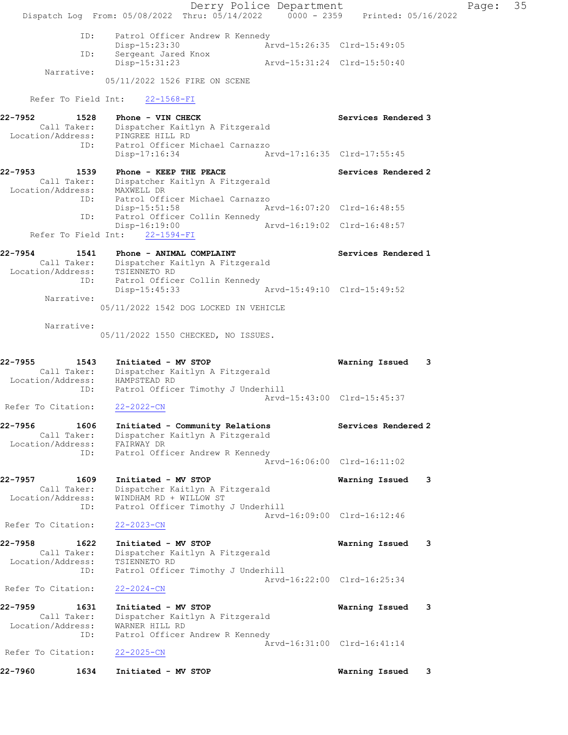```
            ID:    Patrol Officer Andrew R Kennedy
                   Disp-15:23:30                 Arvd-15:26:35  Clrd-15:49:05
            ID:    Sergeant Jared Knox
                   Disp-15:31:23                 Arvd-15:31:24  Clrd-15:50:40
      Narrative:
                  05/11/2022 1526 FIRE ON SCENE

    Refer To Field Int:    22-1568-FI

22-7952        1528    Phone - VIN CHECK                          Services Rendered 3
     Call Taker:    Dispatcher Kaitlyn A Fitzgerald
  Location/Address:    PINGREE HILL RD
            ID:    Patrol Officer Michael Carnazzo
                   Disp-17:16:34                 Arvd-17:16:35  Clrd-17:55:45

22-7953        1539    Phone - KEEP THE PEACE                     Services Rendered 2
     Call Taker:    Dispatcher Kaitlyn A Fitzgerald
  Location/Address:    MAXWELL DR
            ID:    Patrol Officer Michael Carnazzo
                   Disp-15:51:58                 Arvd-16:07:20  Clrd-16:48:55
            ID:    Patrol Officer Collin Kennedy
                   Disp-16:19:00                 Arvd-16:19:02  Clrd-16:48:57
    Refer To Field Int:    22-1594-FI

22-7954        1541    Phone - ANIMAL COMPLAINT                   Services Rendered 1
     Call Taker:    Dispatcher Kaitlyn A Fitzgerald
  Location/Address:    TSIENNETO RD
            ID:    Patrol Officer Collin Kennedy
                   Disp-15:45:33                 Arvd-15:49:10  Clrd-15:49:52
      Narrative:
                 05/11/2022 1542 DOG LOCKED IN VEHICLE

      Narrative:
                 05/11/2022 1550 CHECKED, NO ISSUES.

22-7955        1543    Initiated - MV STOP                        Warning Issued    3
     Call Taker:    Dispatcher Kaitlyn A Fitzgerald
  Location/Address:    HAMPSTEAD RD
            ID:    Patrol Officer Timothy J Underhill
                                                 Arvd-15:43:00  Clrd-15:45:37
 Refer To Citation:    22-2022-CN

22-7956        1606    Initiated - Community Relations            Services Rendered 2
     Call Taker:    Dispatcher Kaitlyn A Fitzgerald
  Location/Address:    FAIRWAY DR
            ID:    Patrol Officer Andrew R Kennedy
                                                 Arvd-16:06:00  Clrd-16:11:02

22-7957        1609    Initiated - MV STOP                        Warning Issued    3
     Call Taker:    Dispatcher Kaitlyn A Fitzgerald
  Location/Address:    WINDHAM RD + WILLOW ST
            ID:    Patrol Officer Timothy J Underhill
                                                 Arvd-16:09:00  Clrd-16:12:46
 Refer To Citation:    22-2023-CN

22-7958        1622    Initiated - MV STOP                        Warning Issued    3
     Call Taker:    Dispatcher Kaitlyn A Fitzgerald
  Location/Address:    TSIENNETO RD
            ID:    Patrol Officer Timothy J Underhill
                                                 Arvd-16:22:00  Clrd-16:25:34
 Refer To Citation:    22-2024-CN

22-7959        1631    Initiated - MV STOP                        Warning Issued    3
     Call Taker:    Dispatcher Kaitlyn A Fitzgerald
  Location/Address:    WARNER HILL RD
            ID:    Patrol Officer Andrew R Kennedy
                                                 Arvd-16:31:00  Clrd-16:41:14
 Refer To Citation:    22-2025-CN

22-7960        1634    Initiated - MV STOP                        Warning Issued    3
```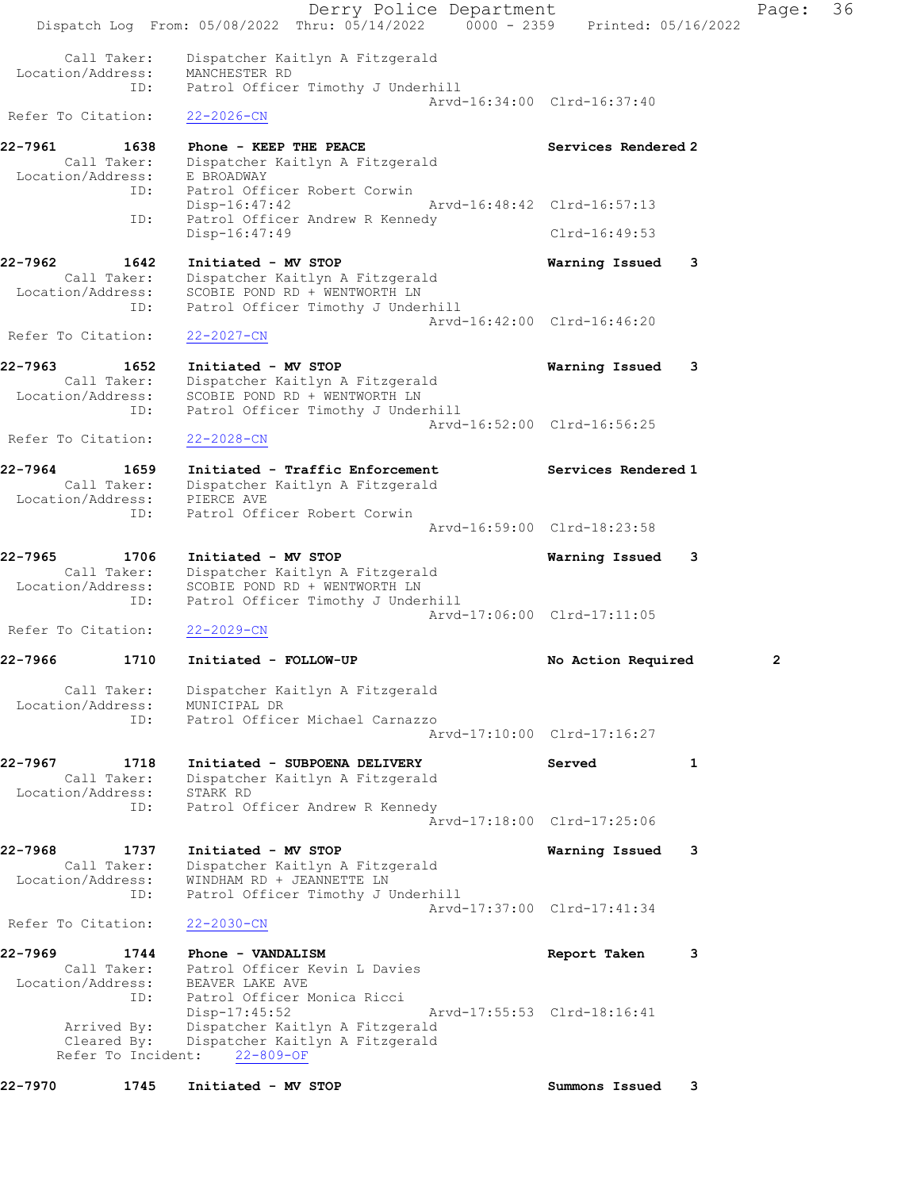Call Taker: Dispatcher Kaitlyn A Fitzgerald
Location/Address: MANCHESTER RD
ID: Patrol Officer Timothy J Underhill
Arvd-16:34:00 Clrd-16:37:40
Refer To Citation: 22-2026-CN

**22-7961 1638 Phone - KEEP THE PEACE** Services Rendered 2
Call Taker: Dispatcher Kaitlyn A Fitzgerald
Location/Address: E BROADWAY
ID: Patrol Officer Robert Corwin
Disp-16:47:42 Arvd-16:48:42 Clrd-16:57:13
ID: Patrol Officer Andrew R Kennedy
Disp-16:47:49 Clrd-16:49:53

**22-7962 1642 Initiated - MV STOP** Warning Issued 3
Call Taker: Dispatcher Kaitlyn A Fitzgerald
Location/Address: SCOBIE POND RD + WENTWORTH LN
ID: Patrol Officer Timothy J Underhill
Arvd-16:42:00 Clrd-16:46:20
Refer To Citation: 22-2027-CN

**22-7963 1652 Initiated - MV STOP** Warning Issued 3
Call Taker: Dispatcher Kaitlyn A Fitzgerald
Location/Address: SCOBIE POND RD + WENTWORTH LN
ID: Patrol Officer Timothy J Underhill
Arvd-16:52:00 Clrd-16:56:25
Refer To Citation: 22-2028-CN

**22-7964 1659 Initiated - Traffic Enforcement** Services Rendered 1
Call Taker: Dispatcher Kaitlyn A Fitzgerald
Location/Address: PIERCE AVE
ID: Patrol Officer Robert Corwin
Arvd-16:59:00 Clrd-18:23:58

**22-7965 1706 Initiated - MV STOP** Warning Issued 3
Call Taker: Dispatcher Kaitlyn A Fitzgerald
Location/Address: SCOBIE POND RD + WENTWORTH LN
ID: Patrol Officer Timothy J Underhill
Arvd-17:06:00 Clrd-17:11:05
Refer To Citation: 22-2029-CN

**22-7966 1710 Initiated - FOLLOW-UP** No Action Required 2
Call Taker: Dispatcher Kaitlyn A Fitzgerald
Location/Address: MUNICIPAL DR
ID: Patrol Officer Michael Carnazzo
Arvd-17:10:00 Clrd-17:16:27

**22-7967 1718 Initiated - SUBPOENA DELIVERY** Served 1
Call Taker: Dispatcher Kaitlyn A Fitzgerald
Location/Address: STARK RD
ID: Patrol Officer Andrew R Kennedy
Arvd-17:18:00 Clrd-17:25:06

**22-7968 1737 Initiated - MV STOP** Warning Issued 3
Call Taker: Dispatcher Kaitlyn A Fitzgerald
Location/Address: WINDHAM RD + JEANNETTE LN
ID: Patrol Officer Timothy J Underhill
Arvd-17:37:00 Clrd-17:41:34
Refer To Citation: 22-2030-CN

**22-7969 1744 Phone - VANDALISM** Report Taken 3
Call Taker: Patrol Officer Kevin L Davies
Location/Address: BEAVER LAKE AVE
ID: Patrol Officer Monica Ricci
Disp-17:45:52 Arvd-17:55:53 Clrd-18:16:41
Arrived By: Dispatcher Kaitlyn A Fitzgerald
Cleared By: Dispatcher Kaitlyn A Fitzgerald
Refer To Incident: 22-809-OF

**22-7970 1745 Initiated - MV STOP** Summons Issued 3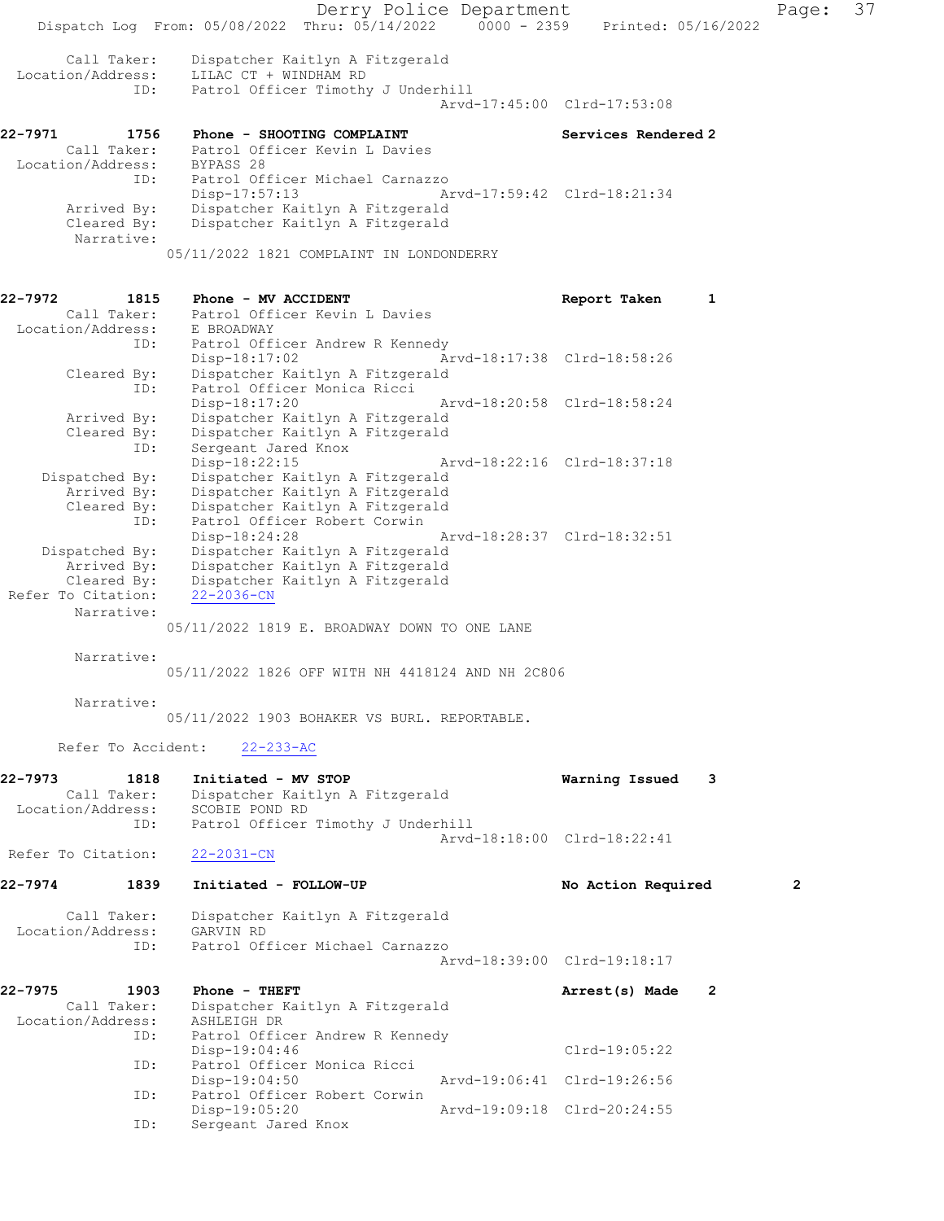```
      Call Taker:    Dispatcher Kaitlyn A Fitzgerald
 Location/Address:   LILAC CT + WINDHAM RD
               ID:   Patrol Officer Timothy J Underhill
                                           Arvd-17:45:00  Clrd-17:53:08

22-7971        1756   Phone - SHOOTING COMPLAINT                 Services Rendered 2
      Call Taker:    Patrol Officer Kevin L Davies
 Location/Address:   BYPASS 28
               ID:   Patrol Officer Michael Carnazzo
                     Disp-17:57:13         Arvd-17:59:42  Clrd-18:21:34
      Arrived By:    Dispatcher Kaitlyn A Fitzgerald
      Cleared By:    Dispatcher Kaitlyn A Fitzgerald
       Narrative:
                  05/11/2022 1821 COMPLAINT IN LONDONDERRY


22-7972        1815   Phone - MV ACCIDENT                        Report Taken      1
      Call Taker:    Patrol Officer Kevin L Davies
 Location/Address:   E BROADWAY
               ID:   Patrol Officer Andrew R Kennedy
                     Disp-18:17:02         Arvd-18:17:38  Clrd-18:58:26
      Cleared By:    Dispatcher Kaitlyn A Fitzgerald
               ID:   Patrol Officer Monica Ricci
                     Disp-18:17:20         Arvd-18:20:58  Clrd-18:58:24
      Arrived By:    Dispatcher Kaitlyn A Fitzgerald
      Cleared By:    Dispatcher Kaitlyn A Fitzgerald
               ID:   Sergeant Jared Knox
                     Disp-18:22:15         Arvd-18:22:16  Clrd-18:37:18
   Dispatched By:    Dispatcher Kaitlyn A Fitzgerald
      Arrived By:    Dispatcher Kaitlyn A Fitzgerald
      Cleared By:    Dispatcher Kaitlyn A Fitzgerald
               ID:   Patrol Officer Robert Corwin
                     Disp-18:24:28         Arvd-18:28:37  Clrd-18:32:51
   Dispatched By:    Dispatcher Kaitlyn A Fitzgerald
      Arrived By:    Dispatcher Kaitlyn A Fitzgerald
      Cleared By:    Dispatcher Kaitlyn A Fitzgerald
Refer To Citation:   22-2036-CN
       Narrative:
                  05/11/2022 1819 E. BROADWAY DOWN TO ONE LANE

       Narrative:
                  05/11/2022 1826 OFF WITH NH 4418124 AND NH 2C806

       Narrative:
                  05/11/2022 1903 BOHAKER VS BURL. REPORTABLE.

     Refer To Accident:    22-233-AC

22-7973        1818   Initiated - MV STOP                        Warning Issued    3
      Call Taker:    Dispatcher Kaitlyn A Fitzgerald
 Location/Address:   SCOBIE POND RD
               ID:   Patrol Officer Timothy J Underhill
                                           Arvd-18:18:00  Clrd-18:22:41
Refer To Citation:   22-2031-CN

22-7974        1839   Initiated - FOLLOW-UP                      No Action Required          2

      Call Taker:    Dispatcher Kaitlyn A Fitzgerald
 Location/Address:   GARVIN RD
               ID:   Patrol Officer Michael Carnazzo
                                           Arvd-18:39:00  Clrd-19:18:17

22-7975        1903   Phone - THEFT                              Arrest(s) Made    2
      Call Taker:    Dispatcher Kaitlyn A Fitzgerald
 Location/Address:   ASHLEIGH DR
               ID:   Patrol Officer Andrew R Kennedy
                     Disp-19:04:46                        Clrd-19:05:22
               ID:   Patrol Officer Monica Ricci
                     Disp-19:04:50         Arvd-19:06:41  Clrd-19:26:56
               ID:   Patrol Officer Robert Corwin
                     Disp-19:05:20         Arvd-19:09:18  Clrd-20:24:55
               ID:   Sergeant Jared Knox
```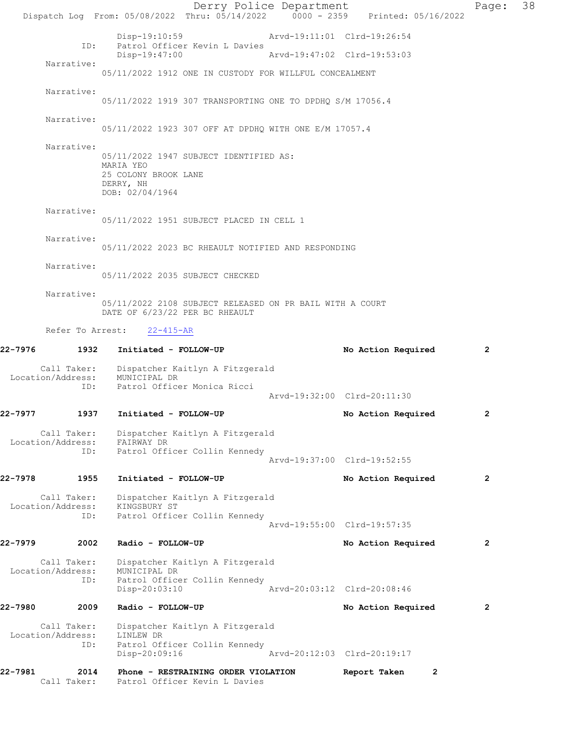```
            Disp-19:10:59                 Arvd-19:11:01  Clrd-19:26:54
        ID: Patrol Officer Kevin L Davies
            Disp-19:47:00                 Arvd-19:47:02  Clrd-19:53:03
  Narrative:
           05/11/2022 1912 ONE IN CUSTODY FOR WILLFUL CONCEALMENT

  Narrative:
           05/11/2022 1919 307 TRANSPORTING ONE TO DPDHQ S/M 17056.4

  Narrative:
           05/11/2022 1923 307 OFF AT DPDHQ WITH ONE E/M 17057.4

  Narrative:
           05/11/2022 1947 SUBJECT IDENTIFIED AS:
           MARIA YEO
           25 COLONY BROOK LANE
           DERRY, NH
           DOB: 02/04/1964

  Narrative:
           05/11/2022 1951 SUBJECT PLACED IN CELL 1

  Narrative:
           05/11/2022 2023 BC RHEAULT NOTIFIED AND RESPONDING

  Narrative:
           05/11/2022 2035 SUBJECT CHECKED

  Narrative:
           05/11/2022 2108 SUBJECT RELEASED ON PR BAIL WITH A COURT
           DATE OF 6/23/22 PER BC RHEAULT

  Refer To Arrest:   22-415-AR

22-7976      1932  Initiated - FOLLOW-UP                    No Action Required      2

    Call Taker:  Dispatcher Kaitlyn A Fitzgerald
Location/Address: MUNICIPAL DR
           ID:  Patrol Officer Monica Ricci
                                          Arvd-19:32:00  Clrd-20:11:30

22-7977      1937  Initiated - FOLLOW-UP                    No Action Required      2

    Call Taker:  Dispatcher Kaitlyn A Fitzgerald
Location/Address: FAIRWAY DR
           ID:  Patrol Officer Collin Kennedy
                                          Arvd-19:37:00  Clrd-19:52:55

22-7978      1955  Initiated - FOLLOW-UP                    No Action Required      2

    Call Taker:  Dispatcher Kaitlyn A Fitzgerald
Location/Address: KINGSBURY ST
           ID:  Patrol Officer Collin Kennedy
                                          Arvd-19:55:00  Clrd-19:57:35

22-7979      2002  Radio - FOLLOW-UP                        No Action Required      2

    Call Taker:  Dispatcher Kaitlyn A Fitzgerald
Location/Address: MUNICIPAL DR
           ID:  Patrol Officer Collin Kennedy
                Disp-20:03:10             Arvd-20:03:12  Clrd-20:08:46

22-7980      2009  Radio - FOLLOW-UP                        No Action Required      2

    Call Taker:  Dispatcher Kaitlyn A Fitzgerald
Location/Address: LINLEW DR
           ID:  Patrol Officer Collin Kennedy
                Disp-20:09:16             Arvd-20:12:03  Clrd-20:19:17

22-7981      2014  Phone - RESTRAINING ORDER VIOLATION       Report Taken      2
    Call Taker:  Patrol Officer Kevin L Davies
```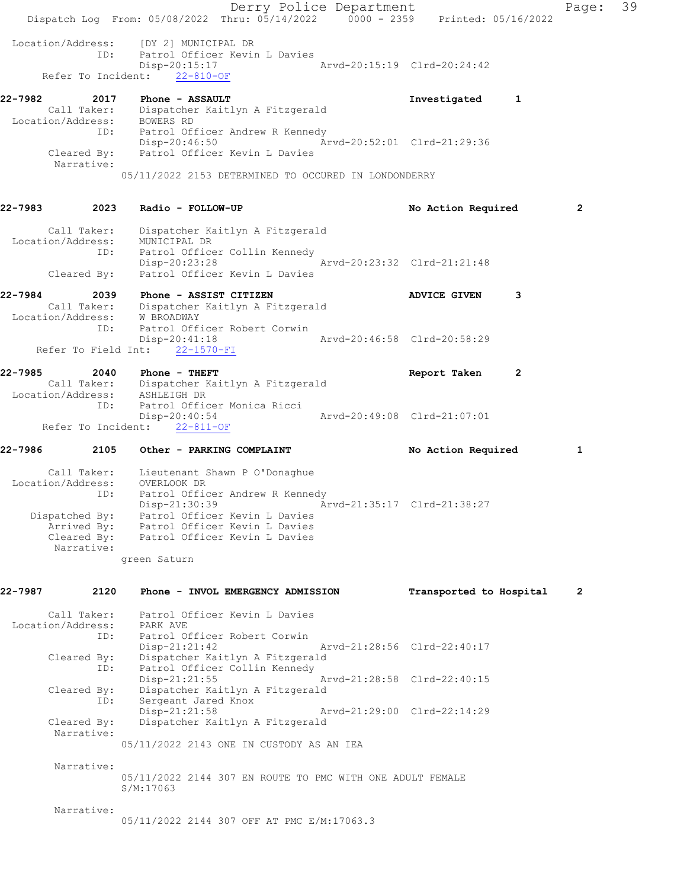```
 Location/Address:    [DY 2] MUNICIPAL DR
               ID:    Patrol Officer Kevin L Davies
                      Disp-20:15:17                 Arvd-20:15:19  Clrd-20:24:42
     Refer To Incident:    22-810-OF

22-7982         2017    Phone - ASSAULT                          Investigated      1
     Call Taker:      Dispatcher Kaitlyn A Fitzgerald
 Location/Address:    BOWERS RD
               ID:    Patrol Officer Andrew R Kennedy
                      Disp-20:46:50                 Arvd-20:52:01  Clrd-21:29:36
       Cleared By:    Patrol Officer Kevin L Davies
        Narrative:
                   05/11/2022 2153 DETERMINED TO OCCURED IN LONDONDERRY

22-7983         2023    Radio - FOLLOW-UP                        No Action Required        2

     Call Taker:      Dispatcher Kaitlyn A Fitzgerald
 Location/Address:    MUNICIPAL DR
               ID:    Patrol Officer Collin Kennedy
                      Disp-20:23:28                 Arvd-20:23:32  Clrd-21:21:48
       Cleared By:    Patrol Officer Kevin L Davies

22-7984         2039    Phone - ASSIST CITIZEN                   ADVICE GIVEN      3
     Call Taker:      Dispatcher Kaitlyn A Fitzgerald
 Location/Address:    W BROADWAY
               ID:    Patrol Officer Robert Corwin
                      Disp-20:41:18                 Arvd-20:46:58  Clrd-20:58:29
    Refer To Field Int:    22-1570-FI

22-7985         2040    Phone - THEFT                            Report Taken      2
     Call Taker:      Dispatcher Kaitlyn A Fitzgerald
 Location/Address:    ASHLEIGH DR
               ID:    Patrol Officer Monica Ricci
                      Disp-20:40:54                 Arvd-20:49:08  Clrd-21:07:01
     Refer To Incident:    22-811-OF

22-7986         2105    Other - PARKING COMPLAINT                No Action Required        1

     Call Taker:      Lieutenant Shawn P O'Donaghue
 Location/Address:    OVERLOOK DR
               ID:    Patrol Officer Andrew R Kennedy
                      Disp-21:30:39                 Arvd-21:35:17  Clrd-21:38:27
    Dispatched By:    Patrol Officer Kevin L Davies
       Arrived By:    Patrol Officer Kevin L Davies
       Cleared By:    Patrol Officer Kevin L Davies
        Narrative:
                   green Saturn

22-7987         2120    Phone - INVOL EMERGENCY ADMISSION        Transported to Hospital   2

     Call Taker:      Patrol Officer Kevin L Davies
 Location/Address:    PARK AVE
               ID:    Patrol Officer Robert Corwin
                      Disp-21:21:42                 Arvd-21:28:56  Clrd-22:40:17
       Cleared By:    Dispatcher Kaitlyn A Fitzgerald
               ID:    Patrol Officer Collin Kennedy
                      Disp-21:21:55                 Arvd-21:28:58  Clrd-22:40:15
       Cleared By:    Dispatcher Kaitlyn A Fitzgerald
               ID:    Sergeant Jared Knox
                      Disp-21:21:58                 Arvd-21:29:00  Clrd-22:14:29
       Cleared By:    Dispatcher Kaitlyn A Fitzgerald
        Narrative:
                   05/11/2022 2143 ONE IN CUSTODY AS AN IEA

        Narrative:
                   05/11/2022 2144 307 EN ROUTE TO PMC WITH ONE ADULT FEMALE
                   S/M:17063

        Narrative:
                   05/11/2022 2144 307 OFF AT PMC E/M:17063.3
```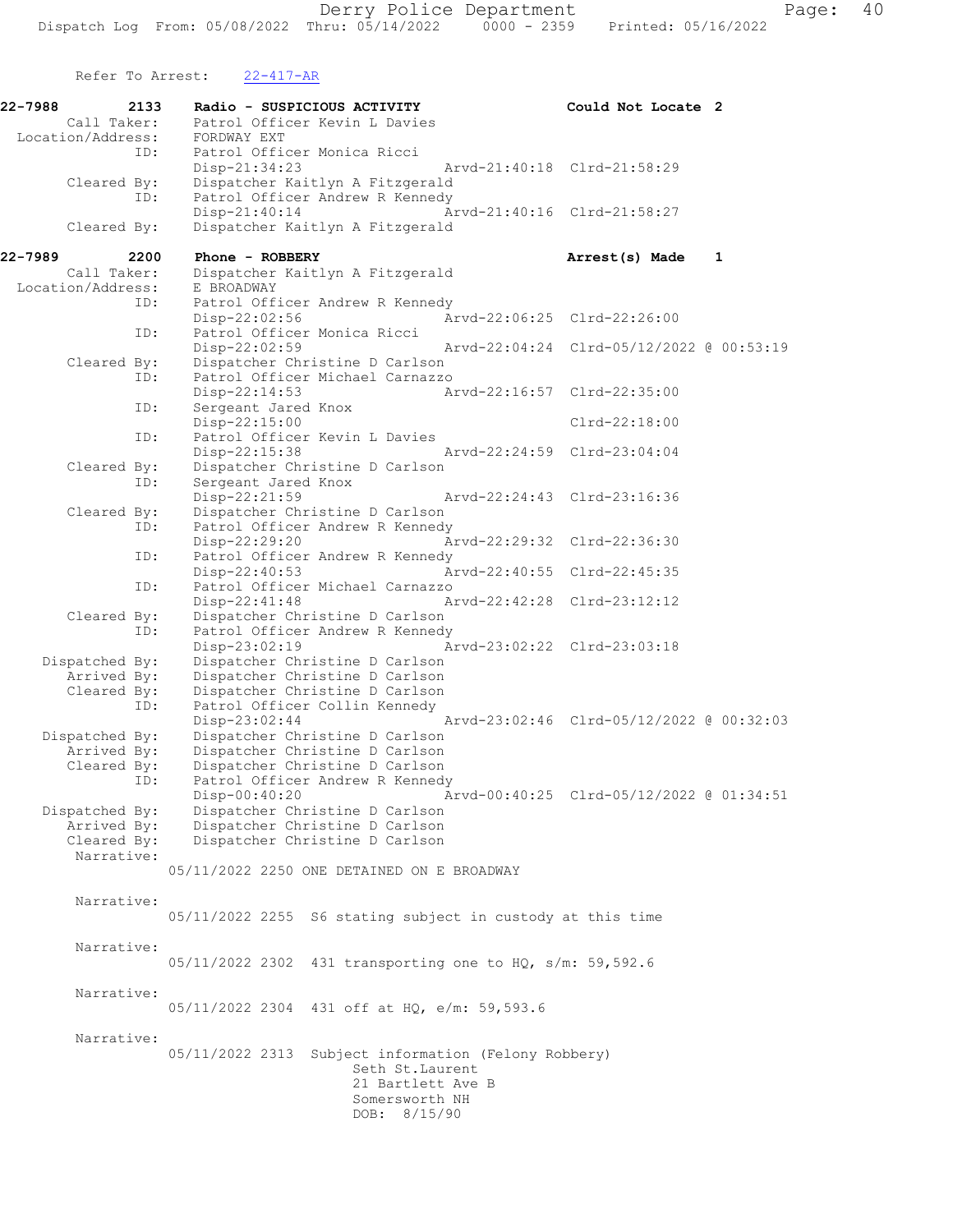Refer To Arrest: 22-417-AR

```
22-7988        2133    Radio - SUSPICIOUS ACTIVITY                  Could Not Locate  2
       Call Taker:     Patrol Officer Kevin L Davies
  Location/Address:    FORDWAY EXT
               ID:     Patrol Officer Monica Ricci
                       Disp-21:34:23                Arvd-21:40:18  Clrd-21:58:29
       Cleared By:     Dispatcher Kaitlyn A Fitzgerald
               ID:     Patrol Officer Andrew R Kennedy
                       Disp-21:40:14                Arvd-21:40:16  Clrd-21:58:27
       Cleared By:     Dispatcher Kaitlyn A Fitzgerald

22-7989        2200    Phone - ROBBERY                              Arrest(s) Made    1
       Call Taker:     Dispatcher Kaitlyn A Fitzgerald
  Location/Address:    E BROADWAY
               ID:     Patrol Officer Andrew R Kennedy
                       Disp-22:02:56                Arvd-22:06:25  Clrd-22:26:00
               ID:     Patrol Officer Monica Ricci
                       Disp-22:02:59                Arvd-22:04:24  Clrd-05/12/2022 @ 00:53:19
       Cleared By:     Dispatcher Christine D Carlson
               ID:     Patrol Officer Michael Carnazzo
                       Disp-22:14:53                Arvd-22:16:57  Clrd-22:35:00
               ID:     Sergeant Jared Knox
                       Disp-22:15:00                               Clrd-22:18:00
               ID:     Patrol Officer Kevin L Davies
                       Disp-22:15:38                Arvd-22:24:59  Clrd-23:04:04
       Cleared By:     Dispatcher Christine D Carlson
               ID:     Sergeant Jared Knox
                       Disp-22:21:59                Arvd-22:24:43  Clrd-23:16:36
       Cleared By:     Dispatcher Christine D Carlson
               ID:     Patrol Officer Andrew R Kennedy
                       Disp-22:29:20                Arvd-22:29:32  Clrd-22:36:30
               ID:     Patrol Officer Andrew R Kennedy
                       Disp-22:40:53                Arvd-22:40:55  Clrd-22:45:35
               ID:     Patrol Officer Michael Carnazzo
                       Disp-22:41:48                Arvd-22:42:28  Clrd-23:12:12
       Cleared By:     Dispatcher Christine D Carlson
               ID:     Patrol Officer Andrew R Kennedy
                       Disp-23:02:19                Arvd-23:02:22  Clrd-23:03:18
    Dispatched By:     Dispatcher Christine D Carlson
       Arrived By:     Dispatcher Christine D Carlson
       Cleared By:     Dispatcher Christine D Carlson
               ID:     Patrol Officer Collin Kennedy
                       Disp-23:02:44                Arvd-23:02:46  Clrd-05/12/2022 @ 00:32:03
    Dispatched By:     Dispatcher Christine D Carlson
       Arrived By:     Dispatcher Christine D Carlson
       Cleared By:     Dispatcher Christine D Carlson
               ID:     Patrol Officer Andrew R Kennedy
                       Disp-00:40:20                Arvd-00:40:25  Clrd-05/12/2022 @ 01:34:51
    Dispatched By:     Dispatcher Christine D Carlson
       Arrived By:     Dispatcher Christine D Carlson
       Cleared By:     Dispatcher Christine D Carlson
        Narrative:
                   05/11/2022 2250 ONE DETAINED ON E BROADWAY

        Narrative:
                   05/11/2022 2255  S6 stating subject in custody at this time

        Narrative:
                   05/11/2022 2302  431 transporting one to HQ, s/m: 59,592.6

        Narrative:
                   05/11/2022 2304  431 off at HQ, e/m: 59,593.6

        Narrative:
                   05/11/2022 2313  Subject information (Felony Robbery)
                                       Seth St.Laurent
                                       21 Bartlett Ave B
                                       Somersworth NH
                                       DOB:  8/15/90
```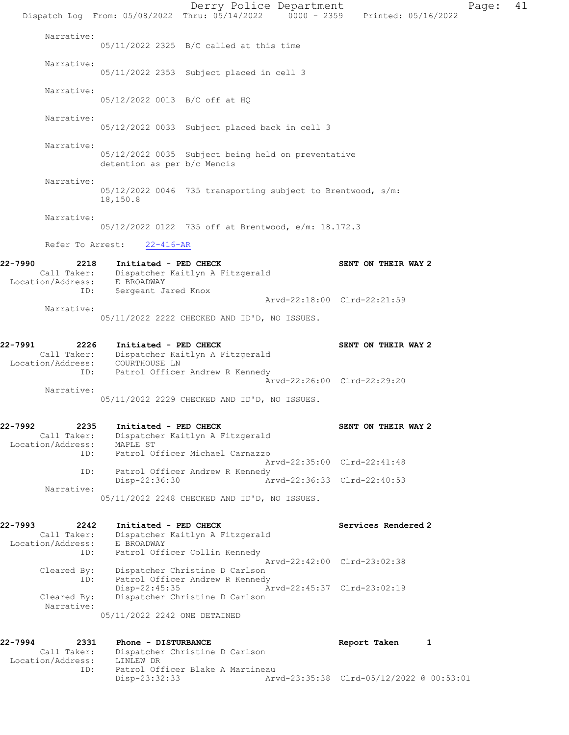Narrative:
05/11/2022 2325 B/C called at this time

Narrative:
05/11/2022 2353 Subject placed in cell 3

Narrative:
05/12/2022 0013 B/C off at HQ

Narrative:
05/12/2022 0033 Subject placed back in cell 3

Narrative:
05/12/2022 0035 Subject being held on preventative detention as per b/c Mencis

Narrative:
05/12/2022 0046 735 transporting subject to Brentwood, s/m: 18,150.8

Narrative:
05/12/2022 0122 735 off at Brentwood, e/m: 18.172.3

Refer To Arrest: 22-416-AR

**22-7990 2218 Initiated - PED CHECK — SENT ON THEIR WAY 2**

Call Taker: Dispatcher Kaitlyn A Fitzgerald
Location/Address: E BROADWAY
ID: Sergeant Jared Knox
Arvd-22:18:00 Clrd-22:21:59
Narrative:
05/11/2022 2222 CHECKED AND ID'D, NO ISSUES.

**22-7991 2226 Initiated - PED CHECK — SENT ON THEIR WAY 2**

Call Taker: Dispatcher Kaitlyn A Fitzgerald
Location/Address: COURTHOUSE LN
ID: Patrol Officer Andrew R Kennedy
Arvd-22:26:00 Clrd-22:29:20
Narrative:
05/11/2022 2229 CHECKED AND ID'D, NO ISSUES.

**22-7992 2235 Initiated - PED CHECK — SENT ON THEIR WAY 2**

Call Taker: Dispatcher Kaitlyn A Fitzgerald
Location/Address: MAPLE ST
ID: Patrol Officer Michael Carnazzo
Arvd-22:35:00 Clrd-22:41:48
ID: Patrol Officer Andrew R Kennedy
Disp-22:36:30 Arvd-22:36:33 Clrd-22:40:53
Narrative:
05/11/2022 2248 CHECKED AND ID'D, NO ISSUES.

**22-7993 2242 Initiated - PED CHECK — Services Rendered 2**

Call Taker: Dispatcher Kaitlyn A Fitzgerald
Location/Address: E BROADWAY
ID: Patrol Officer Collin Kennedy
Arvd-22:42:00 Clrd-23:02:38
Cleared By: Dispatcher Christine D Carlson
ID: Patrol Officer Andrew R Kennedy
Disp-22:45:35 Arvd-22:45:37 Clrd-23:02:19
Cleared By: Dispatcher Christine D Carlson
Narrative:
05/11/2022 2242 ONE DETAINED

**22-7994 2331 Phone - DISTURBANCE — Report Taken 1**

Call Taker: Dispatcher Christine D Carlson
Location/Address: LINLEW DR
ID: Patrol Officer Blake A Martineau
Disp-23:32:33 Arvd-23:35:38 Clrd-05/12/2022 @ 00:53:01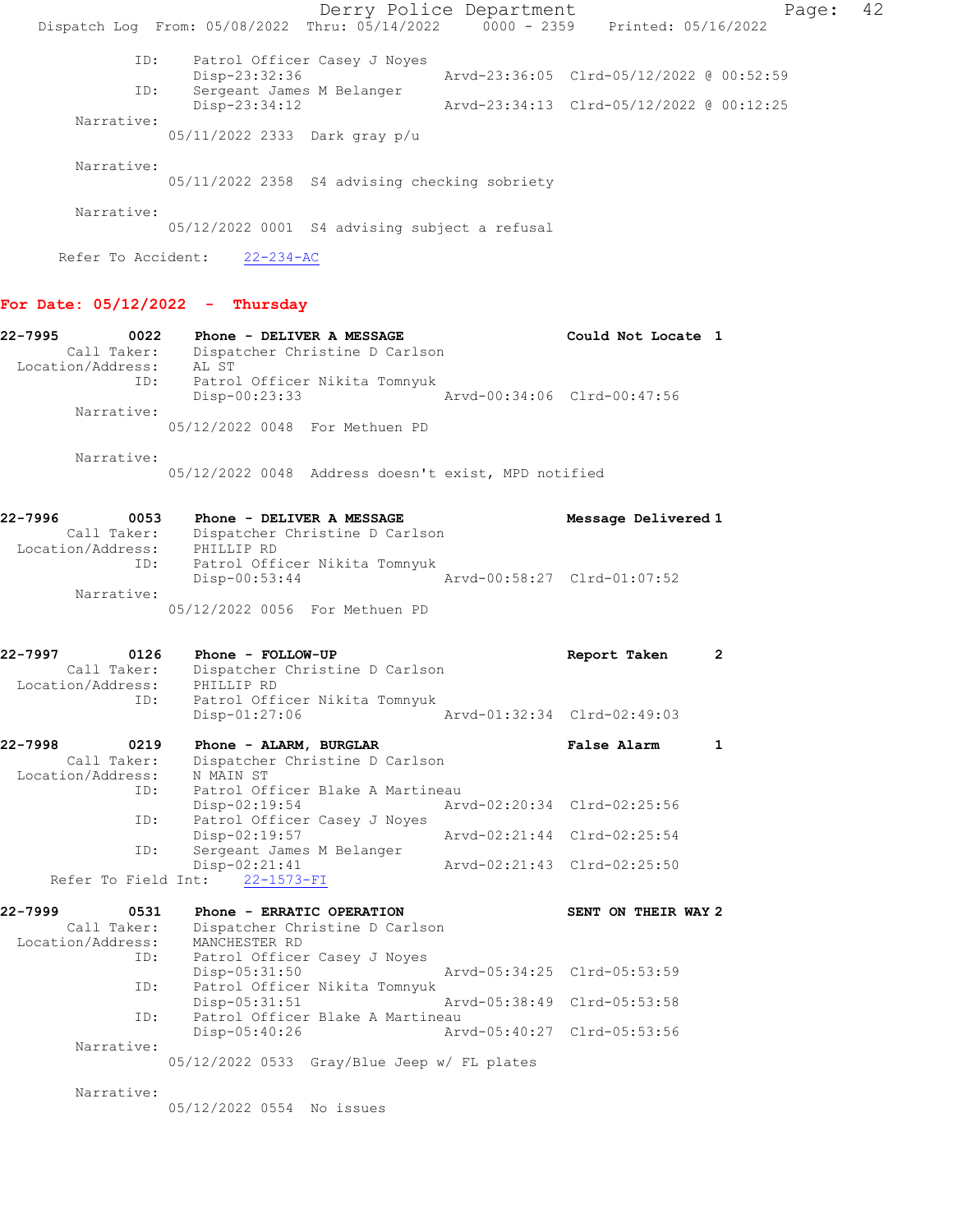```
          ID:    Patrol Officer Casey J Noyes
                 Disp-23:32:36                Arvd-23:36:05  Clrd-05/12/2022 @ 00:52:59
          ID:    Sergeant James M Belanger
                 Disp-23:34:12                Arvd-23:34:13  Clrd-05/12/2022 @ 00:12:25
   Narrative:
               05/11/2022 2333  Dark gray p/u

   Narrative:
               05/11/2022 2358  S4 advising checking sobriety

   Narrative:
               05/12/2022 0001  S4 advising subject a refusal

  Refer To Accident:    22-234-AC
```

**For Date: 05/12/2022 - Thursday**

```
22-7995       0022    Phone - DELIVER A MESSAGE                    Could Not Locate  1
      Call Taker:    Dispatcher Christine D Carlson
 Location/Address:   AL ST
              ID:    Patrol Officer Nikita Tomnyuk
                     Disp-00:23:33                Arvd-00:34:06  Clrd-00:47:56
       Narrative:
                   05/12/2022 0048  For Methuen PD

       Narrative:
                   05/12/2022 0048  Address doesn't exist, MPD notified


22-7996       0053    Phone - DELIVER A MESSAGE                    Message Delivered 1
      Call Taker:    Dispatcher Christine D Carlson
 Location/Address:   PHILLIP RD
              ID:    Patrol Officer Nikita Tomnyuk
                     Disp-00:53:44                Arvd-00:58:27  Clrd-01:07:52
       Narrative:
                   05/12/2022 0056  For Methuen PD


22-7997       0126    Phone - FOLLOW-UP                            Report Taken      2
      Call Taker:    Dispatcher Christine D Carlson
 Location/Address:   PHILLIP RD
              ID:    Patrol Officer Nikita Tomnyuk
                     Disp-01:27:06                Arvd-01:32:34  Clrd-02:49:03

22-7998       0219    Phone - ALARM, BURGLAR                       False Alarm       1
      Call Taker:    Dispatcher Christine D Carlson
 Location/Address:   N MAIN ST
              ID:    Patrol Officer Blake A Martineau
                     Disp-02:19:54                Arvd-02:20:34  Clrd-02:25:56
              ID:    Patrol Officer Casey J Noyes
                     Disp-02:19:57                Arvd-02:21:44  Clrd-02:25:54
              ID:    Sergeant James M Belanger
                     Disp-02:21:41                Arvd-02:21:43  Clrd-02:25:50
    Refer To Field Int:    22-1573-FI

22-7999       0531    Phone - ERRATIC OPERATION                    SENT ON THEIR WAY 2
      Call Taker:    Dispatcher Christine D Carlson
 Location/Address:   MANCHESTER RD
              ID:    Patrol Officer Casey J Noyes
                     Disp-05:31:50                Arvd-05:34:25  Clrd-05:53:59
              ID:    Patrol Officer Nikita Tomnyuk
                     Disp-05:31:51                Arvd-05:38:49  Clrd-05:53:58
              ID:    Patrol Officer Blake A Martineau
                     Disp-05:40:26                Arvd-05:40:27  Clrd-05:53:56
       Narrative:
                   05/12/2022 0533  Gray/Blue Jeep w/ FL plates

       Narrative:
                   05/12/2022 0554  No issues
```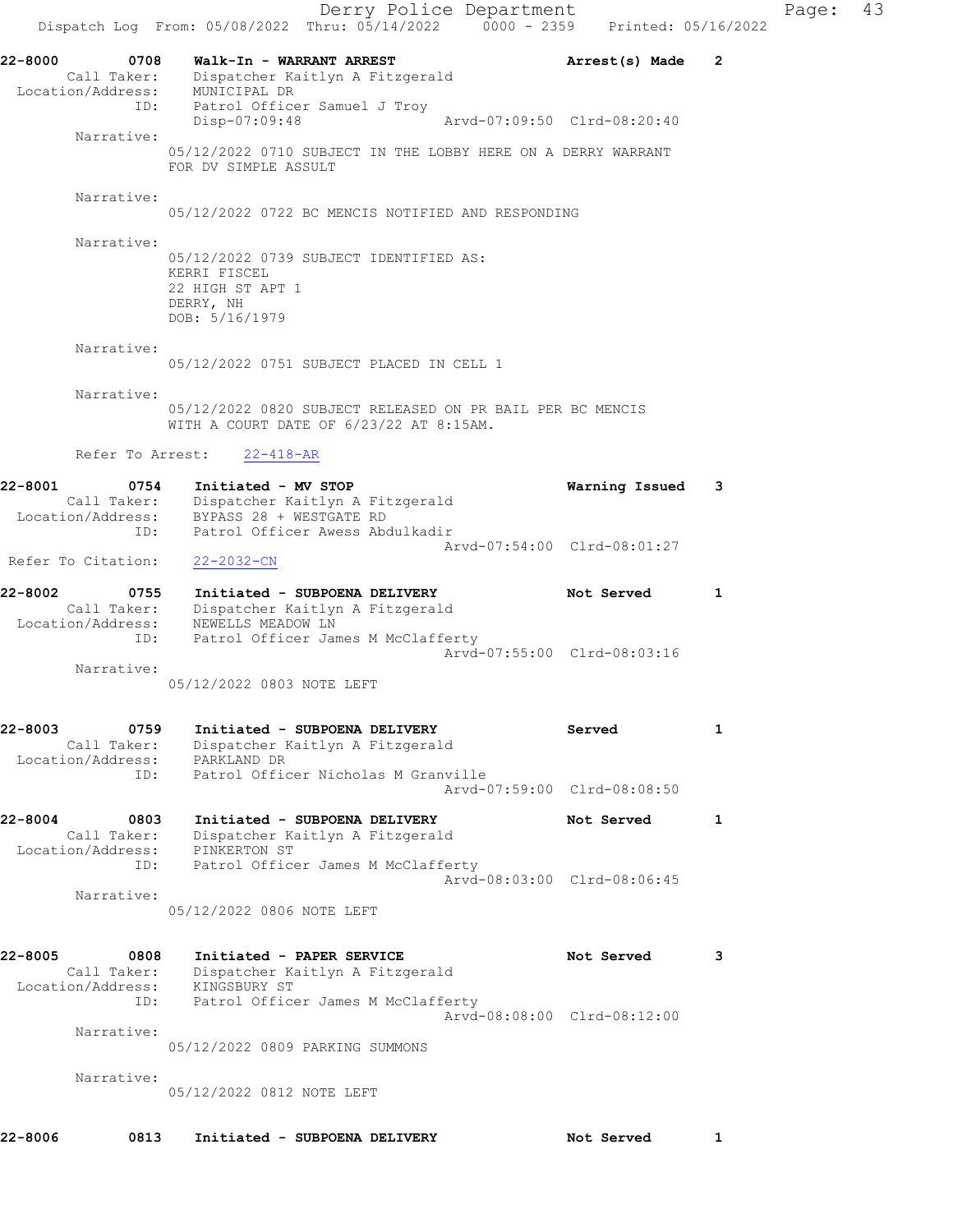22-8000 0708 **Walk-In - WARRANT ARREST** **Arrest(s) Made 2**
Call Taker: Dispatcher Kaitlyn A Fitzgerald
Location/Address: MUNICIPAL DR
ID: Patrol Officer Samuel J Troy
Disp-07:09:48 Arvd-07:09:50 Clrd-08:20:40

Narrative:
05/12/2022 0710 SUBJECT IN THE LOBBY HERE ON A DERRY WARRANT FOR DV SIMPLE ASSULT

Narrative:
05/12/2022 0722 BC MENCIS NOTIFIED AND RESPONDING

Narrative:
05/12/2022 0739 SUBJECT IDENTIFIED AS:
KERRI FISCEL
22 HIGH ST APT 1
DERRY, NH
DOB: 5/16/1979

Narrative:
05/12/2022 0751 SUBJECT PLACED IN CELL 1

Narrative:
05/12/2022 0820 SUBJECT RELEASED ON PR BAIL PER BC MENCIS WITH A COURT DATE OF 6/23/22 AT 8:15AM.

Refer To Arrest: 22-418-AR

22-8001 0754 **Initiated - MV STOP** **Warning Issued 3**
Call Taker: Dispatcher Kaitlyn A Fitzgerald
Location/Address: BYPASS 28 + WESTGATE RD
ID: Patrol Officer Awess Abdulkadir
Arvd-07:54:00 Clrd-08:01:27
Refer To Citation: 22-2032-CN

22-8002 0755 **Initiated - SUBPOENA DELIVERY** **Not Served 1**
Call Taker: Dispatcher Kaitlyn A Fitzgerald
Location/Address: NEWELLS MEADOW LN
ID: Patrol Officer James M McClafferty
Arvd-07:55:00 Clrd-08:03:16

Narrative:
05/12/2022 0803 NOTE LEFT

22-8003 0759 **Initiated - SUBPOENA DELIVERY** **Served 1**
Call Taker: Dispatcher Kaitlyn A Fitzgerald
Location/Address: PARKLAND DR
ID: Patrol Officer Nicholas M Granville
Arvd-07:59:00 Clrd-08:08:50

22-8004 0803 **Initiated - SUBPOENA DELIVERY** **Not Served 1**
Call Taker: Dispatcher Kaitlyn A Fitzgerald
Location/Address: PINKERTON ST
ID: Patrol Officer James M McClafferty
Arvd-08:03:00 Clrd-08:06:45

Narrative:
05/12/2022 0806 NOTE LEFT

22-8005 0808 **Initiated - PAPER SERVICE** **Not Served 3**
Call Taker: Dispatcher Kaitlyn A Fitzgerald
Location/Address: KINGSBURY ST
ID: Patrol Officer James M McClafferty
Arvd-08:08:00 Clrd-08:12:00

Narrative:
05/12/2022 0809 PARKING SUMMONS

Narrative:
05/12/2022 0812 NOTE LEFT

22-8006 0813 **Initiated - SUBPOENA DELIVERY** **Not Served 1**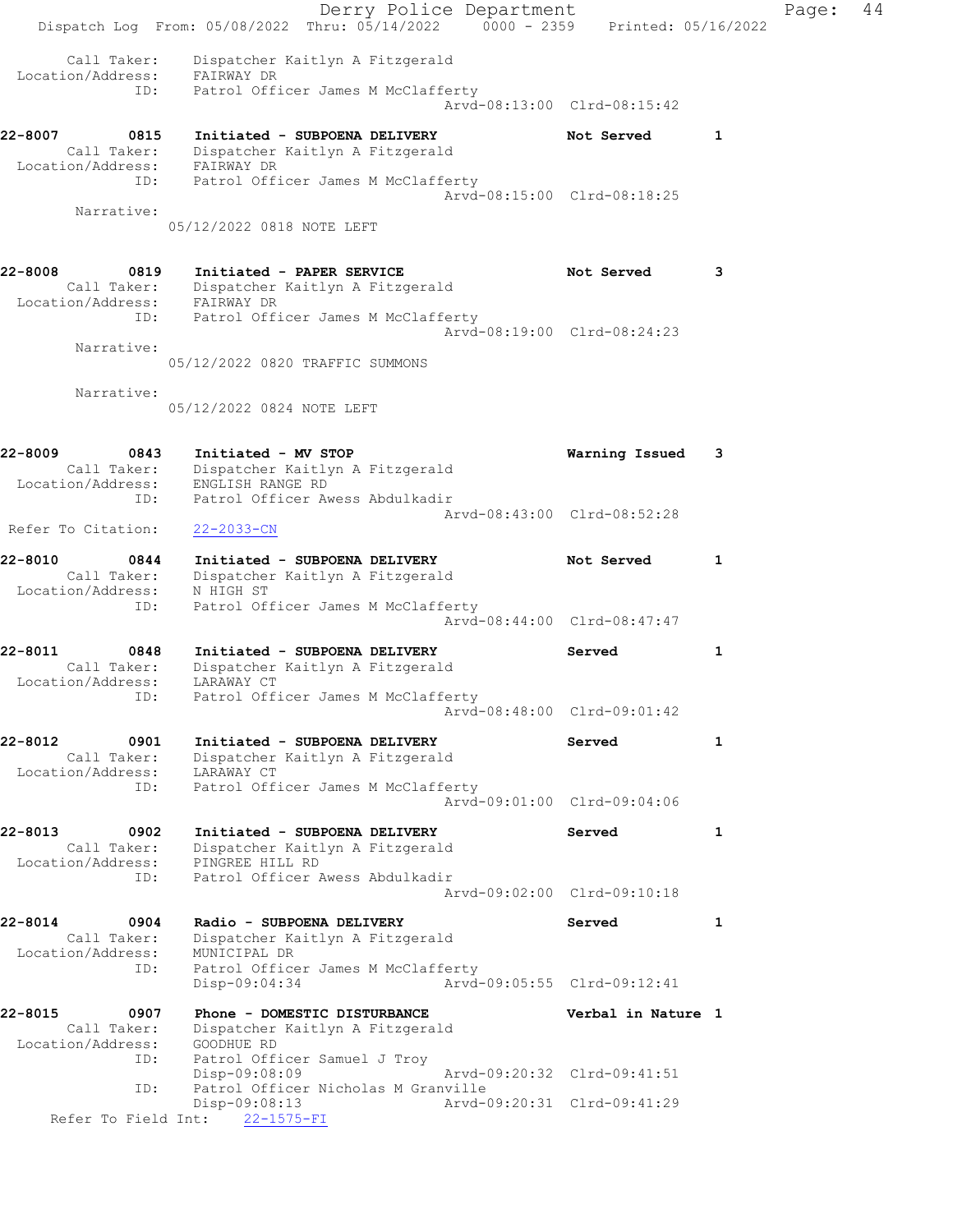Call Taker: Dispatcher Kaitlyn A Fitzgerald
Location/Address: FAIRWAY DR
ID: Patrol Officer James M McClafferty
Arvd-08:13:00 Clrd-08:15:42

**22-8007 0815 Initiated - SUBPOENA DELIVERY** — Not Served 1
Call Taker: Dispatcher Kaitlyn A Fitzgerald
Location/Address: FAIRWAY DR
ID: Patrol Officer James M McClafferty
Arvd-08:15:00 Clrd-08:18:25
Narrative:
05/12/2022 0818 NOTE LEFT

**22-8008 0819 Initiated - PAPER SERVICE** — Not Served 3
Call Taker: Dispatcher Kaitlyn A Fitzgerald
Location/Address: FAIRWAY DR
ID: Patrol Officer James M McClafferty
Arvd-08:19:00 Clrd-08:24:23
Narrative:
05/12/2022 0820 TRAFFIC SUMMONS
Narrative:
05/12/2022 0824 NOTE LEFT

**22-8009 0843 Initiated - MV STOP** — Warning Issued 3
Call Taker: Dispatcher Kaitlyn A Fitzgerald
Location/Address: ENGLISH RANGE RD
ID: Patrol Officer Awess Abdulkadir
Arvd-08:43:00 Clrd-08:52:28
Refer To Citation: 22-2033-CN

**22-8010 0844 Initiated - SUBPOENA DELIVERY** — Not Served 1
Call Taker: Dispatcher Kaitlyn A Fitzgerald
Location/Address: N HIGH ST
ID: Patrol Officer James M McClafferty
Arvd-08:44:00 Clrd-08:47:47

**22-8011 0848 Initiated - SUBPOENA DELIVERY** — Served 1
Call Taker: Dispatcher Kaitlyn A Fitzgerald
Location/Address: LARAWAY CT
ID: Patrol Officer James M McClafferty
Arvd-08:48:00 Clrd-09:01:42

**22-8012 0901 Initiated - SUBPOENA DELIVERY** — Served 1
Call Taker: Dispatcher Kaitlyn A Fitzgerald
Location/Address: LARAWAY CT
ID: Patrol Officer James M McClafferty
Arvd-09:01:00 Clrd-09:04:06

**22-8013 0902 Initiated - SUBPOENA DELIVERY** — Served 1
Call Taker: Dispatcher Kaitlyn A Fitzgerald
Location/Address: PINGREE HILL RD
ID: Patrol Officer Awess Abdulkadir
Arvd-09:02:00 Clrd-09:10:18

**22-8014 0904 Radio - SUBPOENA DELIVERY** — Served 1
Call Taker: Dispatcher Kaitlyn A Fitzgerald
Location/Address: MUNICIPAL DR
ID: Patrol Officer James M McClafferty
Disp-09:04:34 Arvd-09:05:55 Clrd-09:12:41

**22-8015 0907 Phone - DOMESTIC DISTURBANCE** — Verbal in Nature 1
Call Taker: Dispatcher Kaitlyn A Fitzgerald
Location/Address: GOODHUE RD
ID: Patrol Officer Samuel J Troy
Disp-09:08:09 Arvd-09:20:32 Clrd-09:41:51
ID: Patrol Officer Nicholas M Granville
Disp-09:08:13 Arvd-09:20:31 Clrd-09:41:29
Refer To Field Int: 22-1575-FI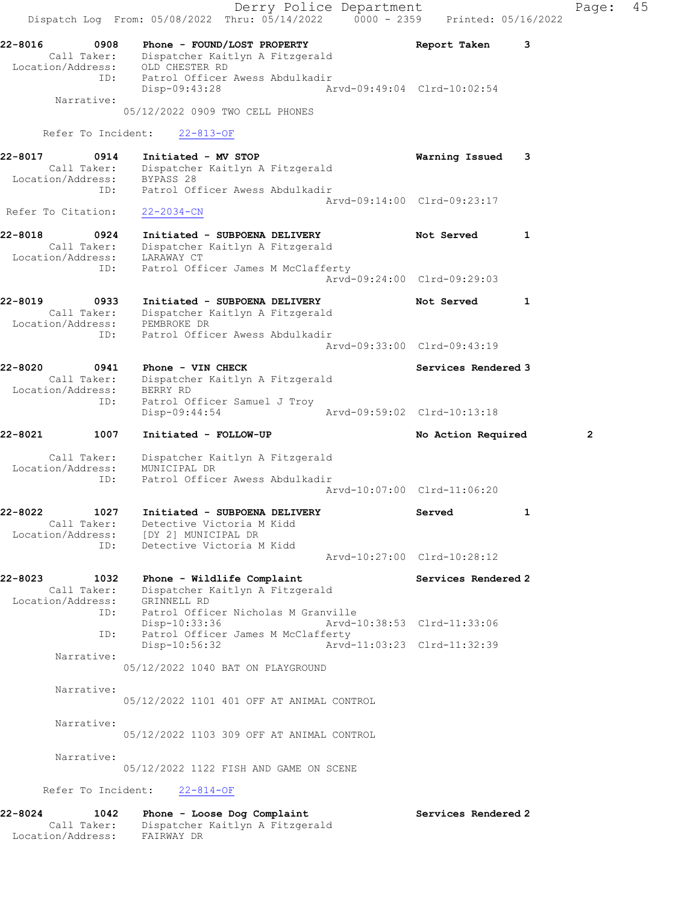22-8016 0908 Phone - FOUND/LOST PROPERTY Report Taken 3
Call Taker: Dispatcher Kaitlyn A Fitzgerald
Location/Address: OLD CHESTER RD
ID: Patrol Officer Awess Abdulkadir
Disp-09:43:28 Arvd-09:49:04 Clrd-10:02:54
Narrative:
05/12/2022 0909 TWO CELL PHONES

Refer To Incident: 22-813-OF

22-8017 0914 Initiated - MV STOP Warning Issued 3
Call Taker: Dispatcher Kaitlyn A Fitzgerald
Location/Address: BYPASS 28
ID: Patrol Officer Awess Abdulkadir
Arvd-09:14:00 Clrd-09:23:17
Refer To Citation: 22-2034-CN

22-8018 0924 Initiated - SUBPOENA DELIVERY Not Served 1
Call Taker: Dispatcher Kaitlyn A Fitzgerald
Location/Address: LARAWAY CT
ID: Patrol Officer James M McClafferty
Arvd-09:24:00 Clrd-09:29:03

22-8019 0933 Initiated - SUBPOENA DELIVERY Not Served 1
Call Taker: Dispatcher Kaitlyn A Fitzgerald
Location/Address: PEMBROKE DR
ID: Patrol Officer Awess Abdulkadir
Arvd-09:33:00 Clrd-09:43:19

22-8020 0941 Phone - VIN CHECK Services Rendered 3
Call Taker: Dispatcher Kaitlyn A Fitzgerald
Location/Address: BERRY RD
ID: Patrol Officer Samuel J Troy
Disp-09:44:54 Arvd-09:59:02 Clrd-10:13:18

22-8021 1007 Initiated - FOLLOW-UP No Action Required 2
Call Taker: Dispatcher Kaitlyn A Fitzgerald
Location/Address: MUNICIPAL DR
ID: Patrol Officer Awess Abdulkadir
Arvd-10:07:00 Clrd-11:06:20

22-8022 1027 Initiated - SUBPOENA DELIVERY Served 1
Call Taker: Detective Victoria M Kidd
Location/Address: [DY 2] MUNICIPAL DR
ID: Detective Victoria M Kidd
Arvd-10:27:00 Clrd-10:28:12

22-8023 1032 Phone - Wildlife Complaint Services Rendered 2
Call Taker: Dispatcher Kaitlyn A Fitzgerald
Location/Address: GRINNELL RD
ID: Patrol Officer Nicholas M Granville
Disp-10:33:36 Arvd-10:38:53 Clrd-11:33:06
ID: Patrol Officer James M McClafferty
Disp-10:56:32 Arvd-11:03:23 Clrd-11:32:39
Narrative:
05/12/2022 1040 BAT ON PLAYGROUND
Narrative:
05/12/2022 1101 401 OFF AT ANIMAL CONTROL
Narrative:
05/12/2022 1103 309 OFF AT ANIMAL CONTROL
Narrative:
05/12/2022 1122 FISH AND GAME ON SCENE

Refer To Incident: 22-814-OF

22-8024 1042 Phone - Loose Dog Complaint Services Rendered 2
Call Taker: Dispatcher Kaitlyn A Fitzgerald
Location/Address: FAIRWAY DR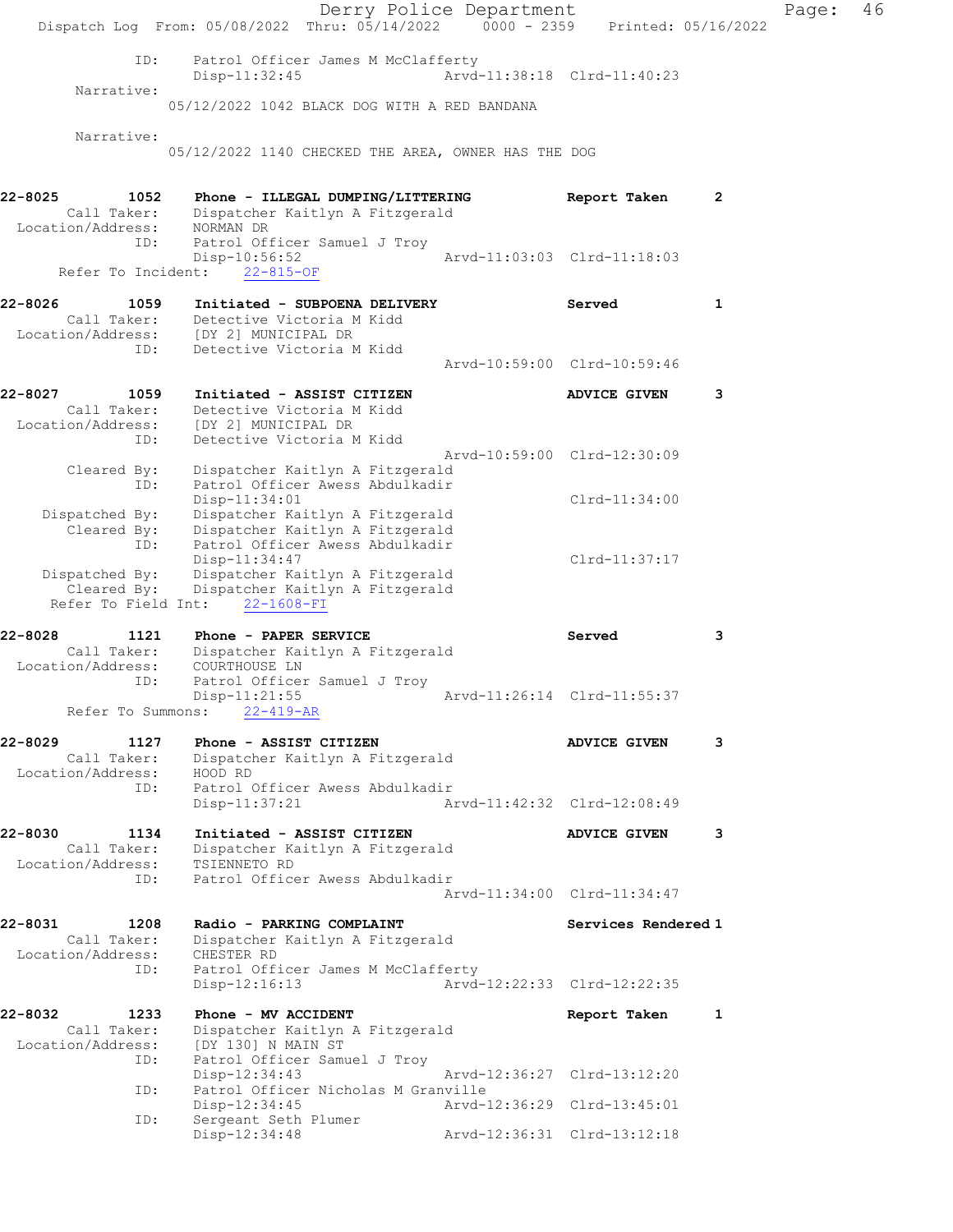```
            ID:     Patrol Officer James M McClafferty
                    Disp-11:32:45              Arvd-11:38:18  Clrd-11:40:23
      Narrative:
                  05/12/2022 1042 BLACK DOG WITH A RED BANDANA

      Narrative:
                  05/12/2022 1140 CHECKED THE AREA, OWNER HAS THE DOG


22-8025        1052    Phone - ILLEGAL DUMPING/LITTERING          Report Taken       2
       Call Taker:     Dispatcher Kaitlyn A Fitzgerald
 Location/Address:     NORMAN DR
               ID:     Patrol Officer Samuel J Troy
                       Disp-10:56:52              Arvd-11:03:03  Clrd-11:18:03
     Refer To Incident:    22-815-OF

22-8026        1059    Initiated - SUBPOENA DELIVERY              Served             1
       Call Taker:     Detective Victoria M Kidd
 Location/Address:     [DY 2] MUNICIPAL DR
               ID:     Detective Victoria M Kidd
                                                  Arvd-10:59:00  Clrd-10:59:46

22-8027        1059    Initiated - ASSIST CITIZEN                 ADVICE GIVEN       3
       Call Taker:     Detective Victoria M Kidd
 Location/Address:     [DY 2] MUNICIPAL DR
               ID:     Detective Victoria M Kidd
                                                  Arvd-10:59:00  Clrd-12:30:09
       Cleared By:     Dispatcher Kaitlyn A Fitzgerald
               ID:     Patrol Officer Awess Abdulkadir
                       Disp-11:34:01                             Clrd-11:34:00
    Dispatched By:     Dispatcher Kaitlyn A Fitzgerald
       Cleared By:     Dispatcher Kaitlyn A Fitzgerald
               ID:     Patrol Officer Awess Abdulkadir
                       Disp-11:34:47                             Clrd-11:37:17
    Dispatched By:     Dispatcher Kaitlyn A Fitzgerald
       Cleared By:     Dispatcher Kaitlyn A Fitzgerald
    Refer To Field Int:    22-1608-FI

22-8028        1121    Phone - PAPER SERVICE                      Served             3
       Call Taker:     Dispatcher Kaitlyn A Fitzgerald
 Location/Address:     COURTHOUSE LN
               ID:     Patrol Officer Samuel J Troy
                       Disp-11:21:55              Arvd-11:26:14  Clrd-11:55:37
      Refer To Summons:    22-419-AR

22-8029        1127    Phone - ASSIST CITIZEN                     ADVICE GIVEN       3
       Call Taker:     Dispatcher Kaitlyn A Fitzgerald
 Location/Address:     HOOD RD
               ID:     Patrol Officer Awess Abdulkadir
                       Disp-11:37:21              Arvd-11:42:32  Clrd-12:08:49

22-8030        1134    Initiated - ASSIST CITIZEN                 ADVICE GIVEN       3
       Call Taker:     Dispatcher Kaitlyn A Fitzgerald
 Location/Address:     TSIENNETO RD
               ID:     Patrol Officer Awess Abdulkadir
                                                  Arvd-11:34:00  Clrd-11:34:47

22-8031        1208    Radio - PARKING COMPLAINT                  Services Rendered 1
       Call Taker:     Dispatcher Kaitlyn A Fitzgerald
 Location/Address:     CHESTER RD
               ID:     Patrol Officer James M McClafferty
                       Disp-12:16:13              Arvd-12:22:33  Clrd-12:22:35

22-8032        1233    Phone - MV ACCIDENT                        Report Taken       1
       Call Taker:     Dispatcher Kaitlyn A Fitzgerald
 Location/Address:     [DY 130] N MAIN ST
               ID:     Patrol Officer Samuel J Troy
                       Disp-12:34:43              Arvd-12:36:27  Clrd-13:12:20
               ID:     Patrol Officer Nicholas M Granville
                       Disp-12:34:45              Arvd-12:36:29  Clrd-13:45:01
               ID:     Sergeant Seth Plumer
                       Disp-12:34:48              Arvd-12:36:31  Clrd-13:12:18
```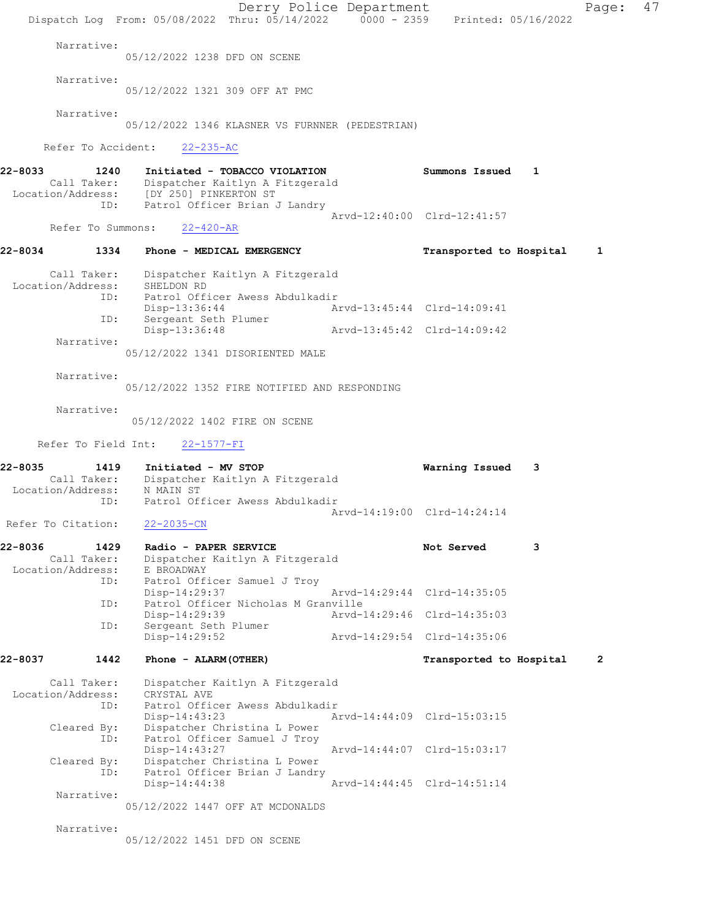Narrative:
05/12/2022 1238 DFD ON SCENE

Narrative:
05/12/2022 1321 309 OFF AT PMC

Narrative:
05/12/2022 1346 KLASNER VS FURNNER (PEDESTRIAN)

Refer To Accident: 22-235-AC

**22-8033 1240 Initiated - TOBACCO VIOLATION** Summons Issued 1
Call Taker: Dispatcher Kaitlyn A Fitzgerald
Location/Address: [DY 250] PINKERTON ST
ID: Patrol Officer Brian J Landry
Arvd-12:40:00 Clrd-12:41:57
Refer To Summons: 22-420-AR

**22-8034 1334 Phone - MEDICAL EMERGENCY** Transported to Hospital 1

Call Taker: Dispatcher Kaitlyn A Fitzgerald
Location/Address: SHELDON RD
ID: Patrol Officer Awess Abdulkadir
Disp-13:36:44 Arvd-13:45:44 Clrd-14:09:41
ID: Sergeant Seth Plumer
Disp-13:36:48 Arvd-13:45:42 Clrd-14:09:42
Narrative:
05/12/2022 1341 DISORIENTED MALE

Narrative:
05/12/2022 1352 FIRE NOTIFIED AND RESPONDING

Narrative:
05/12/2022 1402 FIRE ON SCENE

Refer To Field Int: 22-1577-FI

**22-8035 1419 Initiated - MV STOP** Warning Issued 3
Call Taker: Dispatcher Kaitlyn A Fitzgerald
Location/Address: N MAIN ST
ID: Patrol Officer Awess Abdulkadir
Arvd-14:19:00 Clrd-14:24:14
Refer To Citation: 22-2035-CN

**22-8036 1429 Radio - PAPER SERVICE** Not Served 3
Call Taker: Dispatcher Kaitlyn A Fitzgerald
Location/Address: E BROADWAY
ID: Patrol Officer Samuel J Troy
Disp-14:29:37 Arvd-14:29:44 Clrd-14:35:05
ID: Patrol Officer Nicholas M Granville
Disp-14:29:39 Arvd-14:29:46 Clrd-14:35:03
ID: Sergeant Seth Plumer
Disp-14:29:52 Arvd-14:29:54 Clrd-14:35:06

**22-8037 1442 Phone - ALARM(OTHER)** Transported to Hospital 2

Call Taker: Dispatcher Kaitlyn A Fitzgerald
Location/Address: CRYSTAL AVE
ID: Patrol Officer Awess Abdulkadir
Disp-14:43:23 Arvd-14:44:09 Clrd-15:03:15
Cleared By: Dispatcher Christina L Power
ID: Patrol Officer Samuel J Troy
Disp-14:43:27 Arvd-14:44:07 Clrd-15:03:17
Cleared By: Dispatcher Christina L Power
ID: Patrol Officer Brian J Landry
Disp-14:44:38 Arvd-14:44:45 Clrd-14:51:14
Narrative:
05/12/2022 1447 OFF AT MCDONALDS

Narrative:
05/12/2022 1451 DFD ON SCENE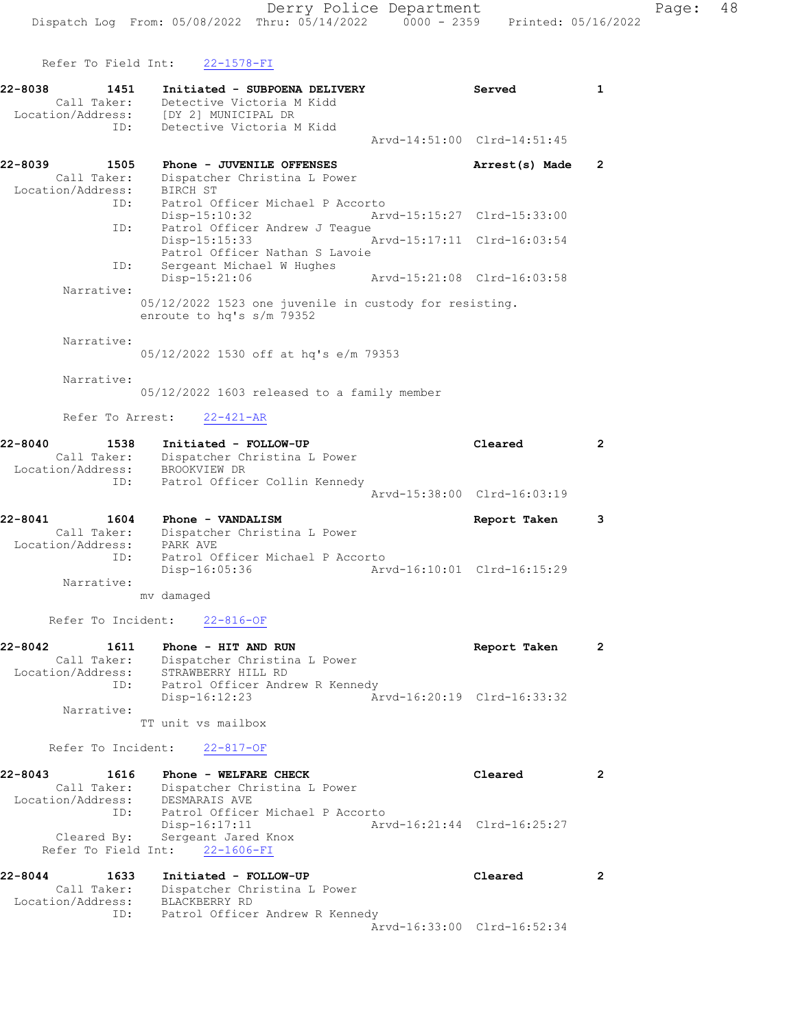Refer To Field Int: 22-1578-FI

```
22-8038        1451    Initiated - SUBPOENA DELIVERY                 Served           1
        Call Taker:    Detective Victoria M Kidd
  Location/Address:    [DY 2] MUNICIPAL DR
                ID:    Detective Victoria M Kidd
                                                  Arvd-14:51:00  Clrd-14:51:45

22-8039        1505    Phone - JUVENILE OFFENSES                     Arrest(s) Made   2
        Call Taker:    Dispatcher Christina L Power
  Location/Address:    BIRCH ST
                ID:    Patrol Officer Michael P Accorto
                       Disp-15:10:32               Arvd-15:15:27  Clrd-15:33:00
                ID:    Patrol Officer Andrew J Teague
                       Disp-15:15:33               Arvd-15:17:11  Clrd-16:03:54
                       Patrol Officer Nathan S Lavoie
                ID:    Sergeant Michael W Hughes
                       Disp-15:21:06               Arvd-15:21:08  Clrd-16:03:58
         Narrative:
                    05/12/2022 1523 one juvenile in custody for resisting.
                    enroute to hq's s/m 79352

         Narrative:
                    05/12/2022 1530 off at hq's e/m 79353

         Narrative:
                    05/12/2022 1603 released to a family member

         Refer To Arrest:    22-421-AR

22-8040        1538    Initiated - FOLLOW-UP                         Cleared          2
        Call Taker:    Dispatcher Christina L Power
  Location/Address:    BROOKVIEW DR
                ID:    Patrol Officer Collin Kennedy
                                                  Arvd-15:38:00  Clrd-16:03:19

22-8041        1604    Phone - VANDALISM                             Report Taken     3
        Call Taker:    Dispatcher Christina L Power
  Location/Address:    PARK AVE
                ID:    Patrol Officer Michael P Accorto
                       Disp-16:05:36               Arvd-16:10:01  Clrd-16:15:29
         Narrative:
                    mv damaged

       Refer To Incident:    22-816-OF

22-8042        1611    Phone - HIT AND RUN                           Report Taken     2
        Call Taker:    Dispatcher Christina L Power
  Location/Address:    STRAWBERRY HILL RD
                ID:    Patrol Officer Andrew R Kennedy
                       Disp-16:12:23               Arvd-16:20:19  Clrd-16:33:32
         Narrative:
                    TT unit vs mailbox

       Refer To Incident:    22-817-OF

22-8043        1616    Phone - WELFARE CHECK                         Cleared          2
        Call Taker:    Dispatcher Christina L Power
  Location/Address:    DESMARAIS AVE
                ID:    Patrol Officer Michael P Accorto
                       Disp-16:17:11               Arvd-16:21:44  Clrd-16:25:27
        Cleared By:    Sergeant Jared Knox
     Refer To Field Int:    22-1606-FI

22-8044        1633    Initiated - FOLLOW-UP                         Cleared          2
        Call Taker:    Dispatcher Christina L Power
  Location/Address:    BLACKBERRY RD
                ID:    Patrol Officer Andrew R Kennedy
                                                  Arvd-16:33:00  Clrd-16:52:34
```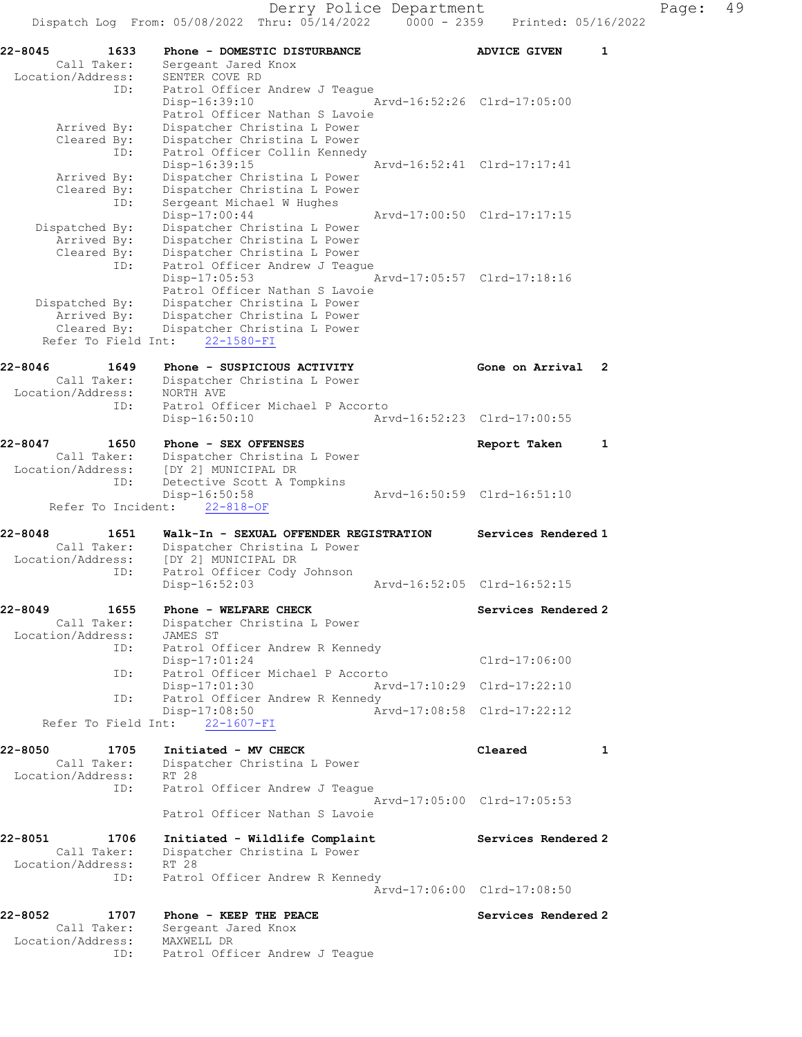```
22-8045        1633    Phone - DOMESTIC DISTURBANCE              ADVICE GIVEN      1
       Call Taker:     Sergeant Jared Knox
  Location/Address:    SENTER COVE RD
                ID:    Patrol Officer Andrew J Teague
                       Disp-16:39:10                  Arvd-16:52:26  Clrd-17:05:00
                       Patrol Officer Nathan S Lavoie
        Arrived By:    Dispatcher Christina L Power
        Cleared By:    Dispatcher Christina L Power
                ID:    Patrol Officer Collin Kennedy
                       Disp-16:39:15                  Arvd-16:52:41  Clrd-17:17:41
        Arrived By:    Dispatcher Christina L Power
        Cleared By:    Dispatcher Christina L Power
                ID:    Sergeant Michael W Hughes
                       Disp-17:00:44                  Arvd-17:00:50  Clrd-17:17:15
     Dispatched By:    Dispatcher Christina L Power
        Arrived By:    Dispatcher Christina L Power
        Cleared By:    Dispatcher Christina L Power
                ID:    Patrol Officer Andrew J Teague
                       Disp-17:05:53                  Arvd-17:05:57  Clrd-17:18:16
                       Patrol Officer Nathan S Lavoie
     Dispatched By:    Dispatcher Christina L Power
        Arrived By:    Dispatcher Christina L Power
        Cleared By:    Dispatcher Christina L Power
    Refer To Field Int:    22-1580-FI

22-8046        1649    Phone - SUSPICIOUS ACTIVITY               Gone on Arrival   2
       Call Taker:     Dispatcher Christina L Power
  Location/Address:    NORTH AVE
                ID:    Patrol Officer Michael P Accorto
                       Disp-16:50:10                  Arvd-16:52:23  Clrd-17:00:55

22-8047        1650    Phone - SEX OFFENSES                      Report Taken      1
       Call Taker:     Dispatcher Christina L Power
  Location/Address:    [DY 2] MUNICIPAL DR
                ID:    Detective Scott A Tompkins
                       Disp-16:50:58                  Arvd-16:50:59  Clrd-16:51:10
     Refer To Incident:    22-818-OF

22-8048        1651    Walk-In - SEXUAL OFFENDER REGISTRATION    Services Rendered 1
       Call Taker:     Dispatcher Christina L Power
  Location/Address:    [DY 2] MUNICIPAL DR
                ID:    Patrol Officer Cody Johnson
                       Disp-16:52:03                  Arvd-16:52:05  Clrd-16:52:15

22-8049        1655    Phone - WELFARE CHECK                     Services Rendered 2
       Call Taker:     Dispatcher Christina L Power
  Location/Address:    JAMES ST
                ID:    Patrol Officer Andrew R Kennedy
                       Disp-17:01:24                                 Clrd-17:06:00
                ID:    Patrol Officer Michael P Accorto
                       Disp-17:01:30                  Arvd-17:10:29  Clrd-17:22:10
                ID:    Patrol Officer Andrew R Kennedy
                       Disp-17:08:50                  Arvd-17:08:58  Clrd-17:22:12
    Refer To Field Int:    22-1607-FI

22-8050        1705    Initiated - MV CHECK                      Cleared           1
       Call Taker:     Dispatcher Christina L Power
  Location/Address:    RT 28
                ID:    Patrol Officer Andrew J Teague
                                                      Arvd-17:05:00  Clrd-17:05:53
                       Patrol Officer Nathan S Lavoie

22-8051        1706    Initiated - Wildlife Complaint            Services Rendered 2
       Call Taker:     Dispatcher Christina L Power
  Location/Address:    RT 28
                ID:    Patrol Officer Andrew R Kennedy
                                                      Arvd-17:06:00  Clrd-17:08:50

22-8052        1707    Phone - KEEP THE PEACE                    Services Rendered 2
       Call Taker:     Sergeant Jared Knox
  Location/Address:    MAXWELL DR
                ID:    Patrol Officer Andrew J Teague
```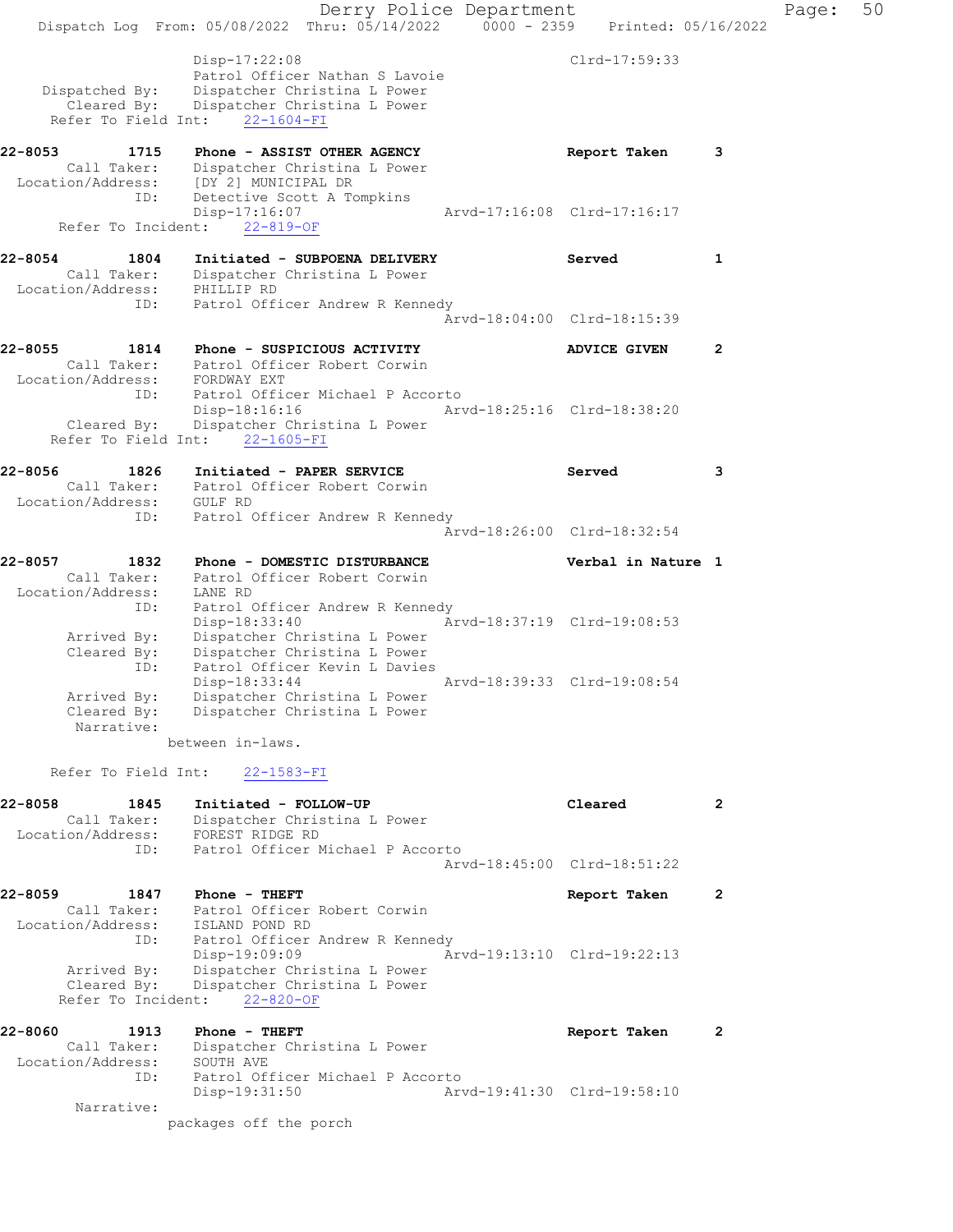```
                Disp-17:22:08                                Clrd-17:59:33
                Patrol Officer Nathan S Lavoie
   Dispatched By:   Dispatcher Christina L Power
     Cleared By:    Dispatcher Christina L Power
   Refer To Field Int:    22-1604-FI

22-8053         1715    Phone - ASSIST OTHER AGENCY                  Report Taken      3
      Call Taker:    Dispatcher Christina L Power
  Location/Address:  [DY 2] MUNICIPAL DR
               ID:   Detective Scott A Tompkins
                     Disp-17:16:07              Arvd-17:16:08  Clrd-17:16:17
     Refer To Incident:   22-819-OF

22-8054         1804    Initiated - SUBPOENA DELIVERY                Served            1
      Call Taker:    Dispatcher Christina L Power
  Location/Address:  PHILLIP RD
               ID:   Patrol Officer Andrew R Kennedy
                                                Arvd-18:04:00  Clrd-18:15:39

22-8055         1814    Phone - SUSPICIOUS ACTIVITY                  ADVICE GIVEN      2
      Call Taker:    Patrol Officer Robert Corwin
  Location/Address:  FORDWAY EXT
               ID:   Patrol Officer Michael P Accorto
                     Disp-18:16:16              Arvd-18:25:16  Clrd-18:38:20
     Cleared By:    Dispatcher Christina L Power
   Refer To Field Int:    22-1605-FI

22-8056         1826    Initiated - PAPER SERVICE                    Served            3
      Call Taker:    Patrol Officer Robert Corwin
  Location/Address:  GULF RD
               ID:   Patrol Officer Andrew R Kennedy
                                                Arvd-18:26:00  Clrd-18:32:54

22-8057         1832    Phone - DOMESTIC DISTURBANCE                 Verbal in Nature  1
      Call Taker:    Patrol Officer Robert Corwin
  Location/Address:  LANE RD
               ID:   Patrol Officer Andrew R Kennedy
                     Disp-18:33:40              Arvd-18:37:19  Clrd-19:08:53
     Arrived By:    Dispatcher Christina L Power
     Cleared By:    Dispatcher Christina L Power
               ID:   Patrol Officer Kevin L Davies
                     Disp-18:33:44              Arvd-18:39:33  Clrd-19:08:54
     Arrived By:    Dispatcher Christina L Power
     Cleared By:    Dispatcher Christina L Power
      Narrative:
              between in-laws.

   Refer To Field Int:    22-1583-FI

22-8058         1845    Initiated - FOLLOW-UP                        Cleared           2
      Call Taker:    Dispatcher Christina L Power
  Location/Address:  FOREST RIDGE RD
               ID:   Patrol Officer Michael P Accorto
                                                Arvd-18:45:00  Clrd-18:51:22

22-8059         1847    Phone - THEFT                                Report Taken      2
      Call Taker:    Patrol Officer Robert Corwin
  Location/Address:  ISLAND POND RD
               ID:   Patrol Officer Andrew R Kennedy
                     Disp-19:09:09              Arvd-19:13:10  Clrd-19:22:13
     Arrived By:    Dispatcher Christina L Power
     Cleared By:    Dispatcher Christina L Power
     Refer To Incident:   22-820-OF

22-8060         1913    Phone - THEFT                                Report Taken      2
      Call Taker:    Dispatcher Christina L Power
  Location/Address:  SOUTH AVE
               ID:   Patrol Officer Michael P Accorto
                     Disp-19:31:50              Arvd-19:41:30  Clrd-19:58:10
      Narrative:
              packages off the porch
```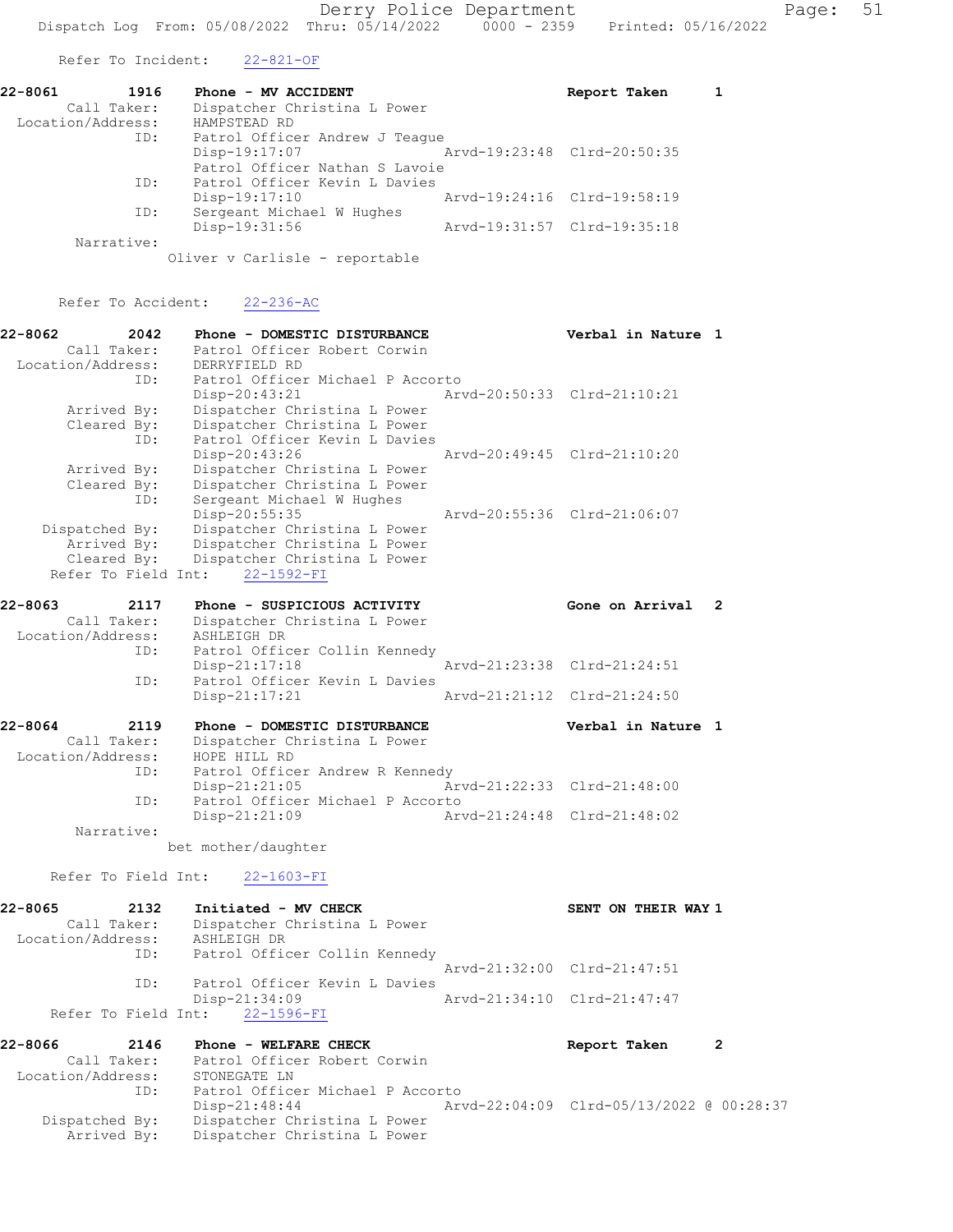Refer To Incident: 22-821-OF

```
22-8061        1916    Phone - MV ACCIDENT                      Report Taken        1
        Call Taker:    Dispatcher Christina L Power
  Location/Address:    HAMPSTEAD RD
                ID:    Patrol Officer Andrew J Teague
                       Disp-19:17:07                 Arvd-19:23:48  Clrd-20:50:35
                       Patrol Officer Nathan S Lavoie
                ID:    Patrol Officer Kevin L Davies
                       Disp-19:17:10                 Arvd-19:24:16  Clrd-19:58:19
                ID:    Sergeant Michael W Hughes
                       Disp-19:31:56                 Arvd-19:31:57  Clrd-19:35:18
         Narrative:
                     Oliver v Carlisle - reportable
```

Refer To Accident: 22-236-AC

```
22-8062        2042    Phone - DOMESTIC DISTURBANCE             Verbal in Nature 1
        Call Taker:    Patrol Officer Robert Corwin
  Location/Address:    DERRYFIELD RD
                ID:    Patrol Officer Michael P Accorto
                       Disp-20:43:21                 Arvd-20:50:33  Clrd-21:10:21
        Arrived By:    Dispatcher Christina L Power
        Cleared By:    Dispatcher Christina L Power
                ID:    Patrol Officer Kevin L Davies
                       Disp-20:43:26                 Arvd-20:49:45  Clrd-21:10:20
        Arrived By:    Dispatcher Christina L Power
        Cleared By:    Dispatcher Christina L Power
                ID:    Sergeant Michael W Hughes
                       Disp-20:55:35                 Arvd-20:55:36  Clrd-21:06:07
     Dispatched By:    Dispatcher Christina L Power
        Arrived By:    Dispatcher Christina L Power
        Cleared By:    Dispatcher Christina L Power
   Refer To Field Int:    22-1592-FI

22-8063        2117    Phone - SUSPICIOUS ACTIVITY              Gone on Arrival  2
        Call Taker:    Dispatcher Christina L Power
  Location/Address:    ASHLEIGH DR
                ID:    Patrol Officer Collin Kennedy
                       Disp-21:17:18                 Arvd-21:23:38  Clrd-21:24:51
                ID:    Patrol Officer Kevin L Davies
                       Disp-21:17:21                 Arvd-21:21:12  Clrd-21:24:50

22-8064        2119    Phone - DOMESTIC DISTURBANCE             Verbal in Nature 1
        Call Taker:    Dispatcher Christina L Power
  Location/Address:    HOPE HILL RD
                ID:    Patrol Officer Andrew R Kennedy
                       Disp-21:21:05                 Arvd-21:22:33  Clrd-21:48:00
                ID:    Patrol Officer Michael P Accorto
                       Disp-21:21:09                 Arvd-21:24:48  Clrd-21:48:02
         Narrative:
                     bet mother/daughter

   Refer To Field Int:    22-1603-FI

22-8065        2132    Initiated - MV CHECK                     SENT ON THEIR WAY 1
        Call Taker:    Dispatcher Christina L Power
  Location/Address:    ASHLEIGH DR
                ID:    Patrol Officer Collin Kennedy
                                                     Arvd-21:32:00  Clrd-21:47:51
                ID:    Patrol Officer Kevin L Davies
                       Disp-21:34:09                 Arvd-21:34:10  Clrd-21:47:47
   Refer To Field Int:    22-1596-FI

22-8066        2146    Phone - WELFARE CHECK                    Report Taken        2
        Call Taker:    Patrol Officer Robert Corwin
  Location/Address:    STONEGATE LN
                ID:    Patrol Officer Michael P Accorto
                       Disp-21:48:44                 Arvd-22:04:09  Clrd-05/13/2022 @ 00:28:37
     Dispatched By:    Dispatcher Christina L Power
        Arrived By:    Dispatcher Christina L Power
```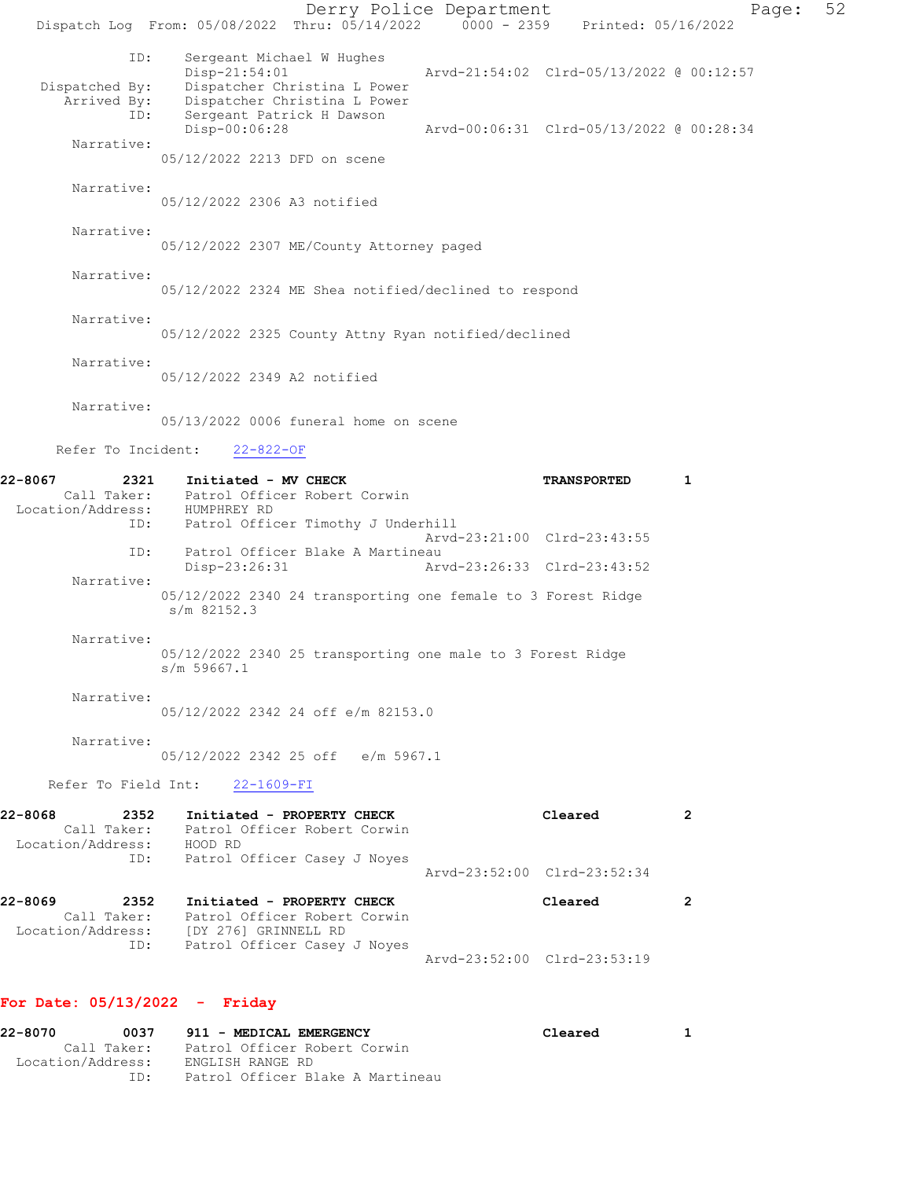```
            ID:      Sergeant Michael W Hughes
                     Disp-21:54:01                 Arvd-21:54:02  Clrd-05/13/2022 @ 00:12:57
  Dispatched By:     Dispatcher Christina L Power
     Arrived By:     Dispatcher Christina L Power
            ID:      Sergeant Patrick H Dawson
                     Disp-00:06:28                 Arvd-00:06:31  Clrd-05/13/2022 @ 00:28:34
      Narrative:
                   05/12/2022 2213 DFD on scene

      Narrative:
                   05/12/2022 2306 A3 notified

      Narrative:
                   05/12/2022 2307 ME/County Attorney paged

      Narrative:
                   05/12/2022 2324 ME Shea notified/declined to respond

      Narrative:
                   05/12/2022 2325 County Attny Ryan notified/declined

      Narrative:
                   05/12/2022 2349 A2 notified

      Narrative:
                   05/13/2022 0006 funeral home on scene

    Refer To Incident:    22-822-OF

22-8067        2321    Initiated - MV CHECK                          TRANSPORTED       1
     Call Taker:       Patrol Officer Robert Corwin
 Location/Address:     HUMPHREY RD
            ID:        Patrol Officer Timothy J Underhill
                                                   Arvd-23:21:00  Clrd-23:43:55
            ID:        Patrol Officer Blake A Martineau
                       Disp-23:26:31               Arvd-23:26:33  Clrd-23:43:52
      Narrative:
                   05/12/2022 2340 24 transporting one female to 3 Forest Ridge
                    s/m 82152.3

      Narrative:
                   05/12/2022 2340 25 transporting one male to 3 Forest Ridge
                   s/m 59667.1

      Narrative:
                   05/12/2022 2342 24 off e/m 82153.0

      Narrative:
                   05/12/2022 2342 25 off   e/m 5967.1

    Refer To Field Int:    22-1609-FI

22-8068        2352    Initiated - PROPERTY CHECK                    Cleared           2
     Call Taker:       Patrol Officer Robert Corwin
 Location/Address:     HOOD RD
            ID:        Patrol Officer Casey J Noyes
                                                   Arvd-23:52:00  Clrd-23:52:34

22-8069        2352    Initiated - PROPERTY CHECK                    Cleared           2
     Call Taker:       Patrol Officer Robert Corwin
 Location/Address:     [DY 276] GRINNELL RD
            ID:        Patrol Officer Casey J Noyes
                                                   Arvd-23:52:00  Clrd-23:53:19
```

**For Date: 05/13/2022  -  Friday**

```
22-8070        0037    911 - MEDICAL EMERGENCY                       Cleared           1
     Call Taker:       Patrol Officer Robert Corwin
 Location/Address:     ENGLISH RANGE RD
            ID:        Patrol Officer Blake A Martineau
```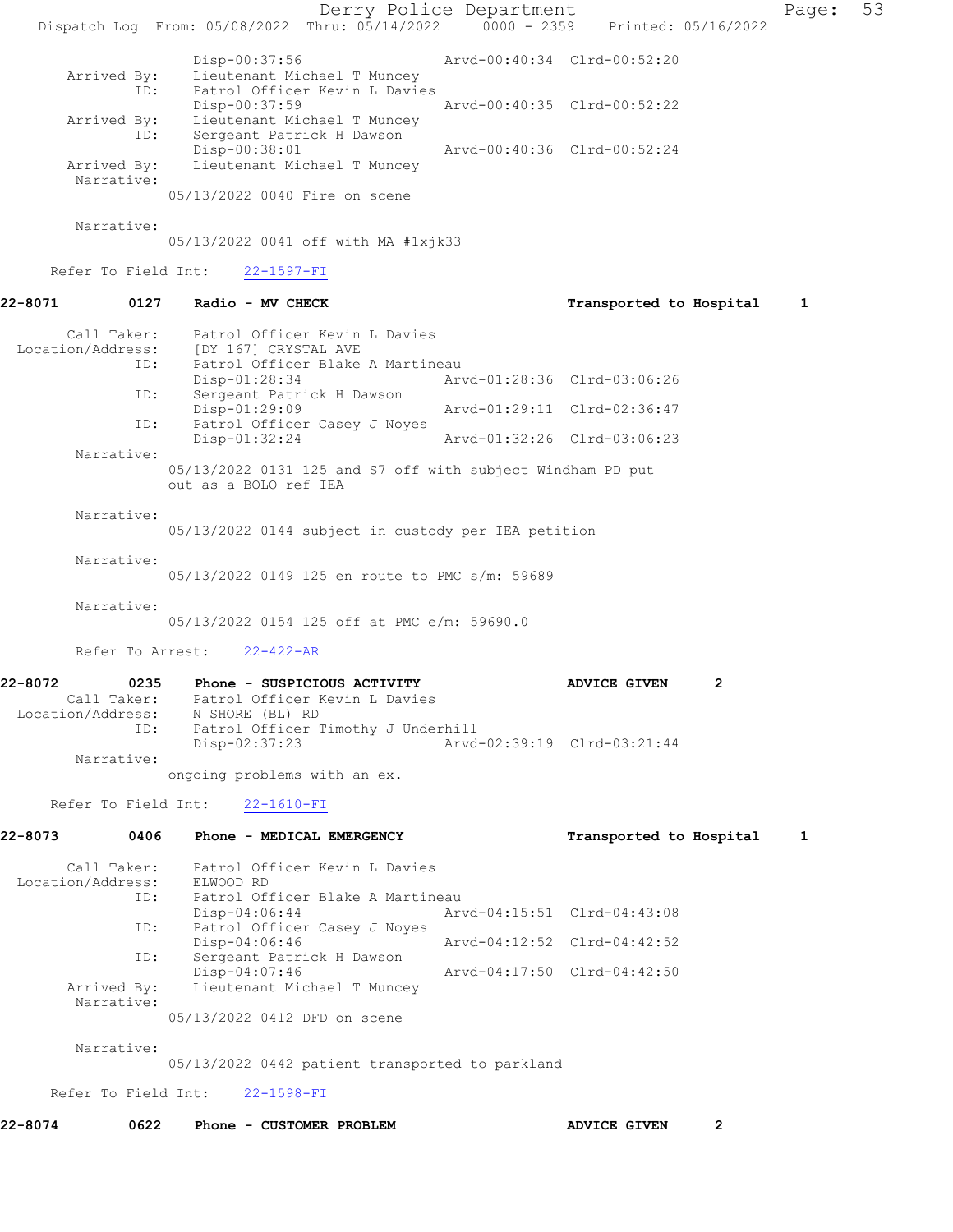```
                Disp-00:37:56                   Arvd-00:40:34  Clrd-00:52:20
      Arrived By:   Lieutenant Michael T Muncey
              ID:   Patrol Officer Kevin L Davies
                Disp-00:37:59                   Arvd-00:40:35  Clrd-00:52:22
      Arrived By:   Lieutenant Michael T Muncey
              ID:   Sergeant Patrick H Dawson
                Disp-00:38:01                   Arvd-00:40:36  Clrd-00:52:24
      Arrived By:   Lieutenant Michael T Muncey
       Narrative:
                 05/13/2022 0040 Fire on scene

       Narrative:
                 05/13/2022 0041 off with MA #1xjk33

     Refer To Field Int:    22-1597-FI

22-8071        0127     Radio - MV CHECK                              Transported to Hospital     1

      Call Taker:   Patrol Officer Kevin L Davies
 Location/Address:  [DY 167] CRYSTAL AVE
              ID:   Patrol Officer Blake A Martineau
                Disp-01:28:34                   Arvd-01:28:36  Clrd-03:06:26
              ID:   Sergeant Patrick H Dawson
                Disp-01:29:09                   Arvd-01:29:11  Clrd-02:36:47
              ID:   Patrol Officer Casey J Noyes
                Disp-01:32:24                   Arvd-01:32:26  Clrd-03:06:23
       Narrative:
                 05/13/2022 0131 125 and S7 off with subject Windham PD put
                 out as a BOLO ref IEA

       Narrative:
                 05/13/2022 0144 subject in custody per IEA petition

       Narrative:
                 05/13/2022 0149 125 en route to PMC s/m: 59689

       Narrative:
                 05/13/2022 0154 125 off at PMC e/m: 59690.0

       Refer To Arrest:    22-422-AR

22-8072        0235     Phone - SUSPICIOUS ACTIVITY                   ADVICE GIVEN        2
      Call Taker:   Patrol Officer Kevin L Davies
 Location/Address:  N SHORE (BL) RD
              ID:   Patrol Officer Timothy J Underhill
                Disp-02:37:23                   Arvd-02:39:19  Clrd-03:21:44
       Narrative:
                 ongoing problems with an ex.

     Refer To Field Int:    22-1610-FI

22-8073        0406     Phone - MEDICAL EMERGENCY                     Transported to Hospital     1

      Call Taker:   Patrol Officer Kevin L Davies
 Location/Address:  ELWOOD RD
              ID:   Patrol Officer Blake A Martineau
                Disp-04:06:44                   Arvd-04:15:51  Clrd-04:43:08
              ID:   Patrol Officer Casey J Noyes
                Disp-04:06:46                   Arvd-04:12:52  Clrd-04:42:52
              ID:   Sergeant Patrick H Dawson
                Disp-04:07:46                   Arvd-04:17:50  Clrd-04:42:50
      Arrived By:   Lieutenant Michael T Muncey
       Narrative:
                 05/13/2022 0412 DFD on scene

       Narrative:
                 05/13/2022 0442 patient transported to parkland

     Refer To Field Int:    22-1598-FI

22-8074        0622     Phone - CUSTOMER PROBLEM                      ADVICE GIVEN        2
```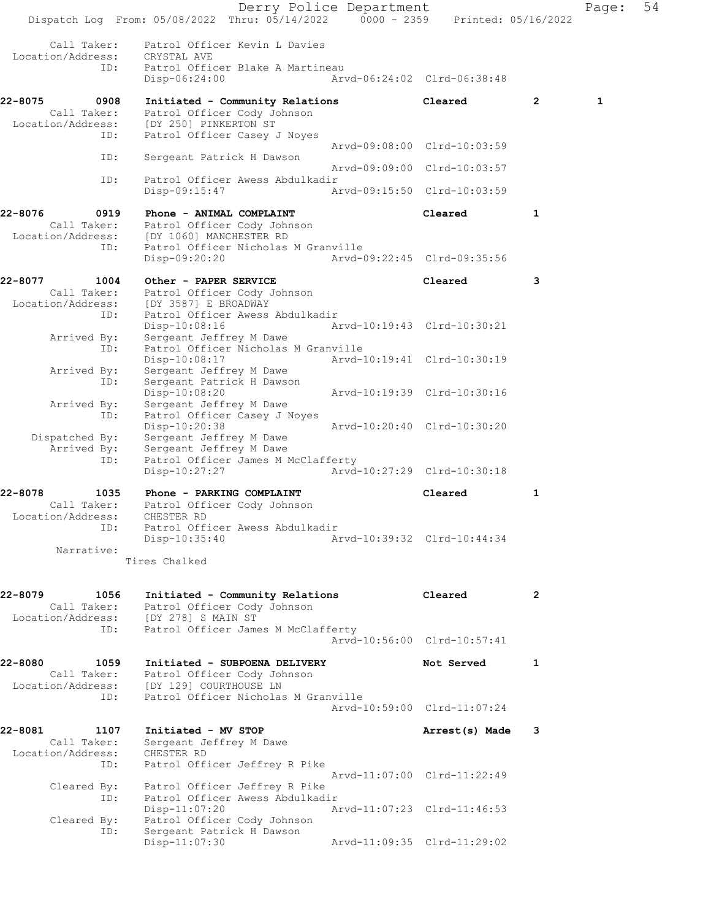```
    Call Taker:     Patrol Officer Kevin L Davies
 Location/Address:  CRYSTAL AVE
              ID:   Patrol Officer Blake A Martineau
                    Disp-06:24:00              Arvd-06:24:02  Clrd-06:38:48

22-8075        0908   Initiated - Community Relations         Cleared          2         1
    Call Taker:     Patrol Officer Cody Johnson
 Location/Address:  [DY 250] PINKERTON ST
              ID:   Patrol Officer Casey J Noyes
                                               Arvd-09:08:00  Clrd-10:03:59
              ID:   Sergeant Patrick H Dawson
                                               Arvd-09:09:00  Clrd-10:03:57
              ID:   Patrol Officer Awess Abdulkadir
                    Disp-09:15:47              Arvd-09:15:50  Clrd-10:03:59

22-8076        0919   Phone - ANIMAL COMPLAINT                Cleared          1
    Call Taker:     Patrol Officer Cody Johnson
 Location/Address:  [DY 1060] MANCHESTER RD
              ID:   Patrol Officer Nicholas M Granville
                    Disp-09:20:20              Arvd-09:22:45  Clrd-09:35:56

22-8077        1004   Other - PAPER SERVICE                   Cleared          3
    Call Taker:     Patrol Officer Cody Johnson
 Location/Address:  [DY 3587] E BROADWAY
              ID:   Patrol Officer Awess Abdulkadir
                    Disp-10:08:16              Arvd-10:19:43  Clrd-10:30:21
     Arrived By:    Sergeant Jeffrey M Dawe
              ID:   Patrol Officer Nicholas M Granville
                    Disp-10:08:17              Arvd-10:19:41  Clrd-10:30:19
     Arrived By:    Sergeant Jeffrey M Dawe
              ID:   Sergeant Patrick H Dawson
                    Disp-10:08:20              Arvd-10:19:39  Clrd-10:30:16
     Arrived By:    Sergeant Jeffrey M Dawe
              ID:   Patrol Officer Casey J Noyes
                    Disp-10:20:38              Arvd-10:20:40  Clrd-10:30:20
  Dispatched By:    Sergeant Jeffrey M Dawe
     Arrived By:    Sergeant Jeffrey M Dawe
              ID:   Patrol Officer James M McClafferty
                    Disp-10:27:27              Arvd-10:27:29  Clrd-10:30:18

22-8078        1035   Phone - PARKING COMPLAINT               Cleared          1
    Call Taker:     Patrol Officer Cody Johnson
 Location/Address:  CHESTER RD
              ID:   Patrol Officer Awess Abdulkadir
                    Disp-10:35:40              Arvd-10:39:32  Clrd-10:44:34
      Narrative:
                  Tires Chalked

22-8079        1056   Initiated - Community Relations         Cleared          2
    Call Taker:     Patrol Officer Cody Johnson
 Location/Address:  [DY 278] S MAIN ST
              ID:   Patrol Officer James M McClafferty
                                               Arvd-10:56:00  Clrd-10:57:41

22-8080        1059   Initiated - SUBPOENA DELIVERY           Not Served       1
    Call Taker:     Patrol Officer Cody Johnson
 Location/Address:  [DY 129] COURTHOUSE LN
              ID:   Patrol Officer Nicholas M Granville
                                               Arvd-10:59:00  Clrd-11:07:24

22-8081        1107   Initiated - MV STOP                     Arrest(s) Made   3
    Call Taker:     Sergeant Jeffrey M Dawe
 Location/Address:  CHESTER RD
              ID:   Patrol Officer Jeffrey R Pike
                                               Arvd-11:07:00  Clrd-11:22:49
     Cleared By:    Patrol Officer Jeffrey R Pike
              ID:   Patrol Officer Awess Abdulkadir
                    Disp-11:07:20              Arvd-11:07:23  Clrd-11:46:53
     Cleared By:    Patrol Officer Cody Johnson
              ID:   Sergeant Patrick H Dawson
                    Disp-11:07:30              Arvd-11:09:35  Clrd-11:29:02
```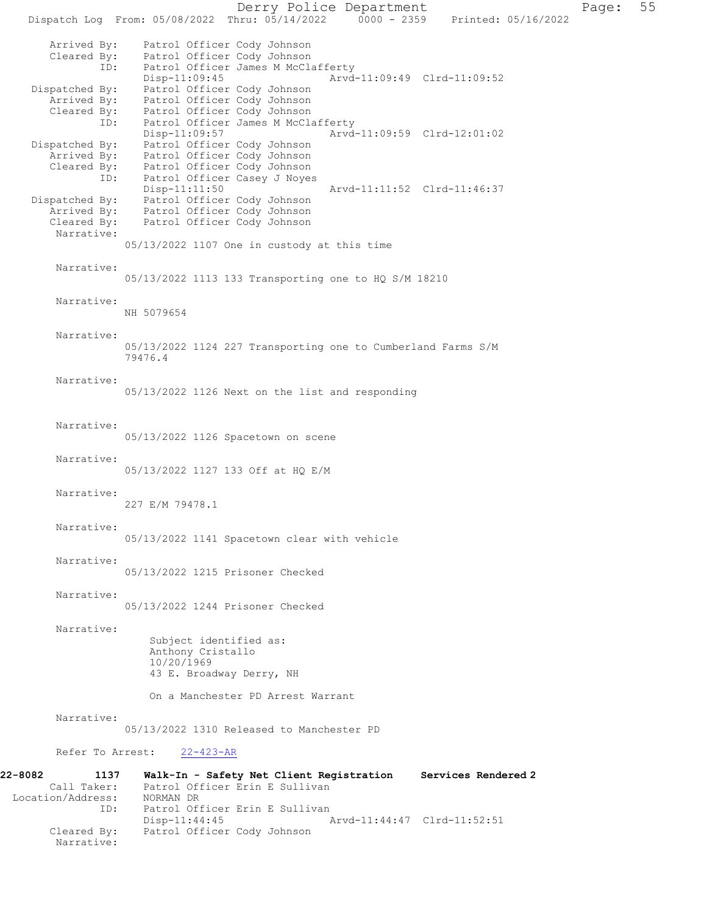```
    Arrived By:    Patrol Officer Cody Johnson
    Cleared By:    Patrol Officer Cody Johnson
           ID:     Patrol Officer James M McClafferty
                   Disp-11:09:45              Arvd-11:09:49  Clrd-11:09:52
  Dispatched By:   Patrol Officer Cody Johnson
    Arrived By:    Patrol Officer Cody Johnson
    Cleared By:    Patrol Officer Cody Johnson
           ID:     Patrol Officer James M McClafferty
                   Disp-11:09:57              Arvd-11:09:59  Clrd-12:01:02
  Dispatched By:   Patrol Officer Cody Johnson
    Arrived By:    Patrol Officer Cody Johnson
    Cleared By:    Patrol Officer Cody Johnson
           ID:     Patrol Officer Casey J Noyes
                   Disp-11:11:50              Arvd-11:11:52  Clrd-11:46:37
  Dispatched By:   Patrol Officer Cody Johnson
    Arrived By:    Patrol Officer Cody Johnson
    Cleared By:    Patrol Officer Cody Johnson
     Narrative:
                 05/13/2022 1107 One in custody at this time

     Narrative:
                 05/13/2022 1113 133 Transporting one to HQ S/M 18210

     Narrative:
                 NH 5079654

     Narrative:
                 05/13/2022 1124 227 Transporting one to Cumberland Farms S/M
                 79476.4

     Narrative:
                 05/13/2022 1126 Next on the list and responding

     Narrative:
                 05/13/2022 1126 Spacetown on scene

     Narrative:
                 05/13/2022 1127 133 Off at HQ E/M

     Narrative:
                 227 E/M 79478.1

     Narrative:
                 05/13/2022 1141 Spacetown clear with vehicle

     Narrative:
                 05/13/2022 1215 Prisoner Checked

     Narrative:
                 05/13/2022 1244 Prisoner Checked

     Narrative:
                    Subject identified as:
                    Anthony Cristallo
                    10/20/1969
                    43 E. Broadway Derry, NH

                    On a Manchester PD Arrest Warrant

     Narrative:
                 05/13/2022 1310 Released to Manchester PD

     Refer To Arrest:    22-423-AR

22-8082        1137    Walk-In - Safety Net Client Registration    Services Rendered 2
      Call Taker:      Patrol Officer Erin E Sullivan
  Location/Address:    NORMAN DR
              ID:      Patrol Officer Erin E Sullivan
                       Disp-11:44:45              Arvd-11:44:47  Clrd-11:52:51
      Cleared By:      Patrol Officer Cody Johnson
       Narrative:
```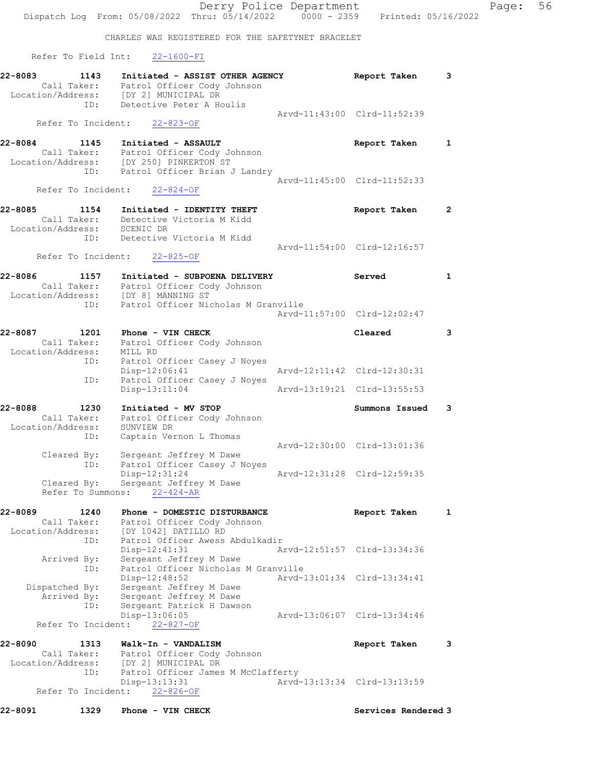CHARLES WAS REGISTERED FOR THE SAFETYNET BRACELET

Refer To Field Int: 22-1600-FI

```
22-8083        1143    Initiated - ASSIST OTHER AGENCY          Report Taken     3
        Call Taker:    Patrol Officer Cody Johnson
  Location/Address:    [DY 2] MUNICIPAL DR
                ID:    Detective Peter A Houlis
                                                  Arvd-11:43:00  Clrd-11:52:39
      Refer To Incident:    22-823-OF

22-8084        1145    Initiated - ASSAULT                      Report Taken     1
        Call Taker:    Patrol Officer Cody Johnson
  Location/Address:    [DY 250] PINKERTON ST
                ID:    Patrol Officer Brian J Landry
                                                  Arvd-11:45:00  Clrd-11:52:33
      Refer To Incident:    22-824-OF

22-8085        1154    Initiated - IDENTITY THEFT               Report Taken     2
        Call Taker:    Detective Victoria M Kidd
  Location/Address:    SCENIC DR
                ID:    Detective Victoria M Kidd
                                                  Arvd-11:54:00  Clrd-12:16:57
      Refer To Incident:    22-825-OF

22-8086        1157    Initiated - SUBPOENA DELIVERY            Served           1
        Call Taker:    Patrol Officer Cody Johnson
  Location/Address:    [DY 8] MANNING ST
                ID:    Patrol Officer Nicholas M Granville
                                                  Arvd-11:57:00  Clrd-12:02:47

22-8087        1201    Phone - VIN CHECK                        Cleared          3
        Call Taker:    Patrol Officer Cody Johnson
  Location/Address:    MILL RD
                ID:    Patrol Officer Casey J Noyes
                       Disp-12:06:41              Arvd-12:11:42  Clrd-12:30:31
                ID:    Patrol Officer Casey J Noyes
                       Disp-13:11:04              Arvd-13:19:21  Clrd-13:55:53

22-8088        1230    Initiated - MV STOP                      Summons Issued   3
        Call Taker:    Patrol Officer Cody Johnson
  Location/Address:    SUNVIEW DR
                ID:    Captain Vernon L Thomas
                                                  Arvd-12:30:00  Clrd-13:01:36
        Cleared By:    Sergeant Jeffrey M Dawe
                ID:    Patrol Officer Casey J Noyes
                       Disp-12:31:24              Arvd-12:31:28  Clrd-12:59:35
        Cleared By:    Sergeant Jeffrey M Dawe
      Refer To Summons:    22-424-AR

22-8089        1240    Phone - DOMESTIC DISTURBANCE             Report Taken     1
        Call Taker:    Patrol Officer Cody Johnson
  Location/Address:    [DY 1042] DATILLO RD
                ID:    Patrol Officer Awess Abdulkadir
                       Disp-12:41:31              Arvd-12:51:57  Clrd-13:34:36
        Arrived By:    Sergeant Jeffrey M Dawe
                ID:    Patrol Officer Nicholas M Granville
                       Disp-12:48:52              Arvd-13:01:34  Clrd-13:34:41
     Dispatched By:    Sergeant Jeffrey M Dawe
        Arrived By:    Sergeant Jeffrey M Dawe
                ID:    Sergeant Patrick H Dawson
                       Disp-13:06:05              Arvd-13:06:07  Clrd-13:34:46
      Refer To Incident:    22-827-OF

22-8090        1313    Walk-In - VANDALISM                      Report Taken     3
        Call Taker:    Patrol Officer Cody Johnson
  Location/Address:    [DY 2] MUNICIPAL DR
                ID:    Patrol Officer James M McClafferty
                       Disp-13:13:31              Arvd-13:13:34  Clrd-13:13:59
      Refer To Incident:    22-826-OF

22-8091        1329    Phone - VIN CHECK                        Services Rendered 3
```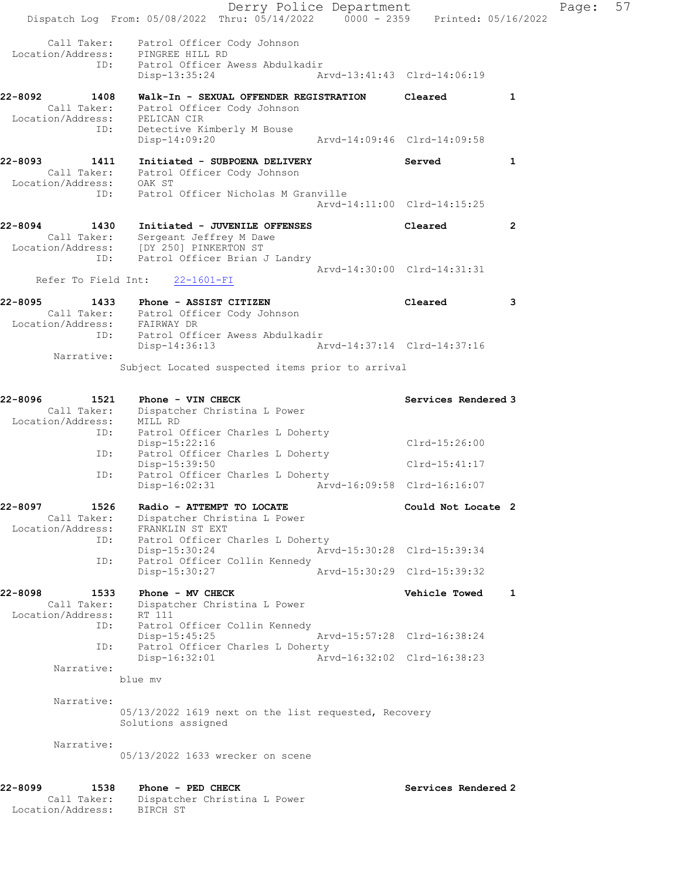Derry Police Department
Dispatch Log From: 05/08/2022 Thru: 05/14/2022 0000 - 2359 Printed: 05/16/2022

Call Taker: Patrol Officer Cody Johnson
Location/Address: PINGREE HILL RD
ID: Patrol Officer Awess Abdulkadir
Disp-13:35:24 Arvd-13:41:43 Clrd-14:06:19

**22-8092 1408 Walk-In - SEXUAL OFFENDER REGISTRATION Cleared 1**
Call Taker: Patrol Officer Cody Johnson
Location/Address: PELICAN CIR
ID: Detective Kimberly M Bouse
Disp-14:09:20 Arvd-14:09:46 Clrd-14:09:58

**22-8093 1411 Initiated - SUBPOENA DELIVERY Served 1**
Call Taker: Patrol Officer Cody Johnson
Location/Address: OAK ST
ID: Patrol Officer Nicholas M Granville
Arvd-14:11:00 Clrd-14:15:25

**22-8094 1430 Initiated - JUVENILE OFFENSES Cleared 2**
Call Taker: Sergeant Jeffrey M Dawe
Location/Address: [DY 250] PINKERTON ST
ID: Patrol Officer Brian J Landry
Arvd-14:30:00 Clrd-14:31:31
Refer To Field Int: 22-1601-FI

**22-8095 1433 Phone - ASSIST CITIZEN Cleared 3**
Call Taker: Patrol Officer Cody Johnson
Location/Address: FAIRWAY DR
ID: Patrol Officer Awess Abdulkadir
Disp-14:36:13 Arvd-14:37:14 Clrd-14:37:16
Narrative:
Subject Located suspected items prior to arrival

**22-8096 1521 Phone - VIN CHECK Services Rendered 3**
Call Taker: Dispatcher Christina L Power
Location/Address: MILL RD
ID: Patrol Officer Charles L Doherty
Disp-15:22:16 Clrd-15:26:00
ID: Patrol Officer Charles L Doherty
Disp-15:39:50 Clrd-15:41:17
ID: Patrol Officer Charles L Doherty
Disp-16:02:31 Arvd-16:09:58 Clrd-16:16:07

**22-8097 1526 Radio - ATTEMPT TO LOCATE Could Not Locate 2**
Call Taker: Dispatcher Christina L Power
Location/Address: FRANKLIN ST EXT
ID: Patrol Officer Charles L Doherty
Disp-15:30:24 Arvd-15:30:28 Clrd-15:39:34
ID: Patrol Officer Collin Kennedy
Disp-15:30:27 Arvd-15:30:29 Clrd-15:39:32

**22-8098 1533 Phone - MV CHECK Vehicle Towed 1**
Call Taker: Dispatcher Christina L Power
Location/Address: RT 111
ID: Patrol Officer Collin Kennedy
Disp-15:45:25 Arvd-15:57:28 Clrd-16:38:24
ID: Patrol Officer Charles L Doherty
Disp-16:32:01 Arvd-16:32:02 Clrd-16:38:23
Narrative:
blue mv
Narrative:
05/13/2022 1619 next on the list requested, Recovery Solutions assigned
Narrative:
05/13/2022 1633 wrecker on scene

**22-8099 1538 Phone - PED CHECK Services Rendered 2**
Call Taker: Dispatcher Christina L Power
Location/Address: BIRCH ST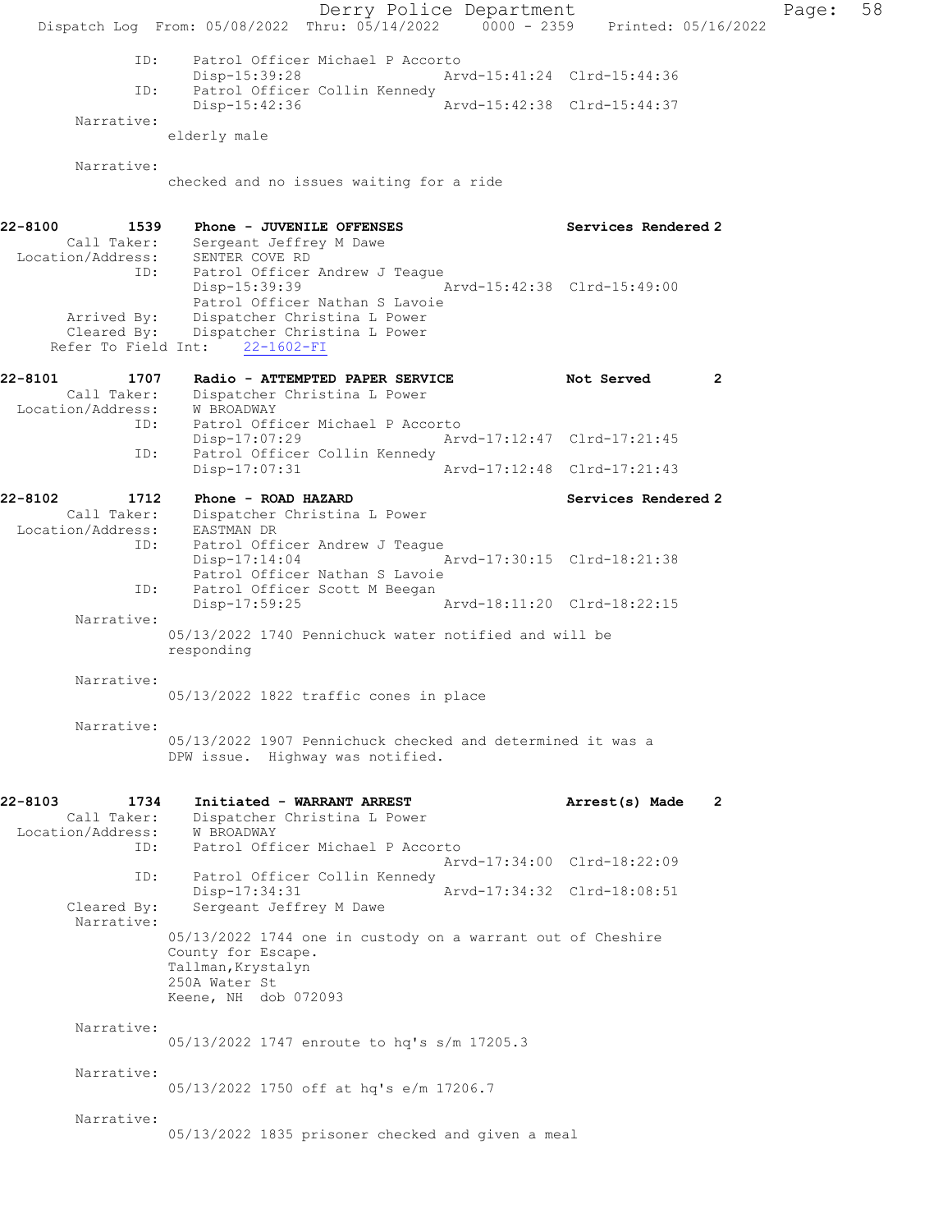```
            ID:     Patrol Officer Michael P Accorto
                    Disp-15:39:28                Arvd-15:41:24  Clrd-15:44:36
            ID:     Patrol Officer Collin Kennedy
                    Disp-15:42:36                Arvd-15:42:38  Clrd-15:44:37
     Narrative:
                    elderly male

     Narrative:
                    checked and no issues waiting for a ride


22-8100        1539    Phone - JUVENILE OFFENSES                      Services Rendered 2
      Call Taker:      Sergeant Jeffrey M Dawe
 Location/Address:     SENTER COVE RD
              ID:      Patrol Officer Andrew J Teague
                       Disp-15:39:39                Arvd-15:42:38  Clrd-15:49:00
                       Patrol Officer Nathan S Lavoie
      Arrived By:      Dispatcher Christina L Power
      Cleared By:      Dispatcher Christina L Power
   Refer To Field Int:    22-1602-FI

22-8101        1707    Radio - ATTEMPTED PAPER SERVICE               Not Served        2
      Call Taker:      Dispatcher Christina L Power
 Location/Address:     W BROADWAY
              ID:      Patrol Officer Michael P Accorto
                       Disp-17:07:29                Arvd-17:12:47  Clrd-17:21:45
              ID:      Patrol Officer Collin Kennedy
                       Disp-17:07:31                Arvd-17:12:48  Clrd-17:21:43

22-8102        1712    Phone - ROAD HAZARD                            Services Rendered 2
      Call Taker:      Dispatcher Christina L Power
 Location/Address:     EASTMAN DR
              ID:      Patrol Officer Andrew J Teague
                       Disp-17:14:04                Arvd-17:30:15  Clrd-18:21:38
                       Patrol Officer Nathan S Lavoie
              ID:      Patrol Officer Scott M Beegan
                       Disp-17:59:25                Arvd-18:11:20  Clrd-18:22:15
       Narrative:
                    05/13/2022 1740 Pennichuck water notified and will be
                    responding

       Narrative:
                    05/13/2022 1822 traffic cones in place

       Narrative:
                    05/13/2022 1907 Pennichuck checked and determined it was a
                    DPW issue.  Highway was notified.


22-8103        1734    Initiated - WARRANT ARREST                     Arrest(s) Made    2
      Call Taker:      Dispatcher Christina L Power
 Location/Address:     W BROADWAY
              ID:      Patrol Officer Michael P Accorto
                                                    Arvd-17:34:00  Clrd-18:22:09
              ID:      Patrol Officer Collin Kennedy
                       Disp-17:34:31                Arvd-17:34:32  Clrd-18:08:51
      Cleared By:      Sergeant Jeffrey M Dawe
       Narrative:
                    05/13/2022 1744 one in custody on a warrant out of Cheshire
                    County for Escape.
                    Tallman,Krystalyn
                    250A Water St
                    Keene, NH  dob 072093

       Narrative:
                    05/13/2022 1747 enroute to hq's s/m 17205.3

       Narrative:
                    05/13/2022 1750 off at hq's e/m 17206.7

       Narrative:
                    05/13/2022 1835 prisoner checked and given a meal
```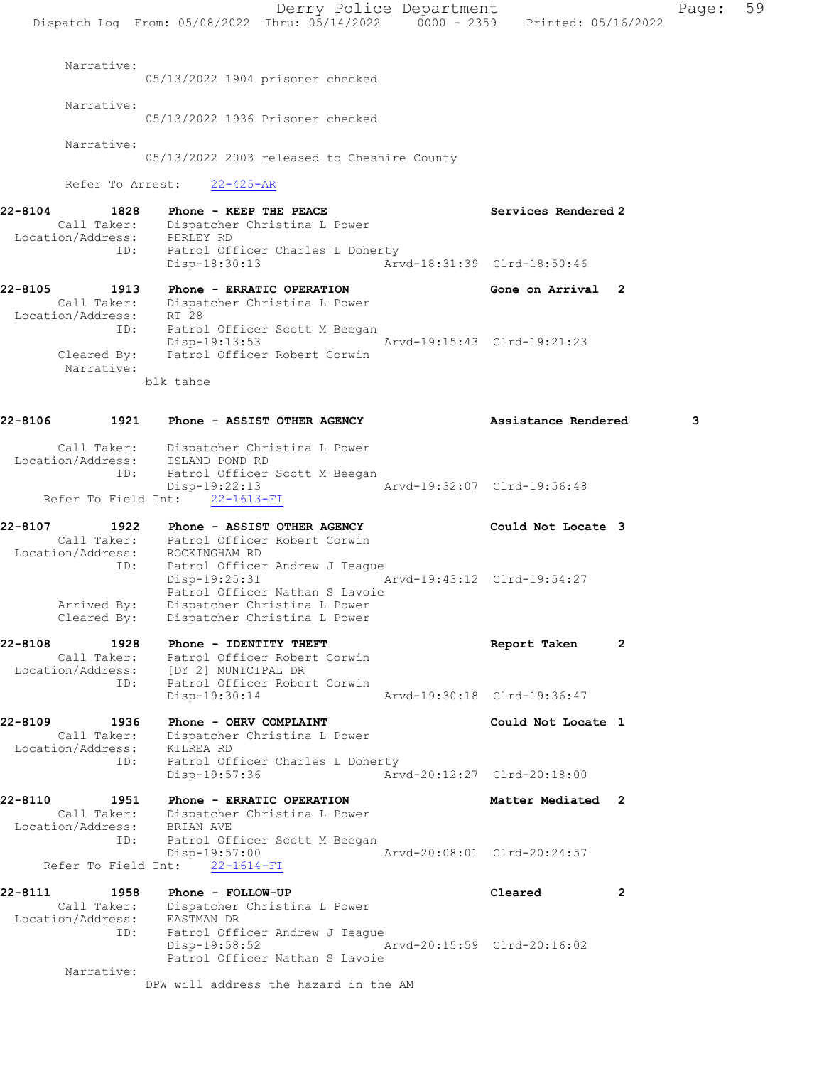Narrative:
05/13/2022 1904 prisoner checked

Narrative:
05/13/2022 1936 Prisoner checked

Narrative:
05/13/2022 2003 released to Cheshire County

Refer To Arrest: 22-425-AR

**22-8104** 1828 Phone - KEEP THE PEACE Services Rendered 2
Call Taker: Dispatcher Christina L Power
Location/Address: PERLEY RD
ID: Patrol Officer Charles L Doherty
Disp-18:30:13 Arvd-18:31:39 Clrd-18:50:46

**22-8105** 1913 Phone - ERRATIC OPERATION Gone on Arrival 2
Call Taker: Dispatcher Christina L Power
Location/Address: RT 28
ID: Patrol Officer Scott M Beegan
Disp-19:13:53 Arvd-19:15:43 Clrd-19:21:23
Cleared By: Patrol Officer Robert Corwin
Narrative:
blk tahoe

**22-8106** 1921 Phone - ASSIST OTHER AGENCY Assistance Rendered 3
Call Taker: Dispatcher Christina L Power
Location/Address: ISLAND POND RD
ID: Patrol Officer Scott M Beegan
Disp-19:22:13 Arvd-19:32:07 Clrd-19:56:48
Refer To Field Int: 22-1613-FI

**22-8107** 1922 Phone - ASSIST OTHER AGENCY Could Not Locate 3
Call Taker: Patrol Officer Robert Corwin
Location/Address: ROCKINGHAM RD
ID: Patrol Officer Andrew J Teague
Disp-19:25:31 Arvd-19:43:12 Clrd-19:54:27
Patrol Officer Nathan S Lavoie
Arrived By: Dispatcher Christina L Power
Cleared By: Dispatcher Christina L Power

**22-8108** 1928 Phone - IDENTITY THEFT Report Taken 2
Call Taker: Patrol Officer Robert Corwin
Location/Address: [DY 2] MUNICIPAL DR
ID: Patrol Officer Robert Corwin
Disp-19:30:14 Arvd-19:30:18 Clrd-19:36:47

**22-8109** 1936 Phone - OHRV COMPLAINT Could Not Locate 1
Call Taker: Dispatcher Christina L Power
Location/Address: KILREA RD
ID: Patrol Officer Charles L Doherty
Disp-19:57:36 Arvd-20:12:27 Clrd-20:18:00

**22-8110** 1951 Phone - ERRATIC OPERATION Matter Mediated 2
Call Taker: Dispatcher Christina L Power
Location/Address: BRIAN AVE
ID: Patrol Officer Scott M Beegan
Disp-19:57:00 Arvd-20:08:01 Clrd-20:24:57
Refer To Field Int: 22-1614-FI

**22-8111** 1958 Phone - FOLLOW-UP Cleared 2
Call Taker: Dispatcher Christina L Power
Location/Address: EASTMAN DR
ID: Patrol Officer Andrew J Teague
Disp-19:58:52 Arvd-20:15:59 Clrd-20:16:02
Patrol Officer Nathan S Lavoie
Narrative:
DPW will address the hazard in the AM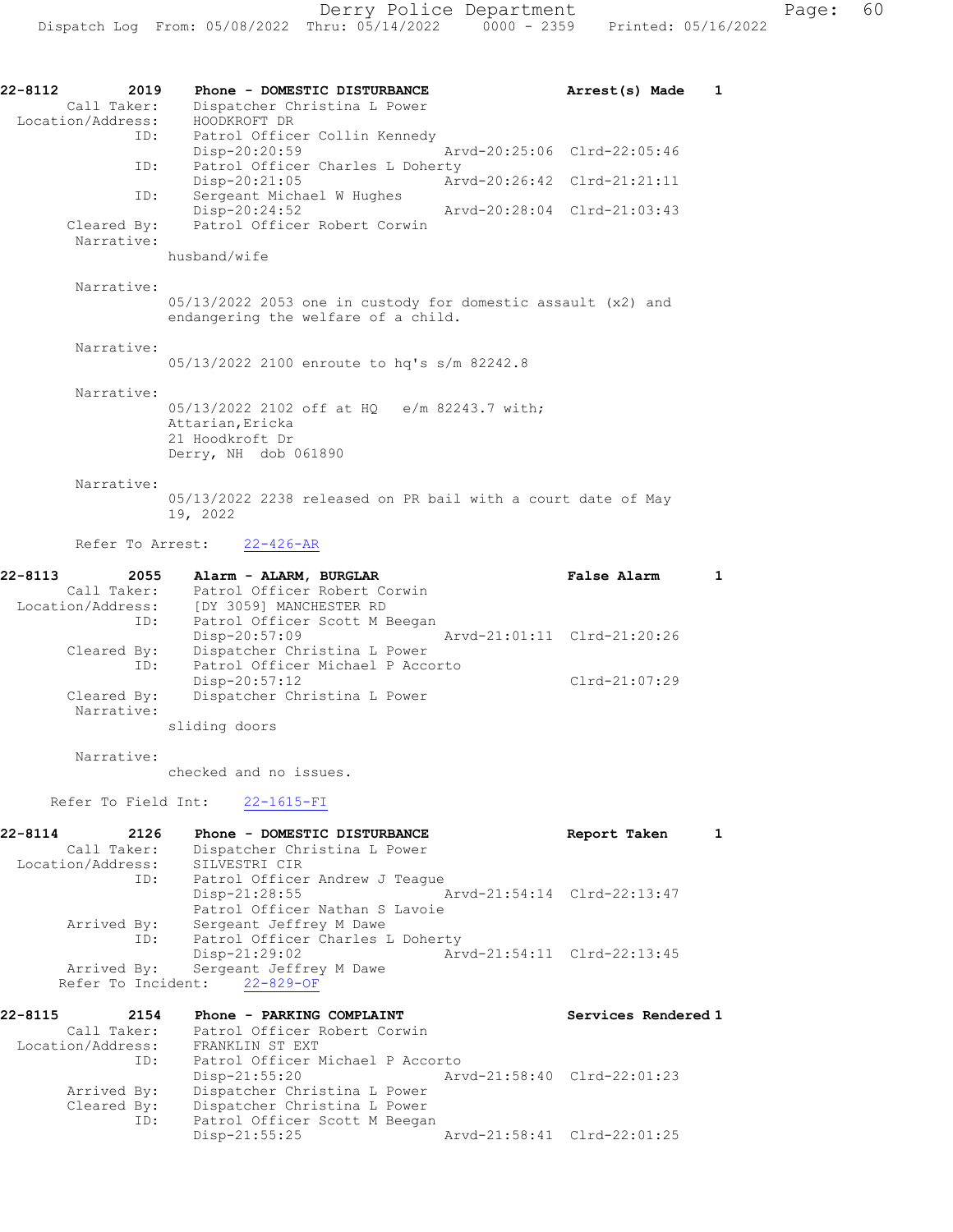**22-8112** 2019 **Phone - DOMESTIC DISTURBANCE** **Arrest(s) Made 1**

Call Taker: Dispatcher Christina L Power
Location/Address: HOODKROFT DR
ID: Patrol Officer Collin Kennedy
Disp-20:20:59 Arvd-20:25:06 Clrd-22:05:46
ID: Patrol Officer Charles L Doherty
Disp-20:21:05 Arvd-20:26:42 Clrd-21:21:11
ID: Sergeant Michael W Hughes
Disp-20:24:52 Arvd-20:28:04 Clrd-21:03:43
Cleared By: Patrol Officer Robert Corwin
Narrative:
husband/wife

Narrative:
05/13/2022 2053 one in custody for domestic assault (x2) and endangering the welfare of a child.

Narrative:
05/13/2022 2100 enroute to hq's s/m 82242.8

Narrative:
05/13/2022 2102 off at HQ e/m 82243.7 with;
Attarian,Ericka
21 Hoodkroft Dr
Derry, NH dob 061890

Narrative:
05/13/2022 2238 released on PR bail with a court date of May 19, 2022

Refer To Arrest: 22-426-AR

**22-8113** 2055 **Alarm - ALARM, BURGLAR** **False Alarm 1**

Call Taker: Patrol Officer Robert Corwin
Location/Address: [DY 3059] MANCHESTER RD
ID: Patrol Officer Scott M Beegan
Disp-20:57:09 Arvd-21:01:11 Clrd-21:20:26
Cleared By: Dispatcher Christina L Power
ID: Patrol Officer Michael P Accorto
Disp-20:57:12 Clrd-21:07:29
Cleared By: Dispatcher Christina L Power
Narrative:
sliding doors

Narrative:
checked and no issues.

Refer To Field Int: 22-1615-FI

**22-8114** 2126 **Phone - DOMESTIC DISTURBANCE** **Report Taken 1**

Call Taker: Dispatcher Christina L Power
Location/Address: SILVESTRI CIR
ID: Patrol Officer Andrew J Teague
Disp-21:28:55 Arvd-21:54:14 Clrd-22:13:47
Patrol Officer Nathan S Lavoie
Arrived By: Sergeant Jeffrey M Dawe
ID: Patrol Officer Charles L Doherty
Disp-21:29:02 Arvd-21:54:11 Clrd-22:13:45
Arrived By: Sergeant Jeffrey M Dawe
Refer To Incident: 22-829-OF

**22-8115** 2154 **Phone - PARKING COMPLAINT** **Services Rendered 1**

Call Taker: Patrol Officer Robert Corwin
Location/Address: FRANKLIN ST EXT
ID: Patrol Officer Michael P Accorto
Disp-21:55:20 Arvd-21:58:40 Clrd-22:01:23
Arrived By: Dispatcher Christina L Power
Cleared By: Dispatcher Christina L Power
ID: Patrol Officer Scott M Beegan
Disp-21:55:25 Arvd-21:58:41 Clrd-22:01:25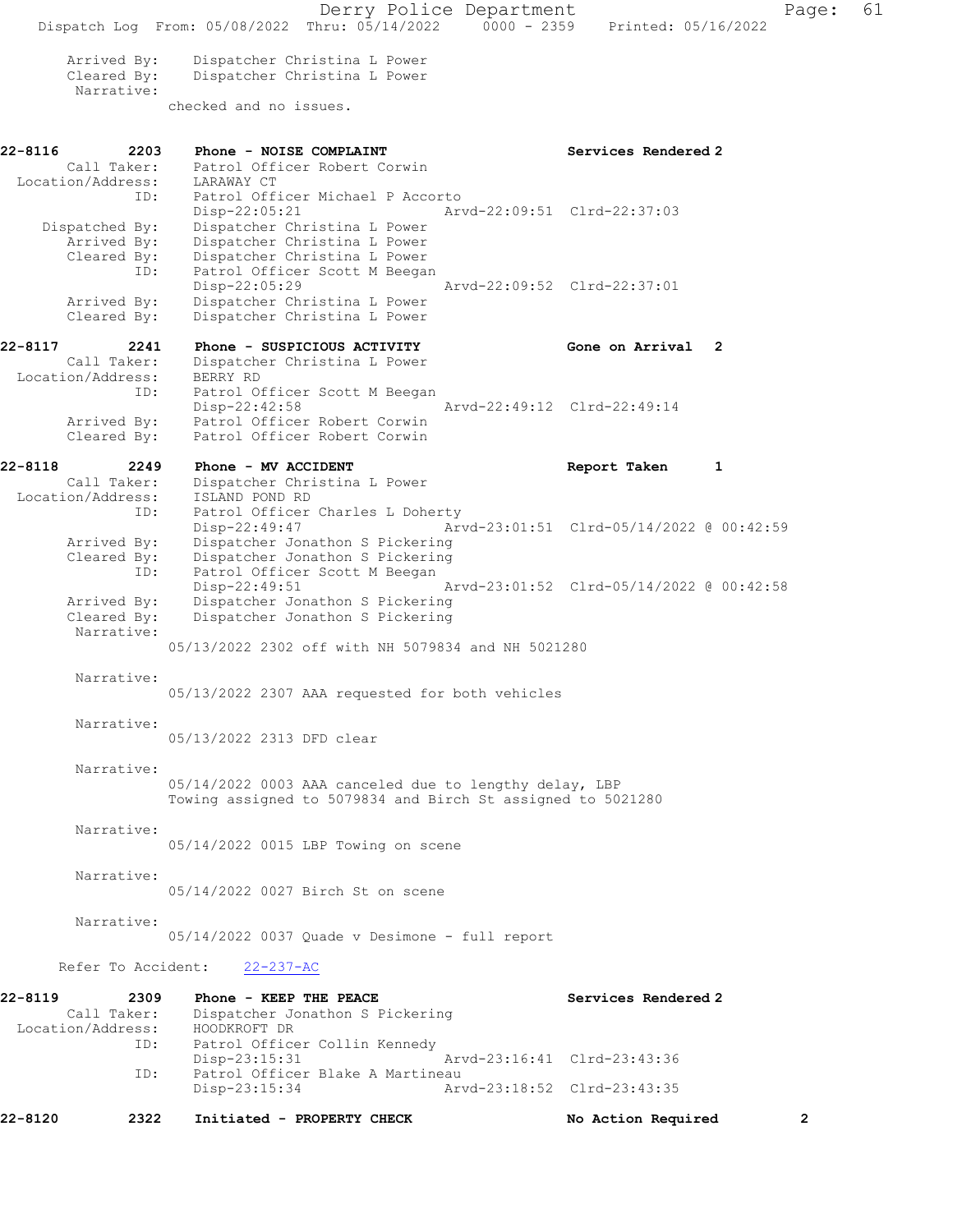```
    Arrived By:   Dispatcher Christina L Power
    Cleared By:   Dispatcher Christina L Power
     Narrative:
                checked and no issues.


22-8116        2203    Phone - NOISE COMPLAINT                        Services Rendered 2
      Call Taker:      Patrol Officer Robert Corwin
Location/Address:      LARAWAY CT
              ID:      Patrol Officer Michael P Accorto
                       Disp-22:05:21                 Arvd-22:09:51  Clrd-22:37:03
   Dispatched By:      Dispatcher Christina L Power
      Arrived By:      Dispatcher Christina L Power
      Cleared By:      Dispatcher Christina L Power
              ID:      Patrol Officer Scott M Beegan
                       Disp-22:05:29                 Arvd-22:09:52  Clrd-22:37:01
      Arrived By:      Dispatcher Christina L Power
      Cleared By:      Dispatcher Christina L Power

22-8117        2241    Phone - SUSPICIOUS ACTIVITY                    Gone on Arrival  2
      Call Taker:      Dispatcher Christina L Power
Location/Address:      BERRY RD
              ID:      Patrol Officer Scott M Beegan
                       Disp-22:42:58                 Arvd-22:49:12  Clrd-22:49:14
      Arrived By:      Patrol Officer Robert Corwin
      Cleared By:      Patrol Officer Robert Corwin

22-8118        2249    Phone - MV ACCIDENT                            Report Taken     1
      Call Taker:      Dispatcher Christina L Power
Location/Address:      ISLAND POND RD
              ID:      Patrol Officer Charles L Doherty
                       Disp-22:49:47                 Arvd-23:01:51  Clrd-05/14/2022 @ 00:42:59
      Arrived By:      Dispatcher Jonathon S Pickering
      Cleared By:      Dispatcher Jonathon S Pickering
              ID:      Patrol Officer Scott M Beegan
                       Disp-22:49:51                 Arvd-23:01:52  Clrd-05/14/2022 @ 00:42:58
      Arrived By:      Dispatcher Jonathon S Pickering
      Cleared By:      Dispatcher Jonathon S Pickering
       Narrative:
                05/13/2022 2302 off with NH 5079834 and NH 5021280

       Narrative:
                05/13/2022 2307 AAA requested for both vehicles

       Narrative:
                05/13/2022 2313 DFD clear

       Narrative:
                05/14/2022 0003 AAA canceled due to lengthy delay, LBP
                Towing assigned to 5079834 and Birch St assigned to 5021280

       Narrative:
                05/14/2022 0015 LBP Towing on scene

       Narrative:
                05/14/2022 0027 Birch St on scene

       Narrative:
                05/14/2022 0037 Quade v Desimone - full report

     Refer To Accident:   22-237-AC

22-8119        2309    Phone - KEEP THE PEACE                         Services Rendered 2
      Call Taker:      Dispatcher Jonathon S Pickering
Location/Address:      HOODKROFT DR
              ID:      Patrol Officer Collin Kennedy
                       Disp-23:15:31                 Arvd-23:16:41  Clrd-23:43:36
              ID:      Patrol Officer Blake A Martineau
                       Disp-23:15:34                 Arvd-23:18:52  Clrd-23:43:35

22-8120        2322    Initiated - PROPERTY CHECK                     No Action Required        2
```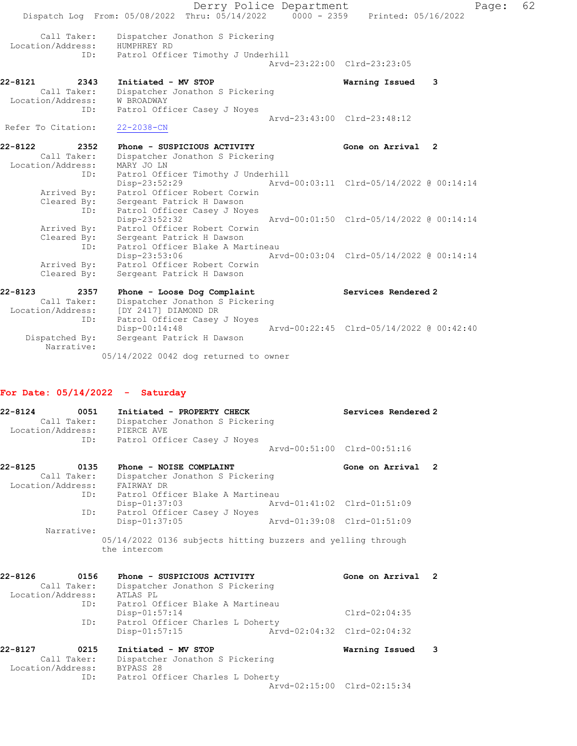Call Taker: Dispatcher Jonathon S Pickering
Location/Address: HUMPHREY RD
ID: Patrol Officer Timothy J Underhill
Arvd-23:22:00 Clrd-23:23:05

**22-8121 2343 Initiated - MV STOP** — Warning Issued 3
Call Taker: Dispatcher Jonathon S Pickering
Location/Address: W BROADWAY
ID: Patrol Officer Casey J Noyes
Arvd-23:43:00 Clrd-23:48:12
Refer To Citation: 22-2038-CN

**22-8122 2352 Phone - SUSPICIOUS ACTIVITY** — Gone on Arrival 2
Call Taker: Dispatcher Jonathon S Pickering
Location/Address: MARY JO LN
ID: Patrol Officer Timothy J Underhill
Disp-23:52:29 Arvd-00:03:11 Clrd-05/14/2022 @ 00:14:14
Arrived By: Patrol Officer Robert Corwin
Cleared By: Sergeant Patrick H Dawson
ID: Patrol Officer Casey J Noyes
Disp-23:52:32 Arvd-00:01:50 Clrd-05/14/2022 @ 00:14:14
Arrived By: Patrol Officer Robert Corwin
Cleared By: Sergeant Patrick H Dawson
ID: Patrol Officer Blake A Martineau
Disp-23:53:06 Arvd-00:03:04 Clrd-05/14/2022 @ 00:14:14
Arrived By: Patrol Officer Robert Corwin
Cleared By: Sergeant Patrick H Dawson

**22-8123 2357 Phone - Loose Dog Complaint** — Services Rendered 2
Call Taker: Dispatcher Jonathon S Pickering
Location/Address: [DY 2417] DIAMOND DR
ID: Patrol Officer Casey J Noyes
Disp-00:14:48 Arvd-00:22:45 Clrd-05/14/2022 @ 00:42:40
Dispatched By: Sergeant Patrick H Dawson
Narrative:
05/14/2022 0042 dog returned to owner

## For Date: 05/14/2022 - Saturday

**22-8124 0051 Initiated - PROPERTY CHECK** — Services Rendered 2
Call Taker: Dispatcher Jonathon S Pickering
Location/Address: PIERCE AVE
ID: Patrol Officer Casey J Noyes
Arvd-00:51:00 Clrd-00:51:16

**22-8125 0135 Phone - NOISE COMPLAINT** — Gone on Arrival 2
Call Taker: Dispatcher Jonathon S Pickering
Location/Address: FAIRWAY DR
ID: Patrol Officer Blake A Martineau
Disp-01:37:03 Arvd-01:41:02 Clrd-01:51:09
ID: Patrol Officer Casey J Noyes
Disp-01:37:05 Arvd-01:39:08 Clrd-01:51:09
Narrative:
05/14/2022 0136 subjects hitting buzzers and yelling through the intercom

**22-8126 0156 Phone - SUSPICIOUS ACTIVITY** — Gone on Arrival 2
Call Taker: Dispatcher Jonathon S Pickering
Location/Address: ATLAS PL
ID: Patrol Officer Blake A Martineau
Disp-01:57:14 Clrd-02:04:35
ID: Patrol Officer Charles L Doherty
Disp-01:57:15 Arvd-02:04:32 Clrd-02:04:32

**22-8127 0215 Initiated - MV STOP** — Warning Issued 3
Call Taker: Dispatcher Jonathon S Pickering
Location/Address: BYPASS 28
ID: Patrol Officer Charles L Doherty
Arvd-02:15:00 Clrd-02:15:34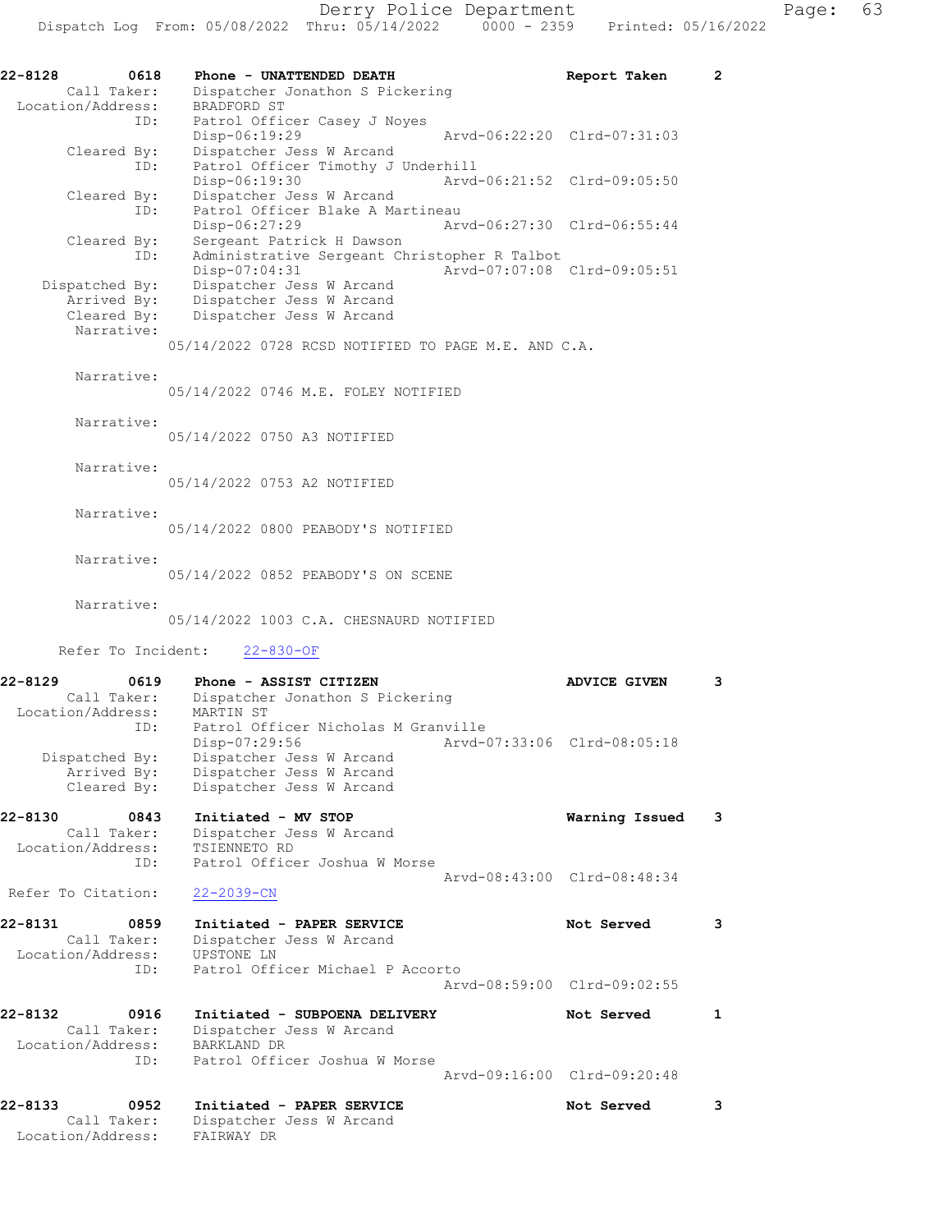**22-8128** 0618 **Phone - UNATTENDED DEATH** Report Taken 2

Call Taker: Dispatcher Jonathon S Pickering
Location/Address: BRADFORD ST
ID: Patrol Officer Casey J Noyes
Disp-06:19:29 Arvd-06:22:20 Clrd-07:31:03
Cleared By: Dispatcher Jess W Arcand
ID: Patrol Officer Timothy J Underhill
Disp-06:19:30 Arvd-06:21:52 Clrd-09:05:50
Cleared By: Dispatcher Jess W Arcand
ID: Patrol Officer Blake A Martineau
Disp-06:27:29 Arvd-06:27:30 Clrd-06:55:44
Cleared By: Sergeant Patrick H Dawson
ID: Administrative Sergeant Christopher R Talbot
Disp-07:04:31 Arvd-07:07:08 Clrd-09:05:51
Dispatched By: Dispatcher Jess W Arcand
Arrived By: Dispatcher Jess W Arcand
Cleared By: Dispatcher Jess W Arcand

Narrative:
05/14/2022 0728 RCSD NOTIFIED TO PAGE M.E. AND C.A.

Narrative:
05/14/2022 0746 M.E. FOLEY NOTIFIED

Narrative:
05/14/2022 0750 A3 NOTIFIED

Narrative:
05/14/2022 0753 A2 NOTIFIED

Narrative:
05/14/2022 0800 PEABODY'S NOTIFIED

Narrative:
05/14/2022 0852 PEABODY'S ON SCENE

Narrative:
05/14/2022 1003 C.A. CHESNAURD NOTIFIED

Refer To Incident: 22-830-OF

**22-8129** 0619 **Phone - ASSIST CITIZEN** ADVICE GIVEN 3

Call Taker: Dispatcher Jonathon S Pickering
Location/Address: MARTIN ST
ID: Patrol Officer Nicholas M Granville
Disp-07:29:56 Arvd-07:33:06 Clrd-08:05:18
Dispatched By: Dispatcher Jess W Arcand
Arrived By: Dispatcher Jess W Arcand
Cleared By: Dispatcher Jess W Arcand

**22-8130** 0843 **Initiated - MV STOP** Warning Issued 3

Call Taker: Dispatcher Jess W Arcand
Location/Address: TSIENNETO RD
ID: Patrol Officer Joshua W Morse
Arvd-08:43:00 Clrd-08:48:34
Refer To Citation: 22-2039-CN

**22-8131** 0859 **Initiated - PAPER SERVICE** Not Served 3

Call Taker: Dispatcher Jess W Arcand
Location/Address: UPSTONE LN
ID: Patrol Officer Michael P Accorto
Arvd-08:59:00 Clrd-09:02:55

**22-8132** 0916 **Initiated - SUBPOENA DELIVERY** Not Served 1

Call Taker: Dispatcher Jess W Arcand
Location/Address: BARKLAND DR
ID: Patrol Officer Joshua W Morse
Arvd-09:16:00 Clrd-09:20:48

**22-8133** 0952 **Initiated - PAPER SERVICE** Not Served 3

Call Taker: Dispatcher Jess W Arcand
Location/Address: FAIRWAY DR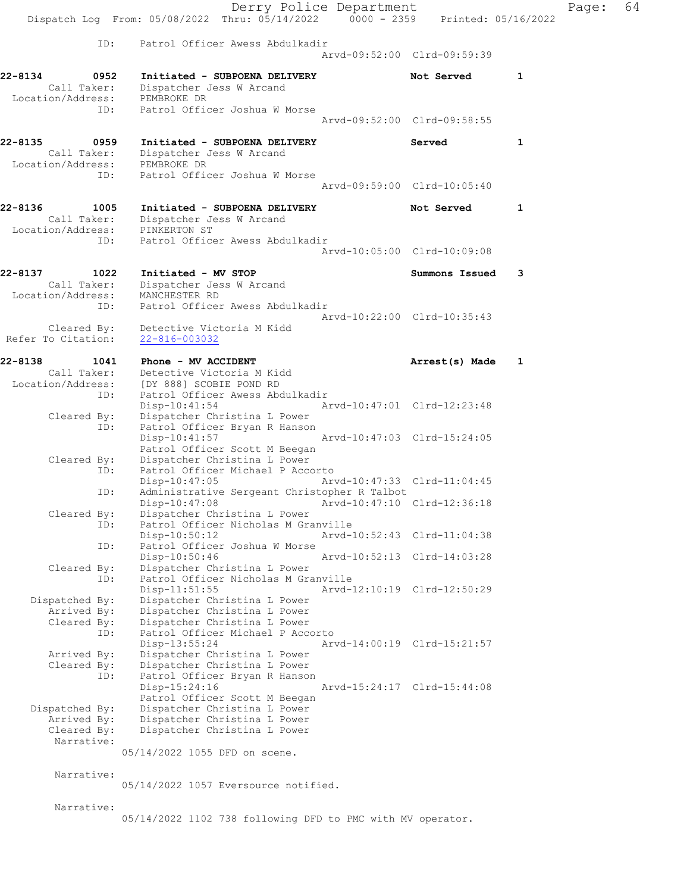```
            ID:     Patrol Officer Awess Abdulkadir
                                                   Arvd-09:52:00  Clrd-09:59:39

22-8134         0952    Initiated - SUBPOENA DELIVERY              Not Served        1
        Call Taker:     Dispatcher Jess W Arcand
  Location/Address:     PEMBROKE DR
                ID:     Patrol Officer Joshua W Morse
                                                   Arvd-09:52:00  Clrd-09:58:55

22-8135         0959    Initiated - SUBPOENA DELIVERY              Served            1
        Call Taker:     Dispatcher Jess W Arcand
  Location/Address:     PEMBROKE DR
                ID:     Patrol Officer Joshua W Morse
                                                   Arvd-09:59:00  Clrd-10:05:40

22-8136         1005    Initiated - SUBPOENA DELIVERY              Not Served        1
        Call Taker:     Dispatcher Jess W Arcand
  Location/Address:     PINKERTON ST
                ID:     Patrol Officer Awess Abdulkadir
                                                   Arvd-10:05:00  Clrd-10:09:08

22-8137         1022    Initiated - MV STOP                        Summons Issued    3
        Call Taker:     Dispatcher Jess W Arcand
  Location/Address:     MANCHESTER RD
                ID:     Patrol Officer Awess Abdulkadir
                                                   Arvd-10:22:00  Clrd-10:35:43
        Cleared By:     Detective Victoria M Kidd
 Refer To Citation:     22-816-003032

22-8138         1041    Phone - MV ACCIDENT                        Arrest(s) Made    1
        Call Taker:     Detective Victoria M Kidd
  Location/Address:     [DY 888] SCOBIE POND RD
                ID:     Patrol Officer Awess Abdulkadir
                        Disp-10:41:54              Arvd-10:47:01  Clrd-12:23:48
        Cleared By:     Dispatcher Christina L Power
                ID:     Patrol Officer Bryan R Hanson
                        Disp-10:41:57              Arvd-10:47:03  Clrd-15:24:05
                        Patrol Officer Scott M Beegan
        Cleared By:     Dispatcher Christina L Power
                ID:     Patrol Officer Michael P Accorto
                        Disp-10:47:05              Arvd-10:47:33  Clrd-11:04:45
                ID:     Administrative Sergeant Christopher R Talbot
                        Disp-10:47:08              Arvd-10:47:10  Clrd-12:36:18
        Cleared By:     Dispatcher Christina L Power
                ID:     Patrol Officer Nicholas M Granville
                        Disp-10:50:12              Arvd-10:52:43  Clrd-11:04:38
                ID:     Patrol Officer Joshua W Morse
                        Disp-10:50:46              Arvd-10:52:13  Clrd-14:03:28
        Cleared By:     Dispatcher Christina L Power
                ID:     Patrol Officer Nicholas M Granville
                        Disp-11:51:55              Arvd-12:10:19  Clrd-12:50:29
     Dispatched By:     Dispatcher Christina L Power
        Arrived By:     Dispatcher Christina L Power
        Cleared By:     Dispatcher Christina L Power
                ID:     Patrol Officer Michael P Accorto
                        Disp-13:55:24              Arvd-14:00:19  Clrd-15:21:57
        Arrived By:     Dispatcher Christina L Power
        Cleared By:     Dispatcher Christina L Power
                ID:     Patrol Officer Bryan R Hanson
                        Disp-15:24:16              Arvd-15:24:17  Clrd-15:44:08
                        Patrol Officer Scott M Beegan
     Dispatched By:     Dispatcher Christina L Power
        Arrived By:     Dispatcher Christina L Power
        Cleared By:     Dispatcher Christina L Power
         Narrative:
                    05/14/2022 1055 DFD on scene.

         Narrative:
                    05/14/2022 1057 Eversource notified.

         Narrative:
                    05/14/2022 1102 738 following DFD to PMC with MV operator.
```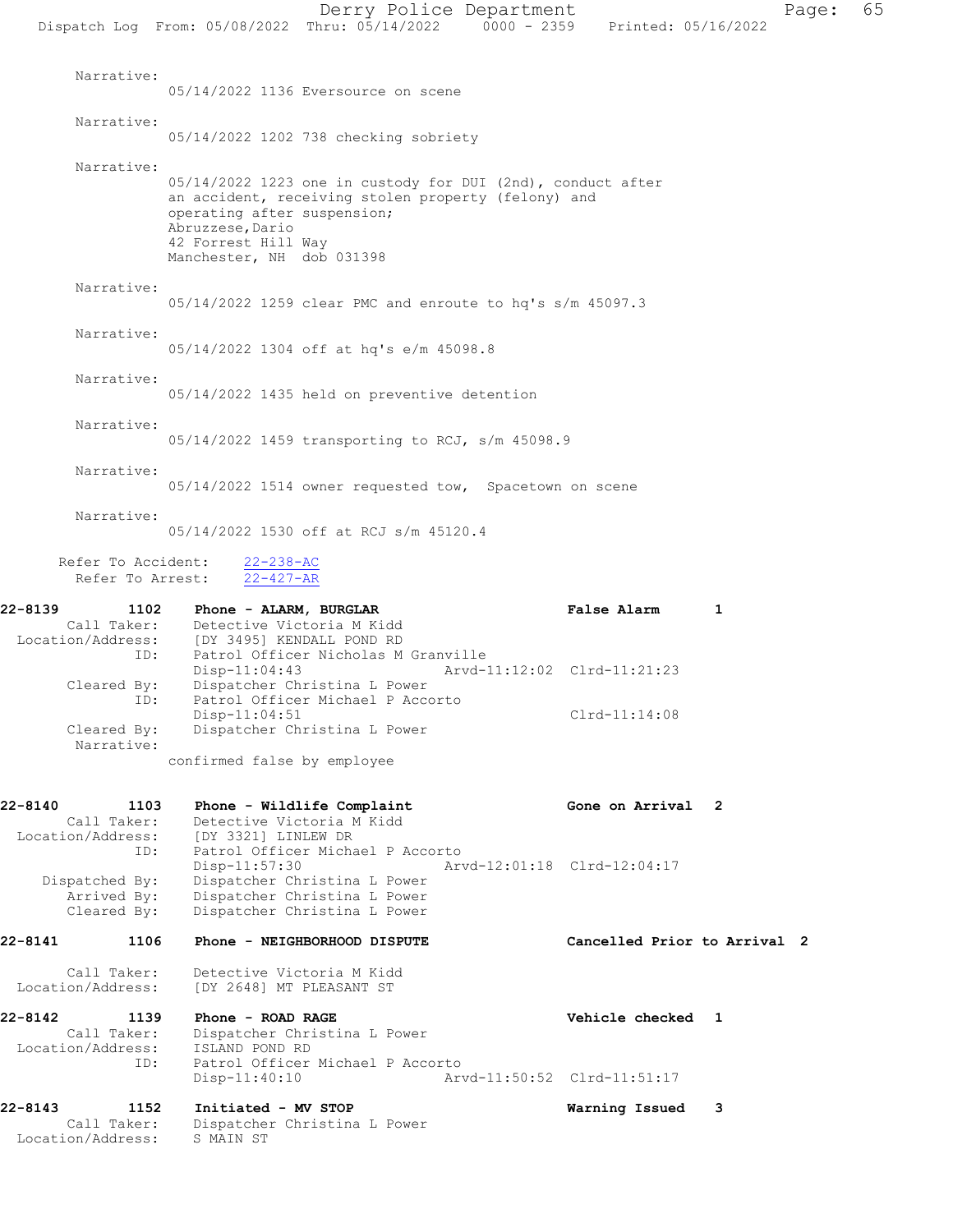Narrative:
05/14/2022 1136 Eversource on scene

Narrative:
05/14/2022 1202 738 checking sobriety

Narrative:
05/14/2022 1223 one in custody for DUI (2nd), conduct after an accident, receiving stolen property (felony) and operating after suspension;
Abruzzese,Dario
42 Forrest Hill Way
Manchester, NH dob 031398

Narrative:
05/14/2022 1259 clear PMC and enroute to hq's s/m 45097.3

Narrative:
05/14/2022 1304 off at hq's e/m 45098.8

Narrative:
05/14/2022 1435 held on preventive detention

Narrative:
05/14/2022 1459 transporting to RCJ, s/m 45098.9

Narrative:
05/14/2022 1514 owner requested tow, Spacetown on scene

Narrative:
05/14/2022 1530 off at RCJ s/m 45120.4

Refer To Accident: 22-238-AC
Refer To Arrest: 22-427-AR

**22-8139 1102 Phone - ALARM, BURGLAR — False Alarm 1**
Call Taker: Detective Victoria M Kidd
Location/Address: [DY 3495] KENDALL POND RD
ID: Patrol Officer Nicholas M Granville
Disp-11:04:43 Arvd-11:12:02 Clrd-11:21:23
Cleared By: Dispatcher Christina L Power
ID: Patrol Officer Michael P Accorto
Disp-11:04:51 Clrd-11:14:08
Cleared By: Dispatcher Christina L Power
Narrative:
confirmed false by employee

**22-8140 1103 Phone - Wildlife Complaint — Gone on Arrival 2**
Call Taker: Detective Victoria M Kidd
Location/Address: [DY 3321] LINLEW DR
ID: Patrol Officer Michael P Accorto
Disp-11:57:30 Arvd-12:01:18 Clrd-12:04:17
Dispatched By: Dispatcher Christina L Power
Arrived By: Dispatcher Christina L Power
Cleared By: Dispatcher Christina L Power

**22-8141 1106 Phone - NEIGHBORHOOD DISPUTE — Cancelled Prior to Arrival 2**
Call Taker: Detective Victoria M Kidd
Location/Address: [DY 2648] MT PLEASANT ST

**22-8142 1139 Phone - ROAD RAGE — Vehicle checked 1**
Call Taker: Dispatcher Christina L Power
Location/Address: ISLAND POND RD
ID: Patrol Officer Michael P Accorto
Disp-11:40:10 Arvd-11:50:52 Clrd-11:51:17

**22-8143 1152 Initiated - MV STOP — Warning Issued 3**
Call Taker: Dispatcher Christina L Power
Location/Address: S MAIN ST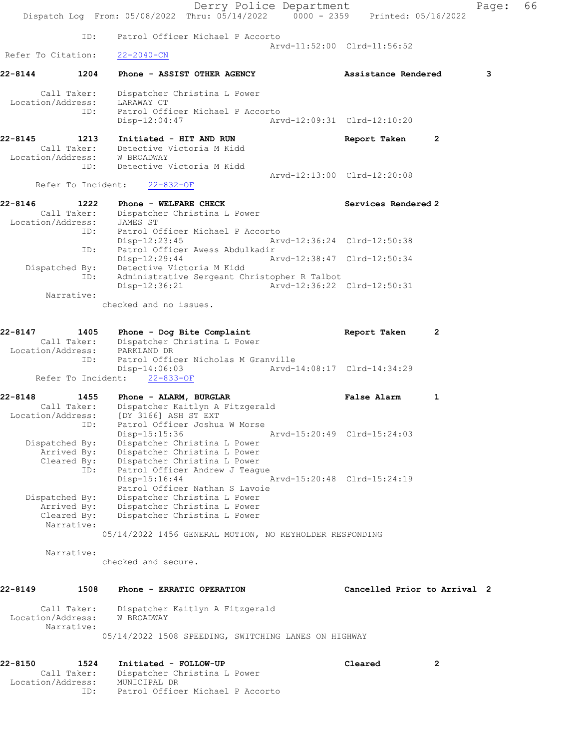```
            ID:     Patrol Officer Michael P Accorto
                                                Arvd-11:52:00  Clrd-11:56:52
Refer To Citation:  22-2040-CN

22-8144        1204    Phone - ASSIST OTHER AGENCY              Assistance Rendered        3

     Call Taker:    Dispatcher Christina L Power
 Location/Address:  LARAWAY CT
            ID:     Patrol Officer Michael P Accorto
                    Disp-12:04:47                Arvd-12:09:31  Clrd-12:10:20

22-8145        1213    Initiated - HIT AND RUN                  Report Taken       2
     Call Taker:    Detective Victoria M Kidd
 Location/Address:  W BROADWAY
            ID:     Detective Victoria M Kidd
                                                Arvd-12:13:00  Clrd-12:20:08
     Refer To Incident:    22-832-OF

22-8146        1222    Phone - WELFARE CHECK                    Services Rendered 2
     Call Taker:    Dispatcher Christina L Power
 Location/Address:  JAMES ST
            ID:     Patrol Officer Michael P Accorto
                    Disp-12:23:45                Arvd-12:36:24  Clrd-12:50:38
            ID:     Patrol Officer Awess Abdulkadir
                    Disp-12:29:44                Arvd-12:38:47  Clrd-12:50:34
   Dispatched By:   Detective Victoria M Kidd
            ID:     Administrative Sergeant Christopher R Talbot
                    Disp-12:36:21                Arvd-12:36:22  Clrd-12:50:31
      Narrative:
                  checked and no issues.

22-8147        1405    Phone - Dog Bite Complaint               Report Taken       2
     Call Taker:    Dispatcher Christina L Power
 Location/Address:  PARKLAND DR
            ID:     Patrol Officer Nicholas M Granville
                    Disp-14:06:03                Arvd-14:08:17  Clrd-14:34:29
     Refer To Incident:    22-833-OF

22-8148        1455    Phone - ALARM, BURGLAR                   False Alarm        1
     Call Taker:    Dispatcher Kaitlyn A Fitzgerald
 Location/Address:  [DY 3166] ASH ST EXT
            ID:     Patrol Officer Joshua W Morse
                    Disp-15:15:36                Arvd-15:20:49  Clrd-15:24:03
   Dispatched By:   Dispatcher Christina L Power
      Arrived By:   Dispatcher Christina L Power
      Cleared By:   Dispatcher Christina L Power
            ID:     Patrol Officer Andrew J Teague
                    Disp-15:16:44                Arvd-15:20:48  Clrd-15:24:19
                    Patrol Officer Nathan S Lavoie
   Dispatched By:   Dispatcher Christina L Power
      Arrived By:   Dispatcher Christina L Power
      Cleared By:   Dispatcher Christina L Power
      Narrative:
                  05/14/2022 1456 GENERAL MOTION, NO KEYHOLDER RESPONDING

      Narrative:
                  checked and secure.

22-8149        1508    Phone - ERRATIC OPERATION                Cancelled Prior to Arrival  2

     Call Taker:    Dispatcher Kaitlyn A Fitzgerald
 Location/Address:  W BROADWAY
      Narrative:
                  05/14/2022 1508 SPEEDING, SWITCHING LANES ON HIGHWAY

22-8150        1524    Initiated - FOLLOW-UP                    Cleared            2
     Call Taker:    Dispatcher Christina L Power
 Location/Address:  MUNICIPAL DR
            ID:     Patrol Officer Michael P Accorto
```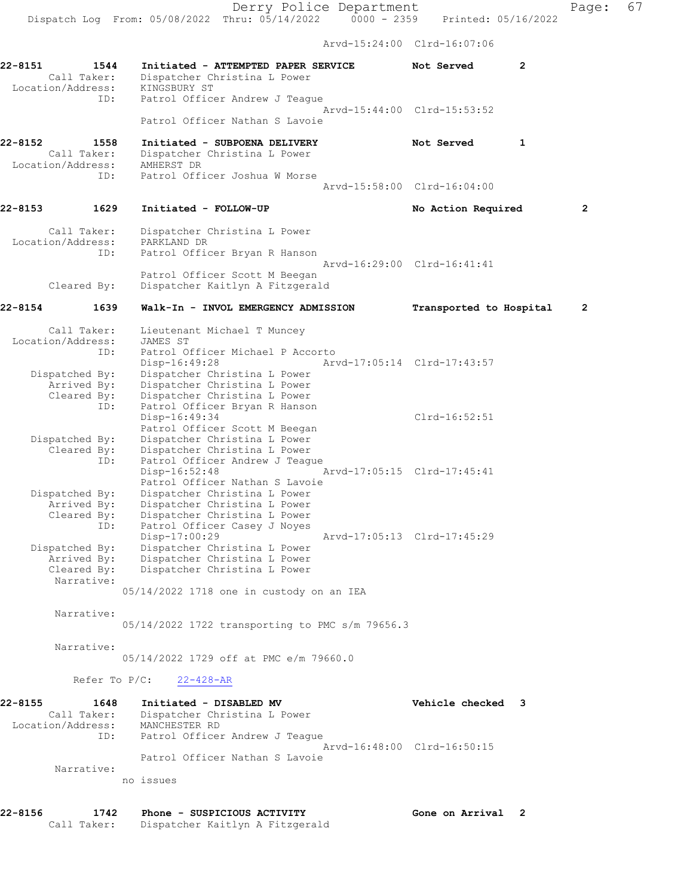Arvd-15:24:00 Clrd-16:07:06

**22-8151** 1544 **Initiated - ATTEMPTED PAPER SERVICE** **Not Served** **2**
Call Taker: Dispatcher Christina L Power
Location/Address: KINGSBURY ST
ID: Patrol Officer Andrew J Teague
Arvd-15:44:00 Clrd-15:53:52
Patrol Officer Nathan S Lavoie

**22-8152** 1558 **Initiated - SUBPOENA DELIVERY** **Not Served** **1**
Call Taker: Dispatcher Christina L Power
Location/Address: AMHERST DR
ID: Patrol Officer Joshua W Morse
Arvd-15:58:00 Clrd-16:04:00

**22-8153** 1629 **Initiated - FOLLOW-UP** **No Action Required** **2**
Call Taker: Dispatcher Christina L Power
Location/Address: PARKLAND DR
ID: Patrol Officer Bryan R Hanson
Arvd-16:29:00 Clrd-16:41:41
Patrol Officer Scott M Beegan
Cleared By: Dispatcher Kaitlyn A Fitzgerald

**22-8154** 1639 **Walk-In - INVOL EMERGENCY ADMISSION** **Transported to Hospital** **2**
Call Taker: Lieutenant Michael T Muncey
Location/Address: JAMES ST
ID: Patrol Officer Michael P Accorto
Disp-16:49:28 Arvd-17:05:14 Clrd-17:43:57
Dispatched By: Dispatcher Christina L Power
Arrived By: Dispatcher Christina L Power
Cleared By: Dispatcher Christina L Power
ID: Patrol Officer Bryan R Hanson
Disp-16:49:34 Clrd-16:52:51
Patrol Officer Scott M Beegan
Dispatched By: Dispatcher Christina L Power
Cleared By: Dispatcher Christina L Power
ID: Patrol Officer Andrew J Teague
Disp-16:52:48 Arvd-17:05:15 Clrd-17:45:41
Patrol Officer Nathan S Lavoie
Dispatched By: Dispatcher Christina L Power
Arrived By: Dispatcher Christina L Power
Cleared By: Dispatcher Christina L Power
ID: Patrol Officer Casey J Noyes
Disp-17:00:29 Arvd-17:05:13 Clrd-17:45:29
Dispatched By: Dispatcher Christina L Power
Arrived By: Dispatcher Christina L Power
Cleared By: Dispatcher Christina L Power
Narrative:
05/14/2022 1718 one in custody on an IEA

Narrative:
05/14/2022 1722 transporting to PMC s/m 79656.3

Narrative:
05/14/2022 1729 off at PMC e/m 79660.0

Refer To P/C: 22-428-AR

**22-8155** 1648 **Initiated - DISABLED MV** **Vehicle checked** **3**
Call Taker: Dispatcher Christina L Power
Location/Address: MANCHESTER RD
ID: Patrol Officer Andrew J Teague
Arvd-16:48:00 Clrd-16:50:15
Patrol Officer Nathan S Lavoie
Narrative:
no issues

**22-8156** 1742 **Phone - SUSPICIOUS ACTIVITY** **Gone on Arrival** **2**
Call Taker: Dispatcher Kaitlyn A Fitzgerald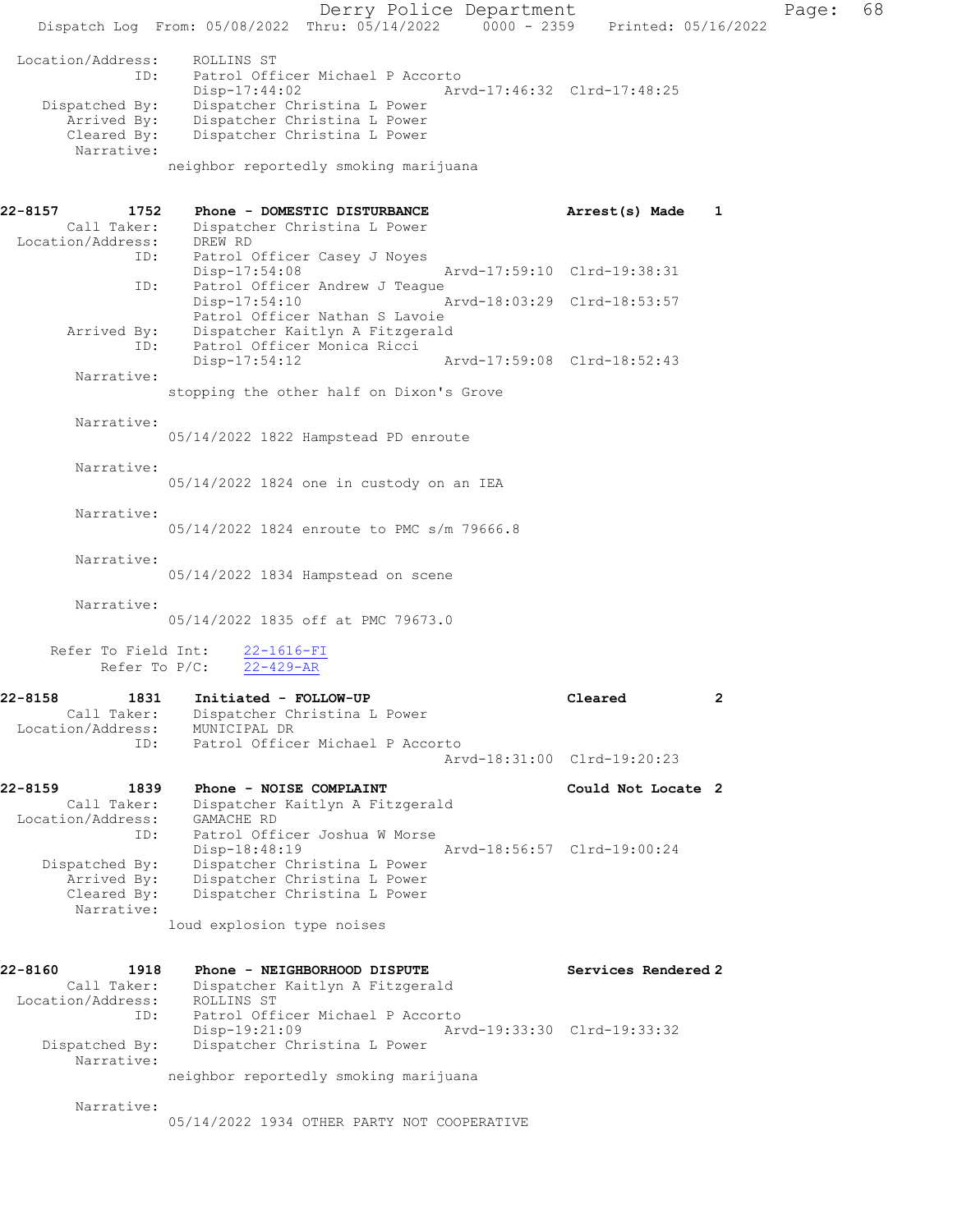```
 Location/Address:    ROLLINS ST
               ID:    Patrol Officer Michael P Accorto
                      Disp-17:44:02                 Arvd-17:46:32  Clrd-17:48:25
    Dispatched By:    Dispatcher Christina L Power
       Arrived By:    Dispatcher Christina L Power
       Cleared By:    Dispatcher Christina L Power
        Narrative:
                    neighbor reportedly smoking marijuana


22-8157        1752    Phone - DOMESTIC DISTURBANCE                Arrest(s) Made    1
       Call Taker:    Dispatcher Christina L Power
 Location/Address:    DREW RD
               ID:    Patrol Officer Casey J Noyes
                      Disp-17:54:08                 Arvd-17:59:10  Clrd-19:38:31
               ID:    Patrol Officer Andrew J Teague
                      Disp-17:54:10                 Arvd-18:03:29  Clrd-18:53:57
                      Patrol Officer Nathan S Lavoie
       Arrived By:    Dispatcher Kaitlyn A Fitzgerald
               ID:    Patrol Officer Monica Ricci
                      Disp-17:54:12                 Arvd-17:59:08  Clrd-18:52:43
        Narrative:
                    stopping the other half on Dixon's Grove

        Narrative:
                    05/14/2022 1822 Hampstead PD enroute

        Narrative:
                    05/14/2022 1824 one in custody on an IEA

        Narrative:
                    05/14/2022 1824 enroute to PMC s/m 79666.8

        Narrative:
                    05/14/2022 1834 Hampstead on scene

        Narrative:
                    05/14/2022 1835 off at PMC 79673.0

      Refer To Field Int:    22-1616-FI
          Refer To P/C:    22-429-AR

22-8158        1831    Initiated - FOLLOW-UP                       Cleared           2
       Call Taker:    Dispatcher Christina L Power
 Location/Address:    MUNICIPAL DR
               ID:    Patrol Officer Michael P Accorto
                                                    Arvd-18:31:00  Clrd-19:20:23

22-8159        1839    Phone - NOISE COMPLAINT                     Could Not Locate  2
       Call Taker:    Dispatcher Kaitlyn A Fitzgerald
 Location/Address:    GAMACHE RD
               ID:    Patrol Officer Joshua W Morse
                      Disp-18:48:19                 Arvd-18:56:57  Clrd-19:00:24
    Dispatched By:    Dispatcher Christina L Power
       Arrived By:    Dispatcher Christina L Power
       Cleared By:    Dispatcher Christina L Power
        Narrative:
                    loud explosion type noises


22-8160        1918    Phone - NEIGHBORHOOD DISPUTE                Services Rendered 2
       Call Taker:    Dispatcher Kaitlyn A Fitzgerald
 Location/Address:    ROLLINS ST
               ID:    Patrol Officer Michael P Accorto
                      Disp-19:21:09                 Arvd-19:33:30  Clrd-19:33:32
    Dispatched By:    Dispatcher Christina L Power
        Narrative:
                    neighbor reportedly smoking marijuana

        Narrative:
                    05/14/2022 1934 OTHER PARTY NOT COOPERATIVE
```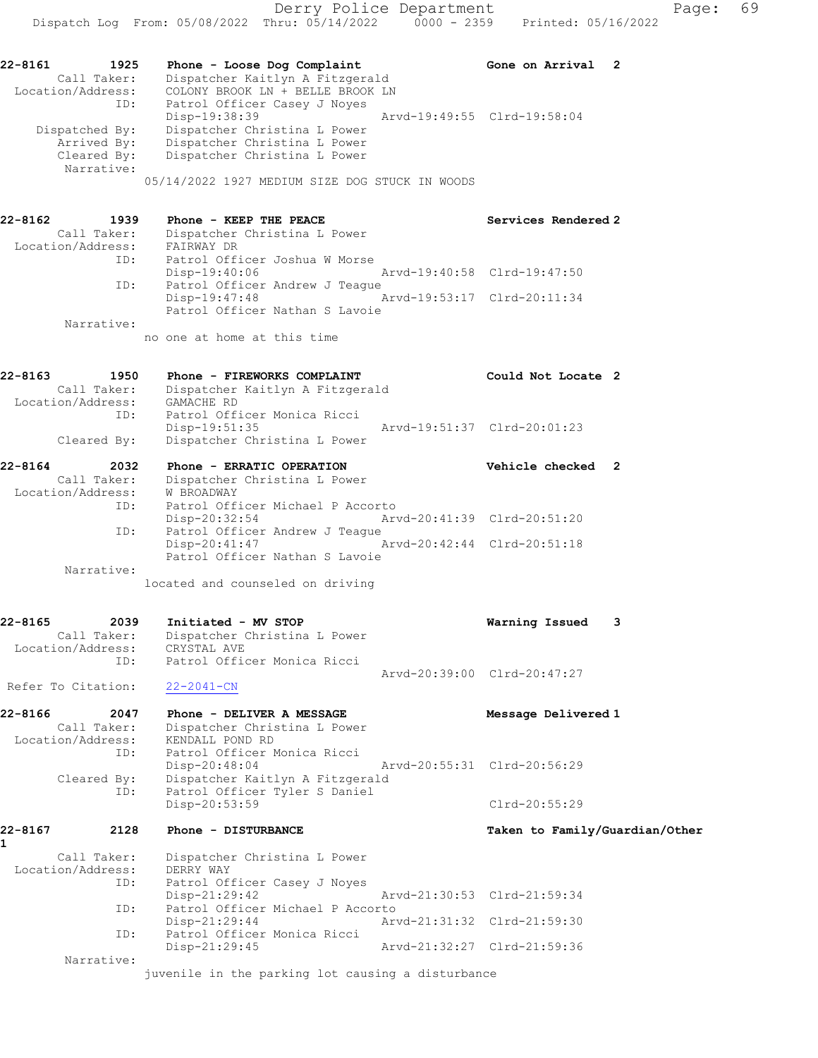**22-8161** 1925 Phone - Loose Dog Complaint — Gone on Arrival 2

Call Taker: Dispatcher Kaitlyn A Fitzgerald
Location/Address: COLONY BROOK LN + BELLE BROOK LN
ID: Patrol Officer Casey J Noyes
Disp-19:38:39 Arvd-19:49:55 Clrd-19:58:04
Dispatched By: Dispatcher Christina L Power
Arrived By: Dispatcher Christina L Power
Cleared By: Dispatcher Christina L Power
Narrative:
05/14/2022 1927 MEDIUM SIZE DOG STUCK IN WOODS

**22-8162** 1939 Phone - KEEP THE PEACE — Services Rendered 2

Call Taker: Dispatcher Christina L Power
Location/Address: FAIRWAY DR
ID: Patrol Officer Joshua W Morse
Disp-19:40:06 Arvd-19:40:58 Clrd-19:47:50
ID: Patrol Officer Andrew J Teague
Disp-19:47:48 Arvd-19:53:17 Clrd-20:11:34
Patrol Officer Nathan S Lavoie
Narrative:
no one at home at this time

**22-8163** 1950 Phone - FIREWORKS COMPLAINT — Could Not Locate 2

Call Taker: Dispatcher Kaitlyn A Fitzgerald
Location/Address: GAMACHE RD
ID: Patrol Officer Monica Ricci
Disp-19:51:35 Arvd-19:51:37 Clrd-20:01:23
Cleared By: Dispatcher Christina L Power

**22-8164** 2032 Phone - ERRATIC OPERATION — Vehicle checked 2

Call Taker: Dispatcher Christina L Power
Location/Address: W BROADWAY
ID: Patrol Officer Michael P Accorto
Disp-20:32:54 Arvd-20:41:39 Clrd-20:51:20
ID: Patrol Officer Andrew J Teague
Disp-20:41:47 Arvd-20:42:44 Clrd-20:51:18
Patrol Officer Nathan S Lavoie
Narrative:
located and counseled on driving

**22-8165** 2039 Initiated - MV STOP — Warning Issued 3

Call Taker: Dispatcher Christina L Power
Location/Address: CRYSTAL AVE
ID: Patrol Officer Monica Ricci
Arvd-20:39:00 Clrd-20:47:27
Refer To Citation: 22-2041-CN

**22-8166** 2047 Phone - DELIVER A MESSAGE — Message Delivered 1

Call Taker: Dispatcher Christina L Power
Location/Address: KENDALL POND RD
ID: Patrol Officer Monica Ricci
Disp-20:48:04 Arvd-20:55:31 Clrd-20:56:29
Cleared By: Dispatcher Kaitlyn A Fitzgerald
ID: Patrol Officer Tyler S Daniel
Disp-20:53:59 Clrd-20:55:29

**22-8167** 2128 Phone - DISTURBANCE — Taken to Family/Guardian/Other 1

Call Taker: Dispatcher Christina L Power
Location/Address: DERRY WAY
ID: Patrol Officer Casey J Noyes
Disp-21:29:42 Arvd-21:30:53 Clrd-21:59:34
ID: Patrol Officer Michael P Accorto
Disp-21:29:44 Arvd-21:31:32 Clrd-21:59:30
ID: Patrol Officer Monica Ricci
Disp-21:29:45 Arvd-21:32:27 Clrd-21:59:36
Narrative:
juvenile in the parking lot causing a disturbance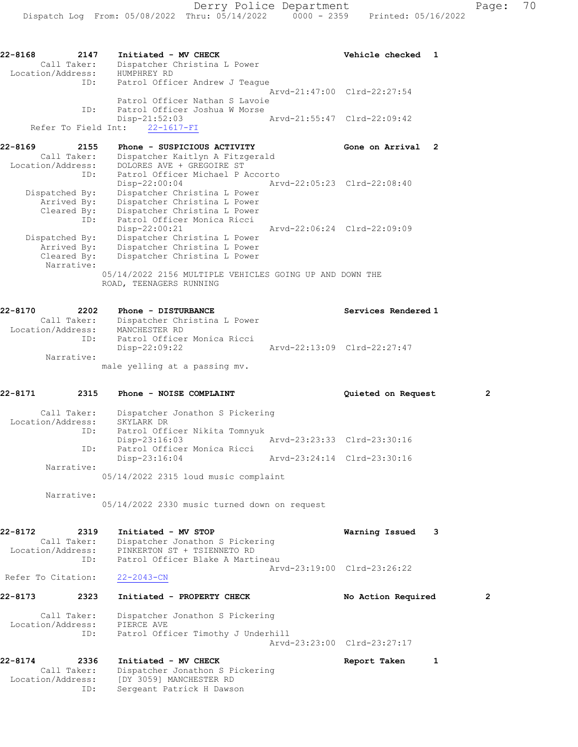22-8168 2147 Initiated - MV CHECK Vehicle checked 1
Call Taker: Dispatcher Christina L Power
Location/Address: HUMPHREY RD
ID: Patrol Officer Andrew J Teague
Arvd-21:47:00 Clrd-22:27:54
Patrol Officer Nathan S Lavoie
ID: Patrol Officer Joshua W Morse
Disp-21:52:03 Arvd-21:55:47 Clrd-22:09:42
Refer To Field Int: 22-1617-FI

22-8169 2155 Phone - SUSPICIOUS ACTIVITY Gone on Arrival 2
Call Taker: Dispatcher Kaitlyn A Fitzgerald
Location/Address: DOLORES AVE + GREGOIRE ST
ID: Patrol Officer Michael P Accorto
Disp-22:00:04 Arvd-22:05:23 Clrd-22:08:40
Dispatched By: Dispatcher Christina L Power
Arrived By: Dispatcher Christina L Power
Cleared By: Dispatcher Christina L Power
ID: Patrol Officer Monica Ricci
Disp-22:00:21 Arvd-22:06:24 Clrd-22:09:09
Dispatched By: Dispatcher Christina L Power
Arrived By: Dispatcher Christina L Power
Cleared By: Dispatcher Christina L Power
Narrative:
05/14/2022 2156 MULTIPLE VEHICLES GOING UP AND DOWN THE ROAD, TEENAGERS RUNNING

22-8170 2202 Phone - DISTURBANCE Services Rendered 1
Call Taker: Dispatcher Christina L Power
Location/Address: MANCHESTER RD
ID: Patrol Officer Monica Ricci
Disp-22:09:22 Arvd-22:13:09 Clrd-22:27:47
Narrative:
male yelling at a passing mv.

22-8171 2315 Phone - NOISE COMPLAINT Quieted on Request 2
Call Taker: Dispatcher Jonathon S Pickering
Location/Address: SKYLARK DR
ID: Patrol Officer Nikita Tomnyuk
Disp-23:16:03 Arvd-23:23:33 Clrd-23:30:16
ID: Patrol Officer Monica Ricci
Disp-23:16:04 Arvd-23:24:14 Clrd-23:30:16
Narrative:
05/14/2022 2315 loud music complaint
Narrative:
05/14/2022 2330 music turned down on request

22-8172 2319 Initiated - MV STOP Warning Issued 3
Call Taker: Dispatcher Jonathon S Pickering
Location/Address: PINKERTON ST + TSIENNETO RD
ID: Patrol Officer Blake A Martineau
Arvd-23:19:00 Clrd-23:26:22
Refer To Citation: 22-2043-CN

22-8173 2323 Initiated - PROPERTY CHECK No Action Required 2
Call Taker: Dispatcher Jonathon S Pickering
Location/Address: PIERCE AVE
ID: Patrol Officer Timothy J Underhill
Arvd-23:23:00 Clrd-23:27:17

22-8174 2336 Initiated - MV CHECK Report Taken 1
Call Taker: Dispatcher Jonathon S Pickering
Location/Address: [DY 3059] MANCHESTER RD
ID: Sergeant Patrick H Dawson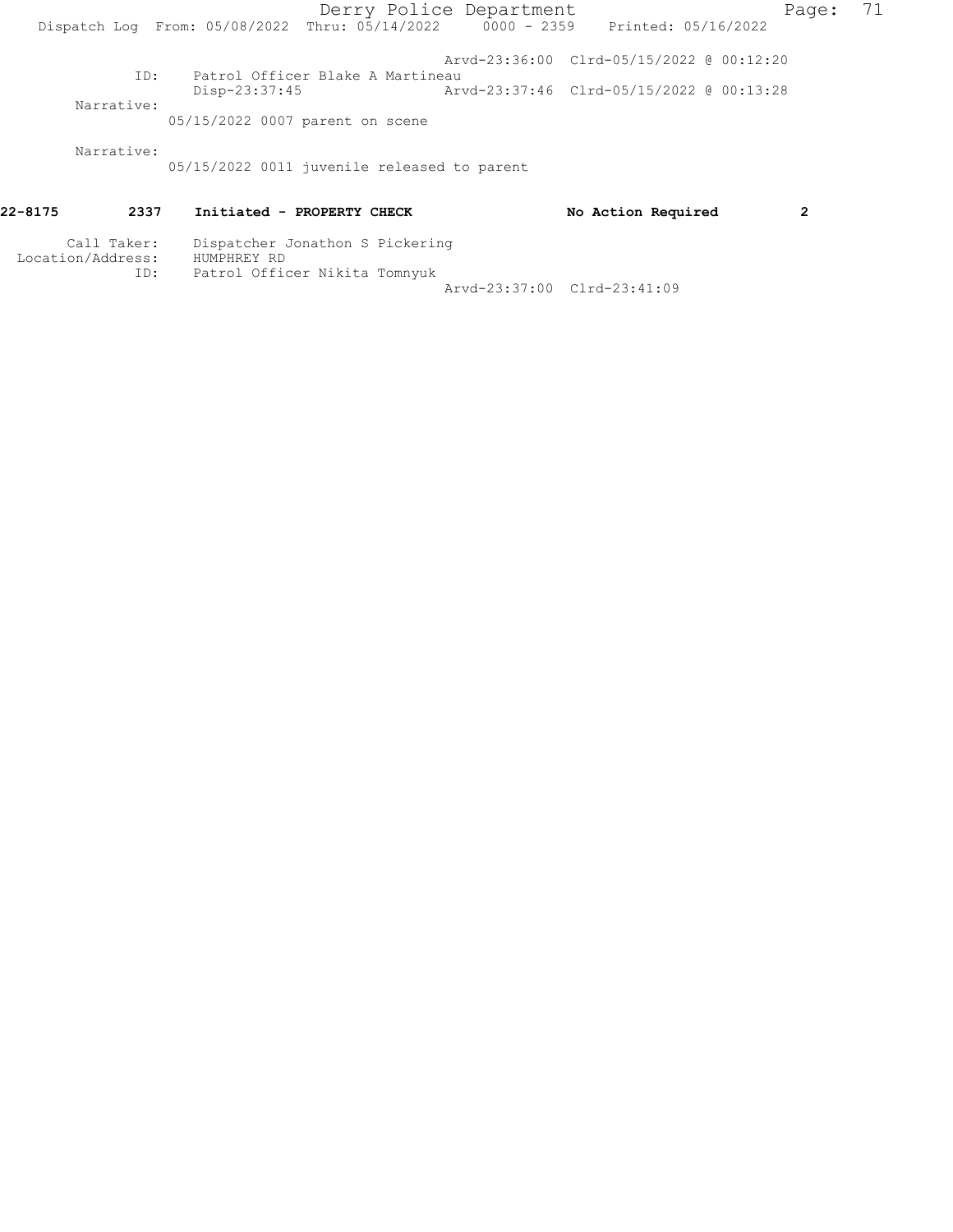Arvd-23:36:00 Clrd-05/15/2022 @ 00:12:20

ID: Patrol Officer Blake A Martineau
Disp-23:37:45 Arvd-23:37:46 Clrd-05/15/2022 @ 00:13:28

Narrative:
05/15/2022 0007 parent on scene

Narrative:
05/15/2022 0011 juvenile released to parent

**22-8175 2337 Initiated - PROPERTY CHECK No Action Required 2**

Call Taker: Dispatcher Jonathon S Pickering
Location/Address: HUMPHREY RD
ID: Patrol Officer Nikita Tomnyuk
Arvd-23:37:00 Clrd-23:41:09